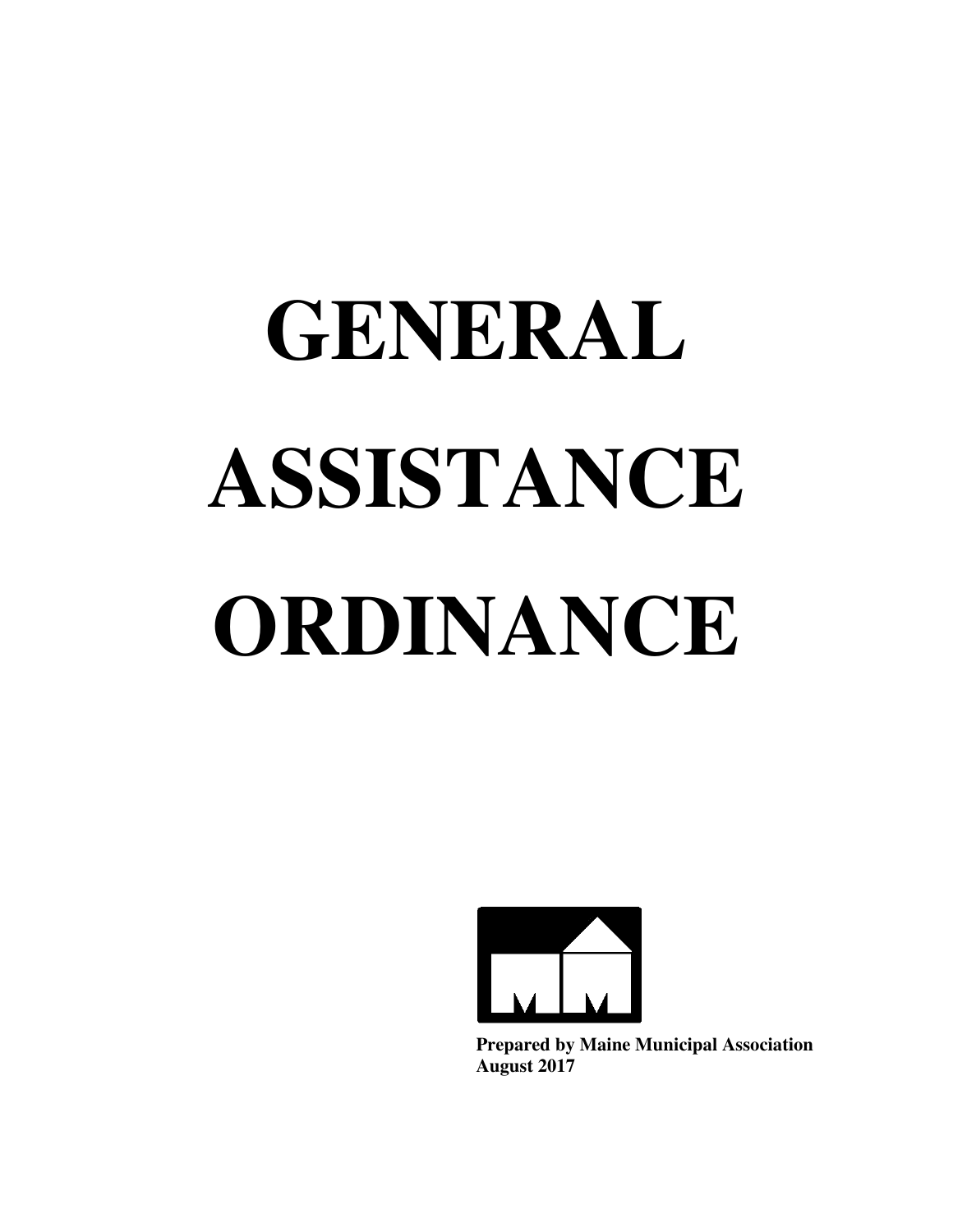# GENERAL ASSISTANCE ORDINANCE

**Prepared by Maine Municipal Association**
**August 2017**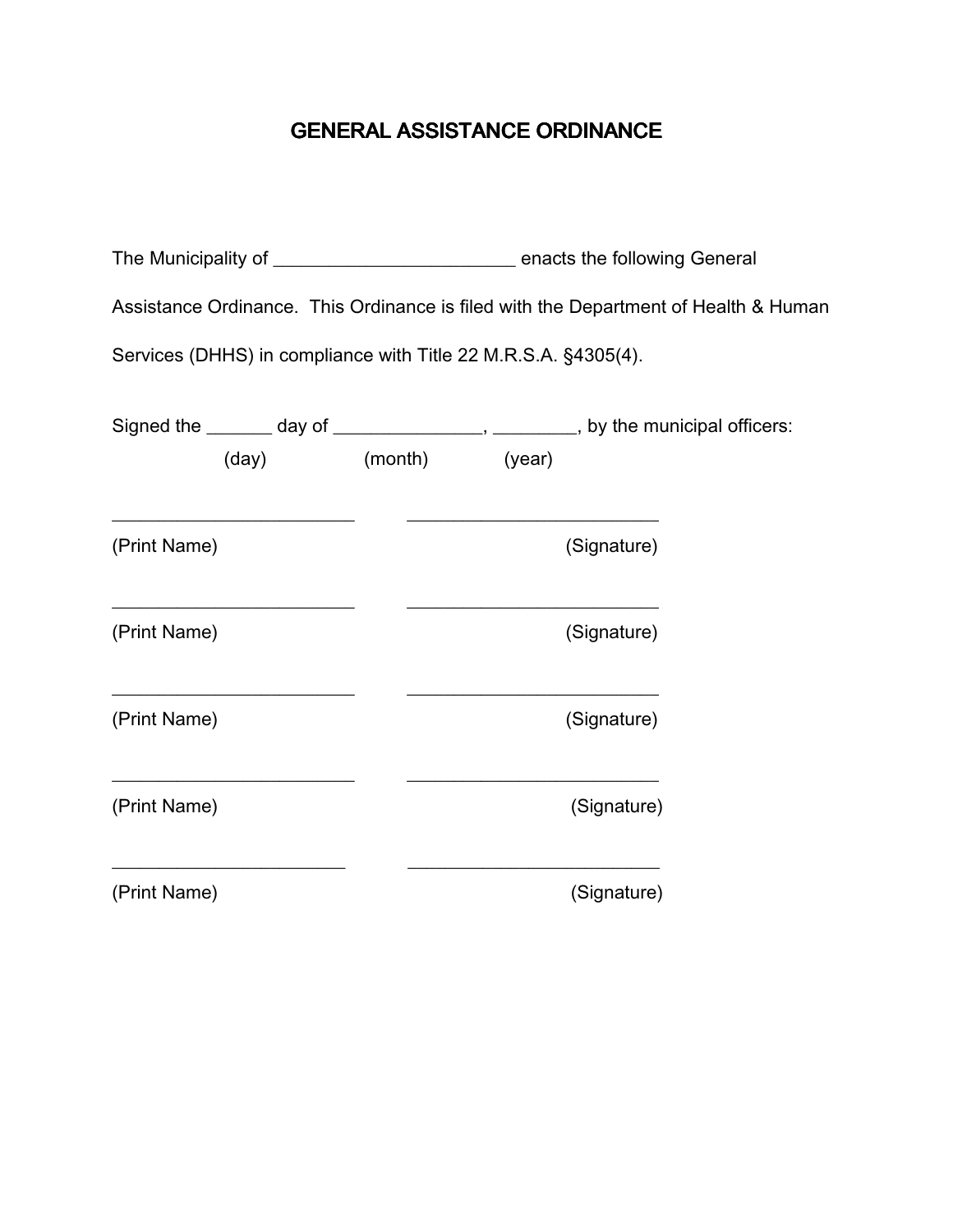# GENERAL ASSISTANCE ORDINANCE

The Municipality of ________________________ enacts the following General Assistance Ordinance. This Ordinance is filed with the Department of Health & Human Services (DHHS) in compliance with Title 22 M.R.S.A. §4305(4).

Signed the ______ day of ______________, ________, by the municipal officers:
(day) (month) (year)

________________________ ________________________
(Print Name) (Signature)

________________________ ________________________
(Print Name) (Signature)

________________________ ________________________
(Print Name) (Signature)

________________________ ________________________
(Print Name) (Signature)

________________________ ________________________
(Print Name) (Signature)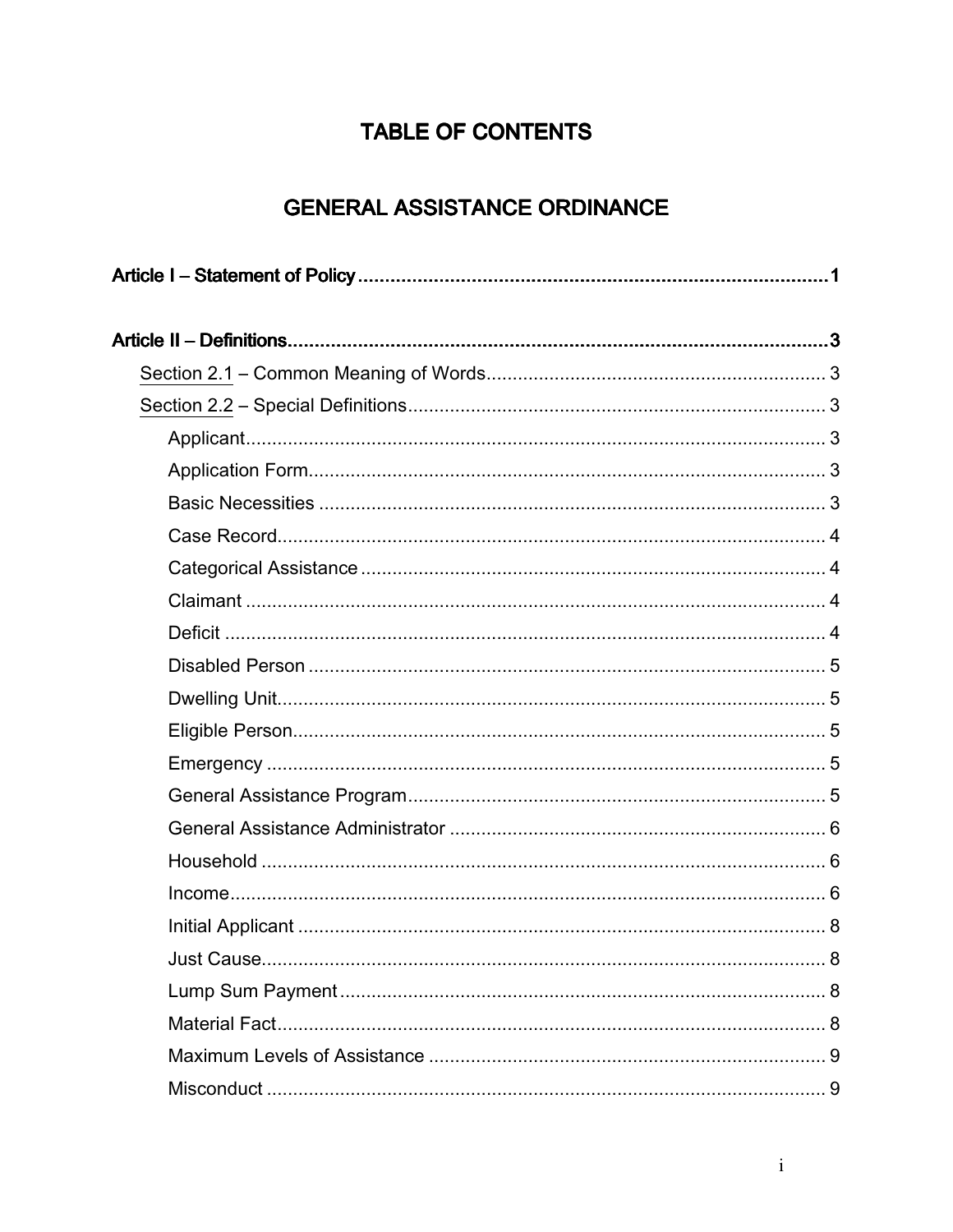# TABLE OF CONTENTS

## GENERAL ASSISTANCE ORDINANCE

**Article I – Statement of Policy** ........................................................................................ **1**

**Article II – Definitions** ...................................................................................................... **3**

- Section 2.1 – Common Meaning of Words ................................................................ 3
- Section 2.2 – Special Definitions ............................................................................... 3
  - Applicant ................................................................................................................ 3
  - Application Form .................................................................................................... 3
  - Basic Necessities ................................................................................................... 3
  - Case Record .......................................................................................................... 4
  - Categorical Assistance .......................................................................................... 4
  - Claimant ................................................................................................................ 4
  - Deficit .................................................................................................................... 4
  - Disabled Person .................................................................................................... 5
  - Dwelling Unit .......................................................................................................... 5
  - Eligible Person ....................................................................................................... 5
  - Emergency ............................................................................................................ 5
  - General Assistance Program ................................................................................ 5
  - General Assistance Administrator ......................................................................... 6
  - Household ............................................................................................................. 6
  - Income ................................................................................................................... 6
  - Initial Applicant ...................................................................................................... 8
  - Just Cause ............................................................................................................. 8
  - Lump Sum Payment .............................................................................................. 8
  - Material Fact .......................................................................................................... 8
  - Maximum Levels of Assistance ............................................................................. 9
  - Misconduct ............................................................................................................ 9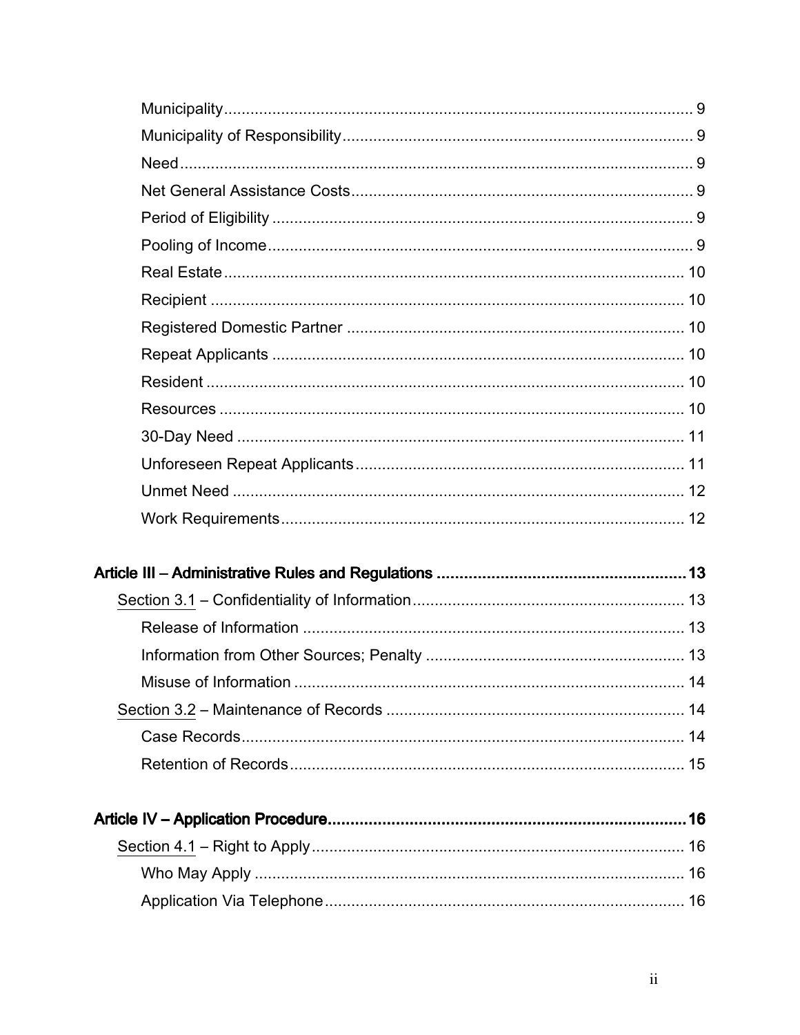Municipality ........................................................................................................ 9
Municipality of Responsibility ............................................................................. 9
Need .................................................................................................................. 9
Net General Assistance Costs ............................................................................. 9
Period of Eligibility .............................................................................................. 9
Pooling of Income ............................................................................................... 9
Real Estate ......................................................................................................... 10
Recipient ............................................................................................................ 10
Registered Domestic Partner .............................................................................. 10
Repeat Applicants ............................................................................................... 10
Resident ............................................................................................................. 10
Resources .......................................................................................................... 10
30-Day Need ....................................................................................................... 11
Unforeseen Repeat Applicants ............................................................................ 11
Unmet Need ........................................................................................................ 12
Work Requirements ............................................................................................. 12

**Article III – Administrative Rules and Regulations ........................................................ 13**

Section 3.1 – Confidentiality of Information ............................................................. 13
Release of Information ......................................................................................... 13
Information from Other Sources; Penalty ............................................................. 13
Misuse of Information .......................................................................................... 14
Section 3.2 – Maintenance of Records .................................................................... 14
Case Records ...................................................................................................... 14
Retention of Records ........................................................................................... 15

**Article IV – Application Procedure ................................................................................ 16**

Section 4.1 – Right to Apply ..................................................................................... 16
Who May Apply .................................................................................................... 16
Application Via Telephone .................................................................................... 16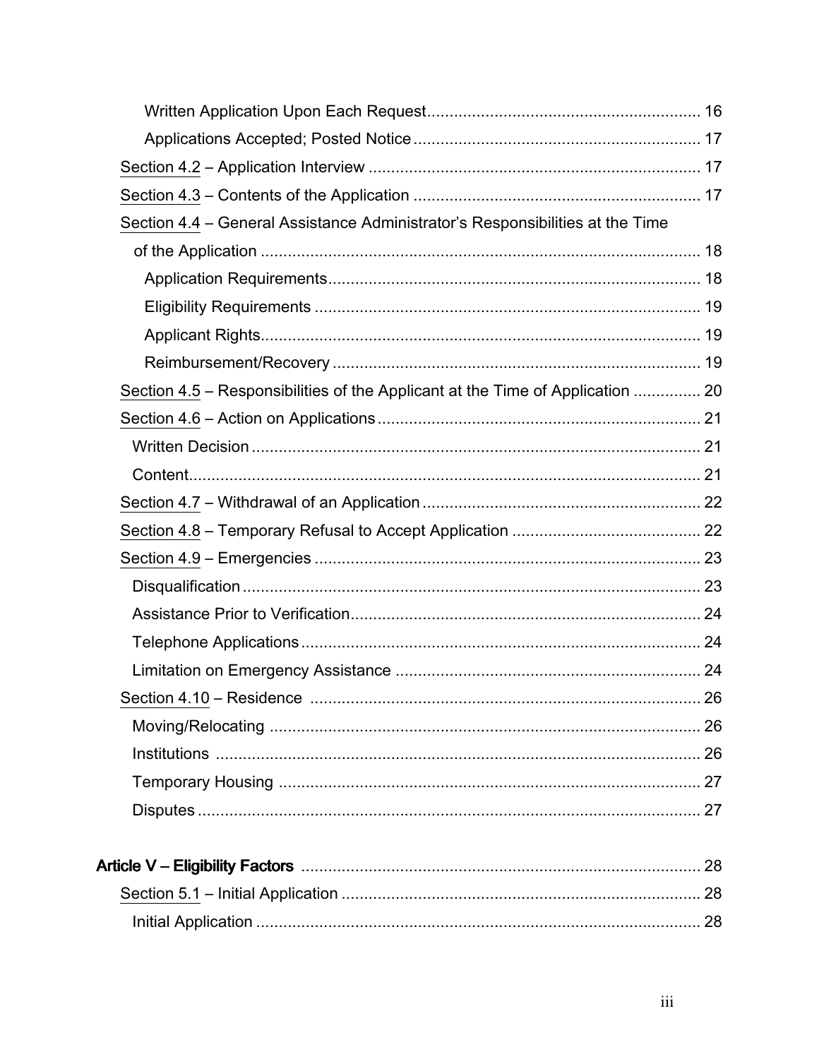Written Application Upon Each Request ............................................................ 16

Applications Accepted; Posted Notice ............................................................... 17

Section 4.2 – Application Interview .......................................................................... 17

Section 4.3 – Contents of the Application ................................................................. 17

Section 4.4 – General Assistance Administrator's Responsibilities at the Time of the Application ................................................................................................... 18

Application Requirements.................................................................................. 18

Eligibility Requirements ..................................................................................... 19

Applicant Rights................................................................................................. 19

Reimbursement/Recovery ................................................................................. 19

Section 4.5 – Responsibilities of the Applicant at the Time of Application ............... 20

Section 4.6 – Action on Applications ....................................................................... 21

Written Decision .................................................................................................... 21

Content.................................................................................................................. 21

Section 4.7 – Withdrawal of an Application ............................................................. 22

Section 4.8 – Temporary Refusal to Accept Application .......................................... 22

Section 4.9 – Emergencies ...................................................................................... 23

Disqualification ...................................................................................................... 23

Assistance Prior to Verification.............................................................................. 24

Telephone Applications ......................................................................................... 24

Limitation on Emergency Assistance .................................................................... 24

Section 4.10 – Residence ....................................................................................... 26

Moving/Relocating ................................................................................................. 26

Institutions ............................................................................................................ 26

Temporary Housing .............................................................................................. 27

Disputes ................................................................................................................ 27

**Article V – Eligibility Factors** .......................................................................................... 28

Section 5.1 – Initial Application ................................................................................. 28

Initial Application .................................................................................................... 28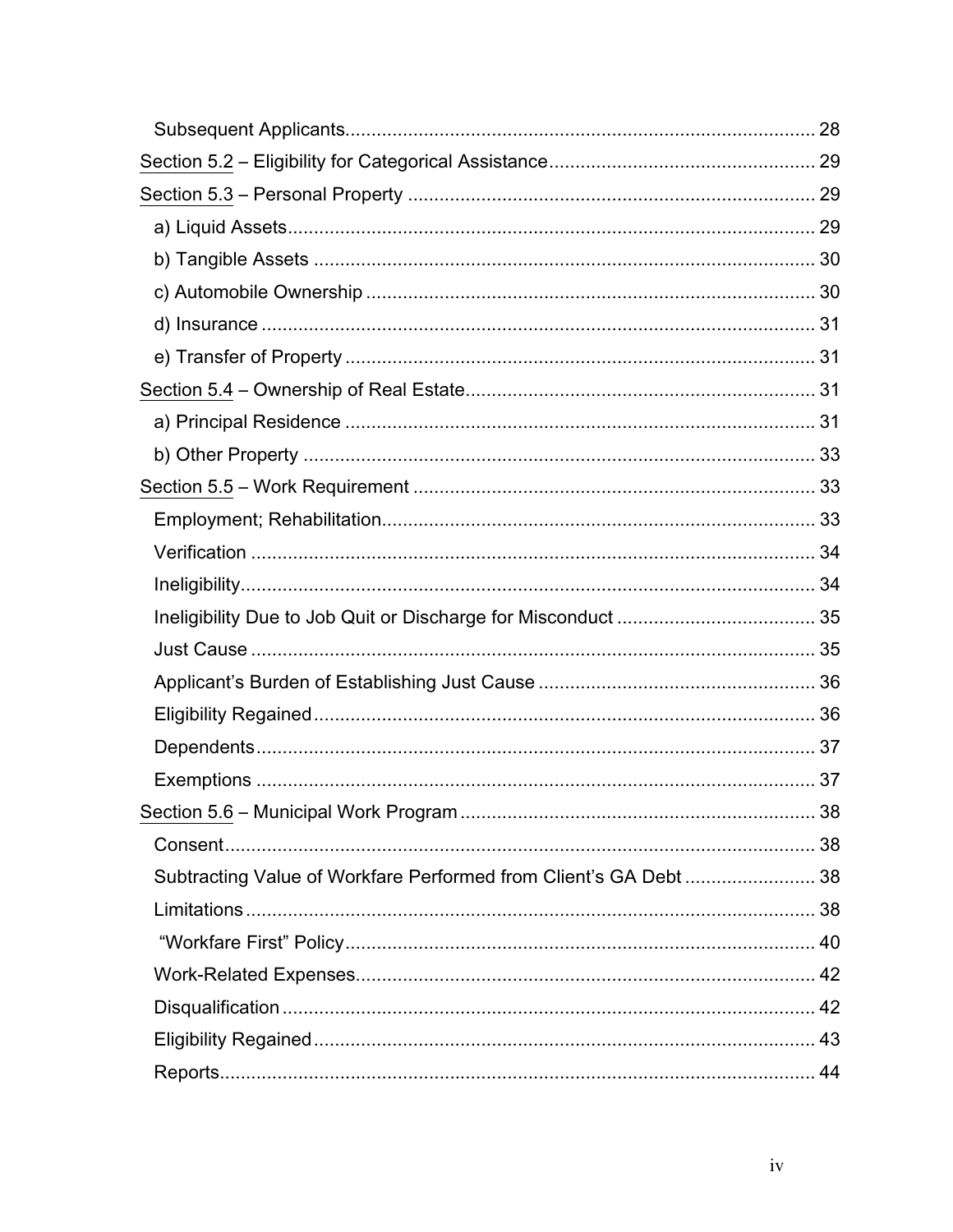Subsequent Applicants........................................................................................ 28

Section 5.2 – Eligibility for Categorical Assistance.................................................. 29

Section 5.3 – Personal Property ............................................................................ 29

a) Liquid Assets.................................................................................................... 29

b) Tangible Assets ............................................................................................... 30

c) Automobile Ownership ..................................................................................... 30

d) Insurance ......................................................................................................... 31

e) Transfer of Property ......................................................................................... 31

Section 5.4 – Ownership of Real Estate.................................................................. 31

a) Principal Residence ......................................................................................... 31

b) Other Property ................................................................................................. 33

Section 5.5 – Work Requirement ............................................................................ 33

Employment; Rehabilitation.................................................................................. 33

Verification ........................................................................................................... 34

Ineligibility............................................................................................................. 34

Ineligibility Due to Job Quit or Discharge for Misconduct ..................................... 35

Just Cause ........................................................................................................... 35

Applicant's Burden of Establishing Just Cause .................................................... 36

Eligibility Regained............................................................................................... 36

Dependents.......................................................................................................... 37

Exemptions .......................................................................................................... 37

Section 5.6 – Municipal Work Program ................................................................... 38

Consent................................................................................................................ 38

Subtracting Value of Workfare Performed from Client's GA Debt ......................... 38

Limitations............................................................................................................ 38

"Workfare First" Policy.......................................................................................... 40

Work-Related Expenses....................................................................................... 42

Disqualification ..................................................................................................... 42

Eligibility Regained............................................................................................... 43

Reports................................................................................................................. 44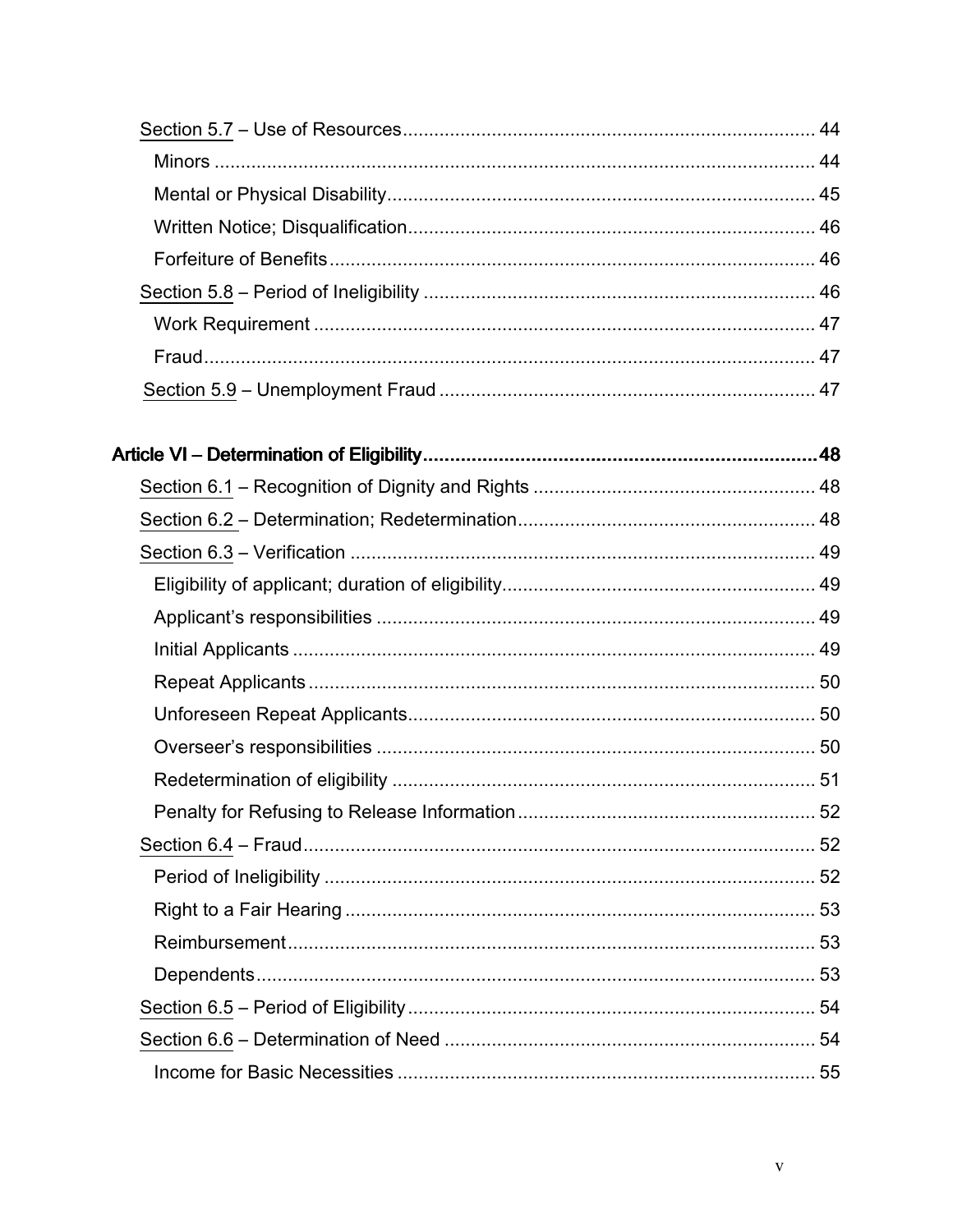Section 5.7 – Use of Resources ........................................................................ 44

Minors ................................................................................................................ 44

Mental or Physical Disability ............................................................................ 45

Written Notice; Disqualification ....................................................................... 46

Forfeiture of Benefits ........................................................................................ 46

Section 5.8 – Period of Ineligibility .................................................................... 46

Work Requirement ............................................................................................ 47

Fraud .................................................................................................................. 47

Section 5.9 – Unemployment Fraud .................................................................. 47

**Article VI – Determination of Eligibility .......................................................... 48**

Section 6.1 – Recognition of Dignity and Rights ............................................... 48

Section 6.2 – Determination; Redetermination .................................................. 48

Section 6.3 – Verification .................................................................................. 49

Eligibility of applicant; duration of eligibility ...................................................... 49

Applicant's responsibilities ................................................................................ 49

Initial Applicants ................................................................................................ 49

Repeat Applicants ............................................................................................. 50

Unforeseen Repeat Applicants .......................................................................... 50

Overseer's responsibilities ................................................................................ 50

Redetermination of eligibility ............................................................................. 51

Penalty for Refusing to Release Information ..................................................... 52

Section 6.4 – Fraud ........................................................................................... 52

Period of Ineligibility .......................................................................................... 52

Right to a Fair Hearing ...................................................................................... 53

Reimbursement ................................................................................................. 53

Dependents ....................................................................................................... 53

Section 6.5 – Period of Eligibility ........................................................................ 54

Section 6.6 – Determination of Need ................................................................. 54

Income for Basic Necessities ............................................................................ 55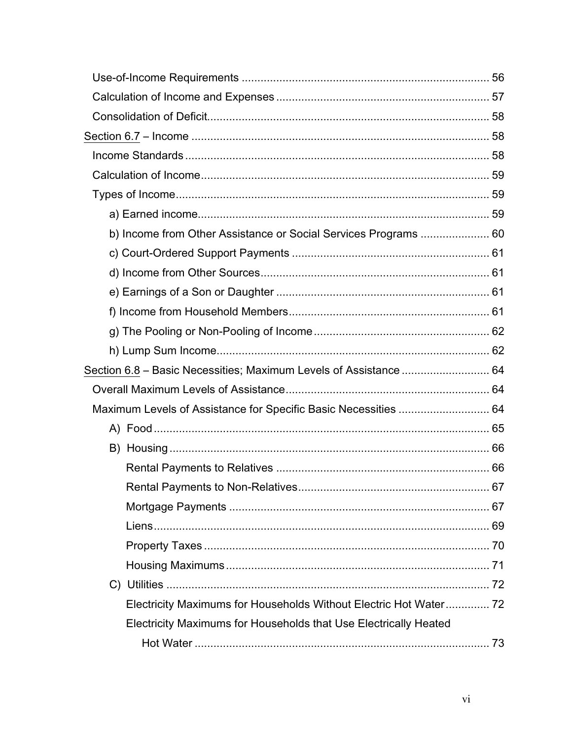Use-of-Income Requirements ............................................................................. 56

Calculation of Income and Expenses ................................................................... 57

Consolidation of Deficit......................................................................................... 58

<u>Section 6.7</u> – Income .............................................................................................. 58

Income Standards ................................................................................................ 58

Calculation of Income........................................................................................... 59

Types of Income................................................................................................... 59

a) Earned income............................................................................................ 59

b) Income from Other Assistance or Social Services Programs ...................... 60

c) Court-Ordered Support Payments .............................................................. 61

d) Income from Other Sources........................................................................ 61

e) Earnings of a Son or Daughter .................................................................... 61

f) Income from Household Members................................................................ 61

g) The Pooling or Non-Pooling of Income ........................................................ 62

h) Lump Sum Income...................................................................................... 62

<u>Section 6.8</u> – Basic Necessities; Maximum Levels of Assistance ............................ 64

Overall Maximum Levels of Assistance................................................................ 64

Maximum Levels of Assistance for Specific Basic Necessities ............................. 64

A) Food .......................................................................................................... 65

B) Housing ..................................................................................................... 66

Rental Payments to Relatives .................................................................... 66

Rental Payments to Non-Relatives............................................................. 67

Mortgage Payments ................................................................................... 67

Liens........................................................................................................... 69

Property Taxes ........................................................................................... 70

Housing Maximums .................................................................................... 71

C) Utilities ....................................................................................................... 72

Electricity Maximums for Households Without Electric Hot Water.............. 72

Electricity Maximums for Households that Use Electrically Heated Hot Water .............................................................................................. 73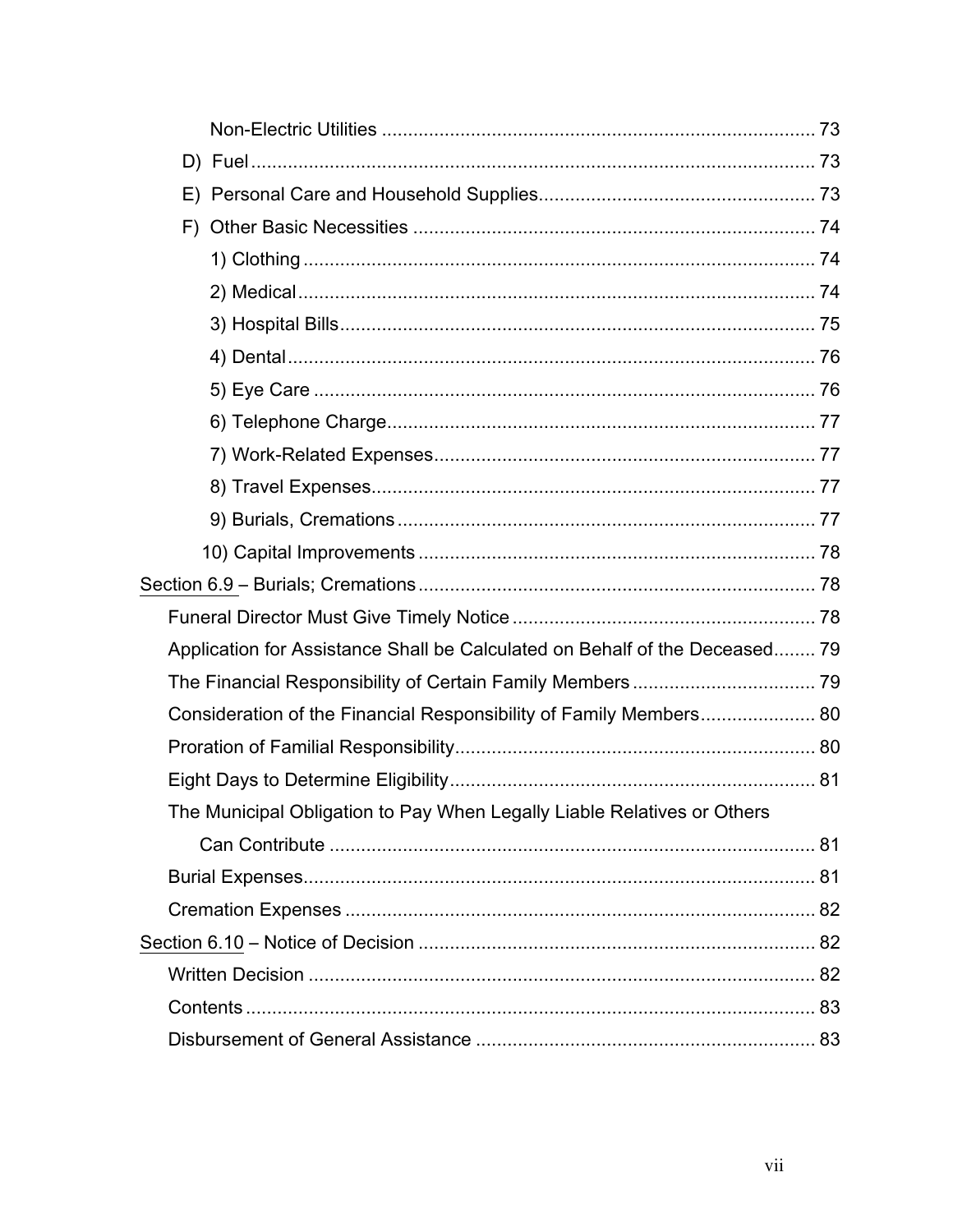Non-Electric Utilities .................................................................................. 73

D) Fuel ........................................................................................................ 73

E) Personal Care and Household Supplies..................................................... 73

F) Other Basic Necessities ............................................................................ 74

1) Clothing ................................................................................................. 74

2) Medical .................................................................................................. 74

3) Hospital Bills .......................................................................................... 75

4) Dental .................................................................................................... 76

5) Eye Care ............................................................................................... 76

6) Telephone Charge.................................................................................. 77

7) Work-Related Expenses......................................................................... 77

8) Travel Expenses..................................................................................... 77

9) Burials, Cremations ................................................................................ 77

10) Capital Improvements ........................................................................... 78

Section 6.9 – Burials; Cremations ........................................................................... 78

Funeral Director Must Give Timely Notice .......................................................... 78

Application for Assistance Shall be Calculated on Behalf of the Deceased........ 79

The Financial Responsibility of Certain Family Members ................................... 79

Consideration of the Financial Responsibility of Family Members...................... 80

Proration of Familial Responsibility.................................................................... 80

Eight Days to Determine Eligibility..................................................................... 81

The Municipal Obligation to Pay When Legally Liable Relatives or Others Can Contribute ............................................................................................ 81

Burial Expenses................................................................................................. 81

Cremation Expenses ......................................................................................... 82

Section 6.10 – Notice of Decision ........................................................................... 82

Written Decision ................................................................................................ 82

Contents ............................................................................................................ 83

Disbursement of General Assistance ................................................................ 83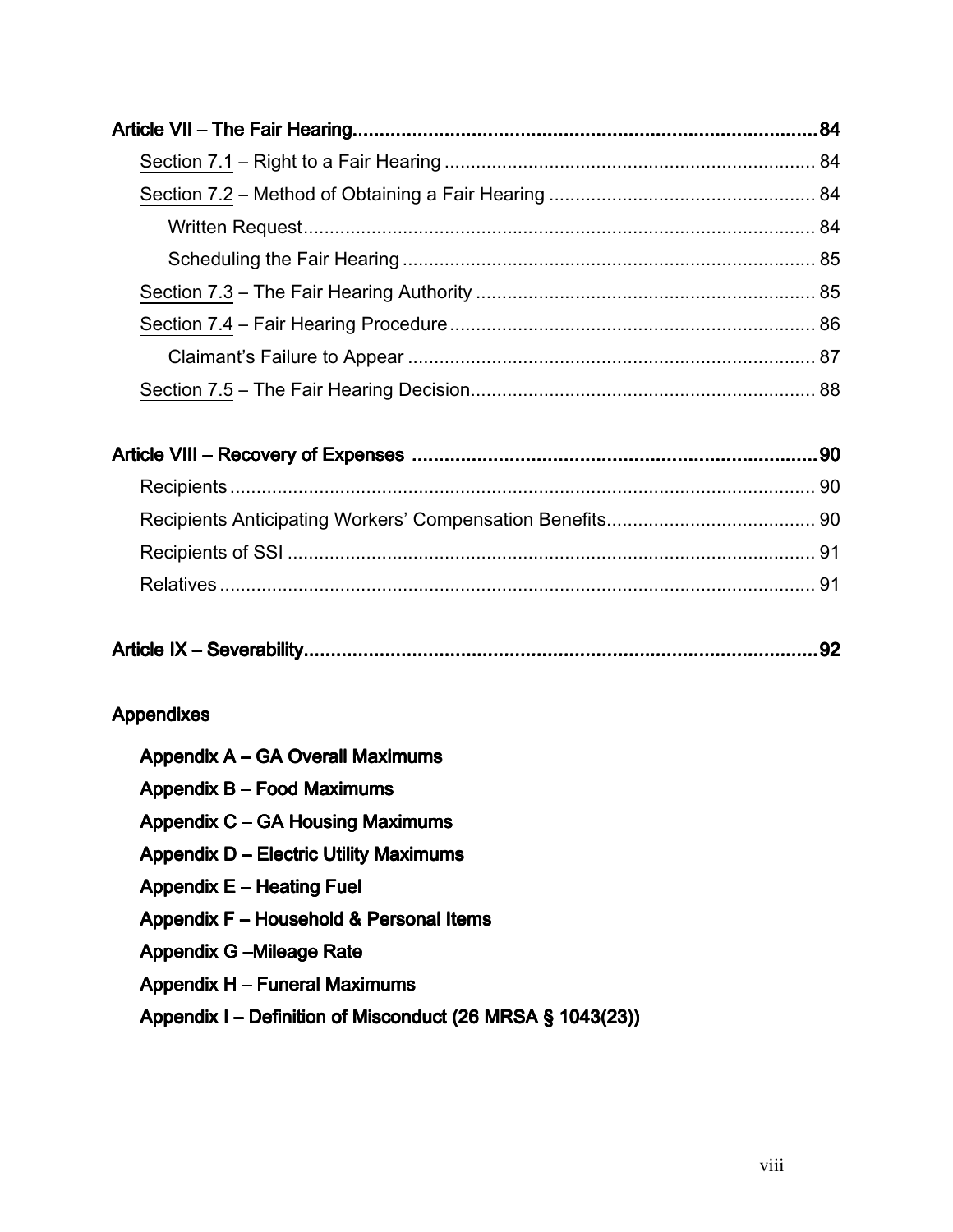**Article VII – The Fair Hearing** ..... **84**

- Section 7.1 – Right to a Fair Hearing ..... 84
- Section 7.2 – Method of Obtaining a Fair Hearing ..... 84
  - Written Request ..... 84
  - Scheduling the Fair Hearing ..... 85
- Section 7.3 – The Fair Hearing Authority ..... 85
- Section 7.4 – Fair Hearing Procedure ..... 86
  - Claimant's Failure to Appear ..... 87
- Section 7.5 – The Fair Hearing Decision ..... 88

**Article VIII – Recovery of Expenses** ..... **90**

- Recipients ..... 90
- Recipients Anticipating Workers' Compensation Benefits ..... 90
- Recipients of SSI ..... 91
- Relatives ..... 91

**Article IX – Severability** ..... **92**

**Appendixes**

- **Appendix A – GA Overall Maximums**
- **Appendix B – Food Maximums**
- **Appendix C – GA Housing Maximums**
- **Appendix D – Electric Utility Maximums**
- **Appendix E – Heating Fuel**
- **Appendix F – Household & Personal Items**
- **Appendix G –Mileage Rate**
- **Appendix H – Funeral Maximums**
- **Appendix I – Definition of Misconduct (26 MRSA § 1043(23))**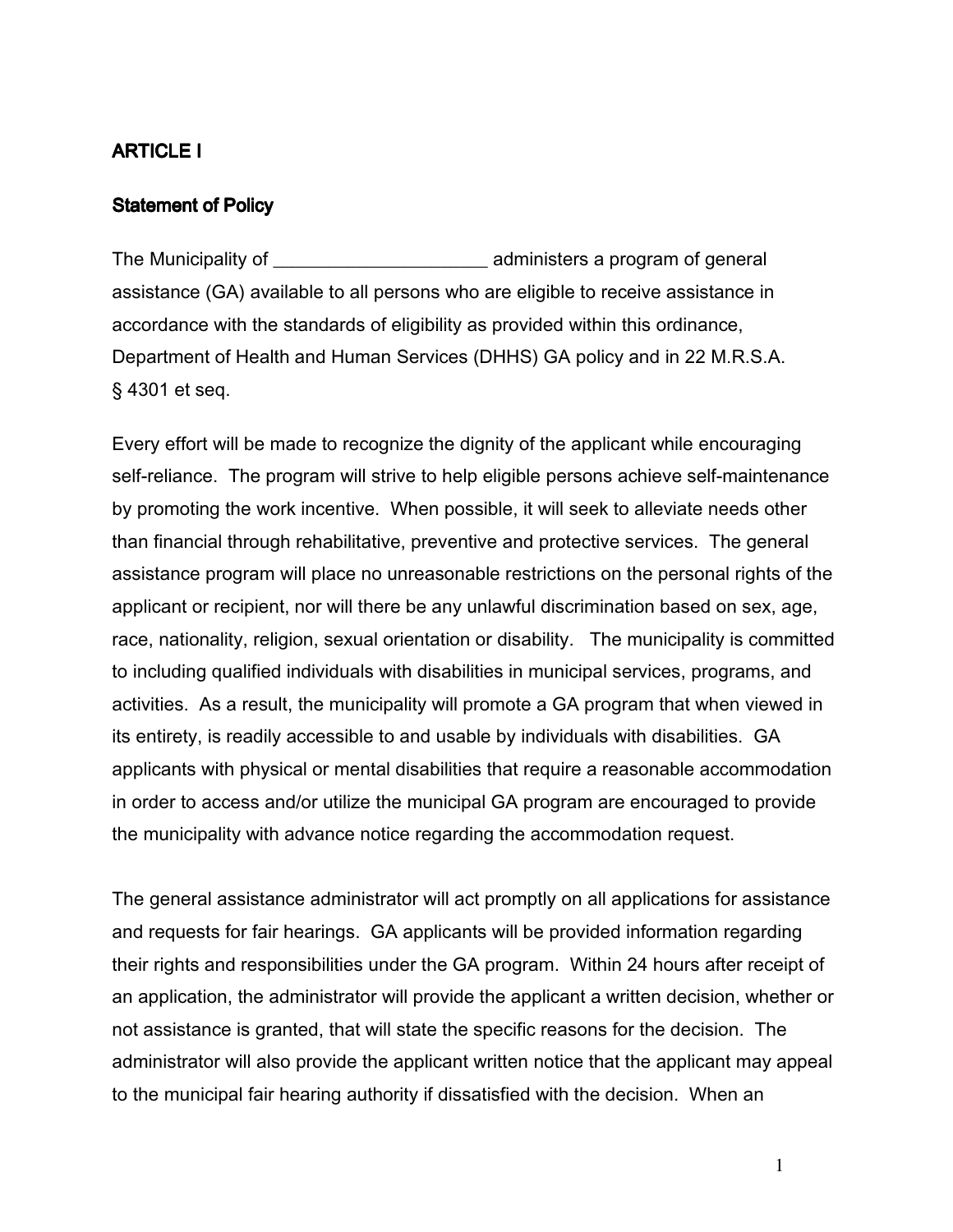## ARTICLE I

### Statement of Policy

The Municipality of _____________________ administers a program of general assistance (GA) available to all persons who are eligible to receive assistance in accordance with the standards of eligibility as provided within this ordinance, Department of Health and Human Services (DHHS) GA policy and in 22 M.R.S.A. § 4301 et seq.

Every effort will be made to recognize the dignity of the applicant while encouraging self-reliance. The program will strive to help eligible persons achieve self-maintenance by promoting the work incentive. When possible, it will seek to alleviate needs other than financial through rehabilitative, preventive and protective services. The general assistance program will place no unreasonable restrictions on the personal rights of the applicant or recipient, nor will there be any unlawful discrimination based on sex, age, race, nationality, religion, sexual orientation or disability. The municipality is committed to including qualified individuals with disabilities in municipal services, programs, and activities. As a result, the municipality will promote a GA program that when viewed in its entirety, is readily accessible to and usable by individuals with disabilities. GA applicants with physical or mental disabilities that require a reasonable accommodation in order to access and/or utilize the municipal GA program are encouraged to provide the municipality with advance notice regarding the accommodation request.

The general assistance administrator will act promptly on all applications for assistance and requests for fair hearings. GA applicants will be provided information regarding their rights and responsibilities under the GA program. Within 24 hours after receipt of an application, the administrator will provide the applicant a written decision, whether or not assistance is granted, that will state the specific reasons for the decision. The administrator will also provide the applicant written notice that the applicant may appeal to the municipal fair hearing authority if dissatisfied with the decision. When an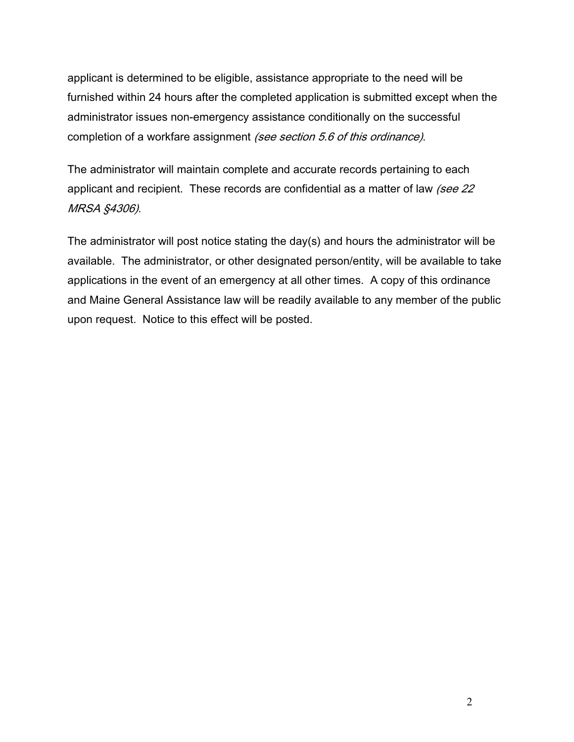applicant is determined to be eligible, assistance appropriate to the need will be furnished within 24 hours after the completed application is submitted except when the administrator issues non-emergency assistance conditionally on the successful completion of a workfare assignment *(see section 5.6 of this ordinance)*.

The administrator will maintain complete and accurate records pertaining to each applicant and recipient. These records are confidential as a matter of law *(see 22 MRSA §4306)*.

The administrator will post notice stating the day(s) and hours the administrator will be available. The administrator, or other designated person/entity, will be available to take applications in the event of an emergency at all other times. A copy of this ordinance and Maine General Assistance law will be readily available to any member of the public upon request. Notice to this effect will be posted.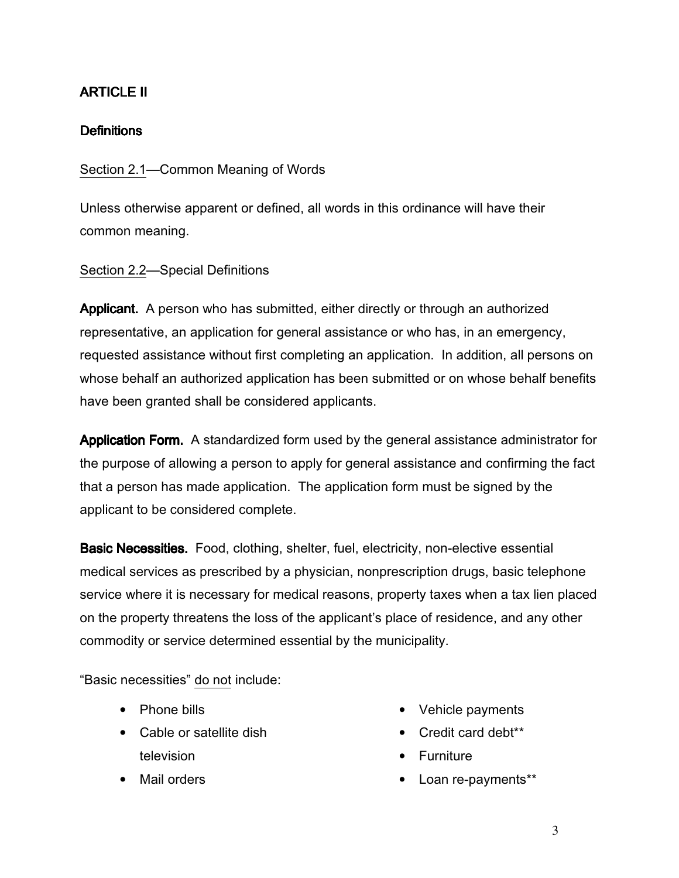## ARTICLE II

### Definitions

Section 2.1—Common Meaning of Words

Unless otherwise apparent or defined, all words in this ordinance will have their common meaning.

Section 2.2—Special Definitions

**Applicant.** A person who has submitted, either directly or through an authorized representative, an application for general assistance or who has, in an emergency, requested assistance without first completing an application. In addition, all persons on whose behalf an authorized application has been submitted or on whose behalf benefits have been granted shall be considered applicants.

**Application Form.** A standardized form used by the general assistance administrator for the purpose of allowing a person to apply for general assistance and confirming the fact that a person has made application. The application form must be signed by the applicant to be considered complete.

**Basic Necessities.** Food, clothing, shelter, fuel, electricity, non-elective essential medical services as prescribed by a physician, nonprescription drugs, basic telephone service where it is necessary for medical reasons, property taxes when a tax lien placed on the property threatens the loss of the applicant's place of residence, and any other commodity or service determined essential by the municipality.

"Basic necessities" do not include:

- Phone bills
- Cable or satellite dish television
- Mail orders
- Vehicle payments
- Credit card debt**
- Furniture
- Loan re-payments**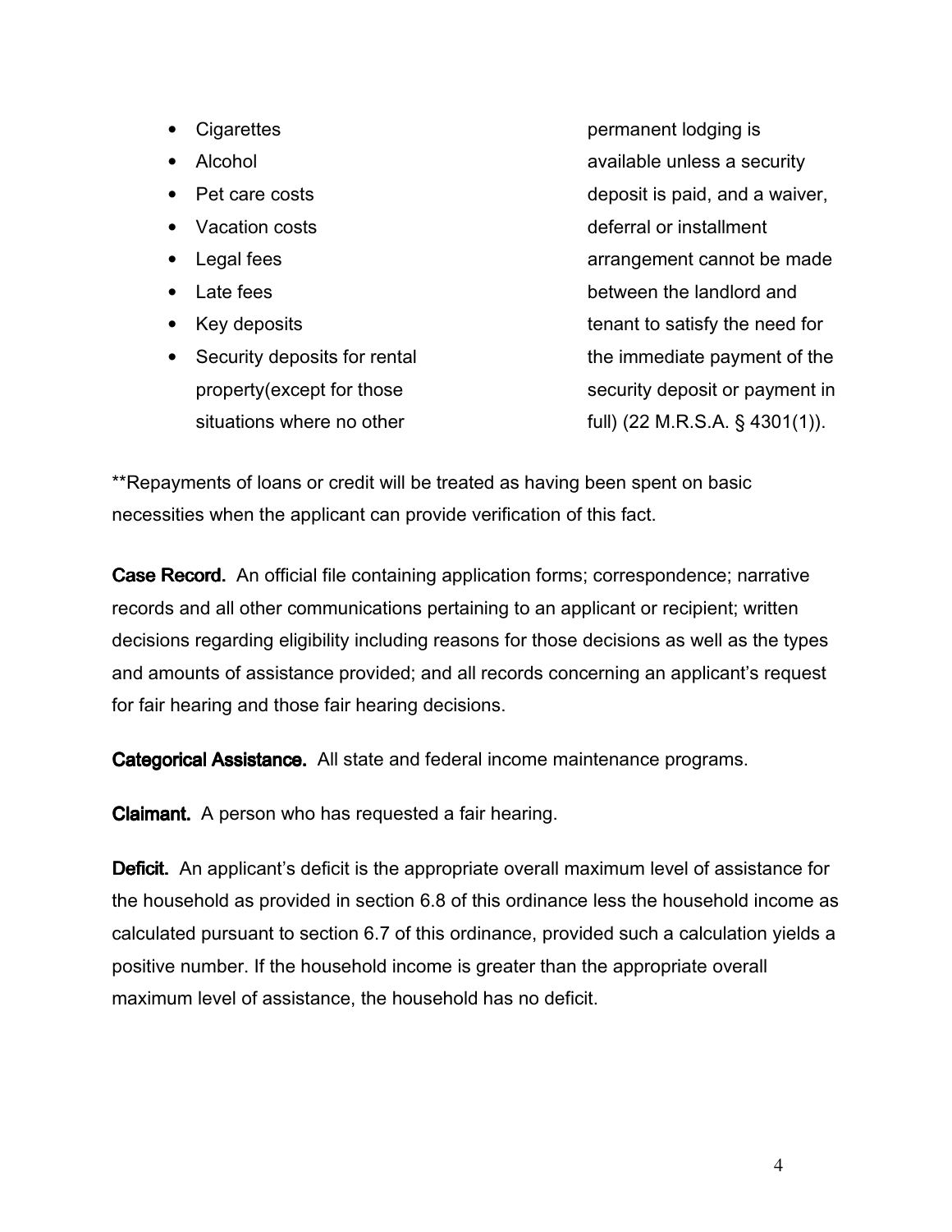- Cigarettes
- Alcohol
- Pet care costs
- Vacation costs
- Legal fees
- Late fees
- Key deposits
- Security deposits for rental property(except for those situations where no other permanent lodging is available unless a security deposit is paid, and a waiver, deferral or installment arrangement cannot be made between the landlord and tenant to satisfy the need for the immediate payment of the security deposit or payment in full) (22 M.R.S.A. § 4301(1)).

**Repayments of loans or credit will be treated as having been spent on basic necessities when the applicant can provide verification of this fact.

**Case Record.** An official file containing application forms; correspondence; narrative records and all other communications pertaining to an applicant or recipient; written decisions regarding eligibility including reasons for those decisions as well as the types and amounts of assistance provided; and all records concerning an applicant's request for fair hearing and those fair hearing decisions.

**Categorical Assistance.** All state and federal income maintenance programs.

**Claimant.** A person who has requested a fair hearing.

**Deficit.** An applicant's deficit is the appropriate overall maximum level of assistance for the household as provided in section 6.8 of this ordinance less the household income as calculated pursuant to section 6.7 of this ordinance, provided such a calculation yields a positive number. If the household income is greater than the appropriate overall maximum level of assistance, the household has no deficit.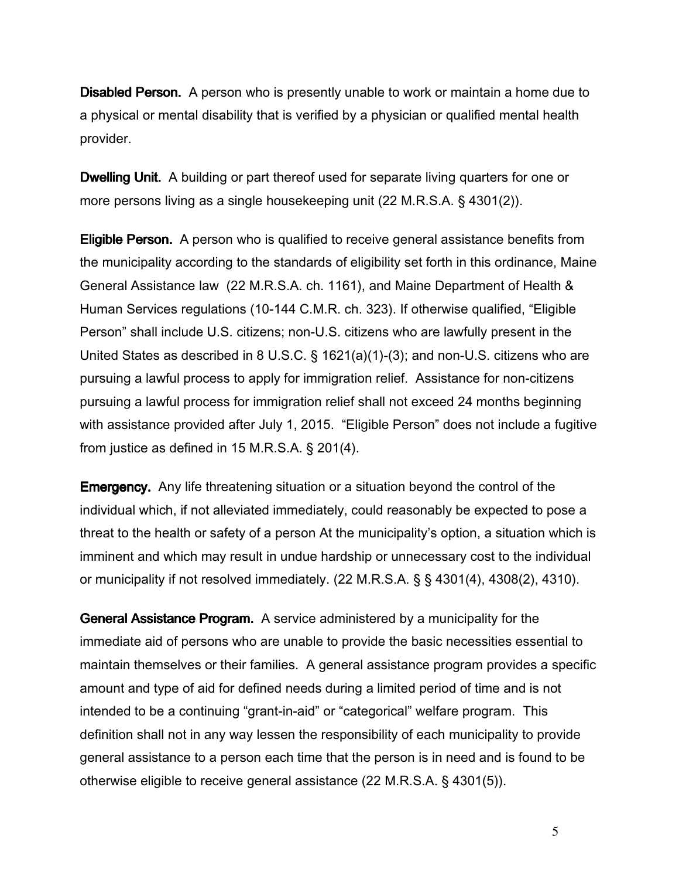**Disabled Person.** A person who is presently unable to work or maintain a home due to a physical or mental disability that is verified by a physician or qualified mental health provider.

**Dwelling Unit.** A building or part thereof used for separate living quarters for one or more persons living as a single housekeeping unit (22 M.R.S.A. § 4301(2)).

**Eligible Person.** A person who is qualified to receive general assistance benefits from the municipality according to the standards of eligibility set forth in this ordinance, Maine General Assistance law (22 M.R.S.A. ch. 1161), and Maine Department of Health & Human Services regulations (10-144 C.M.R. ch. 323). If otherwise qualified, "Eligible Person" shall include U.S. citizens; non-U.S. citizens who are lawfully present in the United States as described in 8 U.S.C. § 1621(a)(1)-(3); and non-U.S. citizens who are pursuing a lawful process to apply for immigration relief. Assistance for non-citizens pursuing a lawful process for immigration relief shall not exceed 24 months beginning with assistance provided after July 1, 2015. "Eligible Person" does not include a fugitive from justice as defined in 15 M.R.S.A. § 201(4).

**Emergency.** Any life threatening situation or a situation beyond the control of the individual which, if not alleviated immediately, could reasonably be expected to pose a threat to the health or safety of a person At the municipality's option, a situation which is imminent and which may result in undue hardship or unnecessary cost to the individual or municipality if not resolved immediately. (22 M.R.S.A. § § 4301(4), 4308(2), 4310).

**General Assistance Program.** A service administered by a municipality for the immediate aid of persons who are unable to provide the basic necessities essential to maintain themselves or their families. A general assistance program provides a specific amount and type of aid for defined needs during a limited period of time and is not intended to be a continuing "grant-in-aid" or "categorical" welfare program. This definition shall not in any way lessen the responsibility of each municipality to provide general assistance to a person each time that the person is in need and is found to be otherwise eligible to receive general assistance (22 M.R.S.A. § 4301(5)).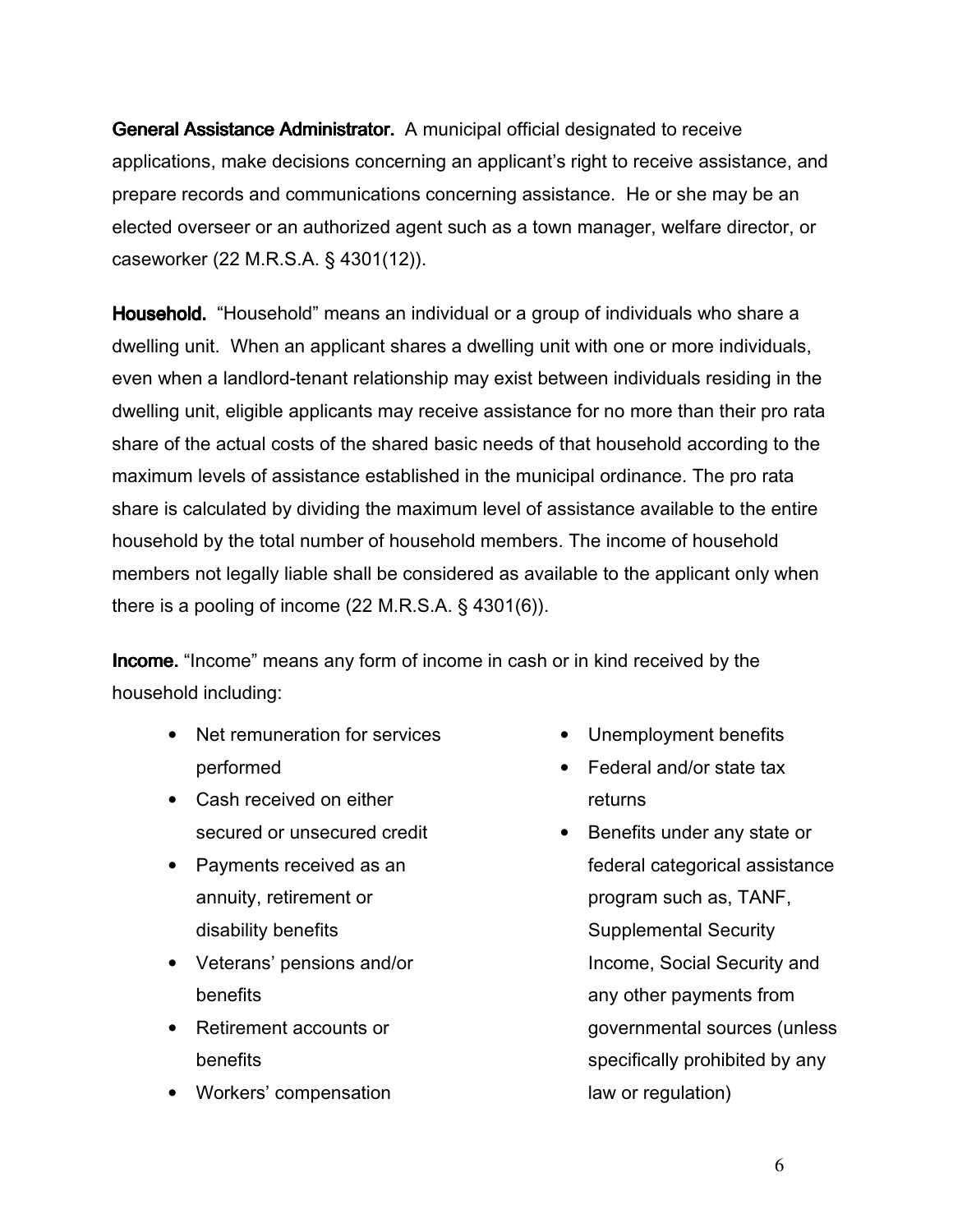**General Assistance Administrator.** A municipal official designated to receive applications, make decisions concerning an applicant's right to receive assistance, and prepare records and communications concerning assistance. He or she may be an elected overseer or an authorized agent such as a town manager, welfare director, or caseworker (22 M.R.S.A. § 4301(12)).

**Household.** "Household" means an individual or a group of individuals who share a dwelling unit. When an applicant shares a dwelling unit with one or more individuals, even when a landlord-tenant relationship may exist between individuals residing in the dwelling unit, eligible applicants may receive assistance for no more than their pro rata share of the actual costs of the shared basic needs of that household according to the maximum levels of assistance established in the municipal ordinance. The pro rata share is calculated by dividing the maximum level of assistance available to the entire household by the total number of household members. The income of household members not legally liable shall be considered as available to the applicant only when there is a pooling of income (22 M.R.S.A. § 4301(6)).

**Income.** "Income" means any form of income in cash or in kind received by the household including:

- Net remuneration for services performed
- Cash received on either secured or unsecured credit
- Payments received as an annuity, retirement or disability benefits
- Veterans' pensions and/or benefits
- Retirement accounts or benefits
- Workers' compensation
- Unemployment benefits
- Federal and/or state tax returns
- Benefits under any state or federal categorical assistance program such as, TANF, Supplemental Security Income, Social Security and any other payments from governmental sources (unless specifically prohibited by any law or regulation)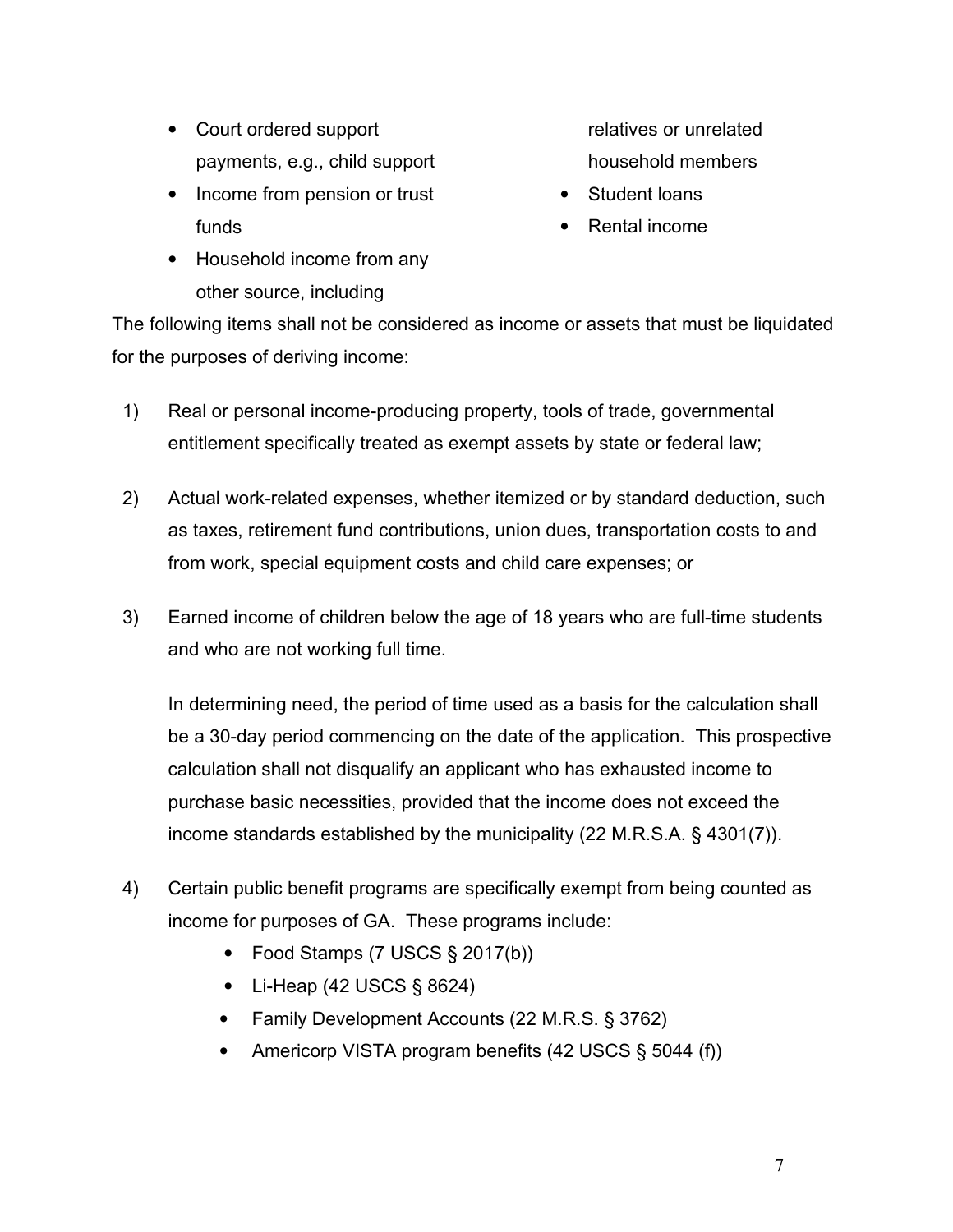- Court ordered support payments, e.g., child support
- Income from pension or trust funds
- Household income from any other source, including relatives or unrelated household members
- Student loans
- Rental income

The following items shall not be considered as income or assets that must be liquidated for the purposes of deriving income:

1) Real or personal income-producing property, tools of trade, governmental entitlement specifically treated as exempt assets by state or federal law;

2) Actual work-related expenses, whether itemized or by standard deduction, such as taxes, retirement fund contributions, union dues, transportation costs to and from work, special equipment costs and child care expenses; or

3) Earned income of children below the age of 18 years who are full-time students and who are not working full time.

   In determining need, the period of time used as a basis for the calculation shall be a 30-day period commencing on the date of the application. This prospective calculation shall not disqualify an applicant who has exhausted income to purchase basic necessities, provided that the income does not exceed the income standards established by the municipality (22 M.R.S.A. § 4301(7)).

4) Certain public benefit programs are specifically exempt from being counted as income for purposes of GA. These programs include:
   - Food Stamps (7 USCS § 2017(b))
   - Li-Heap (42 USCS § 8624)
   - Family Development Accounts (22 M.R.S. § 3762)
   - Americorp VISTA program benefits (42 USCS § 5044 (f))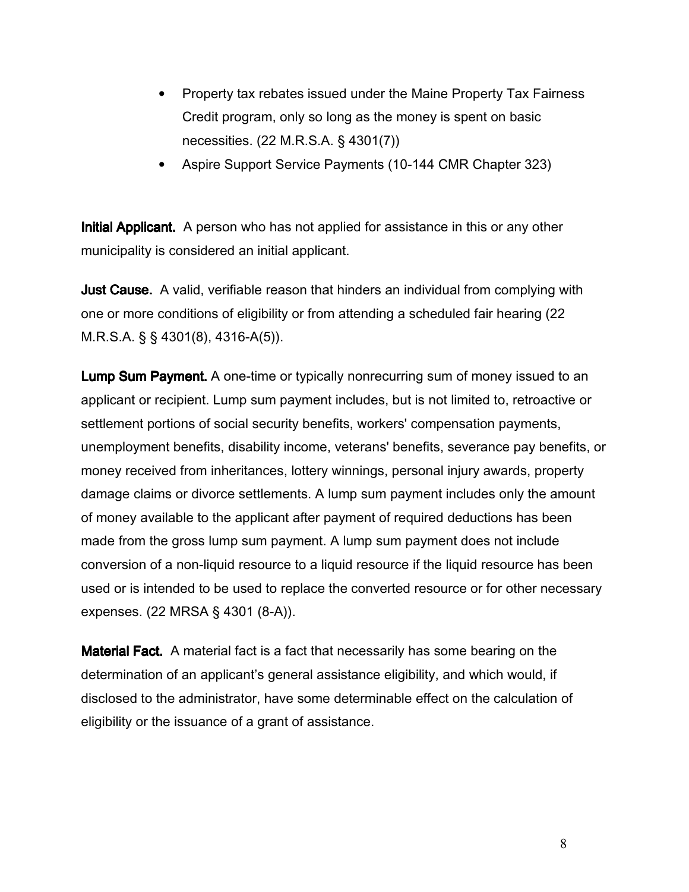- Property tax rebates issued under the Maine Property Tax Fairness Credit program, only so long as the money is spent on basic necessities. (22 M.R.S.A. § 4301(7))
- Aspire Support Service Payments (10-144 CMR Chapter 323)

**Initial Applicant.** A person who has not applied for assistance in this or any other municipality is considered an initial applicant.

**Just Cause.** A valid, verifiable reason that hinders an individual from complying with one or more conditions of eligibility or from attending a scheduled fair hearing (22 M.R.S.A. § § 4301(8), 4316-A(5)).

**Lump Sum Payment.** A one-time or typically nonrecurring sum of money issued to an applicant or recipient. Lump sum payment includes, but is not limited to, retroactive or settlement portions of social security benefits, workers' compensation payments, unemployment benefits, disability income, veterans' benefits, severance pay benefits, or money received from inheritances, lottery winnings, personal injury awards, property damage claims or divorce settlements. A lump sum payment includes only the amount of money available to the applicant after payment of required deductions has been made from the gross lump sum payment. A lump sum payment does not include conversion of a non-liquid resource to a liquid resource if the liquid resource has been used or is intended to be used to replace the converted resource or for other necessary expenses. (22 MRSA § 4301 (8-A)).

**Material Fact.** A material fact is a fact that necessarily has some bearing on the determination of an applicant's general assistance eligibility, and which would, if disclosed to the administrator, have some determinable effect on the calculation of eligibility or the issuance of a grant of assistance.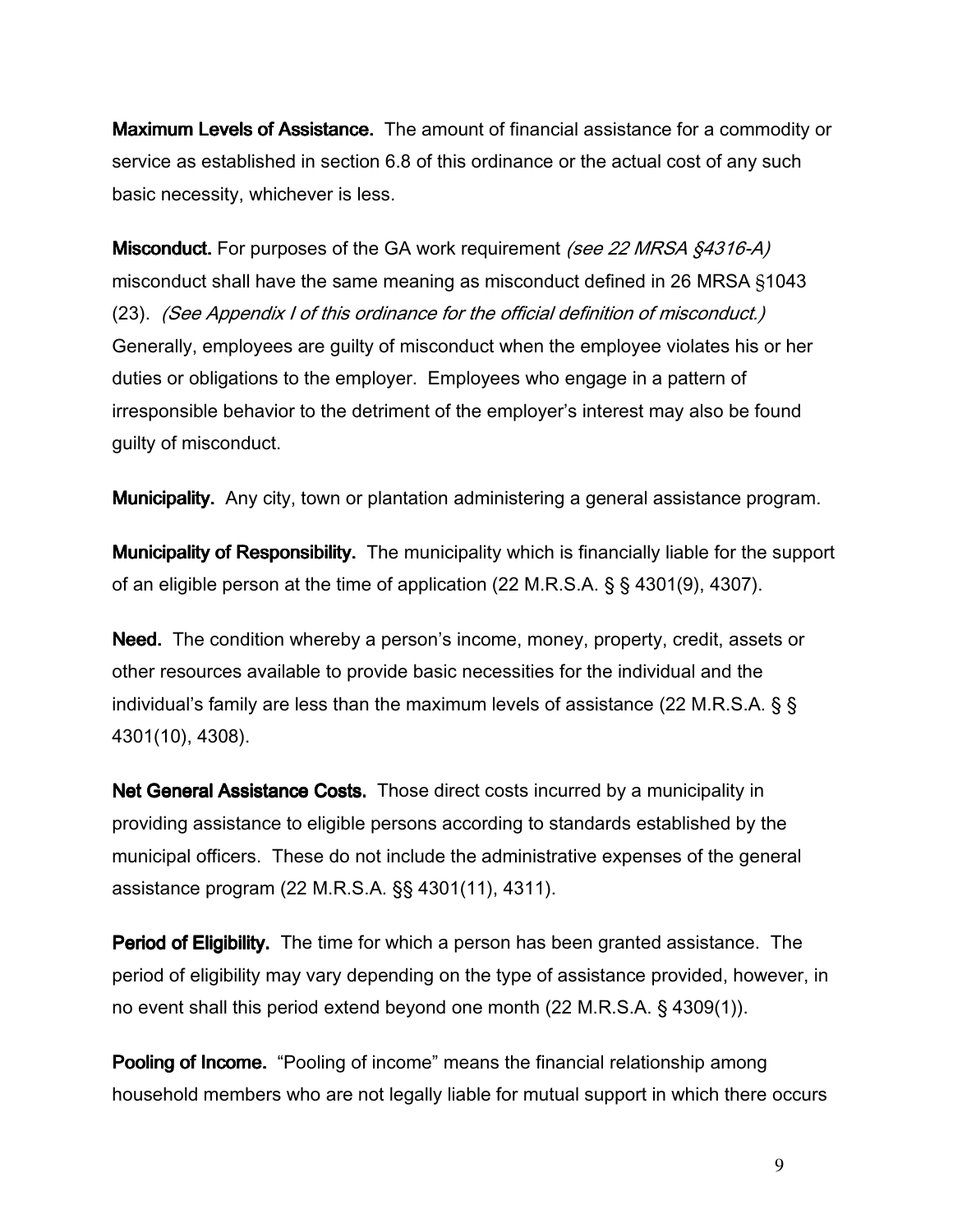**Maximum Levels of Assistance.** The amount of financial assistance for a commodity or service as established in section 6.8 of this ordinance or the actual cost of any such basic necessity, whichever is less.

**Misconduct.** For purposes of the GA work requirement *(see 22 MRSA §4316-A)* misconduct shall have the same meaning as misconduct defined in 26 MRSA §1043 (23). *(See Appendix I of this ordinance for the official definition of misconduct.)* Generally, employees are guilty of misconduct when the employee violates his or her duties or obligations to the employer. Employees who engage in a pattern of irresponsible behavior to the detriment of the employer's interest may also be found guilty of misconduct.

**Municipality.** Any city, town or plantation administering a general assistance program.

**Municipality of Responsibility.** The municipality which is financially liable for the support of an eligible person at the time of application (22 M.R.S.A. § § 4301(9), 4307).

**Need.** The condition whereby a person's income, money, property, credit, assets or other resources available to provide basic necessities for the individual and the individual's family are less than the maximum levels of assistance (22 M.R.S.A. § § 4301(10), 4308).

**Net General Assistance Costs.** Those direct costs incurred by a municipality in providing assistance to eligible persons according to standards established by the municipal officers. These do not include the administrative expenses of the general assistance program (22 M.R.S.A. §§ 4301(11), 4311).

**Period of Eligibility.** The time for which a person has been granted assistance. The period of eligibility may vary depending on the type of assistance provided, however, in no event shall this period extend beyond one month (22 M.R.S.A. § 4309(1)).

**Pooling of Income.** "Pooling of income" means the financial relationship among household members who are not legally liable for mutual support in which there occurs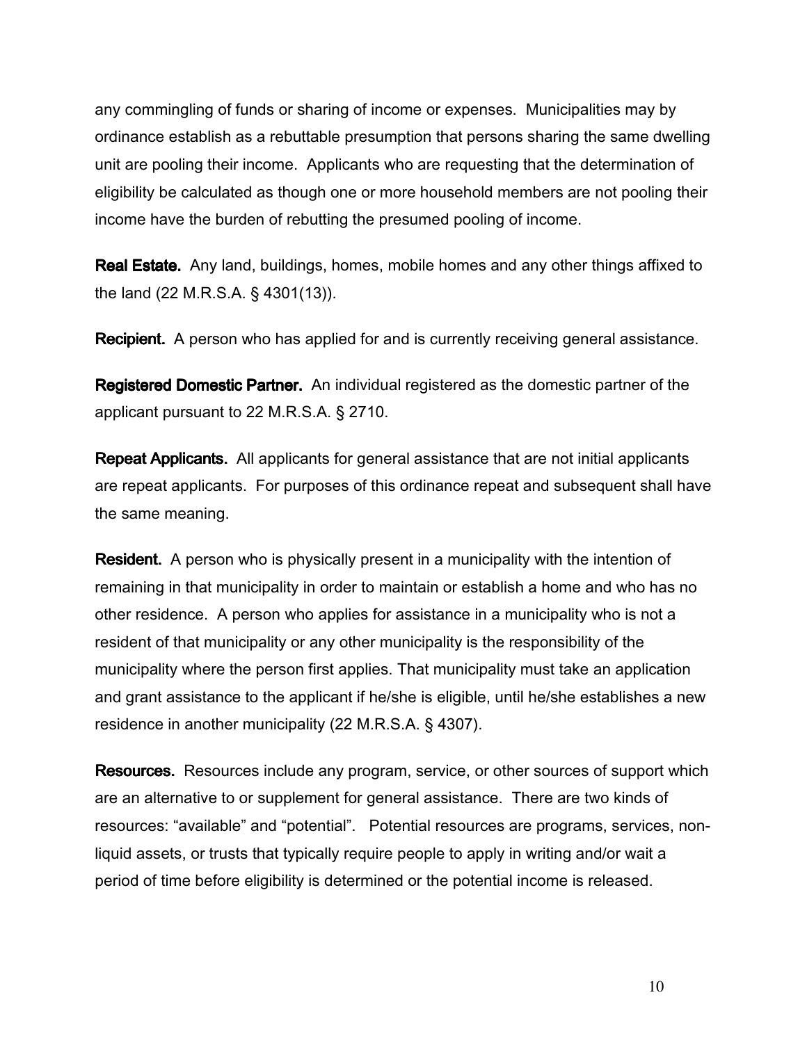any commingling of funds or sharing of income or expenses. Municipalities may by ordinance establish as a rebuttable presumption that persons sharing the same dwelling unit are pooling their income. Applicants who are requesting that the determination of eligibility be calculated as though one or more household members are not pooling their income have the burden of rebutting the presumed pooling of income.

**Real Estate.** Any land, buildings, homes, mobile homes and any other things affixed to the land (22 M.R.S.A. § 4301(13)).

**Recipient.** A person who has applied for and is currently receiving general assistance.

**Registered Domestic Partner.** An individual registered as the domestic partner of the applicant pursuant to 22 M.R.S.A. § 2710.

**Repeat Applicants.** All applicants for general assistance that are not initial applicants are repeat applicants. For purposes of this ordinance repeat and subsequent shall have the same meaning.

**Resident.** A person who is physically present in a municipality with the intention of remaining in that municipality in order to maintain or establish a home and who has no other residence. A person who applies for assistance in a municipality who is not a resident of that municipality or any other municipality is the responsibility of the municipality where the person first applies. That municipality must take an application and grant assistance to the applicant if he/she is eligible, until he/she establishes a new residence in another municipality (22 M.R.S.A. § 4307).

**Resources.** Resources include any program, service, or other sources of support which are an alternative to or supplement for general assistance. There are two kinds of resources: "available" and "potential". Potential resources are programs, services, non-liquid assets, or trusts that typically require people to apply in writing and/or wait a period of time before eligibility is determined or the potential income is released.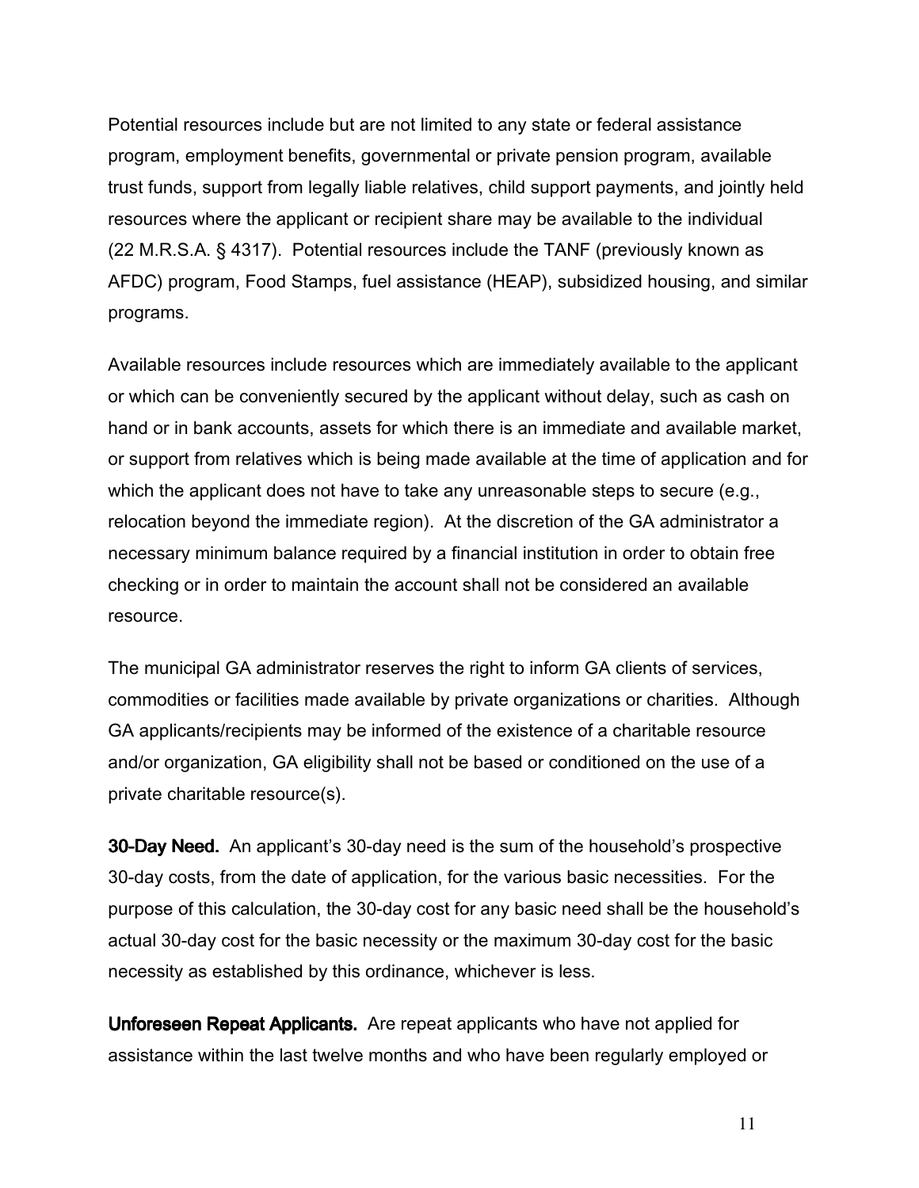Potential resources include but are not limited to any state or federal assistance program, employment benefits, governmental or private pension program, available trust funds, support from legally liable relatives, child support payments, and jointly held resources where the applicant or recipient share may be available to the individual (22 M.R.S.A. § 4317). Potential resources include the TANF (previously known as AFDC) program, Food Stamps, fuel assistance (HEAP), subsidized housing, and similar programs.

Available resources include resources which are immediately available to the applicant or which can be conveniently secured by the applicant without delay, such as cash on hand or in bank accounts, assets for which there is an immediate and available market, or support from relatives which is being made available at the time of application and for which the applicant does not have to take any unreasonable steps to secure (e.g., relocation beyond the immediate region). At the discretion of the GA administrator a necessary minimum balance required by a financial institution in order to obtain free checking or in order to maintain the account shall not be considered an available resource.

The municipal GA administrator reserves the right to inform GA clients of services, commodities or facilities made available by private organizations or charities. Although GA applicants/recipients may be informed of the existence of a charitable resource and/or organization, GA eligibility shall not be based or conditioned on the use of a private charitable resource(s).

**30-Day Need.** An applicant's 30-day need is the sum of the household's prospective 30-day costs, from the date of application, for the various basic necessities. For the purpose of this calculation, the 30-day cost for any basic need shall be the household's actual 30-day cost for the basic necessity or the maximum 30-day cost for the basic necessity as established by this ordinance, whichever is less.

**Unforeseen Repeat Applicants.** Are repeat applicants who have not applied for assistance within the last twelve months and who have been regularly employed or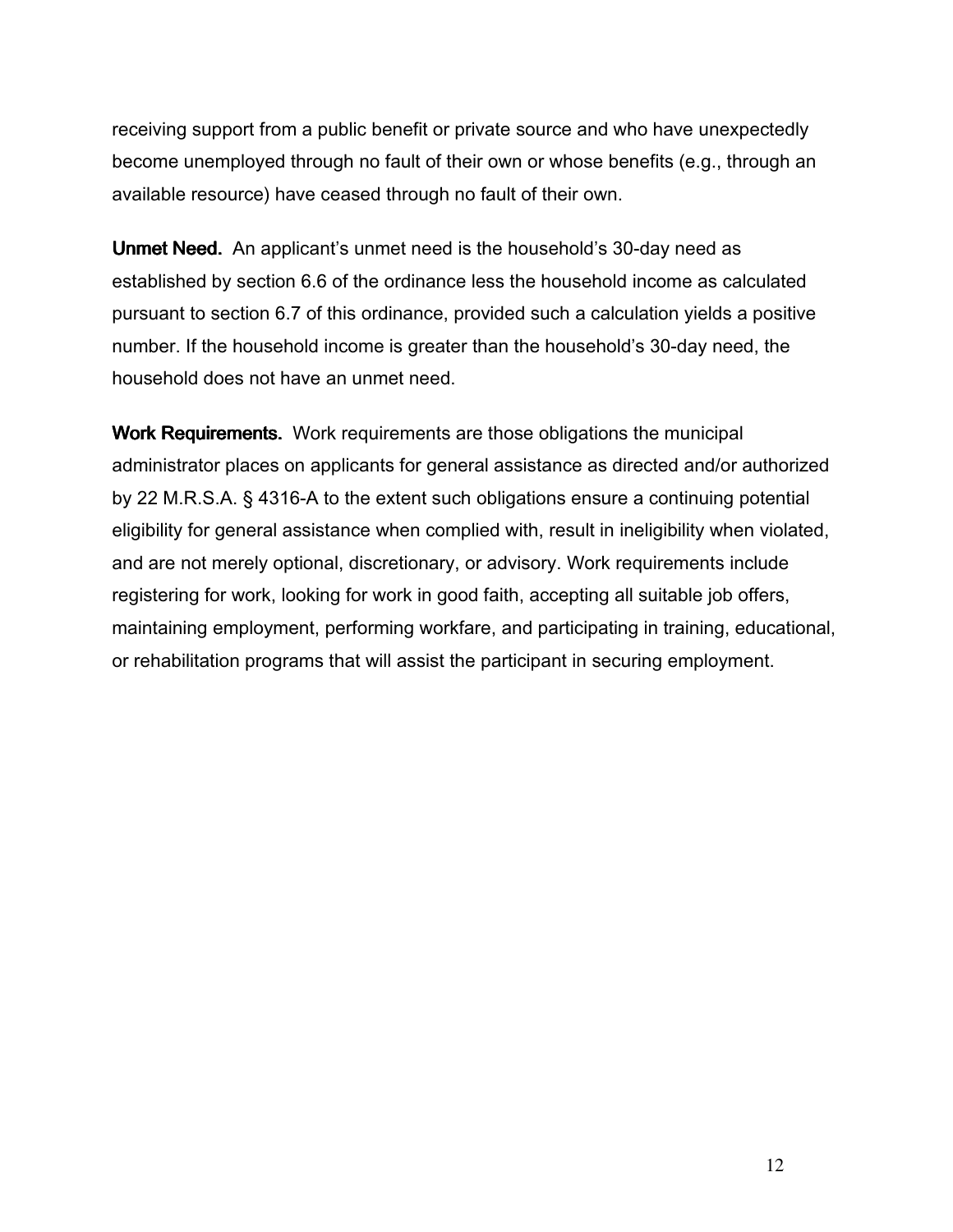receiving support from a public benefit or private source and who have unexpectedly become unemployed through no fault of their own or whose benefits (e.g., through an available resource) have ceased through no fault of their own.

**Unmet Need.** An applicant's unmet need is the household's 30-day need as established by section 6.6 of the ordinance less the household income as calculated pursuant to section 6.7 of this ordinance, provided such a calculation yields a positive number. If the household income is greater than the household's 30-day need, the household does not have an unmet need.

**Work Requirements.** Work requirements are those obligations the municipal administrator places on applicants for general assistance as directed and/or authorized by 22 M.R.S.A. § 4316-A to the extent such obligations ensure a continuing potential eligibility for general assistance when complied with, result in ineligibility when violated, and are not merely optional, discretionary, or advisory. Work requirements include registering for work, looking for work in good faith, accepting all suitable job offers, maintaining employment, performing workfare, and participating in training, educational, or rehabilitation programs that will assist the participant in securing employment.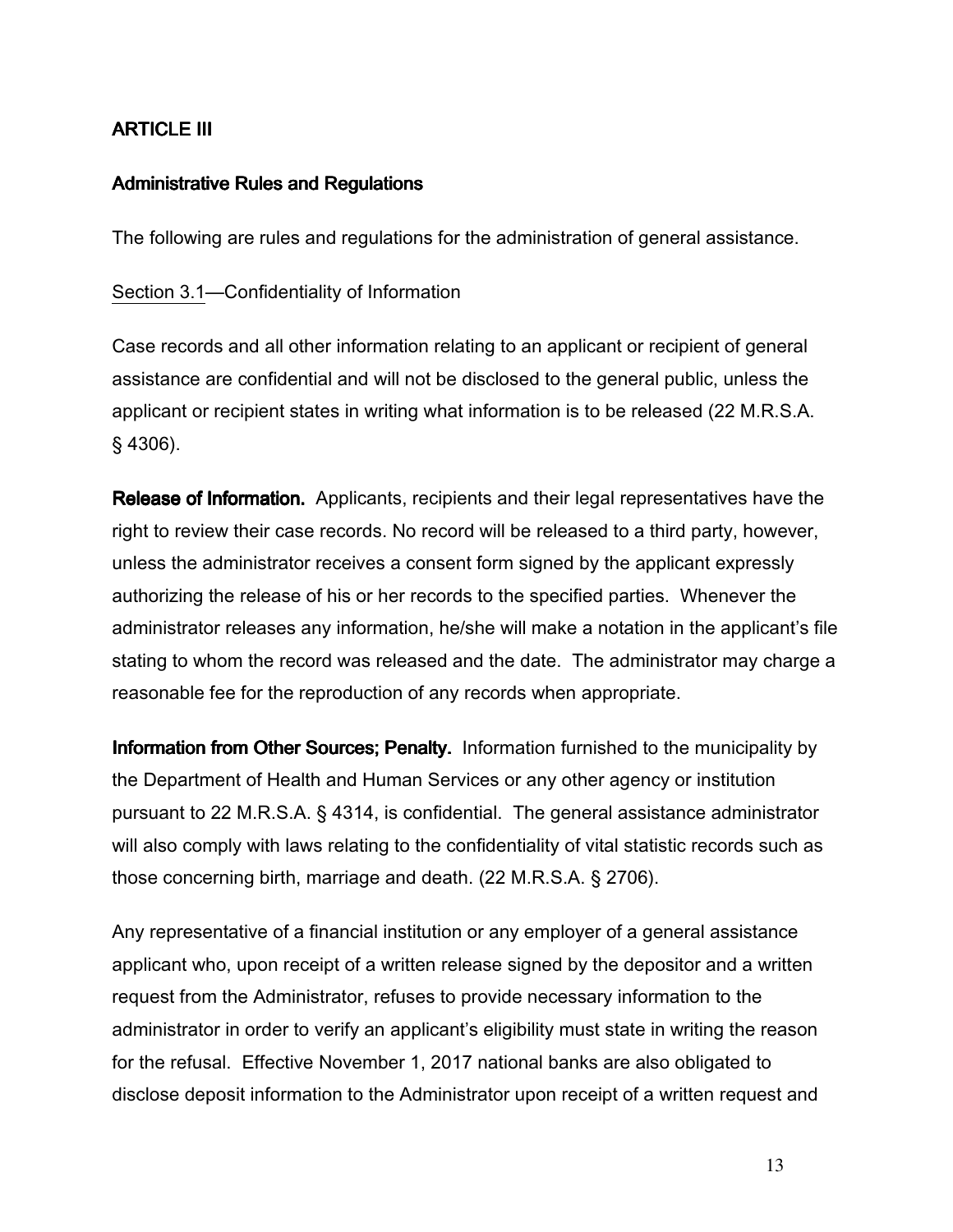## ARTICLE III

### Administrative Rules and Regulations

The following are rules and regulations for the administration of general assistance.

Section 3.1—Confidentiality of Information

Case records and all other information relating to an applicant or recipient of general assistance are confidential and will not be disclosed to the general public, unless the applicant or recipient states in writing what information is to be released (22 M.R.S.A. § 4306).

**Release of Information.** Applicants, recipients and their legal representatives have the right to review their case records. No record will be released to a third party, however, unless the administrator receives a consent form signed by the applicant expressly authorizing the release of his or her records to the specified parties. Whenever the administrator releases any information, he/she will make a notation in the applicant's file stating to whom the record was released and the date. The administrator may charge a reasonable fee for the reproduction of any records when appropriate.

**Information from Other Sources; Penalty.** Information furnished to the municipality by the Department of Health and Human Services or any other agency or institution pursuant to 22 M.R.S.A. § 4314, is confidential. The general assistance administrator will also comply with laws relating to the confidentiality of vital statistic records such as those concerning birth, marriage and death. (22 M.R.S.A. § 2706).

Any representative of a financial institution or any employer of a general assistance applicant who, upon receipt of a written release signed by the depositor and a written request from the Administrator, refuses to provide necessary information to the administrator in order to verify an applicant's eligibility must state in writing the reason for the refusal. Effective November 1, 2017 national banks are also obligated to disclose deposit information to the Administrator upon receipt of a written request and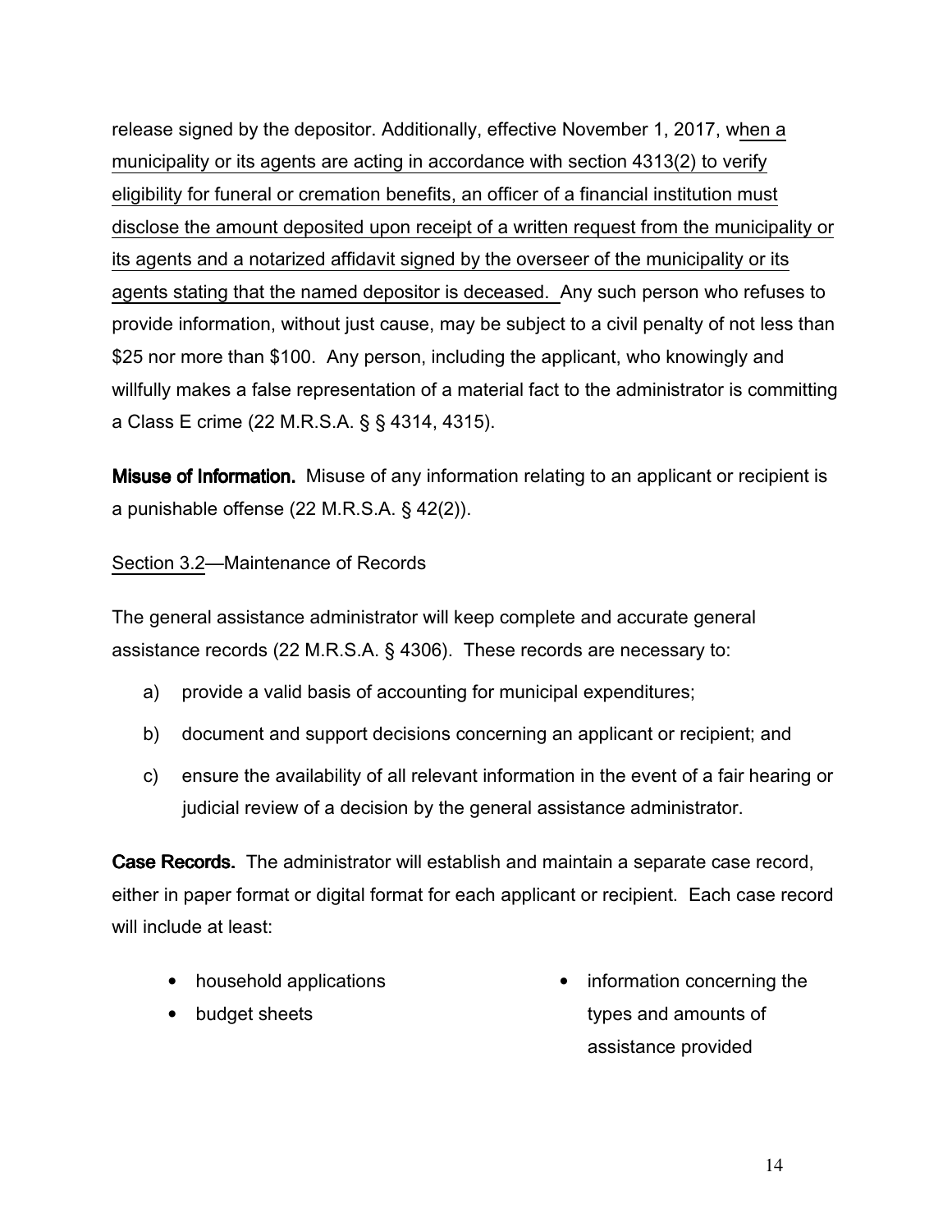release signed by the depositor. Additionally, effective November 1, 2017, when a municipality or its agents are acting in accordance with section 4313(2) to verify eligibility for funeral or cremation benefits, an officer of a financial institution must disclose the amount deposited upon receipt of a written request from the municipality or its agents and a notarized affidavit signed by the overseer of the municipality or its agents stating that the named depositor is deceased. Any such person who refuses to provide information, without just cause, may be subject to a civil penalty of not less than $25 nor more than $100. Any person, including the applicant, who knowingly and willfully makes a false representation of a material fact to the administrator is committing a Class E crime (22 M.R.S.A. § § 4314, 4315).

**Misuse of Information.** Misuse of any information relating to an applicant or recipient is a punishable offense (22 M.R.S.A. § 42(2)).

Section 3.2—Maintenance of Records

The general assistance administrator will keep complete and accurate general assistance records (22 M.R.S.A. § 4306). These records are necessary to:

a) provide a valid basis of accounting for municipal expenditures;

b) document and support decisions concerning an applicant or recipient; and

c) ensure the availability of all relevant information in the event of a fair hearing or judicial review of a decision by the general assistance administrator.

**Case Records.** The administrator will establish and maintain a separate case record, either in paper format or digital format for each applicant or recipient. Each case record will include at least:

- household applications
- budget sheets
- information concerning the types and amounts of assistance provided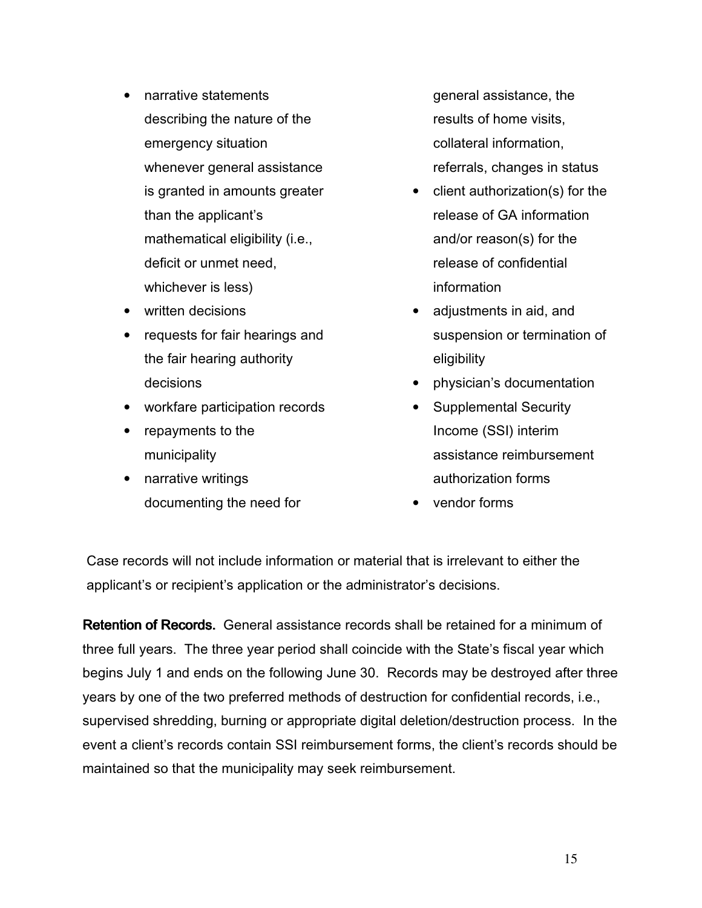- narrative statements describing the nature of the emergency situation whenever general assistance is granted in amounts greater than the applicant's mathematical eligibility (i.e., deficit or unmet need, whichever is less)
- written decisions
- requests for fair hearings and the fair hearing authority decisions
- workfare participation records
- repayments to the municipality
- narrative writings documenting the need for general assistance, the results of home visits, collateral information, referrals, changes in status
- client authorization(s) for the release of GA information and/or reason(s) for the release of confidential information
- adjustments in aid, and suspension or termination of eligibility
- physician's documentation
- Supplemental Security Income (SSI) interim assistance reimbursement authorization forms
- vendor forms

Case records will not include information or material that is irrelevant to either the applicant's or recipient's application or the administrator's decisions.

**Retention of Records.** General assistance records shall be retained for a minimum of three full years. The three year period shall coincide with the State's fiscal year which begins July 1 and ends on the following June 30. Records may be destroyed after three years by one of the two preferred methods of destruction for confidential records, i.e., supervised shredding, burning or appropriate digital deletion/destruction process. In the event a client's records contain SSI reimbursement forms, the client's records should be maintained so that the municipality may seek reimbursement.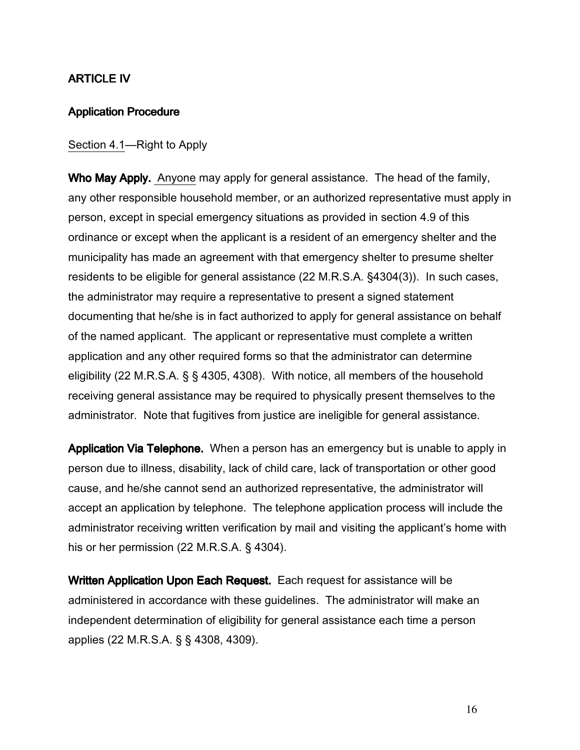## ARTICLE IV

### Application Procedure

<u>Section 4.1</u>—Right to Apply

**Who May Apply.** <u>Anyone</u> may apply for general assistance. The head of the family, any other responsible household member, or an authorized representative must apply in person, except in special emergency situations as provided in section 4.9 of this ordinance or except when the applicant is a resident of an emergency shelter and the municipality has made an agreement with that emergency shelter to presume shelter residents to be eligible for general assistance (22 M.R.S.A. §4304(3)). In such cases, the administrator may require a representative to present a signed statement documenting that he/she is in fact authorized to apply for general assistance on behalf of the named applicant. The applicant or representative must complete a written application and any other required forms so that the administrator can determine eligibility (22 M.R.S.A. § § 4305, 4308). With notice, all members of the household receiving general assistance may be required to physically present themselves to the administrator. Note that fugitives from justice are ineligible for general assistance.

**Application Via Telephone.** When a person has an emergency but is unable to apply in person due to illness, disability, lack of child care, lack of transportation or other good cause, and he/she cannot send an authorized representative, the administrator will accept an application by telephone. The telephone application process will include the administrator receiving written verification by mail and visiting the applicant's home with his or her permission (22 M.R.S.A. § 4304).

**Written Application Upon Each Request.** Each request for assistance will be administered in accordance with these guidelines. The administrator will make an independent determination of eligibility for general assistance each time a person applies (22 M.R.S.A. § § 4308, 4309).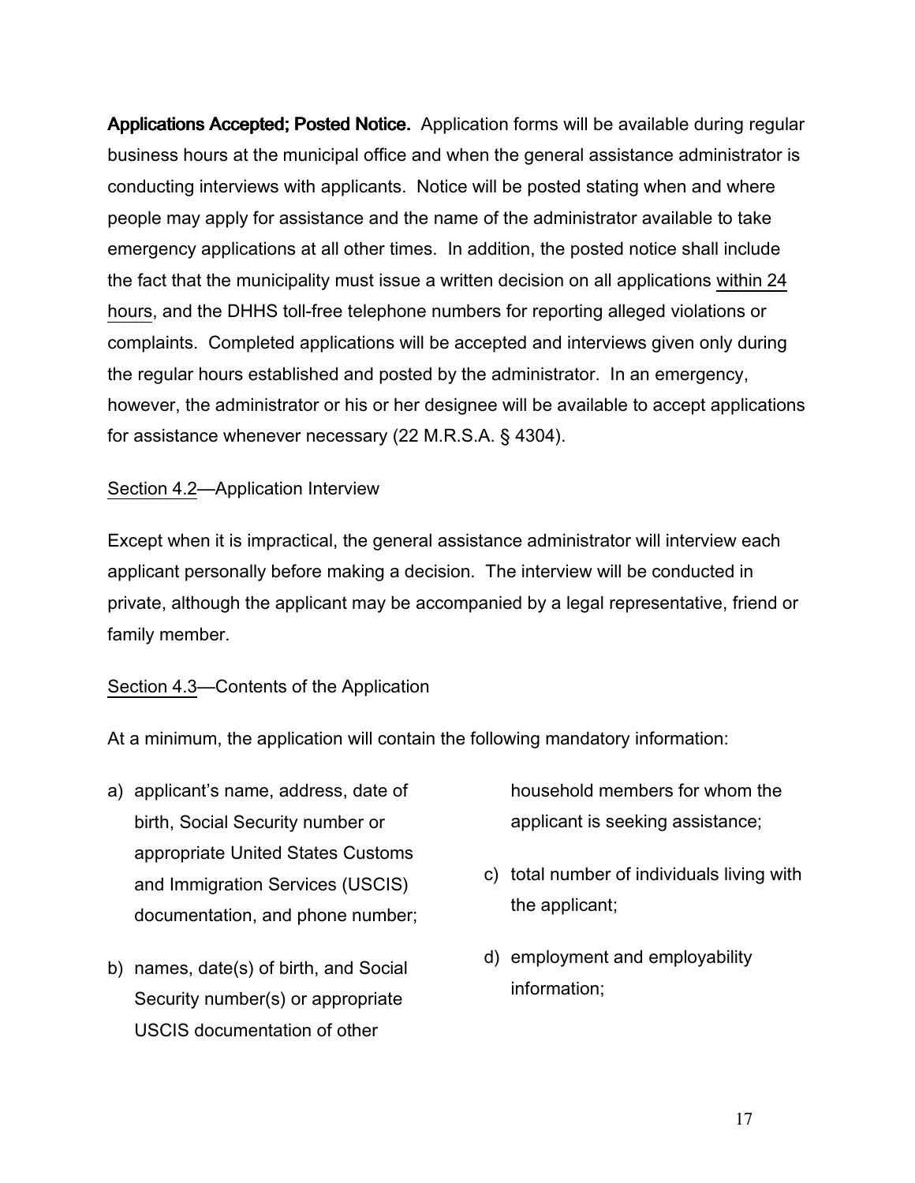**Applications Accepted; Posted Notice.** Application forms will be available during regular business hours at the municipal office and when the general assistance administrator is conducting interviews with applicants. Notice will be posted stating when and where people may apply for assistance and the name of the administrator available to take emergency applications at all other times. In addition, the posted notice shall include the fact that the municipality must issue a written decision on all applications within 24 hours, and the DHHS toll-free telephone numbers for reporting alleged violations or complaints. Completed applications will be accepted and interviews given only during the regular hours established and posted by the administrator. In an emergency, however, the administrator or his or her designee will be available to accept applications for assistance whenever necessary (22 M.R.S.A. § 4304).

Section 4.2—Application Interview

Except when it is impractical, the general assistance administrator will interview each applicant personally before making a decision. The interview will be conducted in private, although the applicant may be accompanied by a legal representative, friend or family member.

Section 4.3—Contents of the Application

At a minimum, the application will contain the following mandatory information:

a) applicant's name, address, date of birth, Social Security number or appropriate United States Customs and Immigration Services (USCIS) documentation, and phone number;

b) names, date(s) of birth, and Social Security number(s) or appropriate USCIS documentation of other household members for whom the applicant is seeking assistance;

c) total number of individuals living with the applicant;

d) employment and employability information;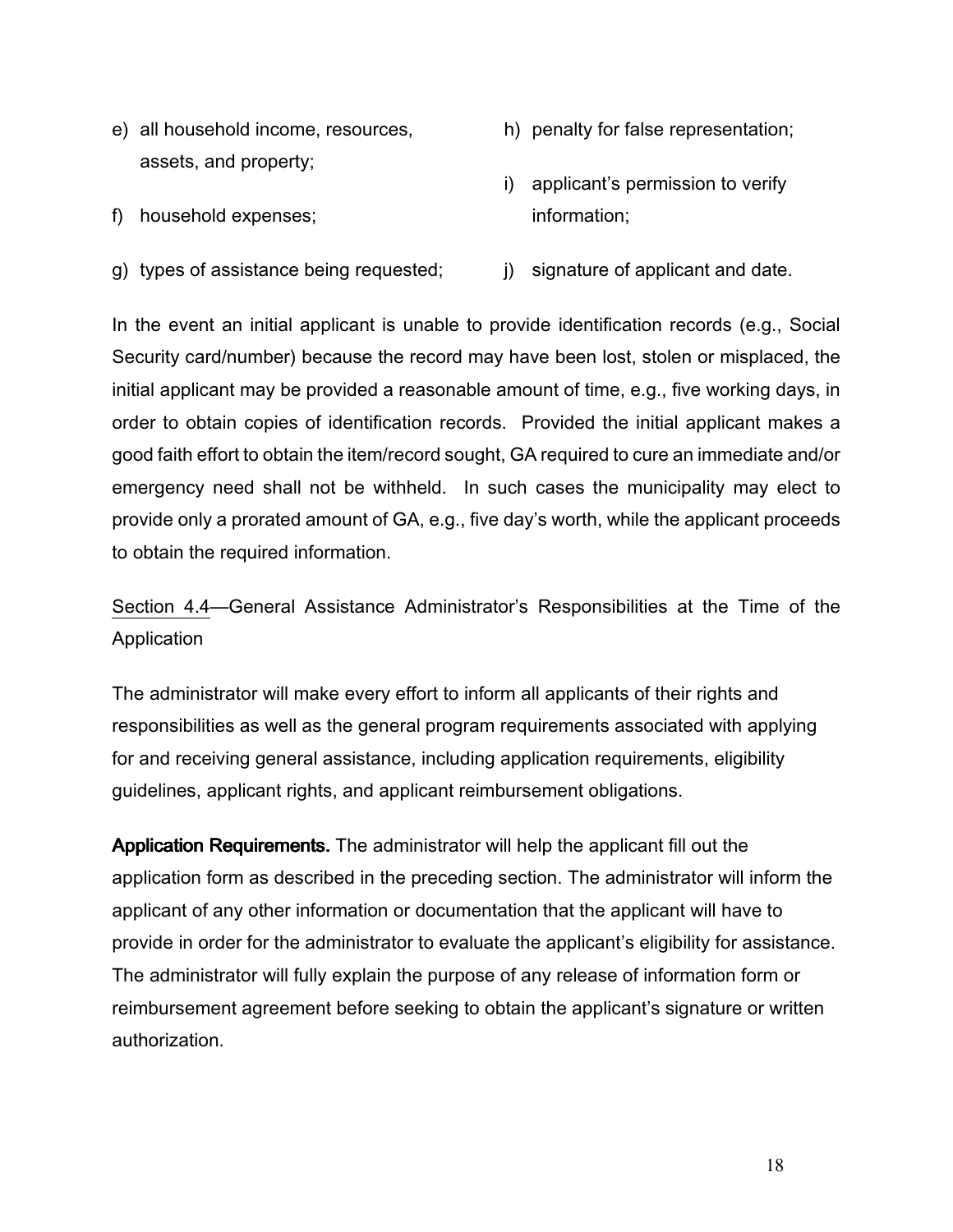e) all household income, resources, assets, and property;

f) household expenses;

g) types of assistance being requested;

h) penalty for false representation;

i) applicant's permission to verify information;

j) signature of applicant and date.

In the event an initial applicant is unable to provide identification records (e.g., Social Security card/number) because the record may have been lost, stolen or misplaced, the initial applicant may be provided a reasonable amount of time, e.g., five working days, in order to obtain copies of identification records. Provided the initial applicant makes a good faith effort to obtain the item/record sought, GA required to cure an immediate and/or emergency need shall not be withheld. In such cases the municipality may elect to provide only a prorated amount of GA, e.g., five day's worth, while the applicant proceeds to obtain the required information.

Section 4.4—General Assistance Administrator's Responsibilities at the Time of the Application

The administrator will make every effort to inform all applicants of their rights and responsibilities as well as the general program requirements associated with applying for and receiving general assistance, including application requirements, eligibility guidelines, applicant rights, and applicant reimbursement obligations.

**Application Requirements.** The administrator will help the applicant fill out the application form as described in the preceding section. The administrator will inform the applicant of any other information or documentation that the applicant will have to provide in order for the administrator to evaluate the applicant's eligibility for assistance. The administrator will fully explain the purpose of any release of information form or reimbursement agreement before seeking to obtain the applicant's signature or written authorization.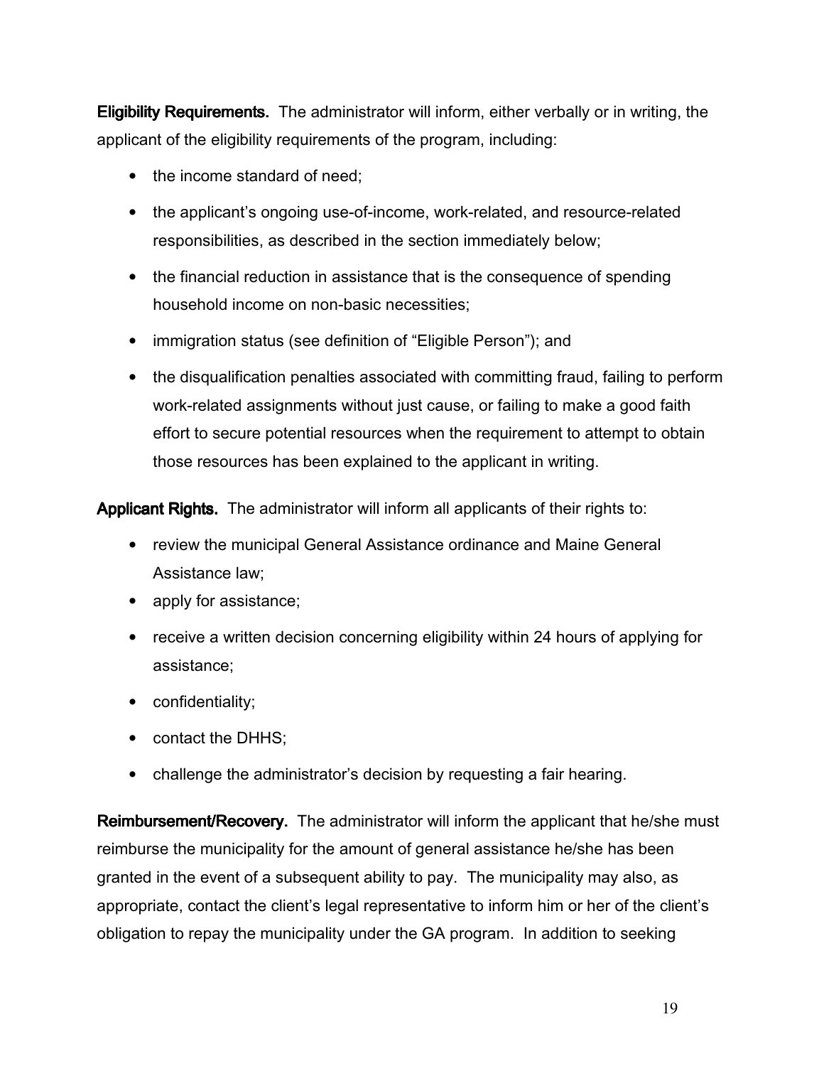**Eligibility Requirements.** The administrator will inform, either verbally or in writing, the applicant of the eligibility requirements of the program, including:

- the income standard of need;
- the applicant's ongoing use-of-income, work-related, and resource-related responsibilities, as described in the section immediately below;
- the financial reduction in assistance that is the consequence of spending household income on non-basic necessities;
- immigration status (see definition of "Eligible Person"); and
- the disqualification penalties associated with committing fraud, failing to perform work-related assignments without just cause, or failing to make a good faith effort to secure potential resources when the requirement to attempt to obtain those resources has been explained to the applicant in writing.

**Applicant Rights.** The administrator will inform all applicants of their rights to:

- review the municipal General Assistance ordinance and Maine General Assistance law;
- apply for assistance;
- receive a written decision concerning eligibility within 24 hours of applying for assistance;
- confidentiality;
- contact the DHHS;
- challenge the administrator's decision by requesting a fair hearing.

**Reimbursement/Recovery.** The administrator will inform the applicant that he/she must reimburse the municipality for the amount of general assistance he/she has been granted in the event of a subsequent ability to pay. The municipality may also, as appropriate, contact the client's legal representative to inform him or her of the client's obligation to repay the municipality under the GA program. In addition to seeking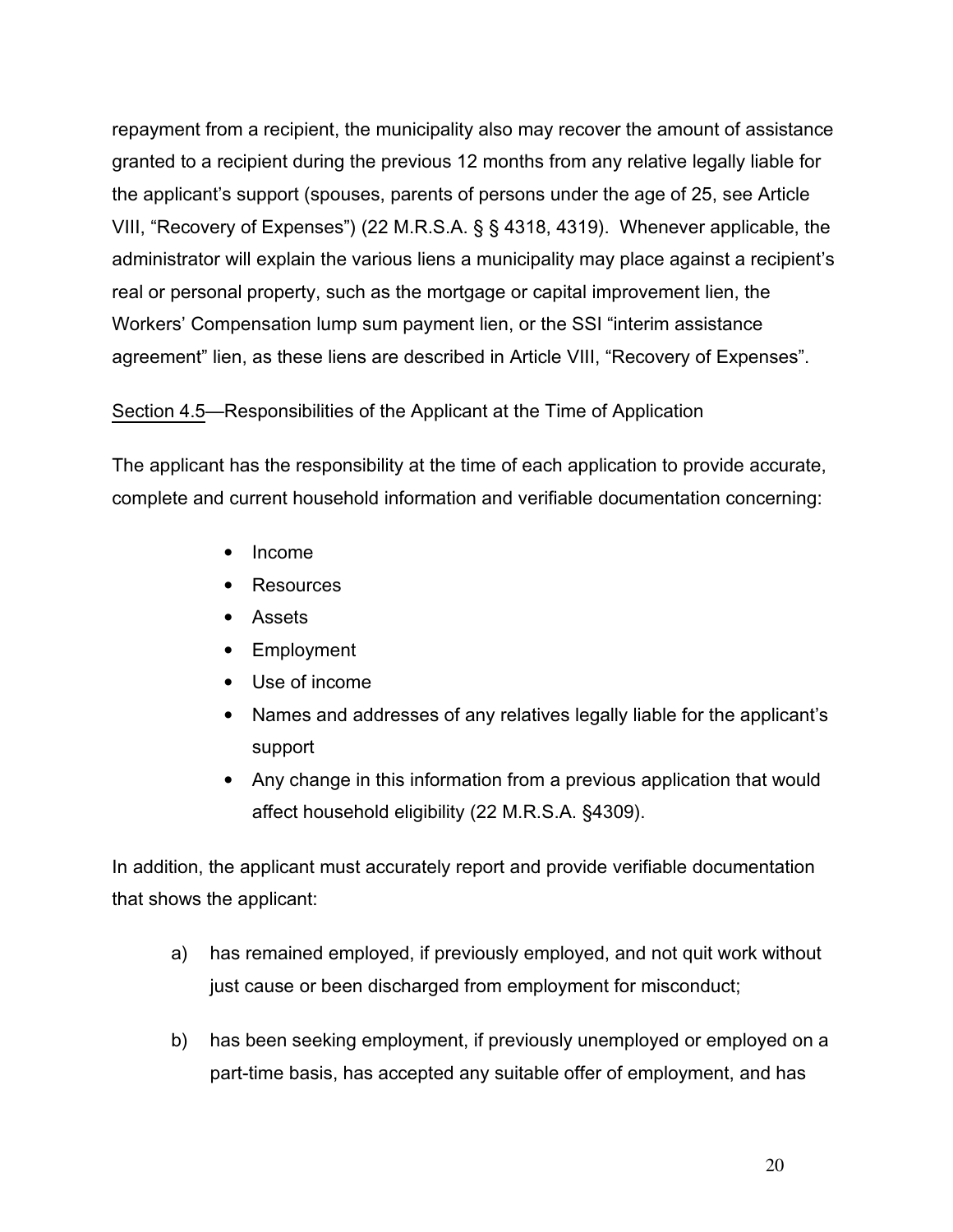repayment from a recipient, the municipality also may recover the amount of assistance granted to a recipient during the previous 12 months from any relative legally liable for the applicant's support (spouses, parents of persons under the age of 25, see Article VIII, "Recovery of Expenses") (22 M.R.S.A. § § 4318, 4319). Whenever applicable, the administrator will explain the various liens a municipality may place against a recipient's real or personal property, such as the mortgage or capital improvement lien, the Workers' Compensation lump sum payment lien, or the SSI "interim assistance agreement" lien, as these liens are described in Article VIII, "Recovery of Expenses".

Section 4.5—Responsibilities of the Applicant at the Time of Application

The applicant has the responsibility at the time of each application to provide accurate, complete and current household information and verifiable documentation concerning:

- Income
- Resources
- Assets
- Employment
- Use of income
- Names and addresses of any relatives legally liable for the applicant's support
- Any change in this information from a previous application that would affect household eligibility (22 M.R.S.A. §4309).

In addition, the applicant must accurately report and provide verifiable documentation that shows the applicant:

a) has remained employed, if previously employed, and not quit work without just cause or been discharged from employment for misconduct;

b) has been seeking employment, if previously unemployed or employed on a part-time basis, has accepted any suitable offer of employment, and has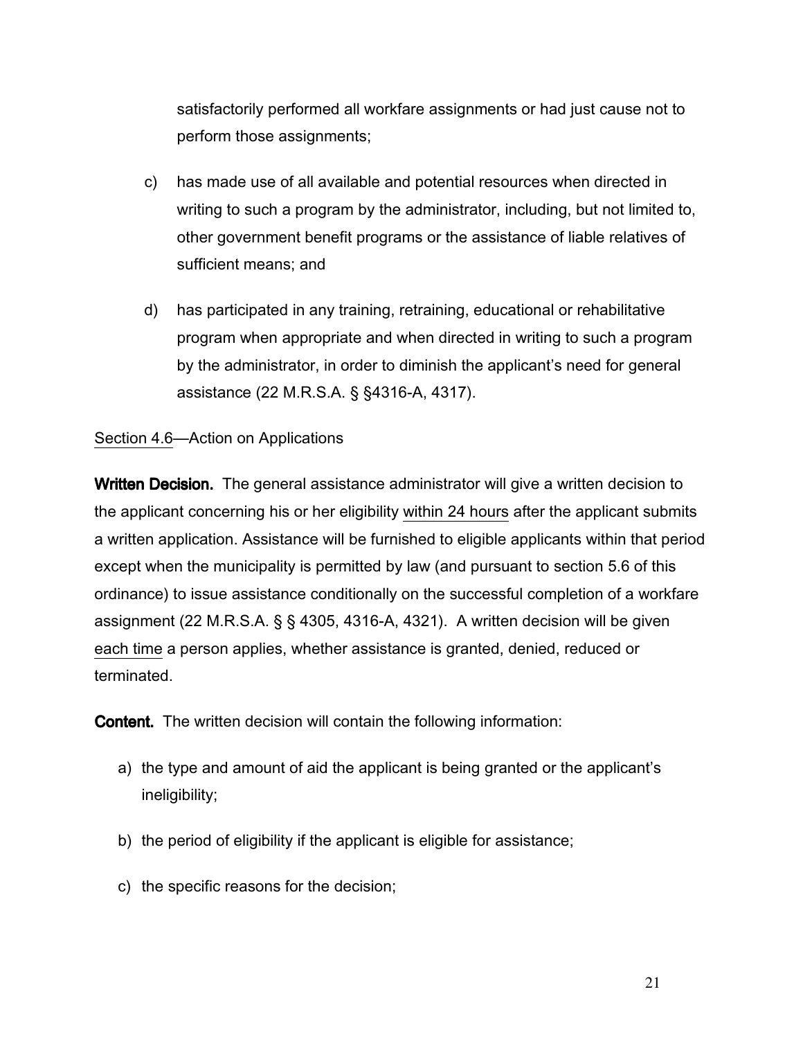satisfactorily performed all workfare assignments or had just cause not to perform those assignments;

c) has made use of all available and potential resources when directed in writing to such a program by the administrator, including, but not limited to, other government benefit programs or the assistance of liable relatives of sufficient means; and

d) has participated in any training, retraining, educational or rehabilitative program when appropriate and when directed in writing to such a program by the administrator, in order to diminish the applicant's need for general assistance (22 M.R.S.A. § §4316-A, 4317).

Section 4.6—Action on Applications

**Written Decision.** The general assistance administrator will give a written decision to the applicant concerning his or her eligibility within 24 hours after the applicant submits a written application. Assistance will be furnished to eligible applicants within that period except when the municipality is permitted by law (and pursuant to section 5.6 of this ordinance) to issue assistance conditionally on the successful completion of a workfare assignment (22 M.R.S.A. § § 4305, 4316-A, 4321). A written decision will be given each time a person applies, whether assistance is granted, denied, reduced or terminated.

**Content.** The written decision will contain the following information:

a) the type and amount of aid the applicant is being granted or the applicant's ineligibility;

b) the period of eligibility if the applicant is eligible for assistance;

c) the specific reasons for the decision;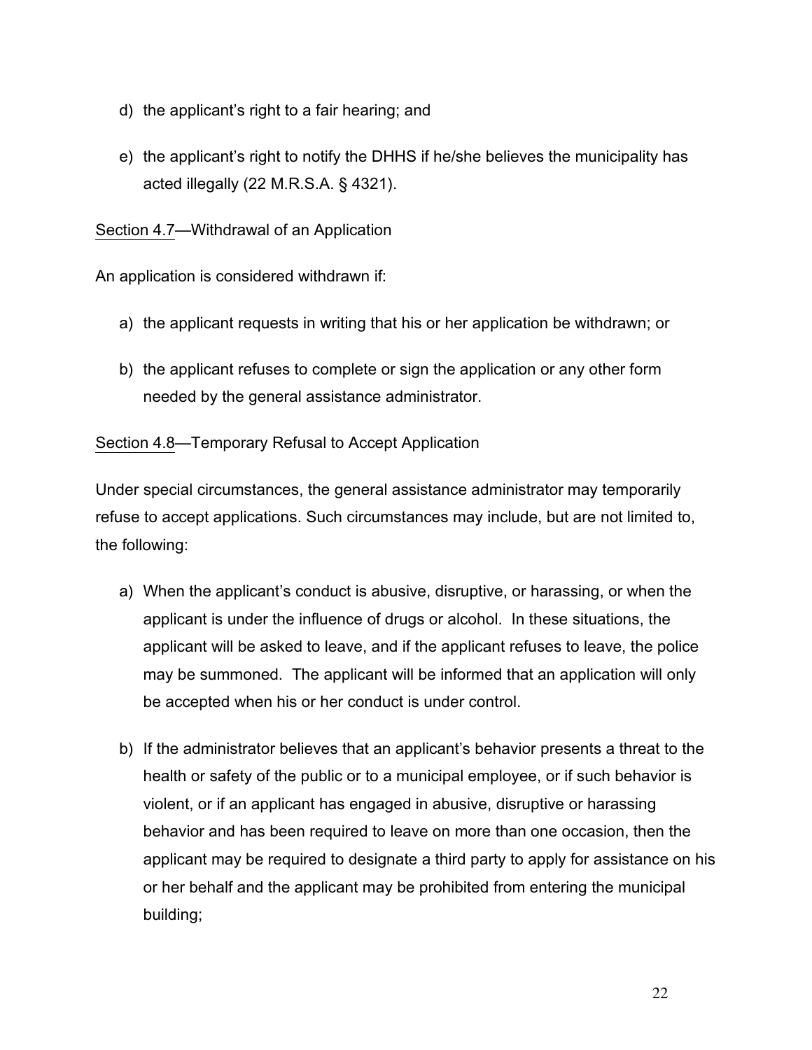d) the applicant's right to a fair hearing; and

e) the applicant's right to notify the DHHS if he/she believes the municipality has acted illegally (22 M.R.S.A. § 4321).

Section 4.7—Withdrawal of an Application

An application is considered withdrawn if:

a) the applicant requests in writing that his or her application be withdrawn; or

b) the applicant refuses to complete or sign the application or any other form needed by the general assistance administrator.

Section 4.8—Temporary Refusal to Accept Application

Under special circumstances, the general assistance administrator may temporarily refuse to accept applications. Such circumstances may include, but are not limited to, the following:

a) When the applicant's conduct is abusive, disruptive, or harassing, or when the applicant is under the influence of drugs or alcohol. In these situations, the applicant will be asked to leave, and if the applicant refuses to leave, the police may be summoned. The applicant will be informed that an application will only be accepted when his or her conduct is under control.

b) If the administrator believes that an applicant's behavior presents a threat to the health or safety of the public or to a municipal employee, or if such behavior is violent, or if an applicant has engaged in abusive, disruptive or harassing behavior and has been required to leave on more than one occasion, then the applicant may be required to designate a third party to apply for assistance on his or her behalf and the applicant may be prohibited from entering the municipal building;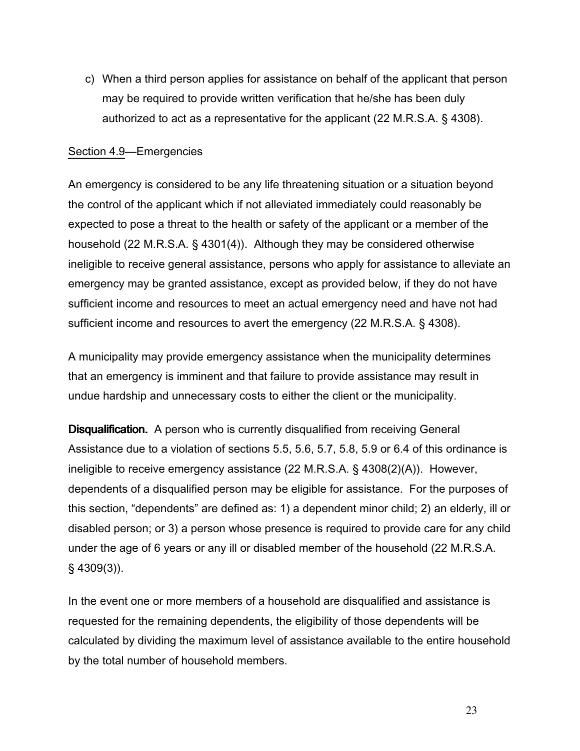c) When a third person applies for assistance on behalf of the applicant that person may be required to provide written verification that he/she has been duly authorized to act as a representative for the applicant (22 M.R.S.A. § 4308).

<u>Section 4.9</u>—Emergencies

An emergency is considered to be any life threatening situation or a situation beyond the control of the applicant which if not alleviated immediately could reasonably be expected to pose a threat to the health or safety of the applicant or a member of the household (22 M.R.S.A. § 4301(4)). Although they may be considered otherwise ineligible to receive general assistance, persons who apply for assistance to alleviate an emergency may be granted assistance, except as provided below, if they do not have sufficient income and resources to meet an actual emergency need and have not had sufficient income and resources to avert the emergency (22 M.R.S.A. § 4308).

A municipality may provide emergency assistance when the municipality determines that an emergency is imminent and that failure to provide assistance may result in undue hardship and unnecessary costs to either the client or the municipality.

**Disqualification.** A person who is currently disqualified from receiving General Assistance due to a violation of sections 5.5, 5.6, 5.7, 5.8, 5.9 or 6.4 of this ordinance is ineligible to receive emergency assistance (22 M.R.S.A. § 4308(2)(A)). However, dependents of a disqualified person may be eligible for assistance. For the purposes of this section, "dependents" are defined as: 1) a dependent minor child; 2) an elderly, ill or disabled person; or 3) a person whose presence is required to provide care for any child under the age of 6 years or any ill or disabled member of the household (22 M.R.S.A. § 4309(3)).

In the event one or more members of a household are disqualified and assistance is requested for the remaining dependents, the eligibility of those dependents will be calculated by dividing the maximum level of assistance available to the entire household by the total number of household members.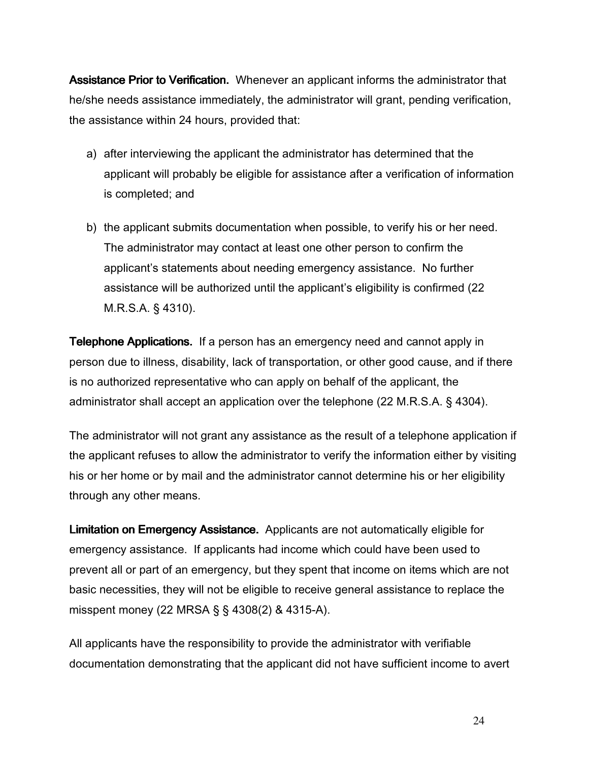**Assistance Prior to Verification.** Whenever an applicant informs the administrator that he/she needs assistance immediately, the administrator will grant, pending verification, the assistance within 24 hours, provided that:

a) after interviewing the applicant the administrator has determined that the applicant will probably be eligible for assistance after a verification of information is completed; and

b) the applicant submits documentation when possible, to verify his or her need. The administrator may contact at least one other person to confirm the applicant's statements about needing emergency assistance. No further assistance will be authorized until the applicant's eligibility is confirmed (22 M.R.S.A. § 4310).

**Telephone Applications.** If a person has an emergency need and cannot apply in person due to illness, disability, lack of transportation, or other good cause, and if there is no authorized representative who can apply on behalf of the applicant, the administrator shall accept an application over the telephone (22 M.R.S.A. § 4304).

The administrator will not grant any assistance as the result of a telephone application if the applicant refuses to allow the administrator to verify the information either by visiting his or her home or by mail and the administrator cannot determine his or her eligibility through any other means.

**Limitation on Emergency Assistance.** Applicants are not automatically eligible for emergency assistance. If applicants had income which could have been used to prevent all or part of an emergency, but they spent that income on items which are not basic necessities, they will not be eligible to receive general assistance to replace the misspent money (22 MRSA § § 4308(2) & 4315-A).

All applicants have the responsibility to provide the administrator with verifiable documentation demonstrating that the applicant did not have sufficient income to avert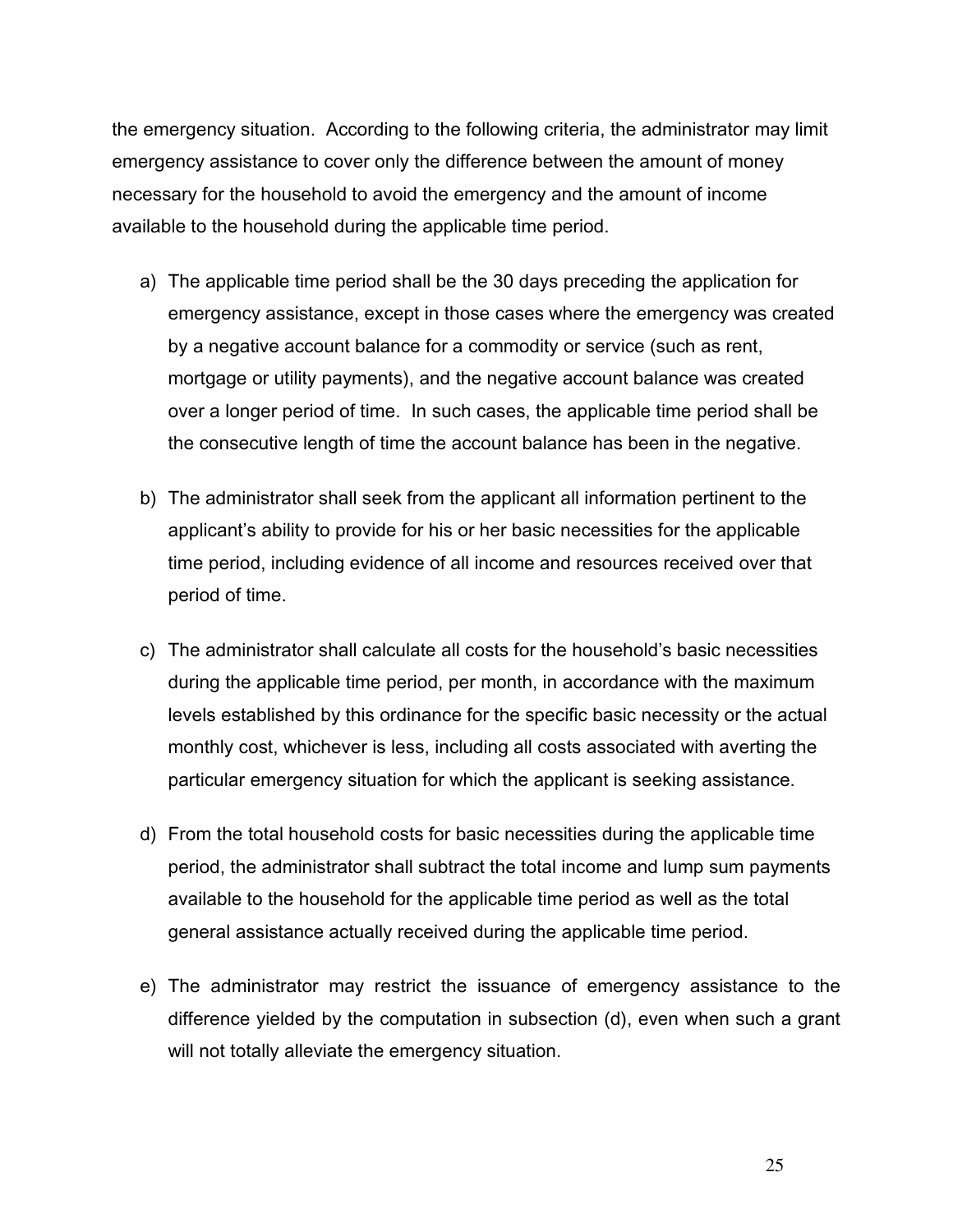the emergency situation. According to the following criteria, the administrator may limit emergency assistance to cover only the difference between the amount of money necessary for the household to avoid the emergency and the amount of income available to the household during the applicable time period.

a) The applicable time period shall be the 30 days preceding the application for emergency assistance, except in those cases where the emergency was created by a negative account balance for a commodity or service (such as rent, mortgage or utility payments), and the negative account balance was created over a longer period of time. In such cases, the applicable time period shall be the consecutive length of time the account balance has been in the negative.

b) The administrator shall seek from the applicant all information pertinent to the applicant's ability to provide for his or her basic necessities for the applicable time period, including evidence of all income and resources received over that period of time.

c) The administrator shall calculate all costs for the household's basic necessities during the applicable time period, per month, in accordance with the maximum levels established by this ordinance for the specific basic necessity or the actual monthly cost, whichever is less, including all costs associated with averting the particular emergency situation for which the applicant is seeking assistance.

d) From the total household costs for basic necessities during the applicable time period, the administrator shall subtract the total income and lump sum payments available to the household for the applicable time period as well as the total general assistance actually received during the applicable time period.

e) The administrator may restrict the issuance of emergency assistance to the difference yielded by the computation in subsection (d), even when such a grant will not totally alleviate the emergency situation.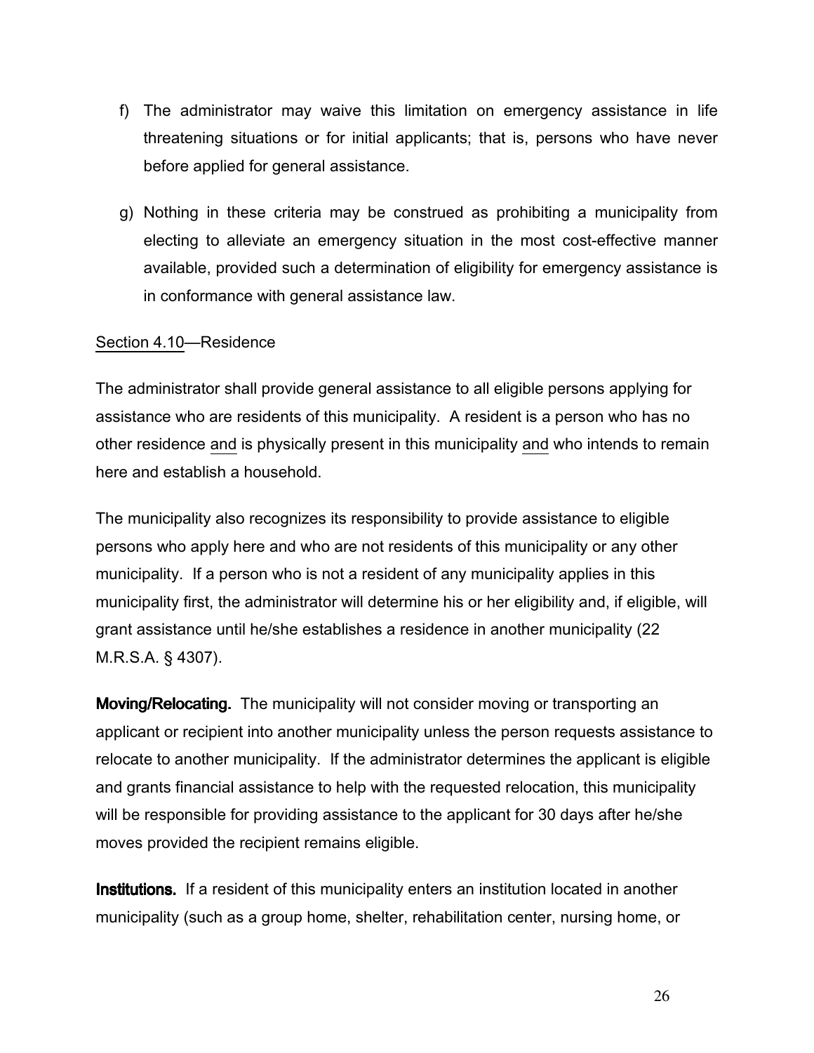f) The administrator may waive this limitation on emergency assistance in life threatening situations or for initial applicants; that is, persons who have never before applied for general assistance.

g) Nothing in these criteria may be construed as prohibiting a municipality from electing to alleviate an emergency situation in the most cost-effective manner available, provided such a determination of eligibility for emergency assistance is in conformance with general assistance law.

Section 4.10—Residence

The administrator shall provide general assistance to all eligible persons applying for assistance who are residents of this municipality. A resident is a person who has no other residence and is physically present in this municipality and who intends to remain here and establish a household.

The municipality also recognizes its responsibility to provide assistance to eligible persons who apply here and who are not residents of this municipality or any other municipality. If a person who is not a resident of any municipality applies in this municipality first, the administrator will determine his or her eligibility and, if eligible, will grant assistance until he/she establishes a residence in another municipality (22 M.R.S.A. § 4307).

**Moving/Relocating.** The municipality will not consider moving or transporting an applicant or recipient into another municipality unless the person requests assistance to relocate to another municipality. If the administrator determines the applicant is eligible and grants financial assistance to help with the requested relocation, this municipality will be responsible for providing assistance to the applicant for 30 days after he/she moves provided the recipient remains eligible.

**Institutions.** If a resident of this municipality enters an institution located in another municipality (such as a group home, shelter, rehabilitation center, nursing home, or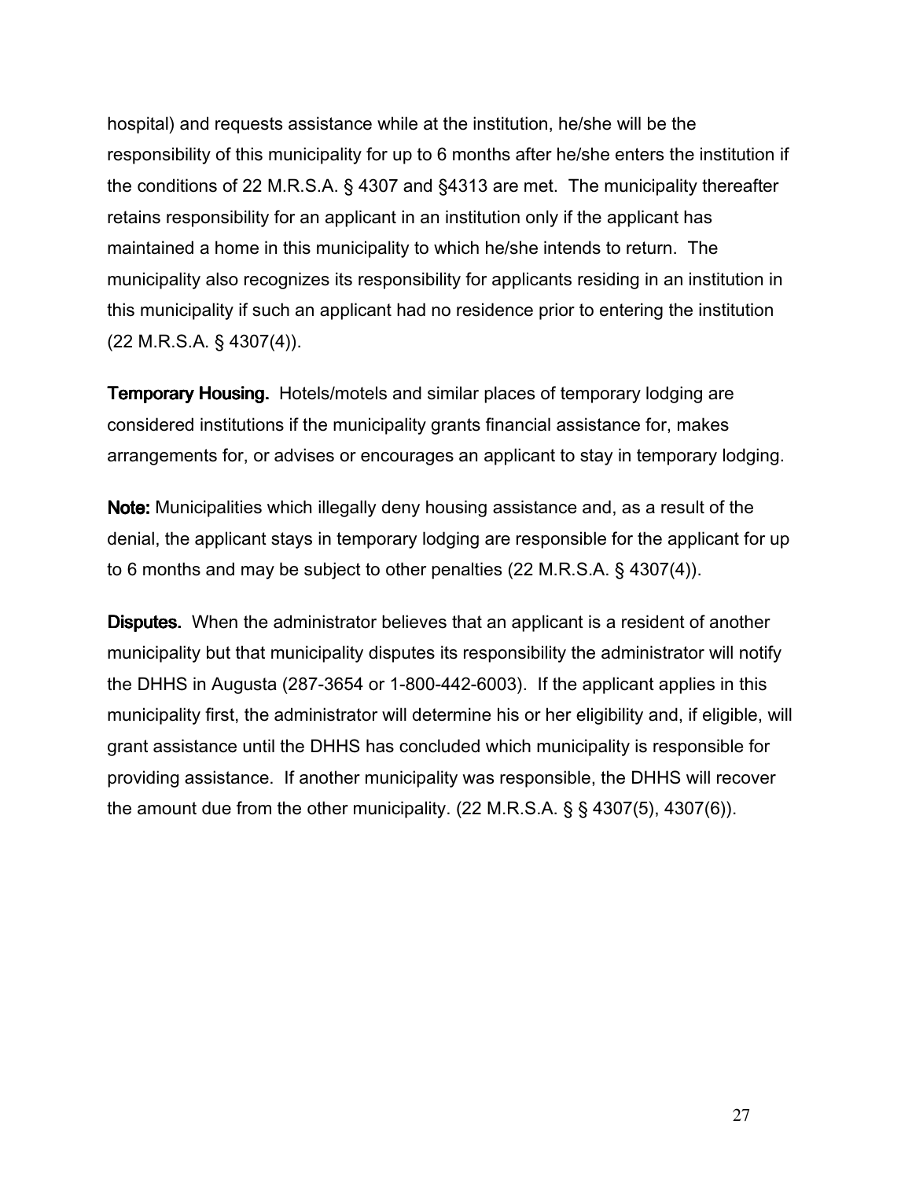hospital) and requests assistance while at the institution, he/she will be the responsibility of this municipality for up to 6 months after he/she enters the institution if the conditions of 22 M.R.S.A. § 4307 and §4313 are met. The municipality thereafter retains responsibility for an applicant in an institution only if the applicant has maintained a home in this municipality to which he/she intends to return. The municipality also recognizes its responsibility for applicants residing in an institution in this municipality if such an applicant had no residence prior to entering the institution (22 M.R.S.A. § 4307(4)).

**Temporary Housing.** Hotels/motels and similar places of temporary lodging are considered institutions if the municipality grants financial assistance for, makes arrangements for, or advises or encourages an applicant to stay in temporary lodging.

**Note:** Municipalities which illegally deny housing assistance and, as a result of the denial, the applicant stays in temporary lodging are responsible for the applicant for up to 6 months and may be subject to other penalties (22 M.R.S.A. § 4307(4)).

**Disputes.** When the administrator believes that an applicant is a resident of another municipality but that municipality disputes its responsibility the administrator will notify the DHHS in Augusta (287-3654 or 1-800-442-6003). If the applicant applies in this municipality first, the administrator will determine his or her eligibility and, if eligible, will grant assistance until the DHHS has concluded which municipality is responsible for providing assistance. If another municipality was responsible, the DHHS will recover the amount due from the other municipality. (22 M.R.S.A. § § 4307(5), 4307(6)).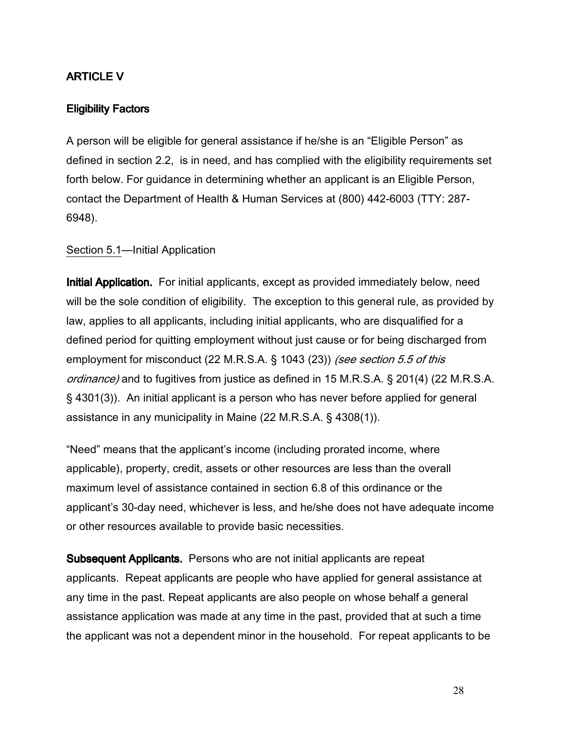## ARTICLE V

### Eligibility Factors

A person will be eligible for general assistance if he/she is an "Eligible Person" as defined in section 2.2, is in need, and has complied with the eligibility requirements set forth below. For guidance in determining whether an applicant is an Eligible Person, contact the Department of Health & Human Services at (800) 442-6003 (TTY: 287-6948).

Section 5.1—Initial Application

**Initial Application.** For initial applicants, except as provided immediately below, need will be the sole condition of eligibility. The exception to this general rule, as provided by law, applies to all applicants, including initial applicants, who are disqualified for a defined period for quitting employment without just cause or for being discharged from employment for misconduct (22 M.R.S.A. § 1043 (23)) *(see section 5.5 of this ordinance)* and to fugitives from justice as defined in 15 M.R.S.A. § 201(4) (22 M.R.S.A. § 4301(3)). An initial applicant is a person who has never before applied for general assistance in any municipality in Maine (22 M.R.S.A. § 4308(1)).

"Need" means that the applicant's income (including prorated income, where applicable), property, credit, assets or other resources are less than the overall maximum level of assistance contained in section 6.8 of this ordinance or the applicant's 30-day need, whichever is less, and he/she does not have adequate income or other resources available to provide basic necessities.

**Subsequent Applicants.** Persons who are not initial applicants are repeat applicants. Repeat applicants are people who have applied for general assistance at any time in the past. Repeat applicants are also people on whose behalf a general assistance application was made at any time in the past, provided that at such a time the applicant was not a dependent minor in the household. For repeat applicants to be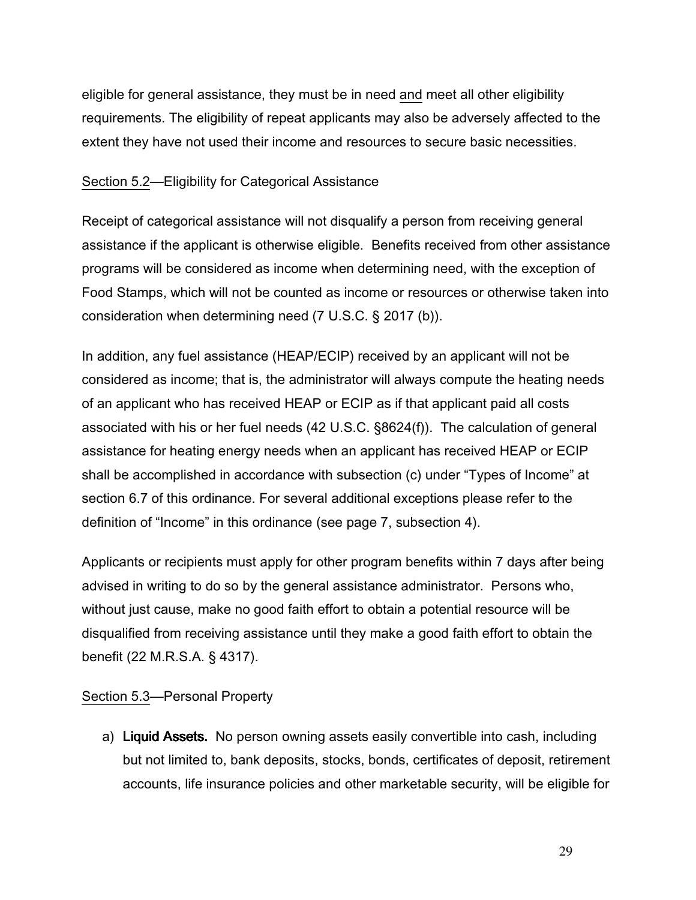eligible for general assistance, they must be in need <u>and</u> meet all other eligibility requirements. The eligibility of repeat applicants may also be adversely affected to the extent they have not used their income and resources to secure basic necessities.

<u>Section 5.2</u>—Eligibility for Categorical Assistance

Receipt of categorical assistance will not disqualify a person from receiving general assistance if the applicant is otherwise eligible. Benefits received from other assistance programs will be considered as income when determining need, with the exception of Food Stamps, which will not be counted as income or resources or otherwise taken into consideration when determining need (7 U.S.C. § 2017 (b)).

In addition, any fuel assistance (HEAP/ECIP) received by an applicant will not be considered as income; that is, the administrator will always compute the heating needs of an applicant who has received HEAP or ECIP as if that applicant paid all costs associated with his or her fuel needs (42 U.S.C. §8624(f)). The calculation of general assistance for heating energy needs when an applicant has received HEAP or ECIP shall be accomplished in accordance with subsection (c) under "Types of Income" at section 6.7 of this ordinance. For several additional exceptions please refer to the definition of "Income" in this ordinance (see page 7, subsection 4).

Applicants or recipients must apply for other program benefits within 7 days after being advised in writing to do so by the general assistance administrator. Persons who, without just cause, make no good faith effort to obtain a potential resource will be disqualified from receiving assistance until they make a good faith effort to obtain the benefit (22 M.R.S.A. § 4317).

<u>Section 5.3</u>—Personal Property

a) **Liquid Assets.** No person owning assets easily convertible into cash, including but not limited to, bank deposits, stocks, bonds, certificates of deposit, retirement accounts, life insurance policies and other marketable security, will be eligible for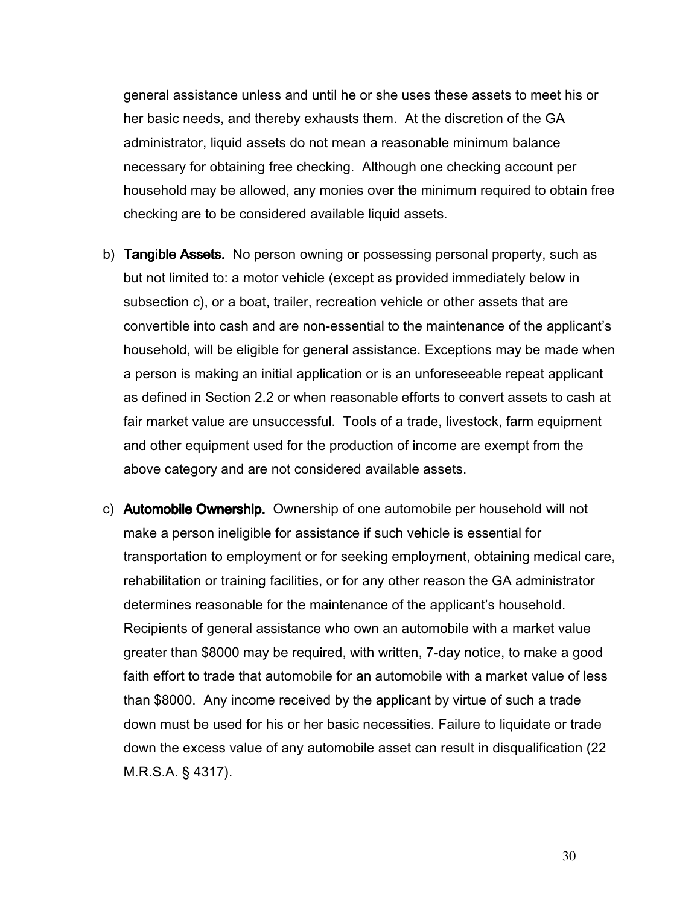general assistance unless and until he or she uses these assets to meet his or her basic needs, and thereby exhausts them. At the discretion of the GA administrator, liquid assets do not mean a reasonable minimum balance necessary for obtaining free checking. Although one checking account per household may be allowed, any monies over the minimum required to obtain free checking are to be considered available liquid assets.

b) **Tangible Assets.** No person owning or possessing personal property, such as but not limited to: a motor vehicle (except as provided immediately below in subsection c), or a boat, trailer, recreation vehicle or other assets that are convertible into cash and are non-essential to the maintenance of the applicant's household, will be eligible for general assistance. Exceptions may be made when a person is making an initial application or is an unforeseeable repeat applicant as defined in Section 2.2 or when reasonable efforts to convert assets to cash at fair market value are unsuccessful. Tools of a trade, livestock, farm equipment and other equipment used for the production of income are exempt from the above category and are not considered available assets.

c) **Automobile Ownership.** Ownership of one automobile per household will not make a person ineligible for assistance if such vehicle is essential for transportation to employment or for seeking employment, obtaining medical care, rehabilitation or training facilities, or for any other reason the GA administrator determines reasonable for the maintenance of the applicant's household. Recipients of general assistance who own an automobile with a market value greater than $8000 may be required, with written, 7-day notice, to make a good faith effort to trade that automobile for an automobile with a market value of less than $8000. Any income received by the applicant by virtue of such a trade down must be used for his or her basic necessities. Failure to liquidate or trade down the excess value of any automobile asset can result in disqualification (22 M.R.S.A. § 4317).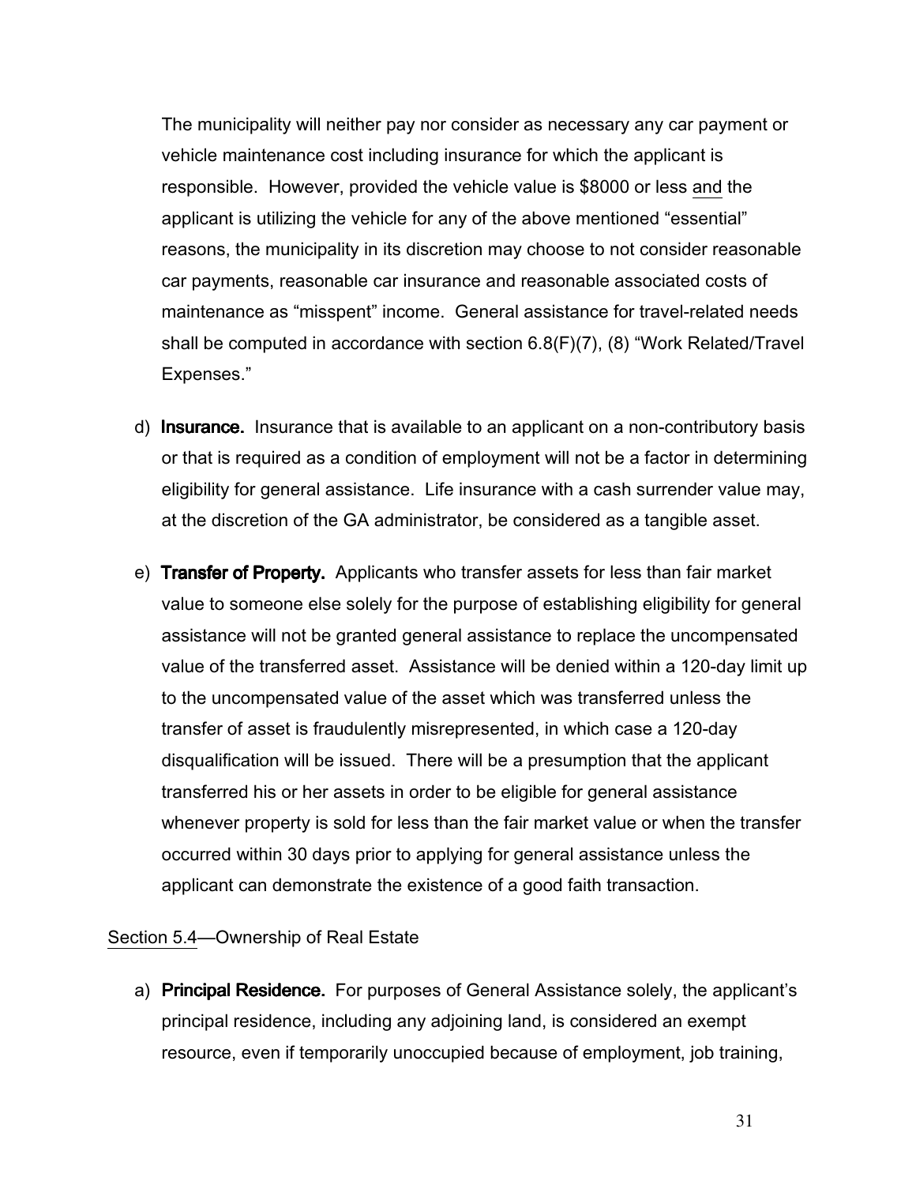The municipality will neither pay nor consider as necessary any car payment or vehicle maintenance cost including insurance for which the applicant is responsible. However, provided the vehicle value is $8000 or less <u>and</u> the applicant is utilizing the vehicle for any of the above mentioned "essential" reasons, the municipality in its discretion may choose to not consider reasonable car payments, reasonable car insurance and reasonable associated costs of maintenance as "misspent" income. General assistance for travel-related needs shall be computed in accordance with section 6.8(F)(7), (8) "Work Related/Travel Expenses."

d) **Insurance.** Insurance that is available to an applicant on a non-contributory basis or that is required as a condition of employment will not be a factor in determining eligibility for general assistance. Life insurance with a cash surrender value may, at the discretion of the GA administrator, be considered as a tangible asset.

e) **Transfer of Property.** Applicants who transfer assets for less than fair market value to someone else solely for the purpose of establishing eligibility for general assistance will not be granted general assistance to replace the uncompensated value of the transferred asset. Assistance will be denied within a 120-day limit up to the uncompensated value of the asset which was transferred unless the transfer of asset is fraudulently misrepresented, in which case a 120-day disqualification will be issued. There will be a presumption that the applicant transferred his or her assets in order to be eligible for general assistance whenever property is sold for less than the fair market value or when the transfer occurred within 30 days prior to applying for general assistance unless the applicant can demonstrate the existence of a good faith transaction.

<u>Section 5.4</u>—Ownership of Real Estate

a) **Principal Residence.** For purposes of General Assistance solely, the applicant's principal residence, including any adjoining land, is considered an exempt resource, even if temporarily unoccupied because of employment, job training,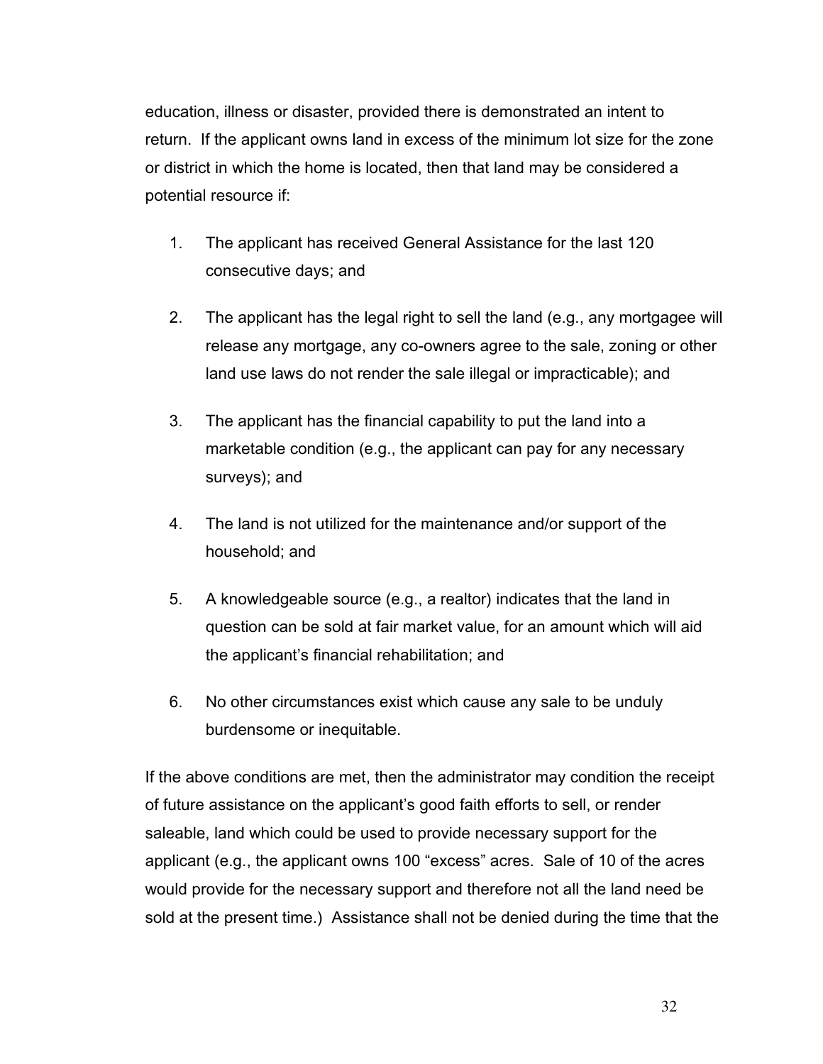education, illness or disaster, provided there is demonstrated an intent to return. If the applicant owns land in excess of the minimum lot size for the zone or district in which the home is located, then that land may be considered a potential resource if:

1. The applicant has received General Assistance for the last 120 consecutive days; and
2. The applicant has the legal right to sell the land (e.g., any mortgagee will release any mortgage, any co-owners agree to the sale, zoning or other land use laws do not render the sale illegal or impracticable); and
3. The applicant has the financial capability to put the land into a marketable condition (e.g., the applicant can pay for any necessary surveys); and
4. The land is not utilized for the maintenance and/or support of the household; and
5. A knowledgeable source (e.g., a realtor) indicates that the land in question can be sold at fair market value, for an amount which will aid the applicant's financial rehabilitation; and
6. No other circumstances exist which cause any sale to be unduly burdensome or inequitable.

If the above conditions are met, then the administrator may condition the receipt of future assistance on the applicant's good faith efforts to sell, or render saleable, land which could be used to provide necessary support for the applicant (e.g., the applicant owns 100 "excess" acres. Sale of 10 of the acres would provide for the necessary support and therefore not all the land need be sold at the present time.) Assistance shall not be denied during the time that the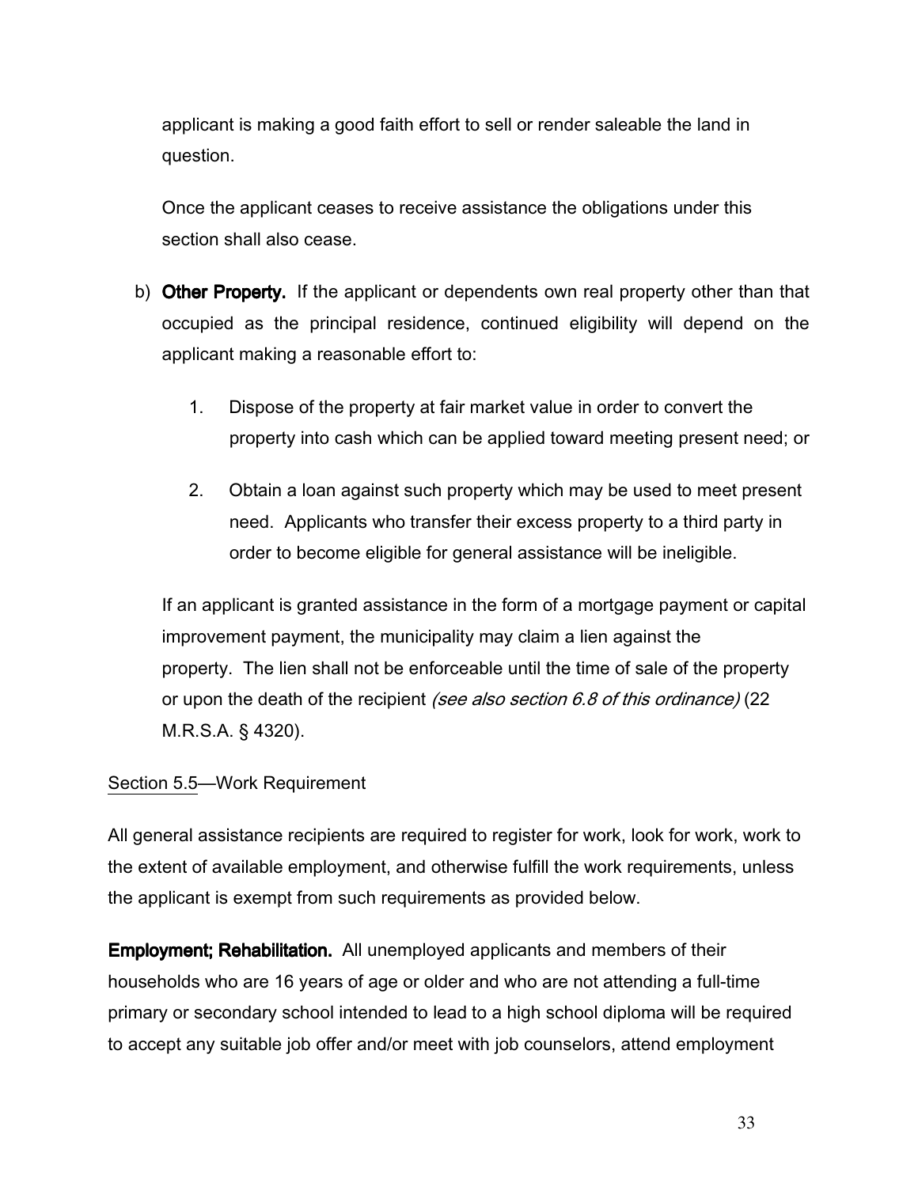applicant is making a good faith effort to sell or render saleable the land in question.

Once the applicant ceases to receive assistance the obligations under this section shall also cease.

b) **Other Property.** If the applicant or dependents own real property other than that occupied as the principal residence, continued eligibility will depend on the applicant making a reasonable effort to:

 1. Dispose of the property at fair market value in order to convert the property into cash which can be applied toward meeting present need; or

 2. Obtain a loan against such property which may be used to meet present need. Applicants who transfer their excess property to a third party in order to become eligible for general assistance will be ineligible.

 If an applicant is granted assistance in the form of a mortgage payment or capital improvement payment, the municipality may claim a lien against the property. The lien shall not be enforceable until the time of sale of the property or upon the death of the recipient *(see also section 6.8 of this ordinance)* (22 M.R.S.A. § 4320).

Section 5.5—Work Requirement

All general assistance recipients are required to register for work, look for work, work to the extent of available employment, and otherwise fulfill the work requirements, unless the applicant is exempt from such requirements as provided below.

**Employment; Rehabilitation.** All unemployed applicants and members of their households who are 16 years of age or older and who are not attending a full-time primary or secondary school intended to lead to a high school diploma will be required to accept any suitable job offer and/or meet with job counselors, attend employment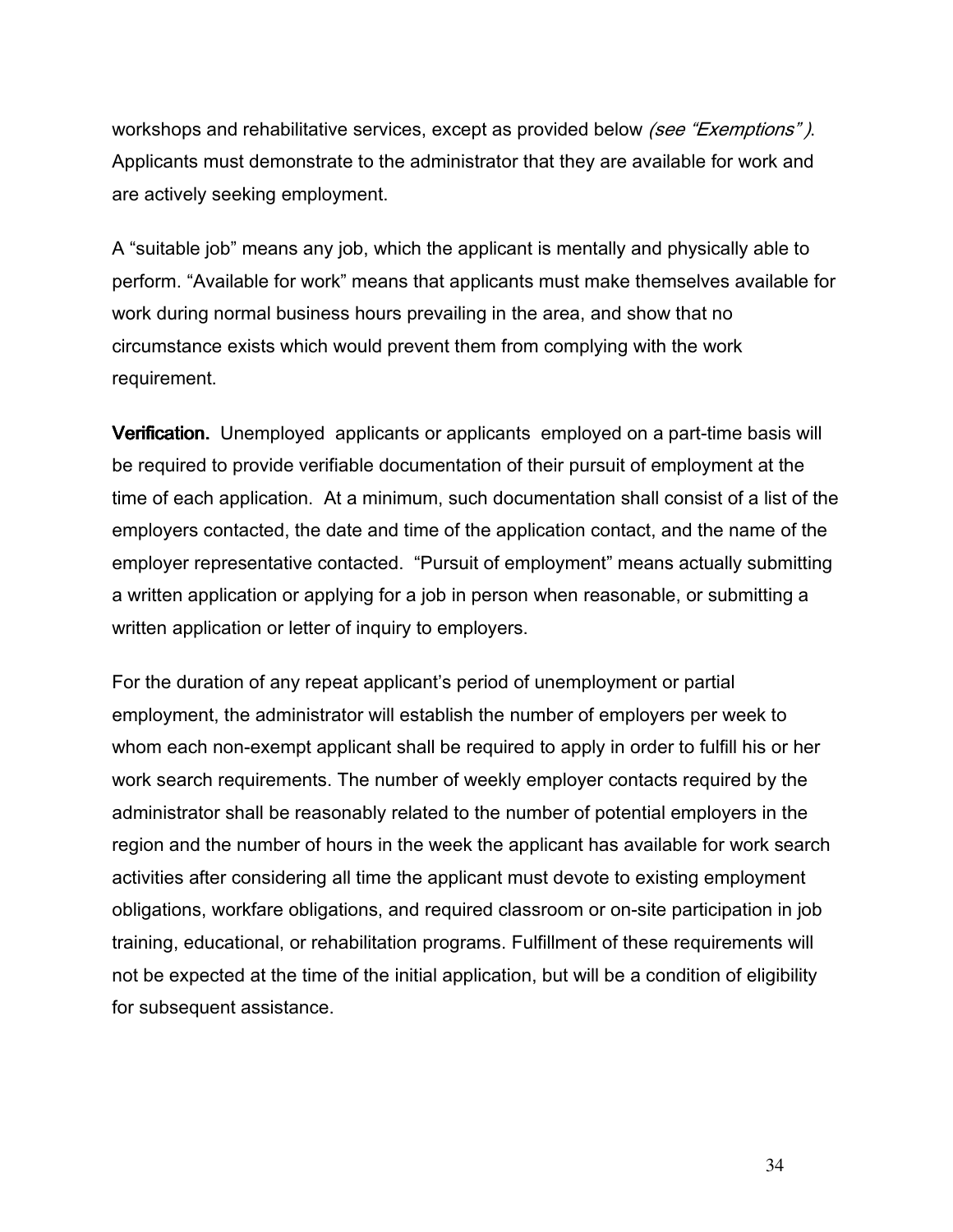workshops and rehabilitative services, except as provided below *(see "Exemptions" )*. Applicants must demonstrate to the administrator that they are available for work and are actively seeking employment.

A "suitable job" means any job, which the applicant is mentally and physically able to perform. "Available for work" means that applicants must make themselves available for work during normal business hours prevailing in the area, and show that no circumstance exists which would prevent them from complying with the work requirement.

**Verification.** Unemployed applicants or applicants employed on a part-time basis will be required to provide verifiable documentation of their pursuit of employment at the time of each application. At a minimum, such documentation shall consist of a list of the employers contacted, the date and time of the application contact, and the name of the employer representative contacted. "Pursuit of employment" means actually submitting a written application or applying for a job in person when reasonable, or submitting a written application or letter of inquiry to employers.

For the duration of any repeat applicant's period of unemployment or partial employment, the administrator will establish the number of employers per week to whom each non-exempt applicant shall be required to apply in order to fulfill his or her work search requirements. The number of weekly employer contacts required by the administrator shall be reasonably related to the number of potential employers in the region and the number of hours in the week the applicant has available for work search activities after considering all time the applicant must devote to existing employment obligations, workfare obligations, and required classroom or on-site participation in job training, educational, or rehabilitation programs. Fulfillment of these requirements will not be expected at the time of the initial application, but will be a condition of eligibility for subsequent assistance.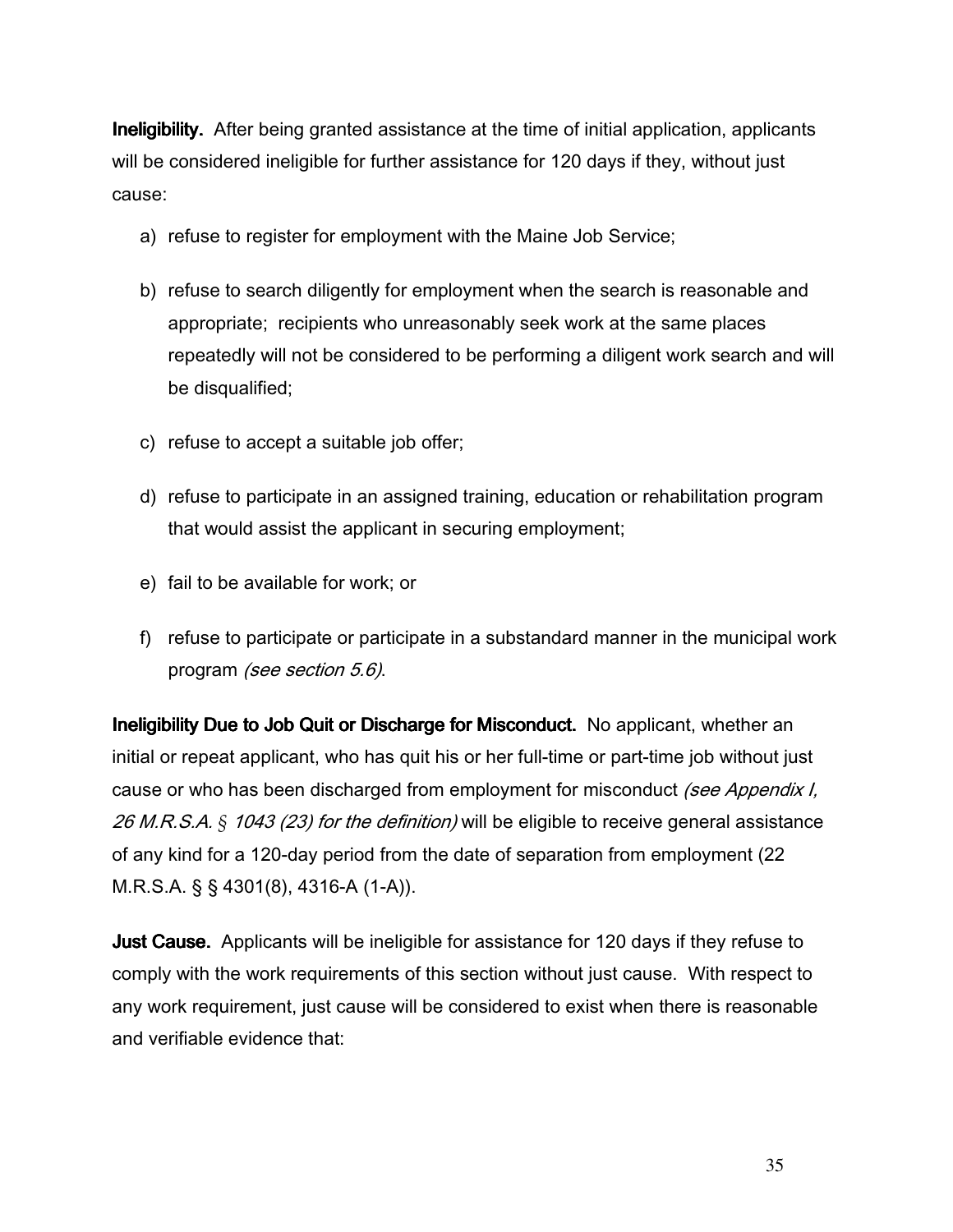**Ineligibility.** After being granted assistance at the time of initial application, applicants will be considered ineligible for further assistance for 120 days if they, without just cause:

a) refuse to register for employment with the Maine Job Service;

b) refuse to search diligently for employment when the search is reasonable and appropriate; recipients who unreasonably seek work at the same places repeatedly will not be considered to be performing a diligent work search and will be disqualified;

c) refuse to accept a suitable job offer;

d) refuse to participate in an assigned training, education or rehabilitation program that would assist the applicant in securing employment;

e) fail to be available for work; or

f) refuse to participate or participate in a substandard manner in the municipal work program *(see section 5.6)*.

**Ineligibility Due to Job Quit or Discharge for Misconduct.** No applicant, whether an initial or repeat applicant, who has quit his or her full-time or part-time job without just cause or who has been discharged from employment for misconduct *(see Appendix I, 26 M.R.S.A. § 1043 (23) for the definition)* will be eligible to receive general assistance of any kind for a 120-day period from the date of separation from employment (22 M.R.S.A. § § 4301(8), 4316-A (1-A)).

**Just Cause.** Applicants will be ineligible for assistance for 120 days if they refuse to comply with the work requirements of this section without just cause. With respect to any work requirement, just cause will be considered to exist when there is reasonable and verifiable evidence that: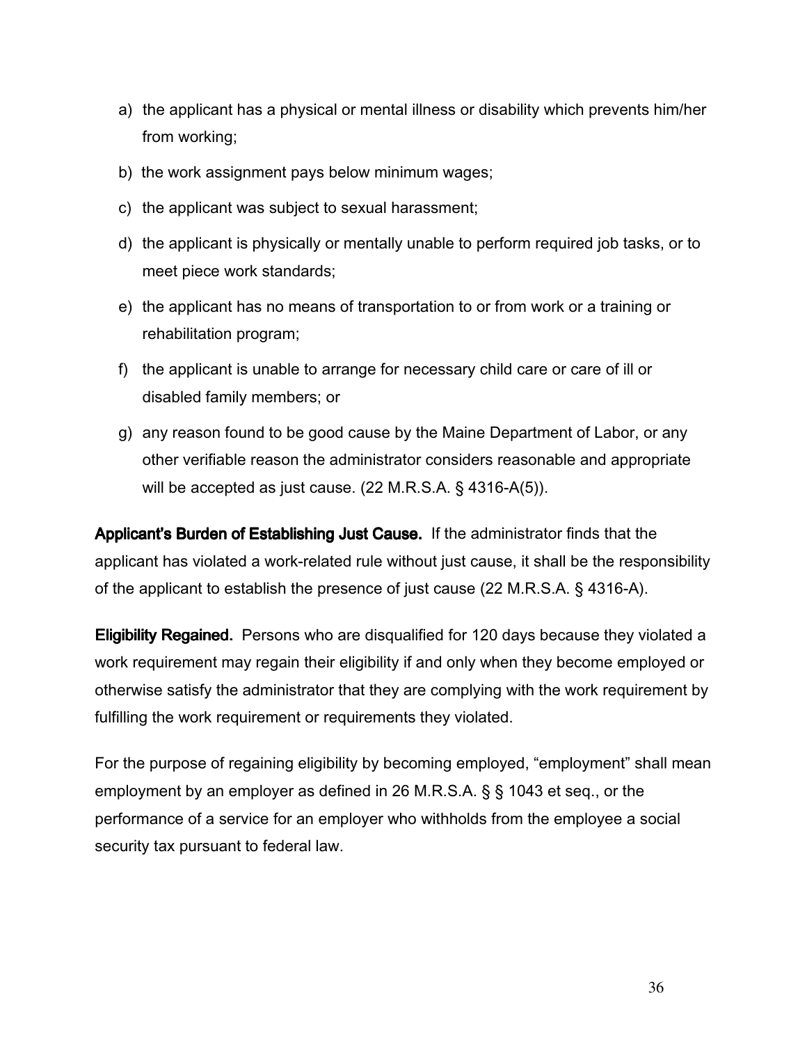a) the applicant has a physical or mental illness or disability which prevents him/her from working;

b) the work assignment pays below minimum wages;

c) the applicant was subject to sexual harassment;

d) the applicant is physically or mentally unable to perform required job tasks, or to meet piece work standards;

e) the applicant has no means of transportation to or from work or a training or rehabilitation program;

f) the applicant is unable to arrange for necessary child care or care of ill or disabled family members; or

g) any reason found to be good cause by the Maine Department of Labor, or any other verifiable reason the administrator considers reasonable and appropriate will be accepted as just cause. (22 M.R.S.A. § 4316-A(5)).

**Applicant's Burden of Establishing Just Cause.** If the administrator finds that the applicant has violated a work-related rule without just cause, it shall be the responsibility of the applicant to establish the presence of just cause (22 M.R.S.A. § 4316-A).

**Eligibility Regained.** Persons who are disqualified for 120 days because they violated a work requirement may regain their eligibility if and only when they become employed or otherwise satisfy the administrator that they are complying with the work requirement by fulfilling the work requirement or requirements they violated.

For the purpose of regaining eligibility by becoming employed, "employment" shall mean employment by an employer as defined in 26 M.R.S.A. § § 1043 et seq., or the performance of a service for an employer who withholds from the employee a social security tax pursuant to federal law.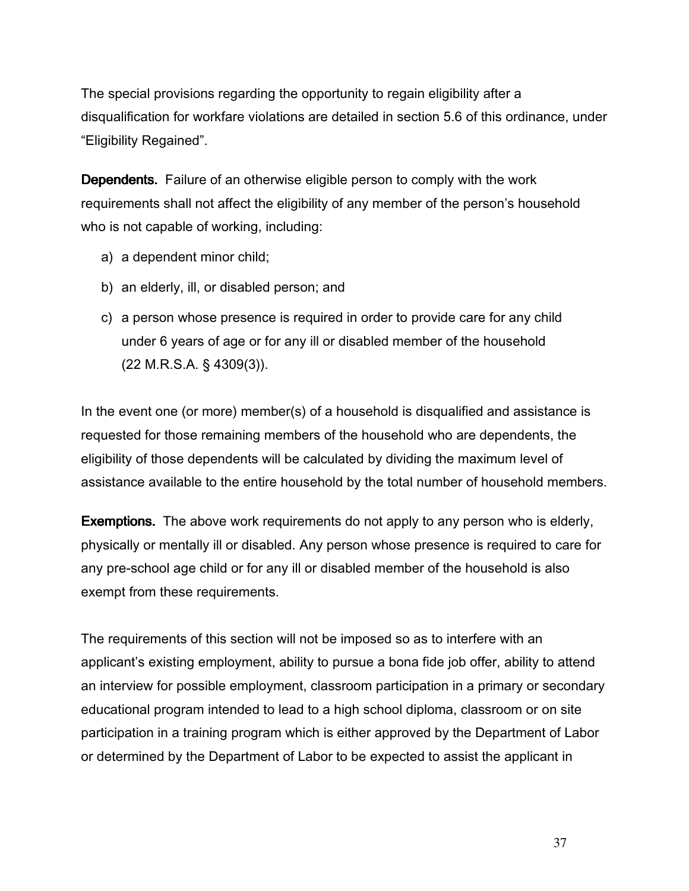The special provisions regarding the opportunity to regain eligibility after a disqualification for workfare violations are detailed in section 5.6 of this ordinance, under "Eligibility Regained".

**Dependents.** Failure of an otherwise eligible person to comply with the work requirements shall not affect the eligibility of any member of the person's household who is not capable of working, including:

a) a dependent minor child;

b) an elderly, ill, or disabled person; and

c) a person whose presence is required in order to provide care for any child under 6 years of age or for any ill or disabled member of the household (22 M.R.S.A. § 4309(3)).

In the event one (or more) member(s) of a household is disqualified and assistance is requested for those remaining members of the household who are dependents, the eligibility of those dependents will be calculated by dividing the maximum level of assistance available to the entire household by the total number of household members.

**Exemptions.** The above work requirements do not apply to any person who is elderly, physically or mentally ill or disabled. Any person whose presence is required to care for any pre-school age child or for any ill or disabled member of the household is also exempt from these requirements.

The requirements of this section will not be imposed so as to interfere with an applicant's existing employment, ability to pursue a bona fide job offer, ability to attend an interview for possible employment, classroom participation in a primary or secondary educational program intended to lead to a high school diploma, classroom or on site participation in a training program which is either approved by the Department of Labor or determined by the Department of Labor to be expected to assist the applicant in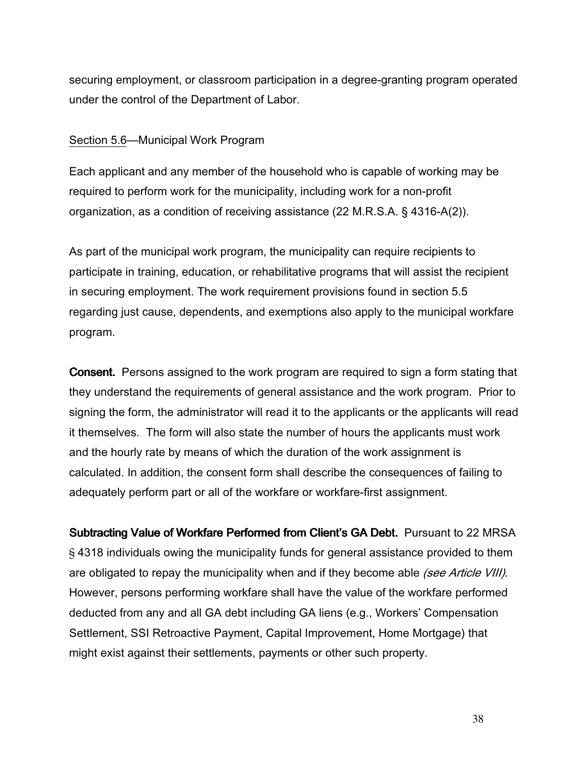securing employment, or classroom participation in a degree-granting program operated under the control of the Department of Labor.

<u>Section 5.6</u>—Municipal Work Program

Each applicant and any member of the household who is capable of working may be required to perform work for the municipality, including work for a non-profit organization, as a condition of receiving assistance (22 M.R.S.A. § 4316-A(2)).

As part of the municipal work program, the municipality can require recipients to participate in training, education, or rehabilitative programs that will assist the recipient in securing employment. The work requirement provisions found in section 5.5 regarding just cause, dependents, and exemptions also apply to the municipal workfare program.

**Consent.** Persons assigned to the work program are required to sign a form stating that they understand the requirements of general assistance and the work program. Prior to signing the form, the administrator will read it to the applicants or the applicants will read it themselves. The form will also state the number of hours the applicants must work and the hourly rate by means of which the duration of the work assignment is calculated. In addition, the consent form shall describe the consequences of failing to adequately perform part or all of the workfare or workfare-first assignment.

**Subtracting Value of Workfare Performed from Client's GA Debt.** Pursuant to 22 MRSA § 4318 individuals owing the municipality funds for general assistance provided to them are obligated to repay the municipality when and if they become able *(see Article VIII)*. However, persons performing workfare shall have the value of the workfare performed deducted from any and all GA debt including GA liens (e.g., Workers' Compensation Settlement, SSI Retroactive Payment, Capital Improvement, Home Mortgage) that might exist against their settlements, payments or other such property.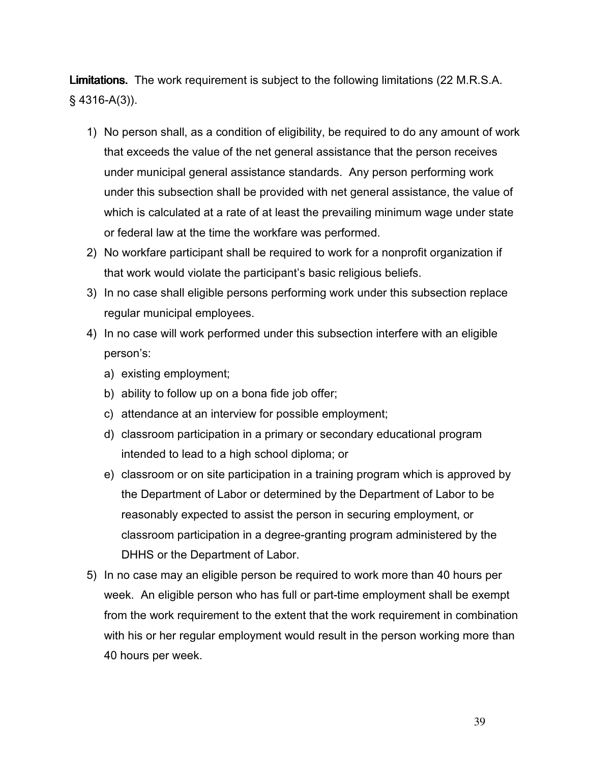**Limitations.** The work requirement is subject to the following limitations (22 M.R.S.A. § 4316-A(3)).

1) No person shall, as a condition of eligibility, be required to do any amount of work that exceeds the value of the net general assistance that the person receives under municipal general assistance standards. Any person performing work under this subsection shall be provided with net general assistance, the value of which is calculated at a rate of at least the prevailing minimum wage under state or federal law at the time the workfare was performed.
2) No workfare participant shall be required to work for a nonprofit organization if that work would violate the participant's basic religious beliefs.
3) In no case shall eligible persons performing work under this subsection replace regular municipal employees.
4) In no case will work performed under this subsection interfere with an eligible person's:
   a) existing employment;
   b) ability to follow up on a bona fide job offer;
   c) attendance at an interview for possible employment;
   d) classroom participation in a primary or secondary educational program intended to lead to a high school diploma; or
   e) classroom or on site participation in a training program which is approved by the Department of Labor or determined by the Department of Labor to be reasonably expected to assist the person in securing employment, or classroom participation in a degree-granting program administered by the DHHS or the Department of Labor.
5) In no case may an eligible person be required to work more than 40 hours per week. An eligible person who has full or part-time employment shall be exempt from the work requirement to the extent that the work requirement in combination with his or her regular employment would result in the person working more than 40 hours per week.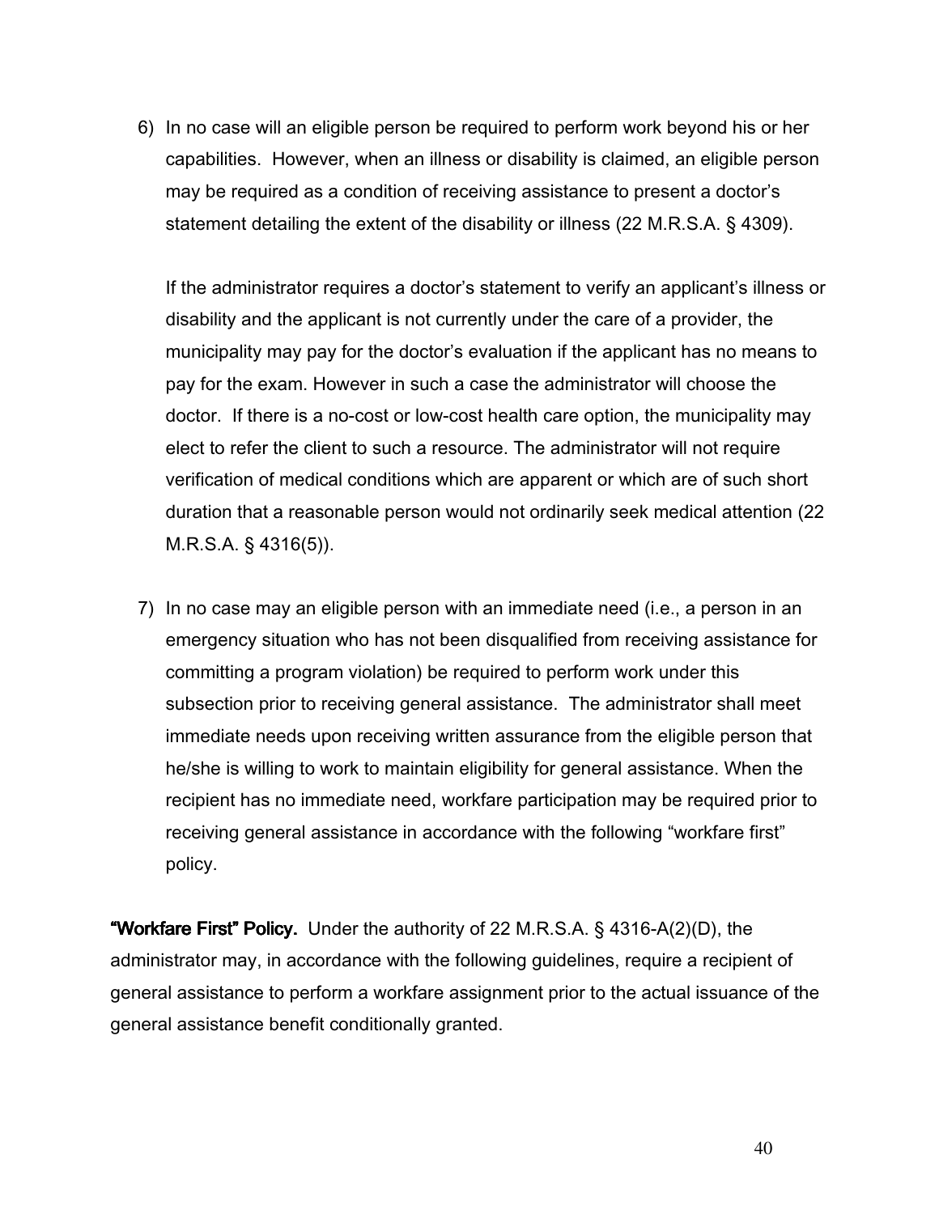6) In no case will an eligible person be required to perform work beyond his or her capabilities. However, when an illness or disability is claimed, an eligible person may be required as a condition of receiving assistance to present a doctor's statement detailing the extent of the disability or illness (22 M.R.S.A. § 4309).

   If the administrator requires a doctor's statement to verify an applicant's illness or disability and the applicant is not currently under the care of a provider, the municipality may pay for the doctor's evaluation if the applicant has no means to pay for the exam. However in such a case the administrator will choose the doctor. If there is a no-cost or low-cost health care option, the municipality may elect to refer the client to such a resource. The administrator will not require verification of medical conditions which are apparent or which are of such short duration that a reasonable person would not ordinarily seek medical attention (22 M.R.S.A. § 4316(5)).

7) In no case may an eligible person with an immediate need (i.e., a person in an emergency situation who has not been disqualified from receiving assistance for committing a program violation) be required to perform work under this subsection prior to receiving general assistance. The administrator shall meet immediate needs upon receiving written assurance from the eligible person that he/she is willing to work to maintain eligibility for general assistance. When the recipient has no immediate need, workfare participation may be required prior to receiving general assistance in accordance with the following "workfare first" policy.

**"Workfare First" Policy.** Under the authority of 22 M.R.S.A. § 4316-A(2)(D), the administrator may, in accordance with the following guidelines, require a recipient of general assistance to perform a workfare assignment prior to the actual issuance of the general assistance benefit conditionally granted.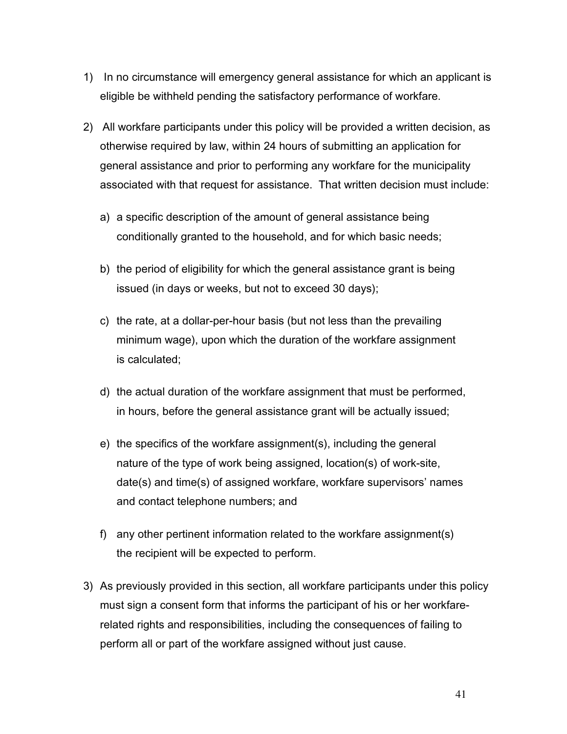1) In no circumstance will emergency general assistance for which an applicant is eligible be withheld pending the satisfactory performance of workfare.

2) All workfare participants under this policy will be provided a written decision, as otherwise required by law, within 24 hours of submitting an application for general assistance and prior to performing any workfare for the municipality associated with that request for assistance. That written decision must include:

   a) a specific description of the amount of general assistance being conditionally granted to the household, and for which basic needs;

   b) the period of eligibility for which the general assistance grant is being issued (in days or weeks, but not to exceed 30 days);

   c) the rate, at a dollar-per-hour basis (but not less than the prevailing minimum wage), upon which the duration of the workfare assignment is calculated;

   d) the actual duration of the workfare assignment that must be performed, in hours, before the general assistance grant will be actually issued;

   e) the specifics of the workfare assignment(s), including the general nature of the type of work being assigned, location(s) of work-site, date(s) and time(s) of assigned workfare, workfare supervisors' names and contact telephone numbers; and

   f) any other pertinent information related to the workfare assignment(s) the recipient will be expected to perform.

3) As previously provided in this section, all workfare participants under this policy must sign a consent form that informs the participant of his or her workfare-related rights and responsibilities, including the consequences of failing to perform all or part of the workfare assigned without just cause.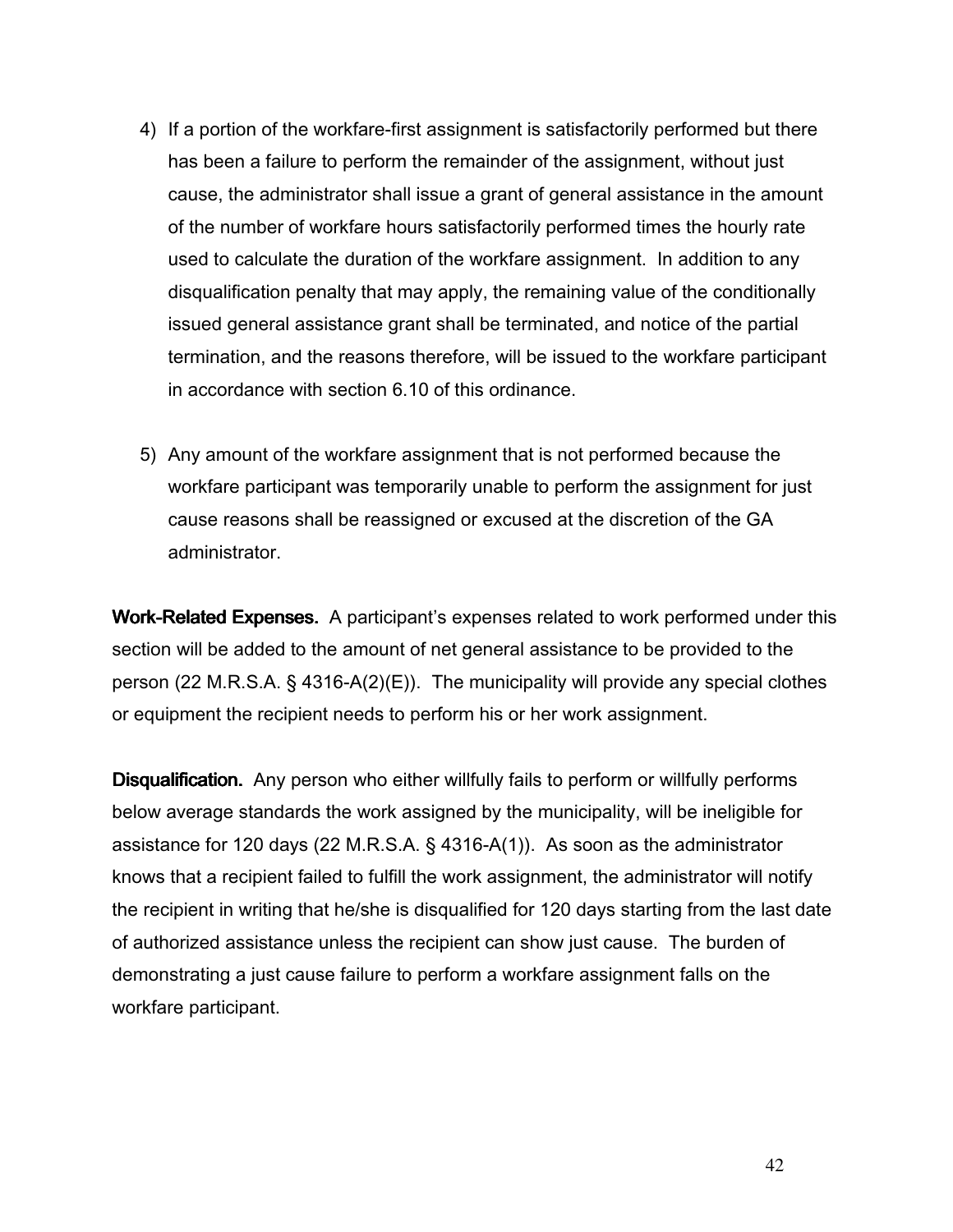4) If a portion of the workfare-first assignment is satisfactorily performed but there has been a failure to perform the remainder of the assignment, without just cause, the administrator shall issue a grant of general assistance in the amount of the number of workfare hours satisfactorily performed times the hourly rate used to calculate the duration of the workfare assignment.  In addition to any disqualification penalty that may apply, the remaining value of the conditionally issued general assistance grant shall be terminated, and notice of the partial termination, and the reasons therefore, will be issued to the workfare participant in accordance with section 6.10 of this ordinance.

5) Any amount of the workfare assignment that is not performed because the workfare participant was temporarily unable to perform the assignment for just cause reasons shall be reassigned or excused at the discretion of the GA administrator.

**Work-Related Expenses.** A participant's expenses related to work performed under this section will be added to the amount of net general assistance to be provided to the person (22 M.R.S.A. § 4316-A(2)(E)).  The municipality will provide any special clothes or equipment the recipient needs to perform his or her work assignment.

**Disqualification.** Any person who either willfully fails to perform or willfully performs below average standards the work assigned by the municipality, will be ineligible for assistance for 120 days (22 M.R.S.A. § 4316-A(1)).  As soon as the administrator knows that a recipient failed to fulfill the work assignment, the administrator will notify the recipient in writing that he/she is disqualified for 120 days starting from the last date of authorized assistance unless the recipient can show just cause.  The burden of demonstrating a just cause failure to perform a workfare assignment falls on the workfare participant.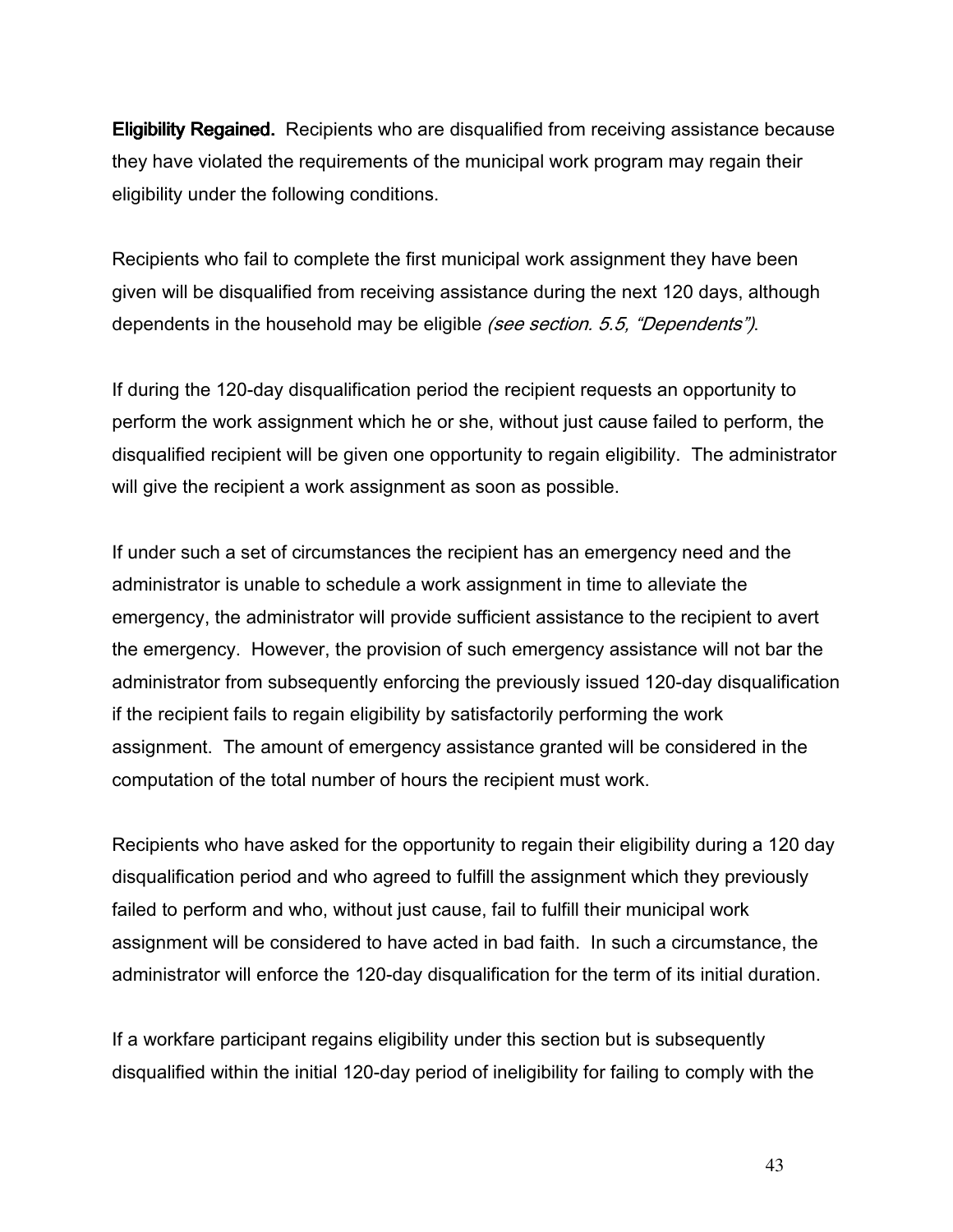**Eligibility Regained.** Recipients who are disqualified from receiving assistance because they have violated the requirements of the municipal work program may regain their eligibility under the following conditions.

Recipients who fail to complete the first municipal work assignment they have been given will be disqualified from receiving assistance during the next 120 days, although dependents in the household may be eligible *(see section. 5.5, "Dependents")*.

If during the 120-day disqualification period the recipient requests an opportunity to perform the work assignment which he or she, without just cause failed to perform, the disqualified recipient will be given one opportunity to regain eligibility. The administrator will give the recipient a work assignment as soon as possible.

If under such a set of circumstances the recipient has an emergency need and the administrator is unable to schedule a work assignment in time to alleviate the emergency, the administrator will provide sufficient assistance to the recipient to avert the emergency. However, the provision of such emergency assistance will not bar the administrator from subsequently enforcing the previously issued 120-day disqualification if the recipient fails to regain eligibility by satisfactorily performing the work assignment. The amount of emergency assistance granted will be considered in the computation of the total number of hours the recipient must work.

Recipients who have asked for the opportunity to regain their eligibility during a 120 day disqualification period and who agreed to fulfill the assignment which they previously failed to perform and who, without just cause, fail to fulfill their municipal work assignment will be considered to have acted in bad faith. In such a circumstance, the administrator will enforce the 120-day disqualification for the term of its initial duration.

If a workfare participant regains eligibility under this section but is subsequently disqualified within the initial 120-day period of ineligibility for failing to comply with the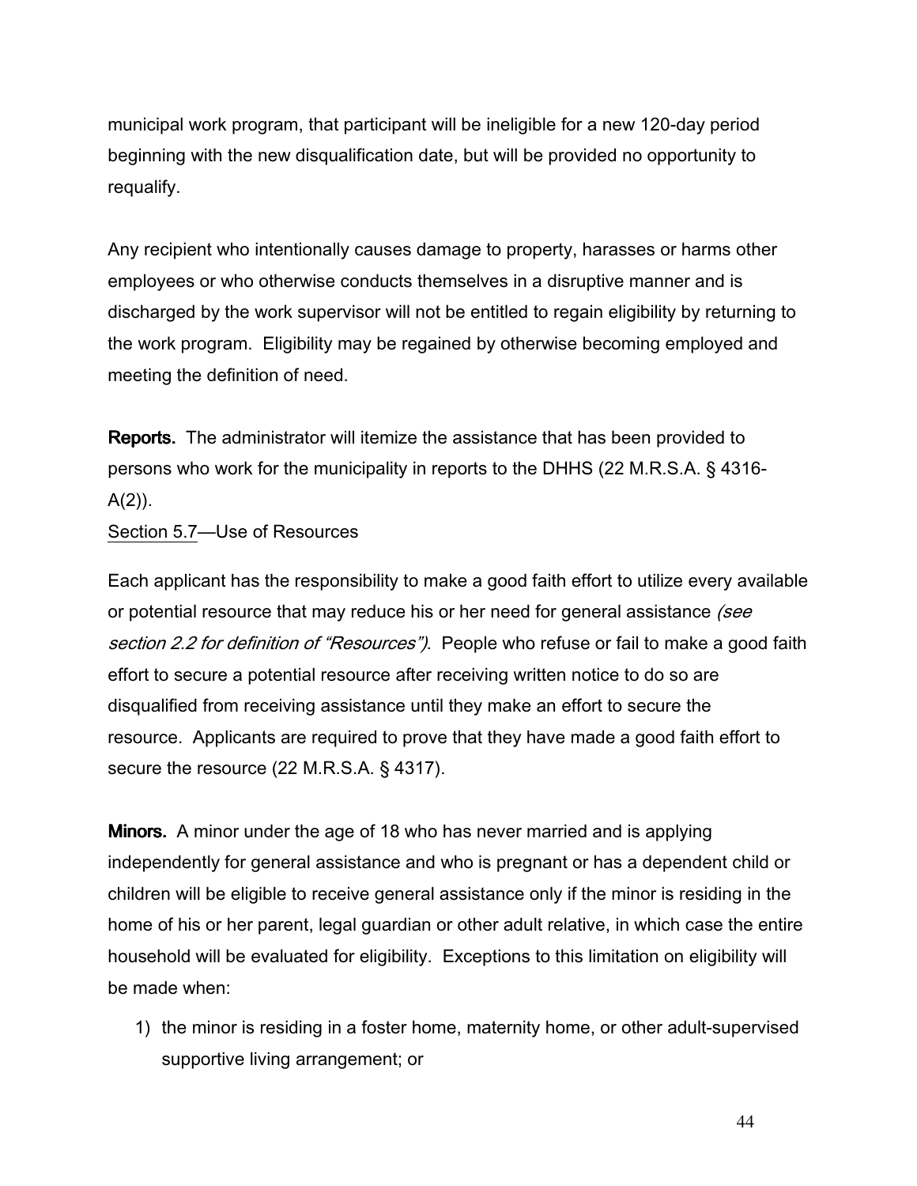municipal work program, that participant will be ineligible for a new 120-day period beginning with the new disqualification date, but will be provided no opportunity to requalify.

Any recipient who intentionally causes damage to property, harasses or harms other employees or who otherwise conducts themselves in a disruptive manner and is discharged by the work supervisor will not be entitled to regain eligibility by returning to the work program. Eligibility may be regained by otherwise becoming employed and meeting the definition of need.

**Reports.** The administrator will itemize the assistance that has been provided to persons who work for the municipality in reports to the DHHS (22 M.R.S.A. § 4316-A(2)).

Section 5.7—Use of Resources

Each applicant has the responsibility to make a good faith effort to utilize every available or potential resource that may reduce his or her need for general assistance *(see section 2.2 for definition of "Resources")*. People who refuse or fail to make a good faith effort to secure a potential resource after receiving written notice to do so are disqualified from receiving assistance until they make an effort to secure the resource. Applicants are required to prove that they have made a good faith effort to secure the resource (22 M.R.S.A. § 4317).

**Minors.** A minor under the age of 18 who has never married and is applying independently for general assistance and who is pregnant or has a dependent child or children will be eligible to receive general assistance only if the minor is residing in the home of his or her parent, legal guardian or other adult relative, in which case the entire household will be evaluated for eligibility. Exceptions to this limitation on eligibility will be made when:

1) the minor is residing in a foster home, maternity home, or other adult-supervised supportive living arrangement; or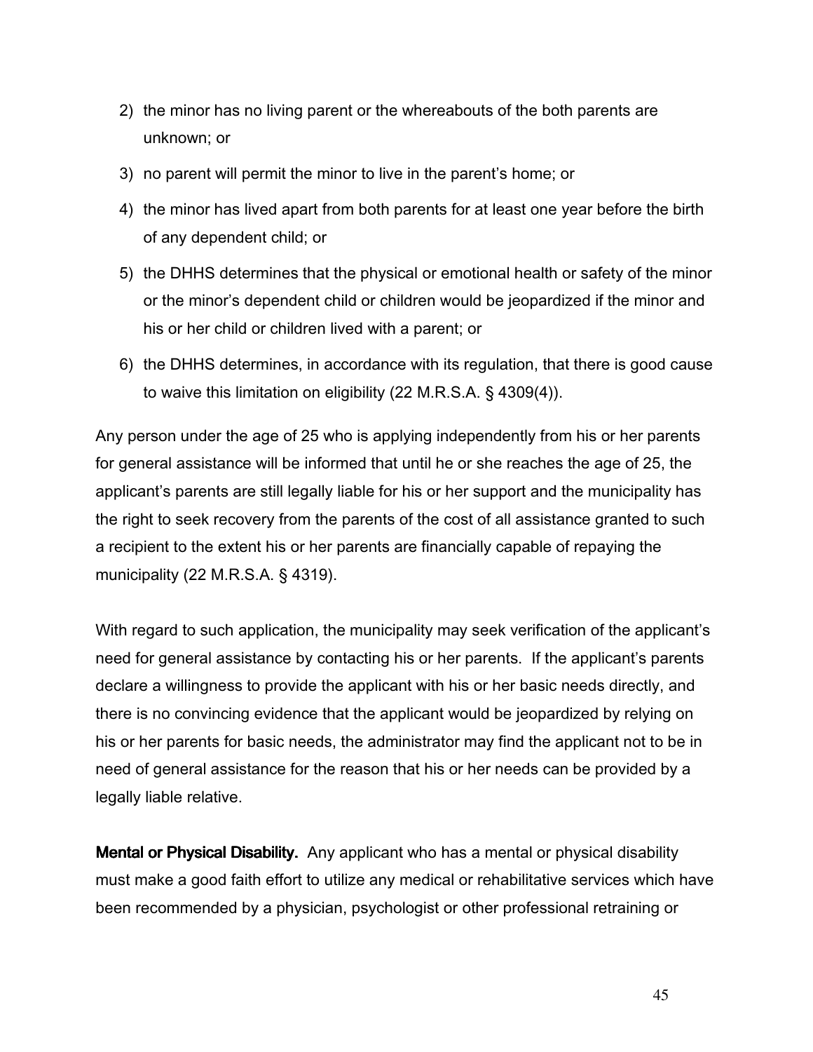2) the minor has no living parent or the whereabouts of the both parents are unknown; or
3) no parent will permit the minor to live in the parent's home; or
4) the minor has lived apart from both parents for at least one year before the birth of any dependent child; or
5) the DHHS determines that the physical or emotional health or safety of the minor or the minor's dependent child or children would be jeopardized if the minor and his or her child or children lived with a parent; or
6) the DHHS determines, in accordance with its regulation, that there is good cause to waive this limitation on eligibility (22 M.R.S.A. § 4309(4)).

Any person under the age of 25 who is applying independently from his or her parents for general assistance will be informed that until he or she reaches the age of 25, the applicant's parents are still legally liable for his or her support and the municipality has the right to seek recovery from the parents of the cost of all assistance granted to such a recipient to the extent his or her parents are financially capable of repaying the municipality (22 M.R.S.A. § 4319).

With regard to such application, the municipality may seek verification of the applicant's need for general assistance by contacting his or her parents. If the applicant's parents declare a willingness to provide the applicant with his or her basic needs directly, and there is no convincing evidence that the applicant would be jeopardized by relying on his or her parents for basic needs, the administrator may find the applicant not to be in need of general assistance for the reason that his or her needs can be provided by a legally liable relative.

**Mental or Physical Disability.** Any applicant who has a mental or physical disability must make a good faith effort to utilize any medical or rehabilitative services which have been recommended by a physician, psychologist or other professional retraining or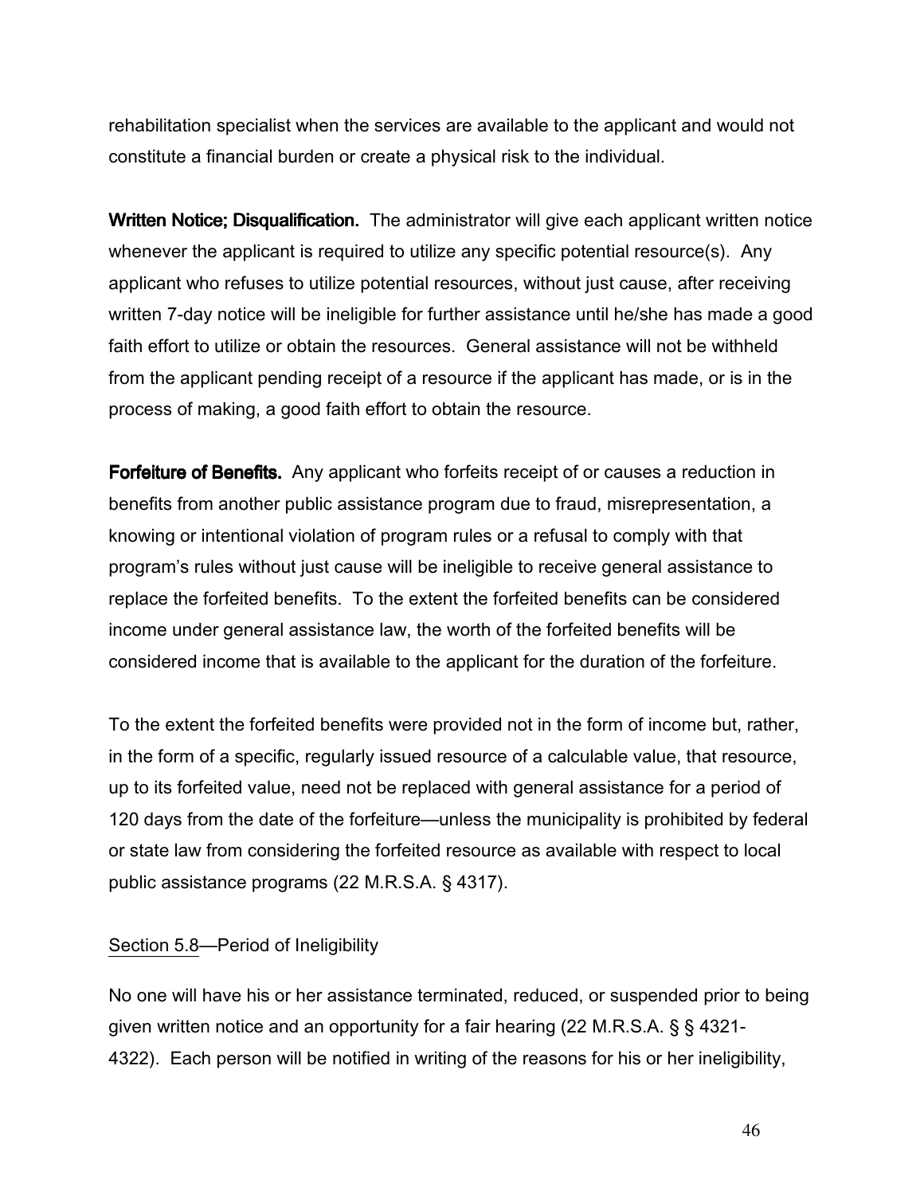rehabilitation specialist when the services are available to the applicant and would not constitute a financial burden or create a physical risk to the individual.

**Written Notice; Disqualification.** The administrator will give each applicant written notice whenever the applicant is required to utilize any specific potential resource(s). Any applicant who refuses to utilize potential resources, without just cause, after receiving written 7-day notice will be ineligible for further assistance until he/she has made a good faith effort to utilize or obtain the resources. General assistance will not be withheld from the applicant pending receipt of a resource if the applicant has made, or is in the process of making, a good faith effort to obtain the resource.

**Forfeiture of Benefits.** Any applicant who forfeits receipt of or causes a reduction in benefits from another public assistance program due to fraud, misrepresentation, a knowing or intentional violation of program rules or a refusal to comply with that program's rules without just cause will be ineligible to receive general assistance to replace the forfeited benefits. To the extent the forfeited benefits can be considered income under general assistance law, the worth of the forfeited benefits will be considered income that is available to the applicant for the duration of the forfeiture.

To the extent the forfeited benefits were provided not in the form of income but, rather, in the form of a specific, regularly issued resource of a calculable value, that resource, up to its forfeited value, need not be replaced with general assistance for a period of 120 days from the date of the forfeiture—unless the municipality is prohibited by federal or state law from considering the forfeited resource as available with respect to local public assistance programs (22 M.R.S.A. § 4317).

Section 5.8—Period of Ineligibility

No one will have his or her assistance terminated, reduced, or suspended prior to being given written notice and an opportunity for a fair hearing (22 M.R.S.A. § § 4321-4322). Each person will be notified in writing of the reasons for his or her ineligibility,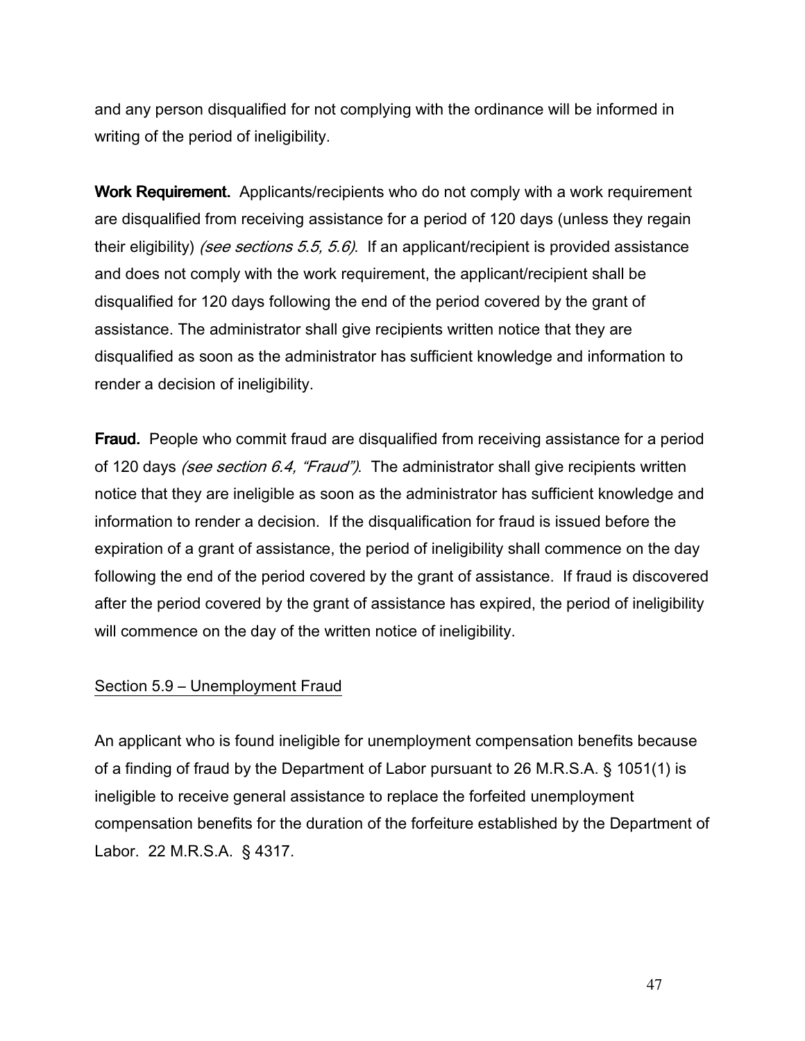and any person disqualified for not complying with the ordinance will be informed in writing of the period of ineligibility.

**Work Requirement.** Applicants/recipients who do not comply with a work requirement are disqualified from receiving assistance for a period of 120 days (unless they regain their eligibility) *(see sections 5.5, 5.6)*. If an applicant/recipient is provided assistance and does not comply with the work requirement, the applicant/recipient shall be disqualified for 120 days following the end of the period covered by the grant of assistance. The administrator shall give recipients written notice that they are disqualified as soon as the administrator has sufficient knowledge and information to render a decision of ineligibility.

**Fraud.** People who commit fraud are disqualified from receiving assistance for a period of 120 days *(see section 6.4, "Fraud")*. The administrator shall give recipients written notice that they are ineligible as soon as the administrator has sufficient knowledge and information to render a decision. If the disqualification for fraud is issued before the expiration of a grant of assistance, the period of ineligibility shall commence on the day following the end of the period covered by the grant of assistance. If fraud is discovered after the period covered by the grant of assistance has expired, the period of ineligibility will commence on the day of the written notice of ineligibility.

## Section 5.9 – Unemployment Fraud

An applicant who is found ineligible for unemployment compensation benefits because of a finding of fraud by the Department of Labor pursuant to 26 M.R.S.A. § 1051(1) is ineligible to receive general assistance to replace the forfeited unemployment compensation benefits for the duration of the forfeiture established by the Department of Labor. 22 M.R.S.A. § 4317.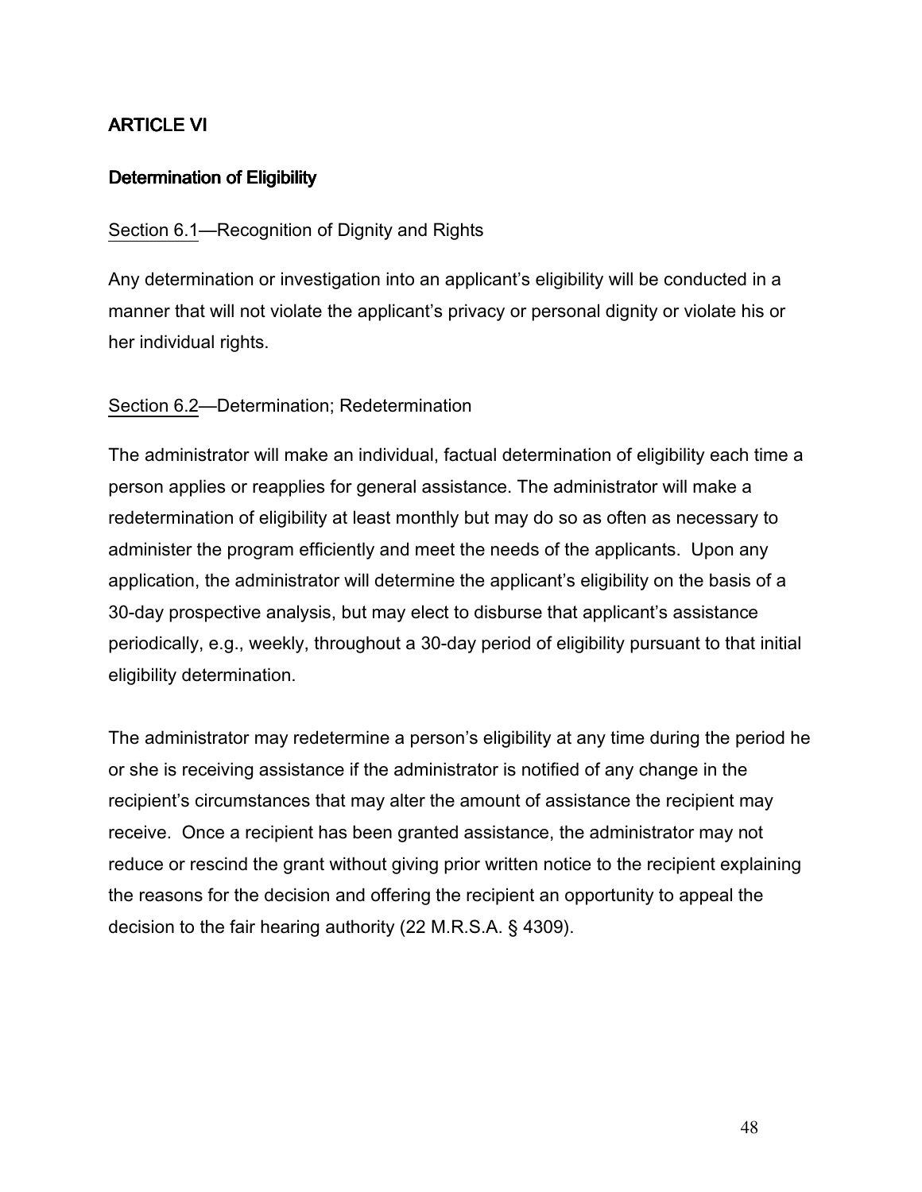## ARTICLE VI

### Determination of Eligibility

Section 6.1—Recognition of Dignity and Rights

Any determination or investigation into an applicant's eligibility will be conducted in a manner that will not violate the applicant's privacy or personal dignity or violate his or her individual rights.

Section 6.2—Determination; Redetermination

The administrator will make an individual, factual determination of eligibility each time a person applies or reapplies for general assistance. The administrator will make a redetermination of eligibility at least monthly but may do so as often as necessary to administer the program efficiently and meet the needs of the applicants. Upon any application, the administrator will determine the applicant's eligibility on the basis of a 30-day prospective analysis, but may elect to disburse that applicant's assistance periodically, e.g., weekly, throughout a 30-day period of eligibility pursuant to that initial eligibility determination.

The administrator may redetermine a person's eligibility at any time during the period he or she is receiving assistance if the administrator is notified of any change in the recipient's circumstances that may alter the amount of assistance the recipient may receive. Once a recipient has been granted assistance, the administrator may not reduce or rescind the grant without giving prior written notice to the recipient explaining the reasons for the decision and offering the recipient an opportunity to appeal the decision to the fair hearing authority (22 M.R.S.A. § 4309).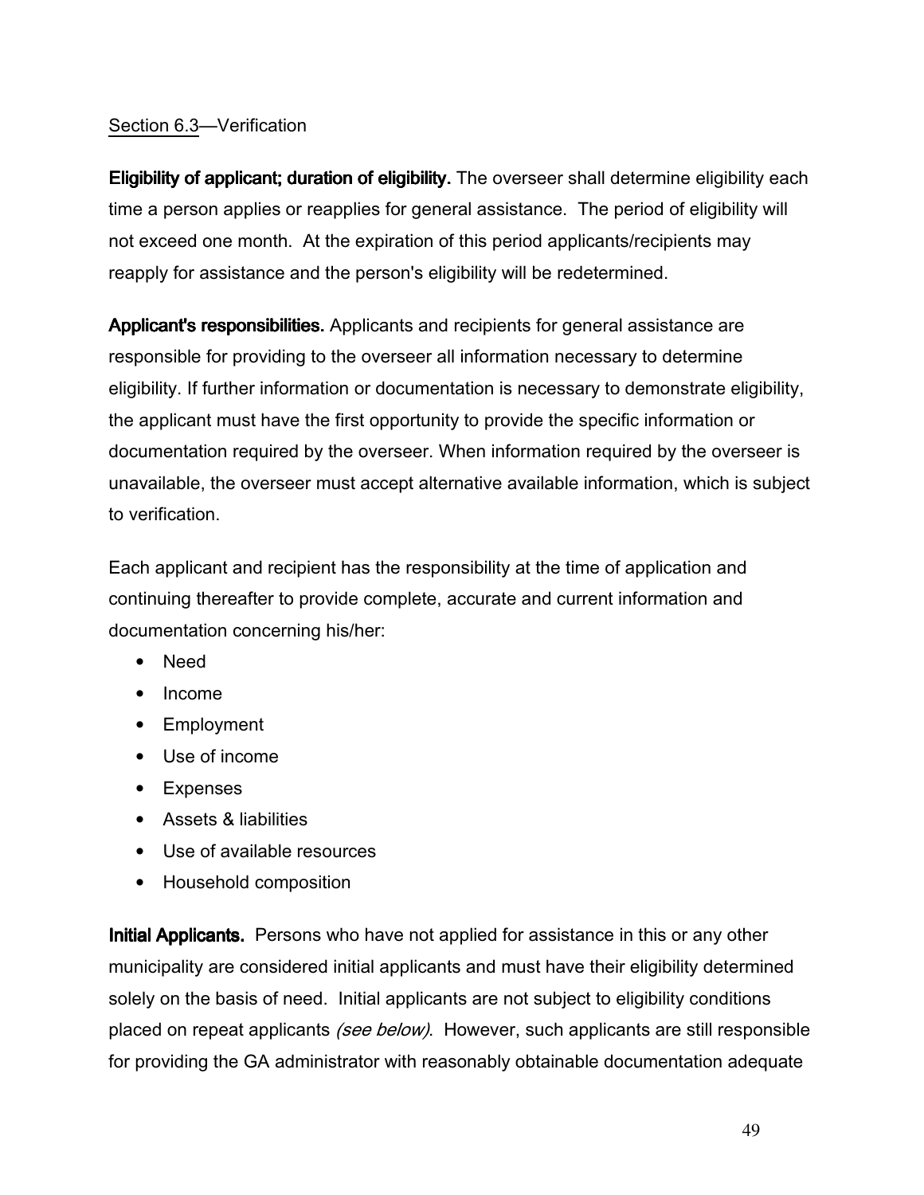Section 6.3—Verification

**Eligibility of applicant; duration of eligibility.** The overseer shall determine eligibility each time a person applies or reapplies for general assistance. The period of eligibility will not exceed one month. At the expiration of this period applicants/recipients may reapply for assistance and the person's eligibility will be redetermined.

**Applicant's responsibilities.** Applicants and recipients for general assistance are responsible for providing to the overseer all information necessary to determine eligibility. If further information or documentation is necessary to demonstrate eligibility, the applicant must have the first opportunity to provide the specific information or documentation required by the overseer. When information required by the overseer is unavailable, the overseer must accept alternative available information, which is subject to verification.

Each applicant and recipient has the responsibility at the time of application and continuing thereafter to provide complete, accurate and current information and documentation concerning his/her:

- Need
- Income
- Employment
- Use of income
- Expenses
- Assets & liabilities
- Use of available resources
- Household composition

**Initial Applicants.** Persons who have not applied for assistance in this or any other municipality are considered initial applicants and must have their eligibility determined solely on the basis of need. Initial applicants are not subject to eligibility conditions placed on repeat applicants *(see below)*. However, such applicants are still responsible for providing the GA administrator with reasonably obtainable documentation adequate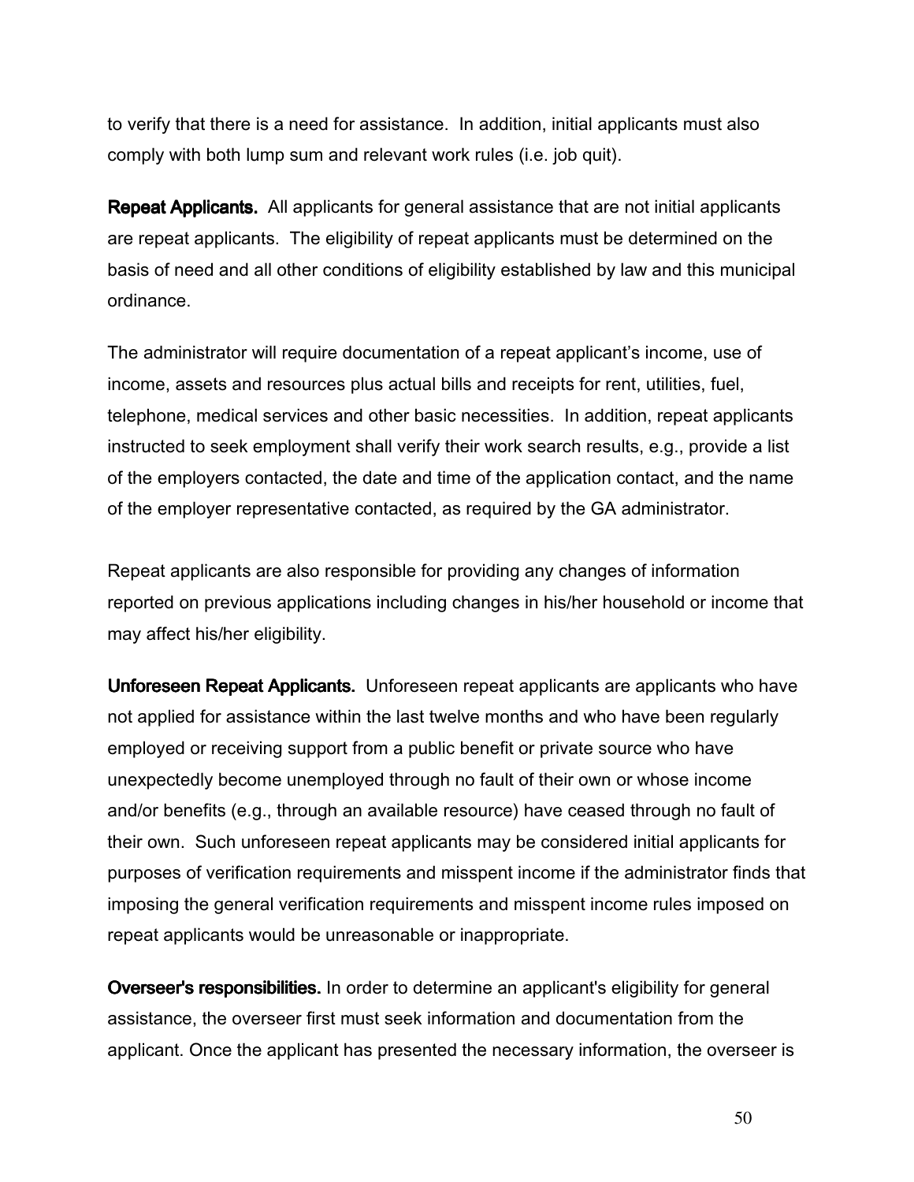to verify that there is a need for assistance. In addition, initial applicants must also comply with both lump sum and relevant work rules (i.e. job quit).

**Repeat Applicants.** All applicants for general assistance that are not initial applicants are repeat applicants. The eligibility of repeat applicants must be determined on the basis of need and all other conditions of eligibility established by law and this municipal ordinance.

The administrator will require documentation of a repeat applicant's income, use of income, assets and resources plus actual bills and receipts for rent, utilities, fuel, telephone, medical services and other basic necessities. In addition, repeat applicants instructed to seek employment shall verify their work search results, e.g., provide a list of the employers contacted, the date and time of the application contact, and the name of the employer representative contacted, as required by the GA administrator.

Repeat applicants are also responsible for providing any changes of information reported on previous applications including changes in his/her household or income that may affect his/her eligibility.

**Unforeseen Repeat Applicants.** Unforeseen repeat applicants are applicants who have not applied for assistance within the last twelve months and who have been regularly employed or receiving support from a public benefit or private source who have unexpectedly become unemployed through no fault of their own or whose income and/or benefits (e.g., through an available resource) have ceased through no fault of their own. Such unforeseen repeat applicants may be considered initial applicants for purposes of verification requirements and misspent income if the administrator finds that imposing the general verification requirements and misspent income rules imposed on repeat applicants would be unreasonable or inappropriate.

**Overseer's responsibilities.** In order to determine an applicant's eligibility for general assistance, the overseer first must seek information and documentation from the applicant. Once the applicant has presented the necessary information, the overseer is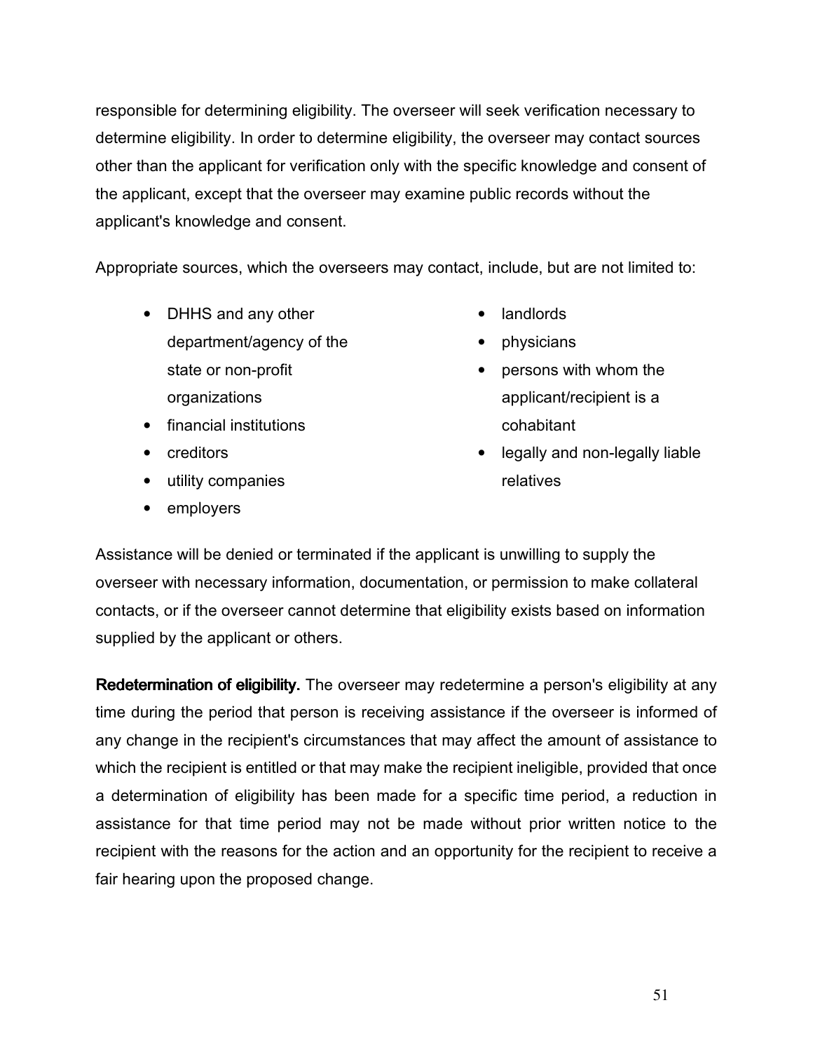responsible for determining eligibility. The overseer will seek verification necessary to determine eligibility. In order to determine eligibility, the overseer may contact sources other than the applicant for verification only with the specific knowledge and consent of the applicant, except that the overseer may examine public records without the applicant's knowledge and consent.

Appropriate sources, which the overseers may contact, include, but are not limited to:

- DHHS and any other department/agency of the state or non-profit organizations
- financial institutions
- creditors
- utility companies
- employers
- landlords
- physicians
- persons with whom the applicant/recipient is a cohabitant
- legally and non-legally liable relatives

Assistance will be denied or terminated if the applicant is unwilling to supply the overseer with necessary information, documentation, or permission to make collateral contacts, or if the overseer cannot determine that eligibility exists based on information supplied by the applicant or others.

**Redetermination of eligibility.** The overseer may redetermine a person's eligibility at any time during the period that person is receiving assistance if the overseer is informed of any change in the recipient's circumstances that may affect the amount of assistance to which the recipient is entitled or that may make the recipient ineligible, provided that once a determination of eligibility has been made for a specific time period, a reduction in assistance for that time period may not be made without prior written notice to the recipient with the reasons for the action and an opportunity for the recipient to receive a fair hearing upon the proposed change.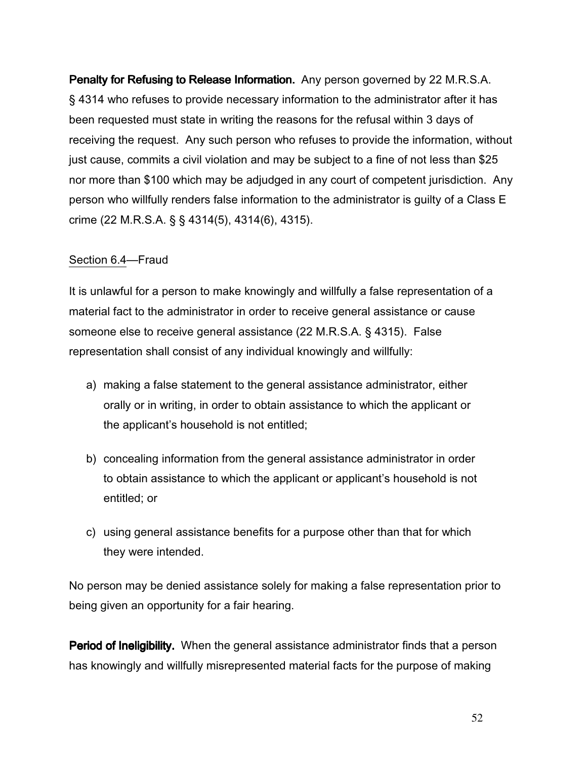**Penalty for Refusing to Release Information.** Any person governed by 22 M.R.S.A. § 4314 who refuses to provide necessary information to the administrator after it has been requested must state in writing the reasons for the refusal within 3 days of receiving the request. Any such person who refuses to provide the information, without just cause, commits a civil violation and may be subject to a fine of not less than $25 nor more than $100 which may be adjudged in any court of competent jurisdiction. Any person who willfully renders false information to the administrator is guilty of a Class E crime (22 M.R.S.A. § § 4314(5), 4314(6), 4315).

Section 6.4—Fraud

It is unlawful for a person to make knowingly and willfully a false representation of a material fact to the administrator in order to receive general assistance or cause someone else to receive general assistance (22 M.R.S.A. § 4315). False representation shall consist of any individual knowingly and willfully:

a) making a false statement to the general assistance administrator, either orally or in writing, in order to obtain assistance to which the applicant or the applicant's household is not entitled;

b) concealing information from the general assistance administrator in order to obtain assistance to which the applicant or applicant's household is not entitled; or

c) using general assistance benefits for a purpose other than that for which they were intended.

No person may be denied assistance solely for making a false representation prior to being given an opportunity for a fair hearing.

**Period of Ineligibility.** When the general assistance administrator finds that a person has knowingly and willfully misrepresented material facts for the purpose of making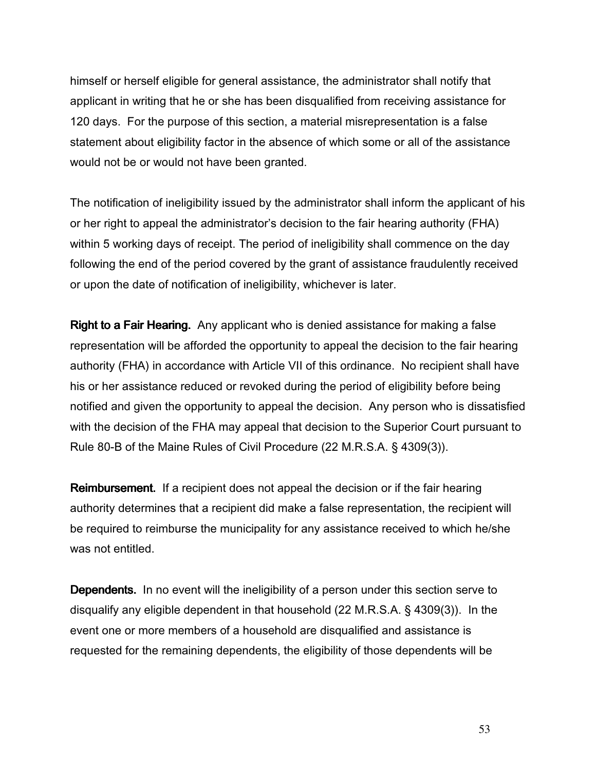himself or herself eligible for general assistance, the administrator shall notify that applicant in writing that he or she has been disqualified from receiving assistance for 120 days. For the purpose of this section, a material misrepresentation is a false statement about eligibility factor in the absence of which some or all of the assistance would not be or would not have been granted.

The notification of ineligibility issued by the administrator shall inform the applicant of his or her right to appeal the administrator's decision to the fair hearing authority (FHA) within 5 working days of receipt. The period of ineligibility shall commence on the day following the end of the period covered by the grant of assistance fraudulently received or upon the date of notification of ineligibility, whichever is later.

**Right to a Fair Hearing.** Any applicant who is denied assistance for making a false representation will be afforded the opportunity to appeal the decision to the fair hearing authority (FHA) in accordance with Article VII of this ordinance. No recipient shall have his or her assistance reduced or revoked during the period of eligibility before being notified and given the opportunity to appeal the decision. Any person who is dissatisfied with the decision of the FHA may appeal that decision to the Superior Court pursuant to Rule 80-B of the Maine Rules of Civil Procedure (22 M.R.S.A. § 4309(3)).

**Reimbursement.** If a recipient does not appeal the decision or if the fair hearing authority determines that a recipient did make a false representation, the recipient will be required to reimburse the municipality for any assistance received to which he/she was not entitled.

**Dependents.** In no event will the ineligibility of a person under this section serve to disqualify any eligible dependent in that household (22 M.R.S.A. § 4309(3)). In the event one or more members of a household are disqualified and assistance is requested for the remaining dependents, the eligibility of those dependents will be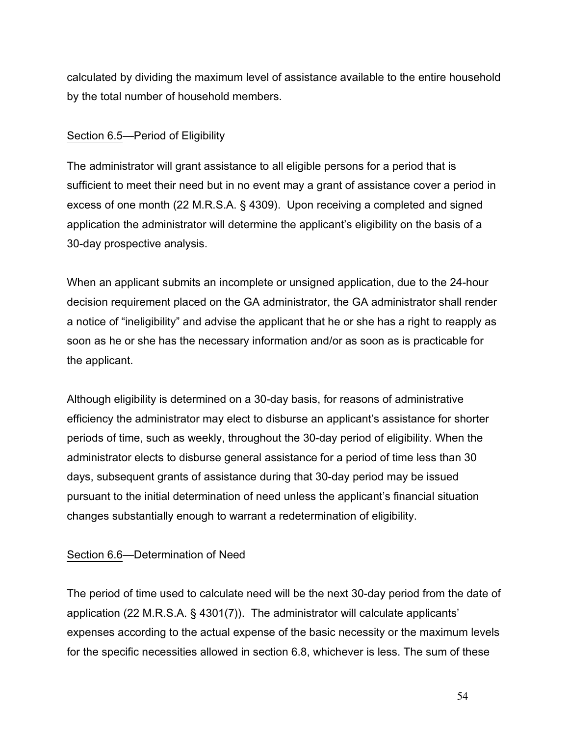calculated by dividing the maximum level of assistance available to the entire household by the total number of household members.

<u>Section 6.5</u>—Period of Eligibility

The administrator will grant assistance to all eligible persons for a period that is sufficient to meet their need but in no event may a grant of assistance cover a period in excess of one month (22 M.R.S.A. § 4309). Upon receiving a completed and signed application the administrator will determine the applicant's eligibility on the basis of a 30-day prospective analysis.

When an applicant submits an incomplete or unsigned application, due to the 24-hour decision requirement placed on the GA administrator, the GA administrator shall render a notice of "ineligibility" and advise the applicant that he or she has a right to reapply as soon as he or she has the necessary information and/or as soon as is practicable for the applicant.

Although eligibility is determined on a 30-day basis, for reasons of administrative efficiency the administrator may elect to disburse an applicant's assistance for shorter periods of time, such as weekly, throughout the 30-day period of eligibility. When the administrator elects to disburse general assistance for a period of time less than 30 days, subsequent grants of assistance during that 30-day period may be issued pursuant to the initial determination of need unless the applicant's financial situation changes substantially enough to warrant a redetermination of eligibility.

<u>Section 6.6</u>—Determination of Need

The period of time used to calculate need will be the next 30-day period from the date of application (22 M.R.S.A. § 4301(7)). The administrator will calculate applicants' expenses according to the actual expense of the basic necessity or the maximum levels for the specific necessities allowed in section 6.8, whichever is less. The sum of these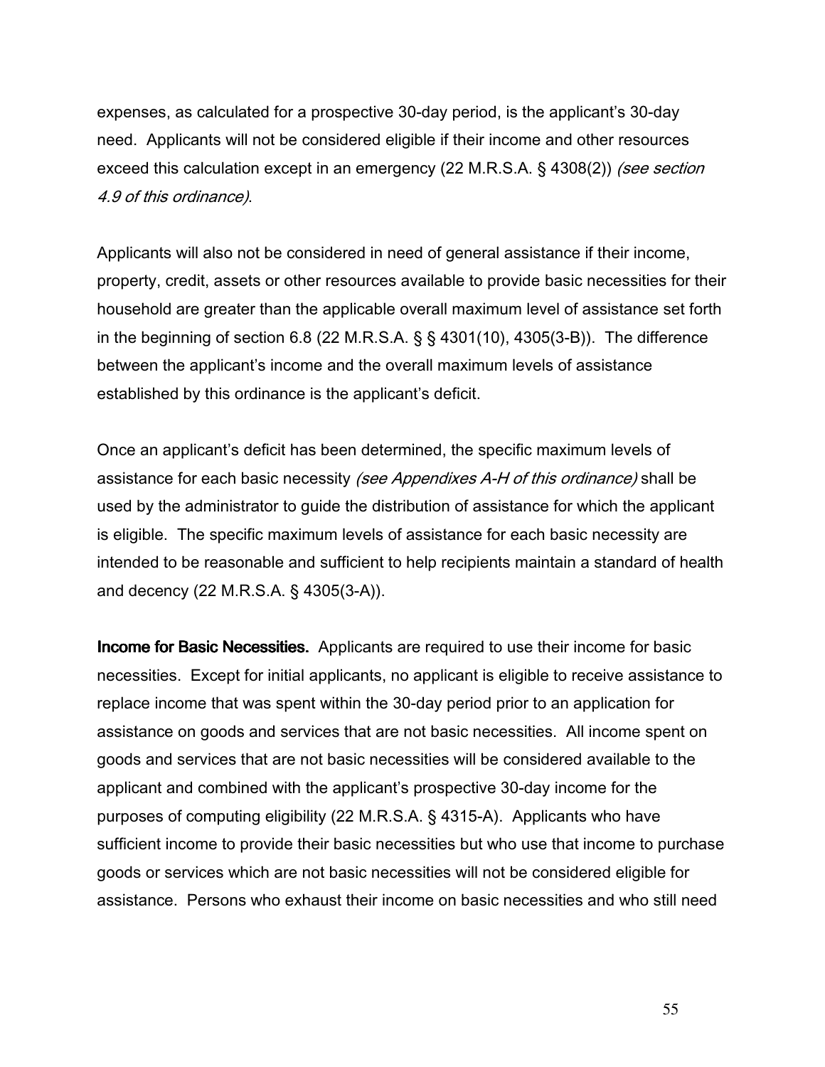expenses, as calculated for a prospective 30-day period, is the applicant's 30-day need. Applicants will not be considered eligible if their income and other resources exceed this calculation except in an emergency (22 M.R.S.A. § 4308(2)) *(see section 4.9 of this ordinance)*.

Applicants will also not be considered in need of general assistance if their income, property, credit, assets or other resources available to provide basic necessities for their household are greater than the applicable overall maximum level of assistance set forth in the beginning of section 6.8 (22 M.R.S.A. § § 4301(10), 4305(3-B)). The difference between the applicant's income and the overall maximum levels of assistance established by this ordinance is the applicant's deficit.

Once an applicant's deficit has been determined, the specific maximum levels of assistance for each basic necessity *(see Appendixes A-H of this ordinance)* shall be used by the administrator to guide the distribution of assistance for which the applicant is eligible. The specific maximum levels of assistance for each basic necessity are intended to be reasonable and sufficient to help recipients maintain a standard of health and decency (22 M.R.S.A. § 4305(3-A)).

**Income for Basic Necessities.** Applicants are required to use their income for basic necessities. Except for initial applicants, no applicant is eligible to receive assistance to replace income that was spent within the 30-day period prior to an application for assistance on goods and services that are not basic necessities. All income spent on goods and services that are not basic necessities will be considered available to the applicant and combined with the applicant's prospective 30-day income for the purposes of computing eligibility (22 M.R.S.A. § 4315-A). Applicants who have sufficient income to provide their basic necessities but who use that income to purchase goods or services which are not basic necessities will not be considered eligible for assistance. Persons who exhaust their income on basic necessities and who still need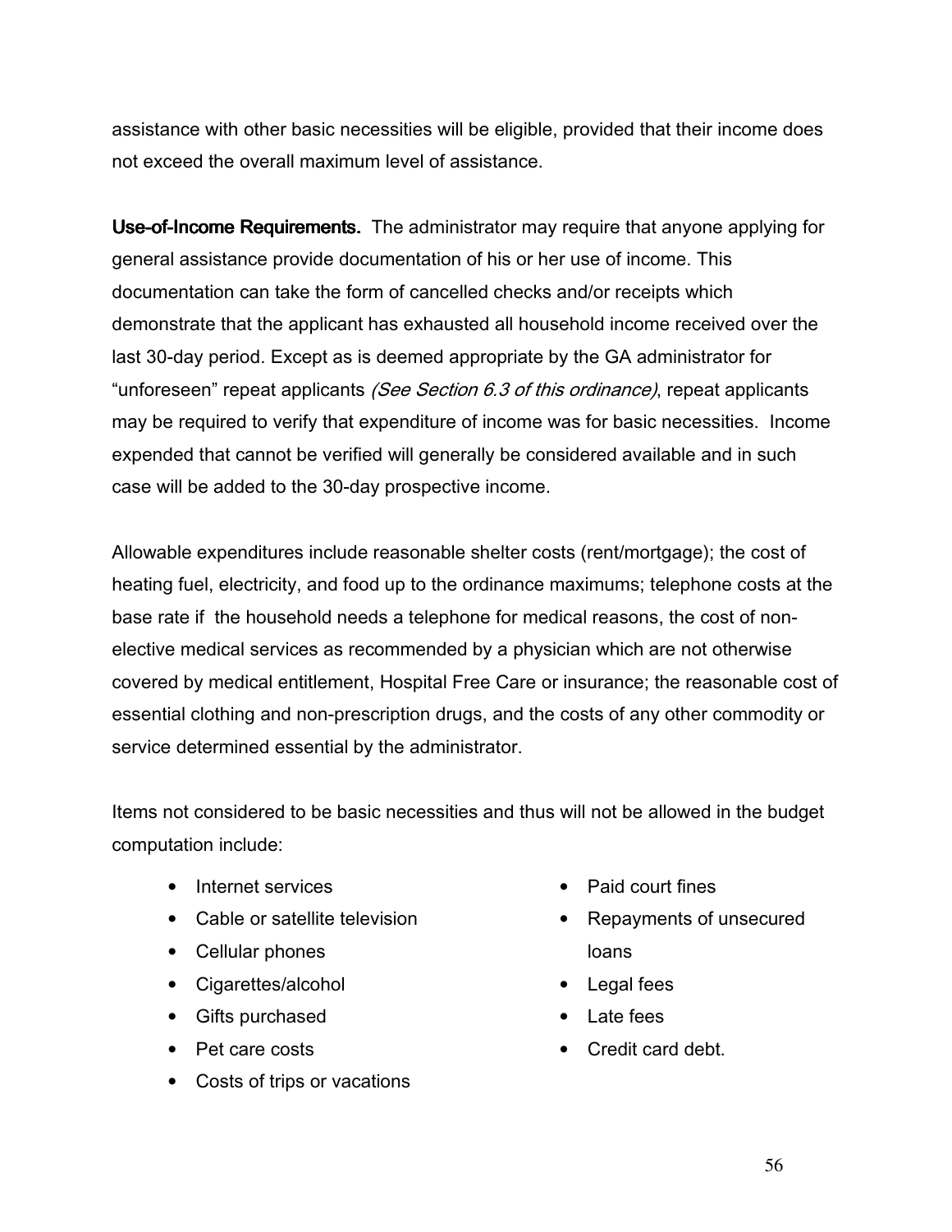assistance with other basic necessities will be eligible, provided that their income does not exceed the overall maximum level of assistance.

**Use-of-Income Requirements.** The administrator may require that anyone applying for general assistance provide documentation of his or her use of income. This documentation can take the form of cancelled checks and/or receipts which demonstrate that the applicant has exhausted all household income received over the last 30-day period. Except as is deemed appropriate by the GA administrator for "unforeseen" repeat applicants *(See Section 6.3 of this ordinance)*, repeat applicants may be required to verify that expenditure of income was for basic necessities. Income expended that cannot be verified will generally be considered available and in such case will be added to the 30-day prospective income.

Allowable expenditures include reasonable shelter costs (rent/mortgage); the cost of heating fuel, electricity, and food up to the ordinance maximums; telephone costs at the base rate if the household needs a telephone for medical reasons, the cost of non-elective medical services as recommended by a physician which are not otherwise covered by medical entitlement, Hospital Free Care or insurance; the reasonable cost of essential clothing and non-prescription drugs, and the costs of any other commodity or service determined essential by the administrator.

Items not considered to be basic necessities and thus will not be allowed in the budget computation include:

- Internet services
- Cable or satellite television
- Cellular phones
- Cigarettes/alcohol
- Gifts purchased
- Pet care costs
- Costs of trips or vacations
- Paid court fines
- Repayments of unsecured loans
- Legal fees
- Late fees
- Credit card debt.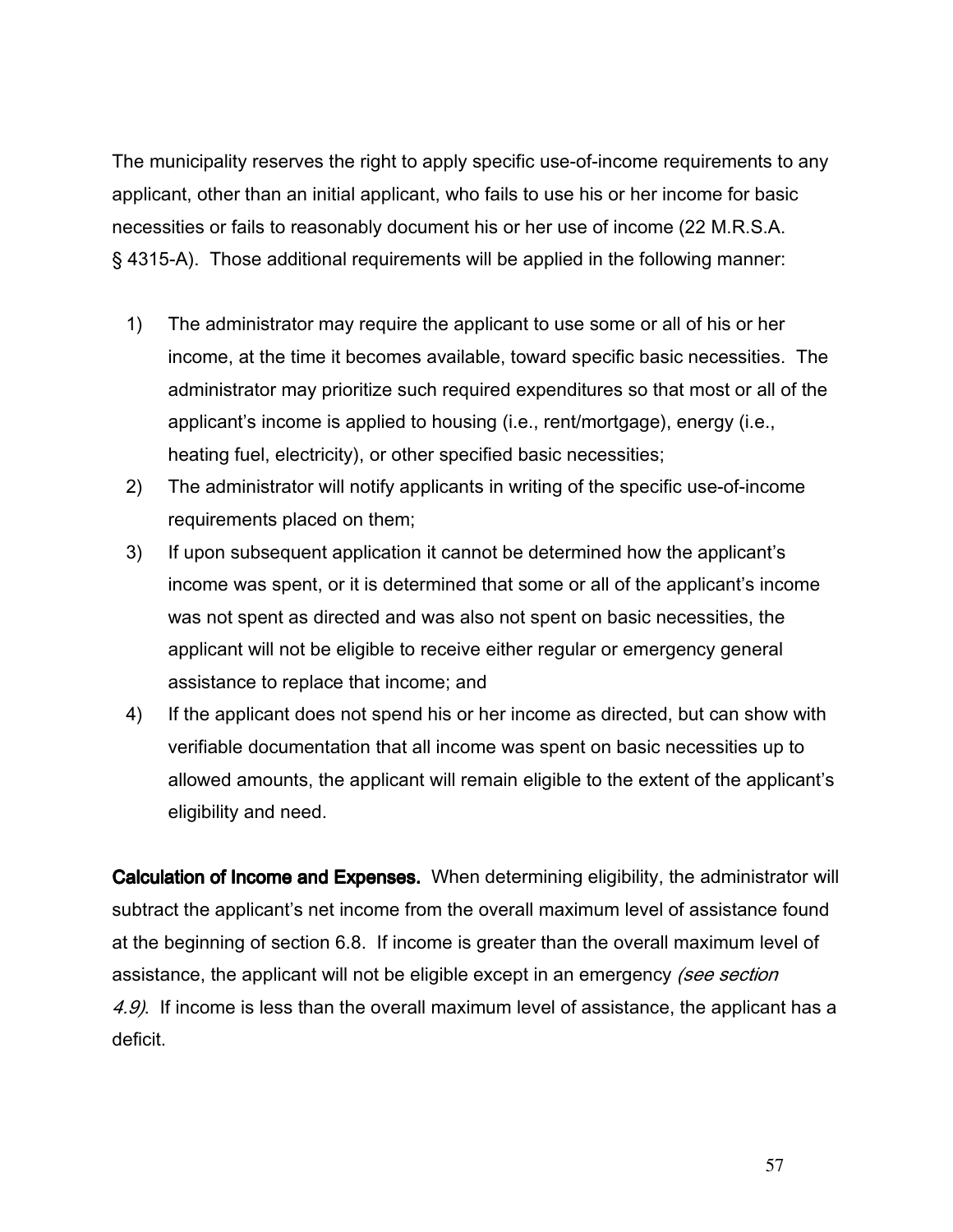The municipality reserves the right to apply specific use-of-income requirements to any applicant, other than an initial applicant, who fails to use his or her income for basic necessities or fails to reasonably document his or her use of income (22 M.R.S.A. § 4315-A). Those additional requirements will be applied in the following manner:

1) The administrator may require the applicant to use some or all of his or her income, at the time it becomes available, toward specific basic necessities. The administrator may prioritize such required expenditures so that most or all of the applicant's income is applied to housing (i.e., rent/mortgage), energy (i.e., heating fuel, electricity), or other specified basic necessities;
2) The administrator will notify applicants in writing of the specific use-of-income requirements placed on them;
3) If upon subsequent application it cannot be determined how the applicant's income was spent, or it is determined that some or all of the applicant's income was not spent as directed and was also not spent on basic necessities, the applicant will not be eligible to receive either regular or emergency general assistance to replace that income; and
4) If the applicant does not spend his or her income as directed, but can show with verifiable documentation that all income was spent on basic necessities up to allowed amounts, the applicant will remain eligible to the extent of the applicant's eligibility and need.

**Calculation of Income and Expenses.** When determining eligibility, the administrator will subtract the applicant's net income from the overall maximum level of assistance found at the beginning of section 6.8. If income is greater than the overall maximum level of assistance, the applicant will not be eligible except in an emergency *(see section 4.9)*. If income is less than the overall maximum level of assistance, the applicant has a deficit.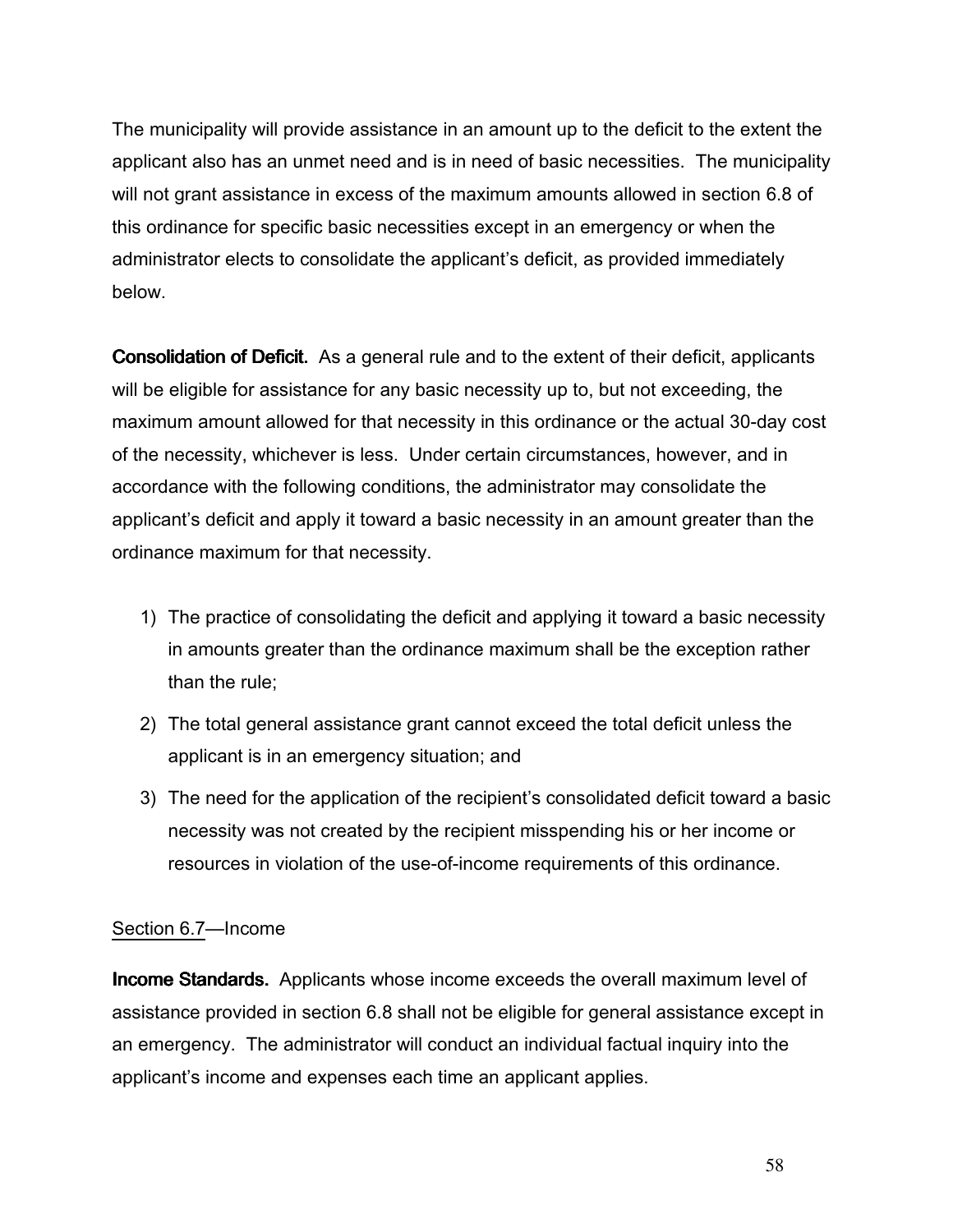The municipality will provide assistance in an amount up to the deficit to the extent the applicant also has an unmet need and is in need of basic necessities. The municipality will not grant assistance in excess of the maximum amounts allowed in section 6.8 of this ordinance for specific basic necessities except in an emergency or when the administrator elects to consolidate the applicant's deficit, as provided immediately below.

**Consolidation of Deficit.** As a general rule and to the extent of their deficit, applicants will be eligible for assistance for any basic necessity up to, but not exceeding, the maximum amount allowed for that necessity in this ordinance or the actual 30-day cost of the necessity, whichever is less. Under certain circumstances, however, and in accordance with the following conditions, the administrator may consolidate the applicant's deficit and apply it toward a basic necessity in an amount greater than the ordinance maximum for that necessity.

1) The practice of consolidating the deficit and applying it toward a basic necessity in amounts greater than the ordinance maximum shall be the exception rather than the rule;
2) The total general assistance grant cannot exceed the total deficit unless the applicant is in an emergency situation; and
3) The need for the application of the recipient's consolidated deficit toward a basic necessity was not created by the recipient misspending his or her income or resources in violation of the use-of-income requirements of this ordinance.

<u>Section 6.7</u>—Income

**Income Standards.** Applicants whose income exceeds the overall maximum level of assistance provided in section 6.8 shall not be eligible for general assistance except in an emergency. The administrator will conduct an individual factual inquiry into the applicant's income and expenses each time an applicant applies.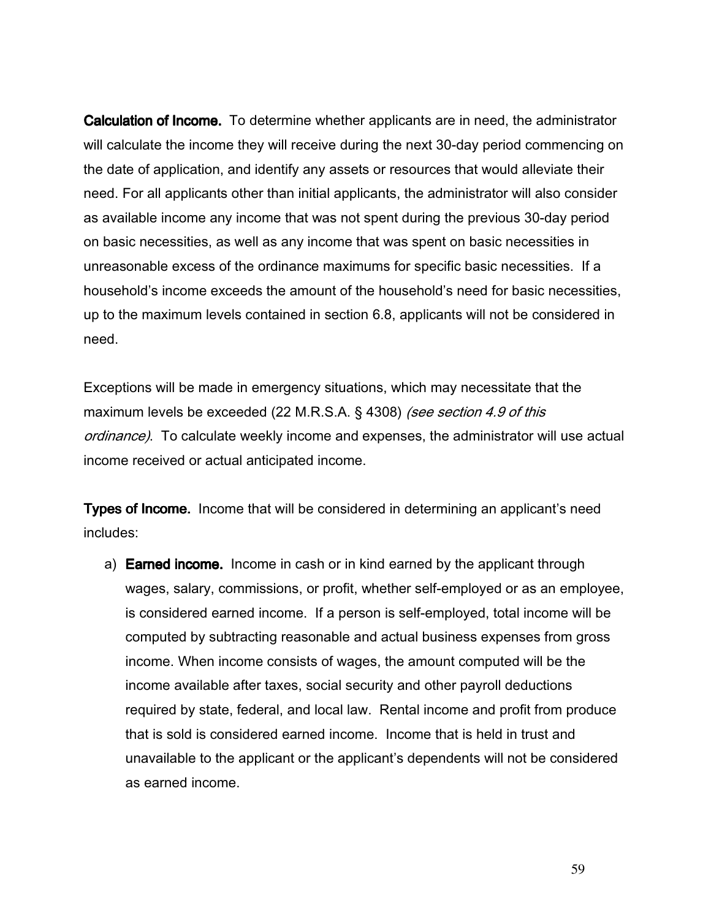**Calculation of Income.** To determine whether applicants are in need, the administrator will calculate the income they will receive during the next 30-day period commencing on the date of application, and identify any assets or resources that would alleviate their need. For all applicants other than initial applicants, the administrator will also consider as available income any income that was not spent during the previous 30-day period on basic necessities, as well as any income that was spent on basic necessities in unreasonable excess of the ordinance maximums for specific basic necessities. If a household's income exceeds the amount of the household's need for basic necessities, up to the maximum levels contained in section 6.8, applicants will not be considered in need.

Exceptions will be made in emergency situations, which may necessitate that the maximum levels be exceeded (22 M.R.S.A. § 4308) *(see section 4.9 of this ordinance)*. To calculate weekly income and expenses, the administrator will use actual income received or actual anticipated income.

**Types of Income.** Income that will be considered in determining an applicant's need includes:

a) **Earned income.** Income in cash or in kind earned by the applicant through wages, salary, commissions, or profit, whether self-employed or as an employee, is considered earned income. If a person is self-employed, total income will be computed by subtracting reasonable and actual business expenses from gross income. When income consists of wages, the amount computed will be the income available after taxes, social security and other payroll deductions required by state, federal, and local law. Rental income and profit from produce that is sold is considered earned income. Income that is held in trust and unavailable to the applicant or the applicant's dependents will not be considered as earned income.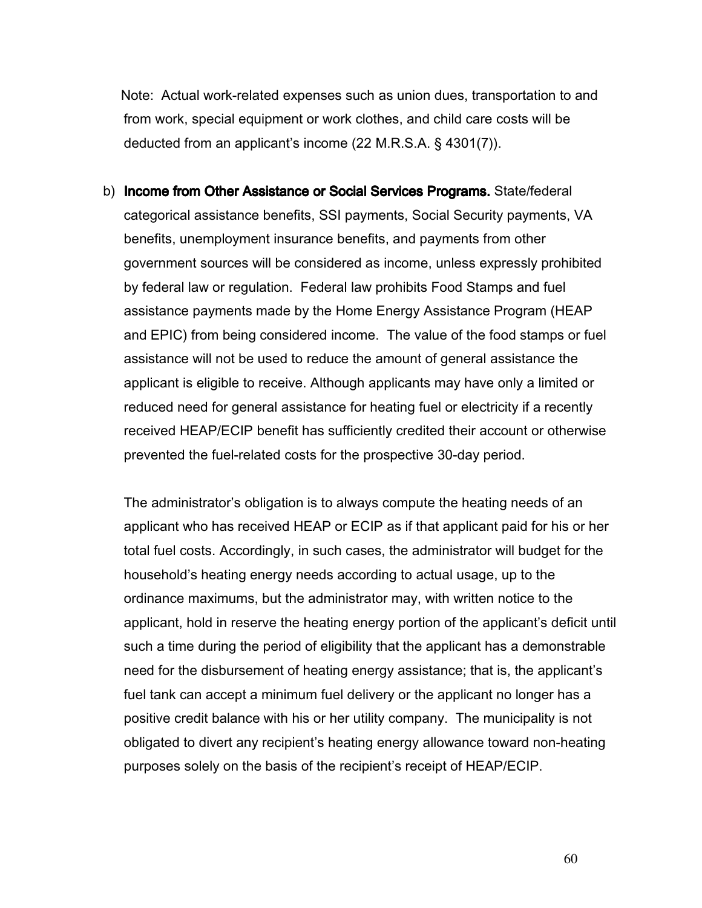Note: Actual work-related expenses such as union dues, transportation to and from work, special equipment or work clothes, and child care costs will be deducted from an applicant's income (22 M.R.S.A. § 4301(7)).

b) **Income from Other Assistance or Social Services Programs.** State/federal categorical assistance benefits, SSI payments, Social Security payments, VA benefits, unemployment insurance benefits, and payments from other government sources will be considered as income, unless expressly prohibited by federal law or regulation. Federal law prohibits Food Stamps and fuel assistance payments made by the Home Energy Assistance Program (HEAP and EPIC) from being considered income. The value of the food stamps or fuel assistance will not be used to reduce the amount of general assistance the applicant is eligible to receive. Although applicants may have only a limited or reduced need for general assistance for heating fuel or electricity if a recently received HEAP/ECIP benefit has sufficiently credited their account or otherwise prevented the fuel-related costs for the prospective 30-day period.

   The administrator's obligation is to always compute the heating needs of an applicant who has received HEAP or ECIP as if that applicant paid for his or her total fuel costs. Accordingly, in such cases, the administrator will budget for the household's heating energy needs according to actual usage, up to the ordinance maximums, but the administrator may, with written notice to the applicant, hold in reserve the heating energy portion of the applicant's deficit until such a time during the period of eligibility that the applicant has a demonstrable need for the disbursement of heating energy assistance; that is, the applicant's fuel tank can accept a minimum fuel delivery or the applicant no longer has a positive credit balance with his or her utility company. The municipality is not obligated to divert any recipient's heating energy allowance toward non-heating purposes solely on the basis of the recipient's receipt of HEAP/ECIP.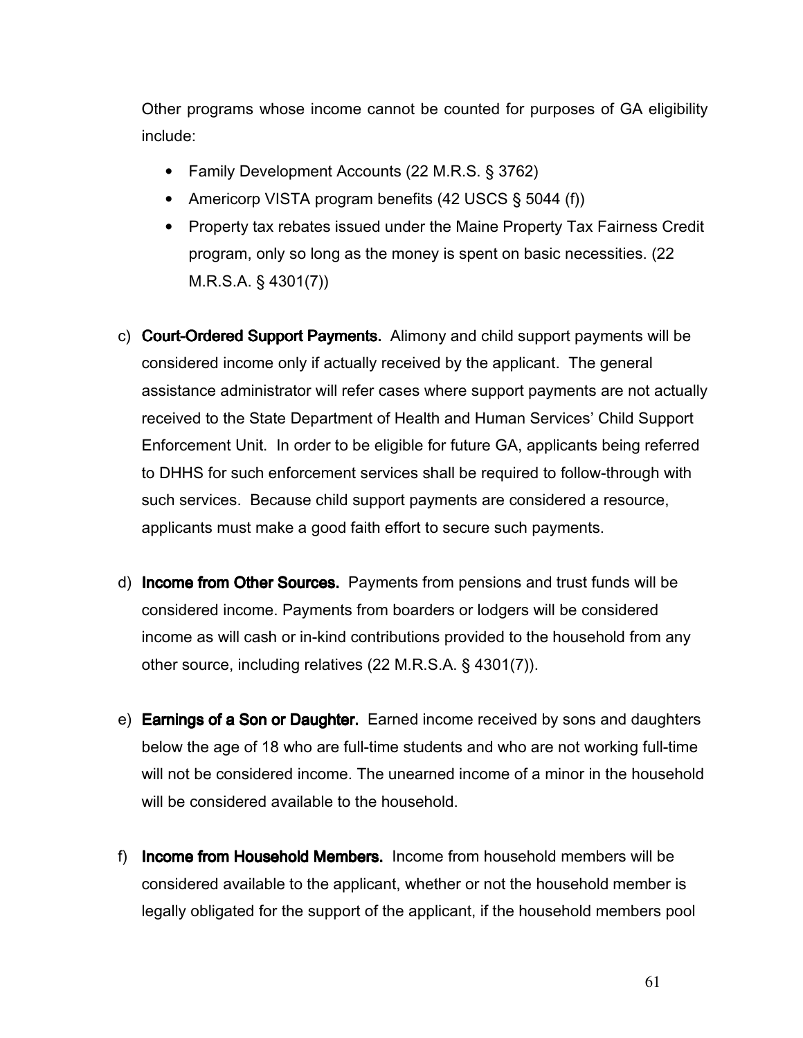Other programs whose income cannot be counted for purposes of GA eligibility include:

- Family Development Accounts (22 M.R.S. § 3762)
- Americorp VISTA program benefits (42 USCS § 5044 (f))
- Property tax rebates issued under the Maine Property Tax Fairness Credit program, only so long as the money is spent on basic necessities. (22 M.R.S.A. § 4301(7))

c) **Court-Ordered Support Payments.** Alimony and child support payments will be considered income only if actually received by the applicant. The general assistance administrator will refer cases where support payments are not actually received to the State Department of Health and Human Services' Child Support Enforcement Unit. In order to be eligible for future GA, applicants being referred to DHHS for such enforcement services shall be required to follow-through with such services. Because child support payments are considered a resource, applicants must make a good faith effort to secure such payments.

d) **Income from Other Sources.** Payments from pensions and trust funds will be considered income. Payments from boarders or lodgers will be considered income as will cash or in-kind contributions provided to the household from any other source, including relatives (22 M.R.S.A. § 4301(7)).

e) **Earnings of a Son or Daughter.** Earned income received by sons and daughters below the age of 18 who are full-time students and who are not working full-time will not be considered income. The unearned income of a minor in the household will be considered available to the household.

f) **Income from Household Members.** Income from household members will be considered available to the applicant, whether or not the household member is legally obligated for the support of the applicant, if the household members pool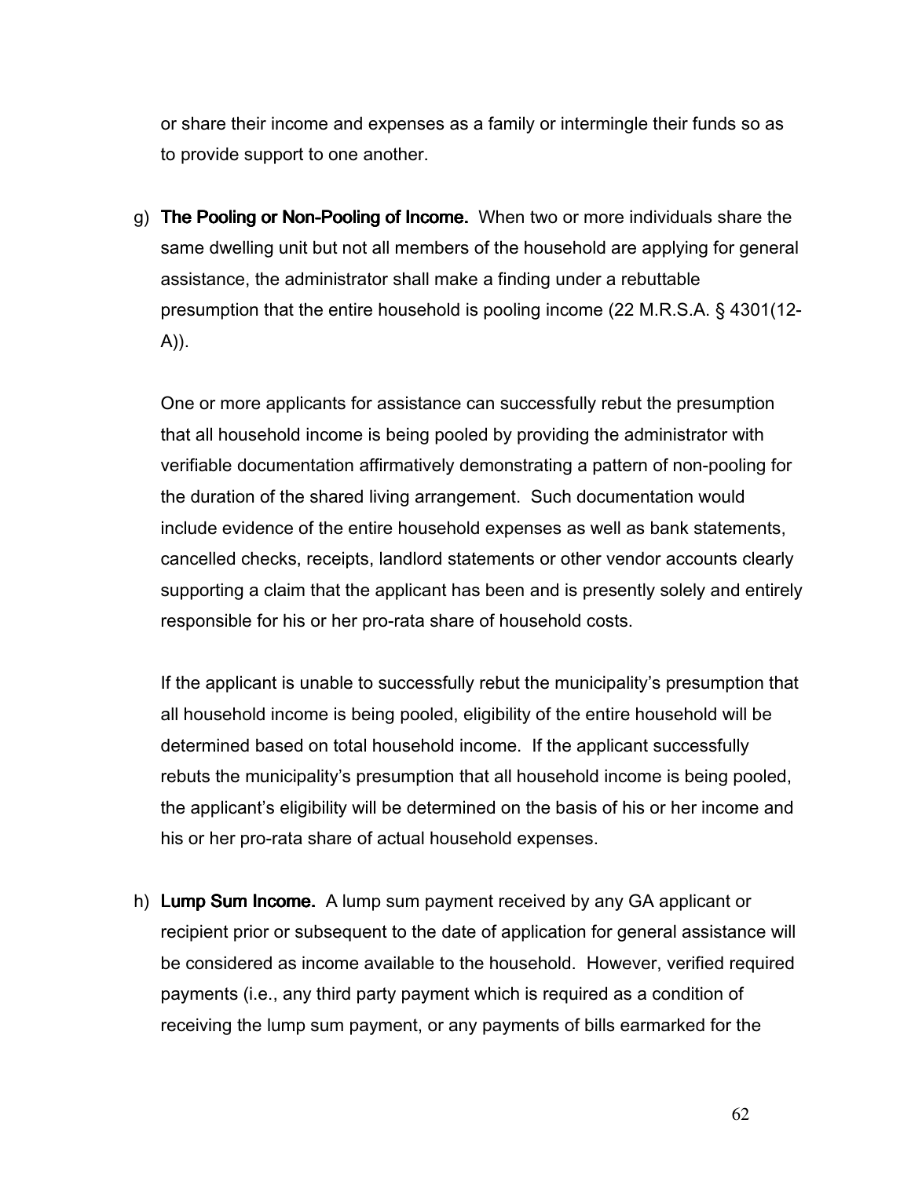or share their income and expenses as a family or intermingle their funds so as to provide support to one another.

g) **The Pooling or Non-Pooling of Income.** When two or more individuals share the same dwelling unit but not all members of the household are applying for general assistance, the administrator shall make a finding under a rebuttable presumption that the entire household is pooling income (22 M.R.S.A. § 4301(12-A)).

   One or more applicants for assistance can successfully rebut the presumption that all household income is being pooled by providing the administrator with verifiable documentation affirmatively demonstrating a pattern of non-pooling for the duration of the shared living arrangement. Such documentation would include evidence of the entire household expenses as well as bank statements, cancelled checks, receipts, landlord statements or other vendor accounts clearly supporting a claim that the applicant has been and is presently solely and entirely responsible for his or her pro-rata share of household costs.

   If the applicant is unable to successfully rebut the municipality's presumption that all household income is being pooled, eligibility of the entire household will be determined based on total household income. If the applicant successfully rebuts the municipality's presumption that all household income is being pooled, the applicant's eligibility will be determined on the basis of his or her income and his or her pro-rata share of actual household expenses.

h) **Lump Sum Income.** A lump sum payment received by any GA applicant or recipient prior or subsequent to the date of application for general assistance will be considered as income available to the household. However, verified required payments (i.e., any third party payment which is required as a condition of receiving the lump sum payment, or any payments of bills earmarked for the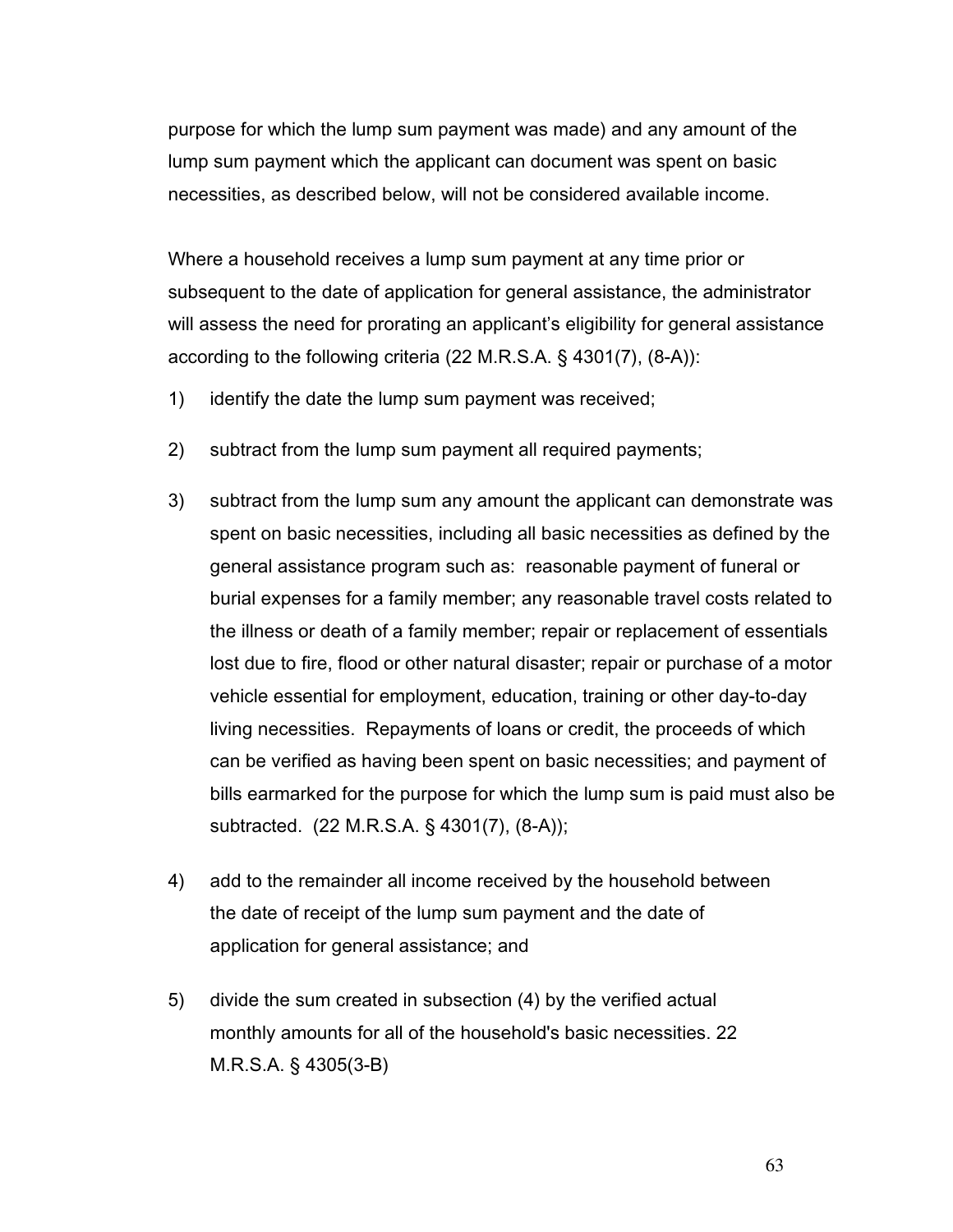purpose for which the lump sum payment was made) and any amount of the lump sum payment which the applicant can document was spent on basic necessities, as described below, will not be considered available income.

Where a household receives a lump sum payment at any time prior or subsequent to the date of application for general assistance, the administrator will assess the need for prorating an applicant's eligibility for general assistance according to the following criteria (22 M.R.S.A. § 4301(7), (8-A)):

1) identify the date the lump sum payment was received;

2) subtract from the lump sum payment all required payments;

3) subtract from the lump sum any amount the applicant can demonstrate was spent on basic necessities, including all basic necessities as defined by the general assistance program such as: reasonable payment of funeral or burial expenses for a family member; any reasonable travel costs related to the illness or death of a family member; repair or replacement of essentials lost due to fire, flood or other natural disaster; repair or purchase of a motor vehicle essential for employment, education, training or other day-to-day living necessities. Repayments of loans or credit, the proceeds of which can be verified as having been spent on basic necessities; and payment of bills earmarked for the purpose for which the lump sum is paid must also be subtracted. (22 M.R.S.A. § 4301(7), (8-A));

4) add to the remainder all income received by the household between the date of receipt of the lump sum payment and the date of application for general assistance; and

5) divide the sum created in subsection (4) by the verified actual monthly amounts for all of the household's basic necessities. 22 M.R.S.A. § 4305(3-B)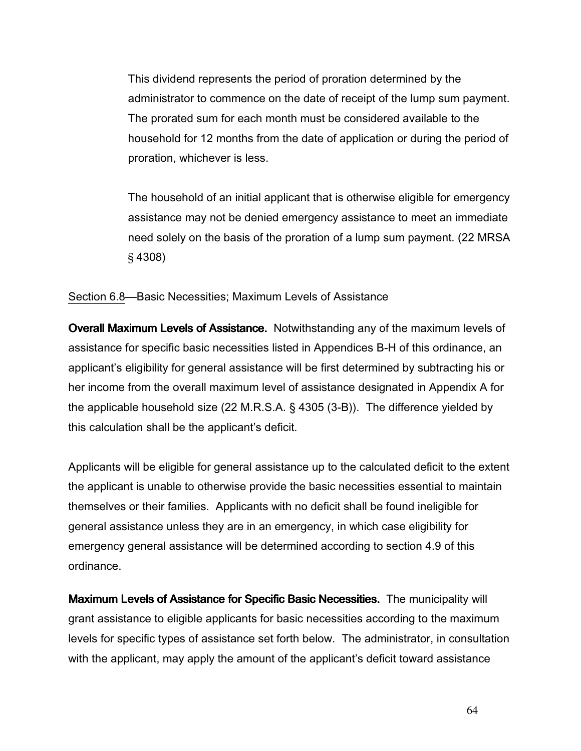This dividend represents the period of proration determined by the administrator to commence on the date of receipt of the lump sum payment. The prorated sum for each month must be considered available to the household for 12 months from the date of application or during the period of proration, whichever is less.

The household of an initial applicant that is otherwise eligible for emergency assistance may not be denied emergency assistance to meet an immediate need solely on the basis of the proration of a lump sum payment. (22 MRSA § 4308)

Section 6.8—Basic Necessities; Maximum Levels of Assistance

**Overall Maximum Levels of Assistance.** Notwithstanding any of the maximum levels of assistance for specific basic necessities listed in Appendices B-H of this ordinance, an applicant's eligibility for general assistance will be first determined by subtracting his or her income from the overall maximum level of assistance designated in Appendix A for the applicable household size (22 M.R.S.A. § 4305 (3-B)). The difference yielded by this calculation shall be the applicant's deficit.

Applicants will be eligible for general assistance up to the calculated deficit to the extent the applicant is unable to otherwise provide the basic necessities essential to maintain themselves or their families. Applicants with no deficit shall be found ineligible for general assistance unless they are in an emergency, in which case eligibility for emergency general assistance will be determined according to section 4.9 of this ordinance.

**Maximum Levels of Assistance for Specific Basic Necessities.** The municipality will grant assistance to eligible applicants for basic necessities according to the maximum levels for specific types of assistance set forth below. The administrator, in consultation with the applicant, may apply the amount of the applicant's deficit toward assistance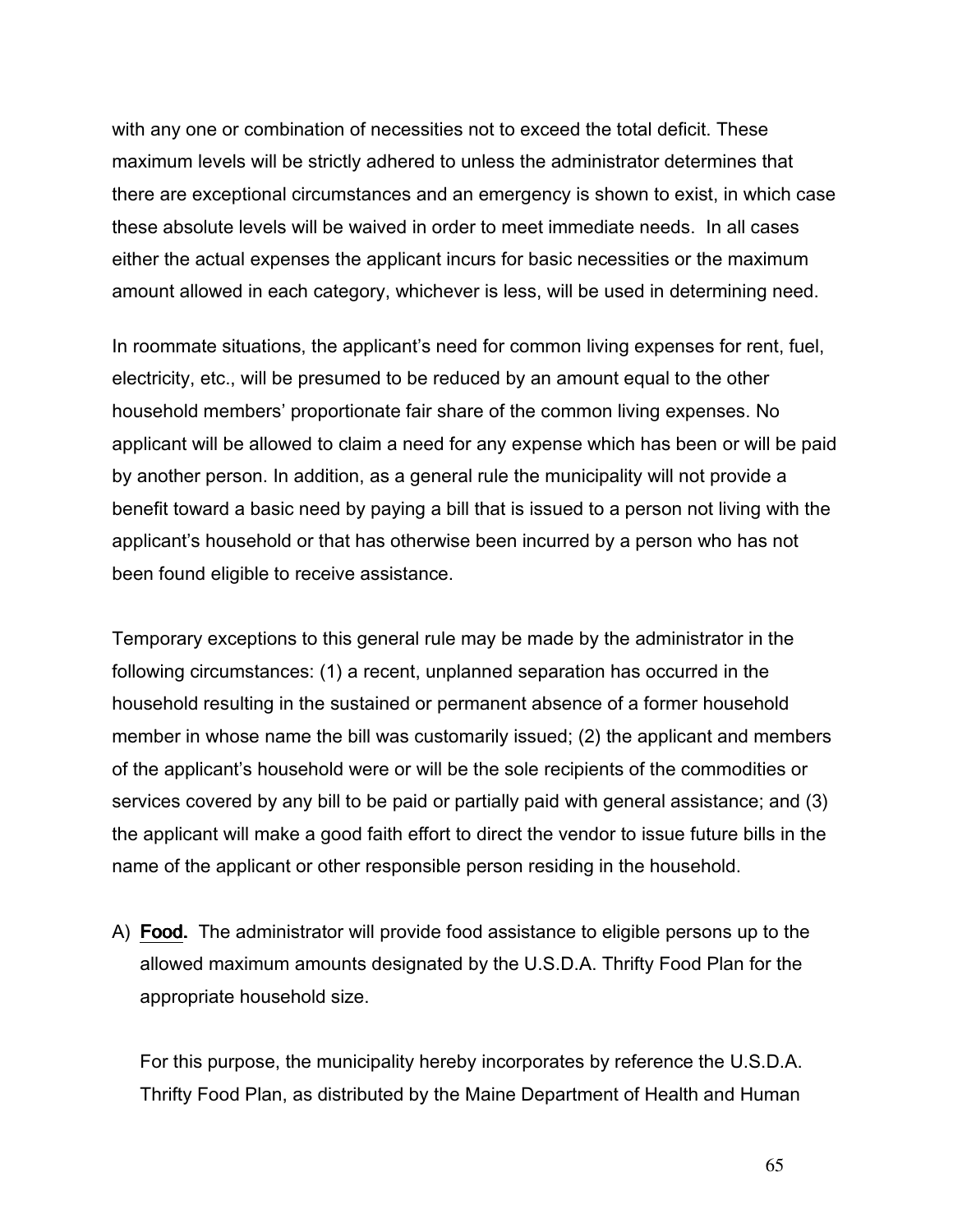with any one or combination of necessities not to exceed the total deficit. These maximum levels will be strictly adhered to unless the administrator determines that there are exceptional circumstances and an emergency is shown to exist, in which case these absolute levels will be waived in order to meet immediate needs. In all cases either the actual expenses the applicant incurs for basic necessities or the maximum amount allowed in each category, whichever is less, will be used in determining need.

In roommate situations, the applicant's need for common living expenses for rent, fuel, electricity, etc., will be presumed to be reduced by an amount equal to the other household members' proportionate fair share of the common living expenses. No applicant will be allowed to claim a need for any expense which has been or will be paid by another person. In addition, as a general rule the municipality will not provide a benefit toward a basic need by paying a bill that is issued to a person not living with the applicant's household or that has otherwise been incurred by a person who has not been found eligible to receive assistance.

Temporary exceptions to this general rule may be made by the administrator in the following circumstances: (1) a recent, unplanned separation has occurred in the household resulting in the sustained or permanent absence of a former household member in whose name the bill was customarily issued; (2) the applicant and members of the applicant's household were or will be the sole recipients of the commodities or services covered by any bill to be paid or partially paid with general assistance; and (3) the applicant will make a good faith effort to direct the vendor to issue future bills in the name of the applicant or other responsible person residing in the household.

A) **Food.** The administrator will provide food assistance to eligible persons up to the allowed maximum amounts designated by the U.S.D.A. Thrifty Food Plan for the appropriate household size.

   For this purpose, the municipality hereby incorporates by reference the U.S.D.A. Thrifty Food Plan, as distributed by the Maine Department of Health and Human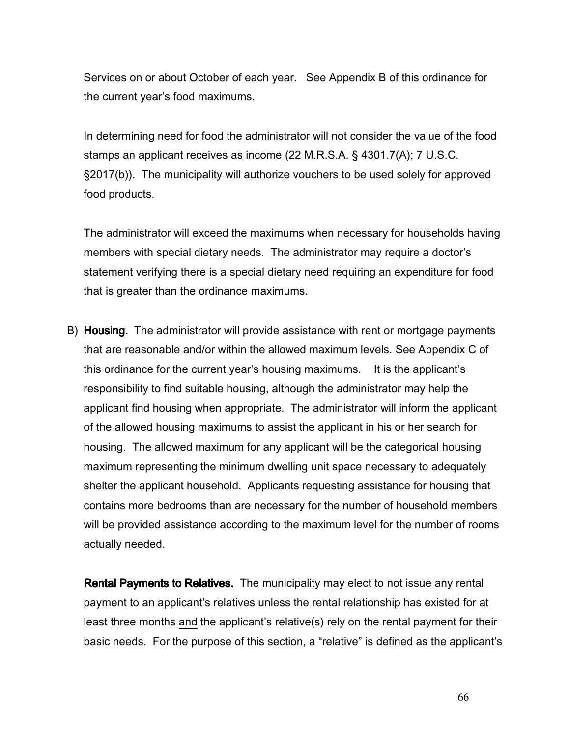Services on or about October of each year. See Appendix B of this ordinance for the current year's food maximums.

In determining need for food the administrator will not consider the value of the food stamps an applicant receives as income (22 M.R.S.A. § 4301.7(A); 7 U.S.C. §2017(b)). The municipality will authorize vouchers to be used solely for approved food products.

The administrator will exceed the maximums when necessary for households having members with special dietary needs. The administrator may require a doctor's statement verifying there is a special dietary need requiring an expenditure for food that is greater than the ordinance maximums.

B) **Housing.** The administrator will provide assistance with rent or mortgage payments that are reasonable and/or within the allowed maximum levels. See Appendix C of this ordinance for the current year's housing maximums. It is the applicant's responsibility to find suitable housing, although the administrator may help the applicant find housing when appropriate. The administrator will inform the applicant of the allowed housing maximums to assist the applicant in his or her search for housing. The allowed maximum for any applicant will be the categorical housing maximum representing the minimum dwelling unit space necessary to adequately shelter the applicant household. Applicants requesting assistance for housing that contains more bedrooms than are necessary for the number of household members will be provided assistance according to the maximum level for the number of rooms actually needed.

**Rental Payments to Relatives.** The municipality may elect to not issue any rental payment to an applicant's relatives unless the rental relationship has existed for at least three months and the applicant's relative(s) rely on the rental payment for their basic needs. For the purpose of this section, a "relative" is defined as the applicant's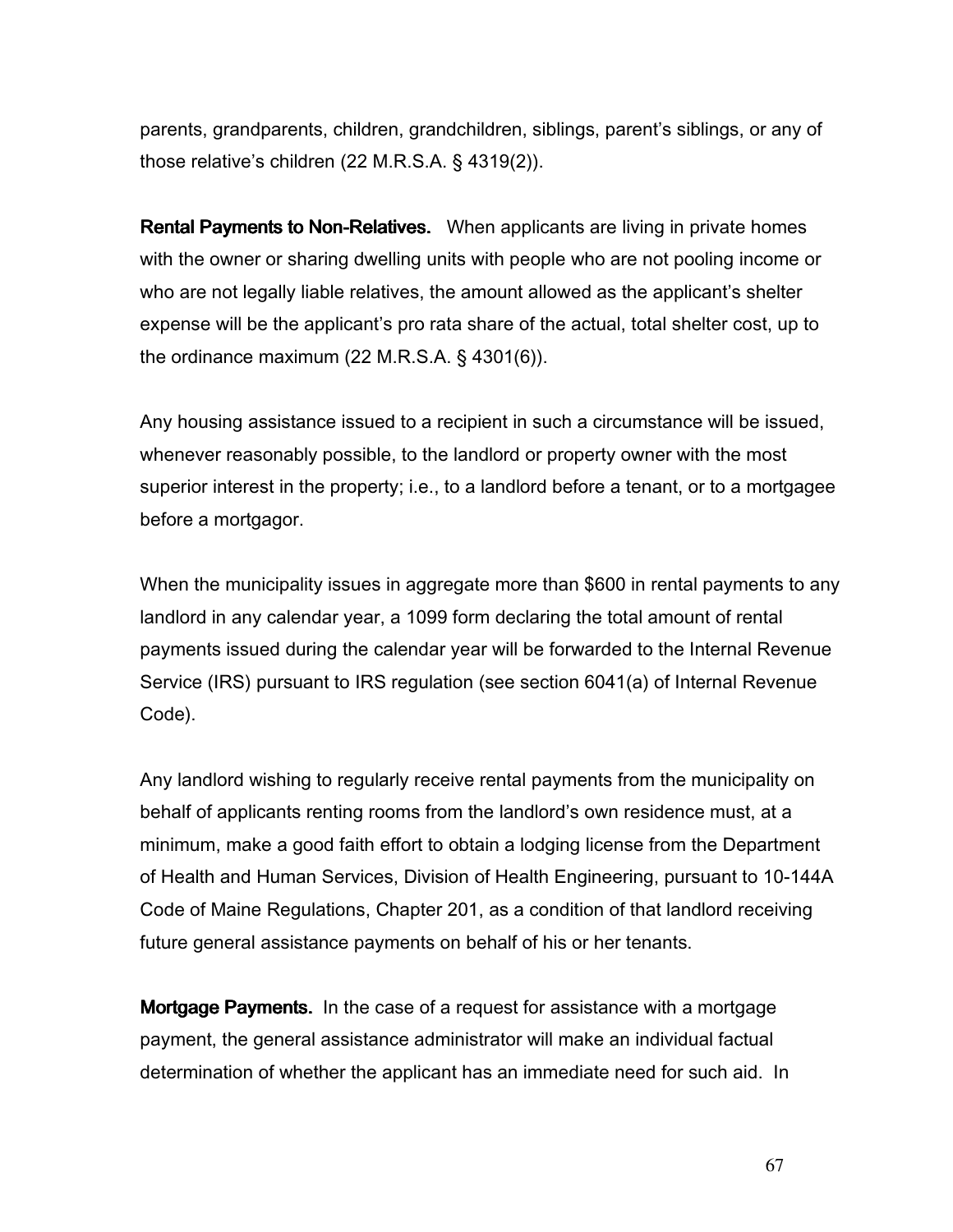parents, grandparents, children, grandchildren, siblings, parent's siblings, or any of those relative's children (22 M.R.S.A. § 4319(2)).

**Rental Payments to Non-Relatives.** When applicants are living in private homes with the owner or sharing dwelling units with people who are not pooling income or who are not legally liable relatives, the amount allowed as the applicant's shelter expense will be the applicant's pro rata share of the actual, total shelter cost, up to the ordinance maximum (22 M.R.S.A. § 4301(6)).

Any housing assistance issued to a recipient in such a circumstance will be issued, whenever reasonably possible, to the landlord or property owner with the most superior interest in the property; i.e., to a landlord before a tenant, or to a mortgagee before a mortgagor.

When the municipality issues in aggregate more than $600 in rental payments to any landlord in any calendar year, a 1099 form declaring the total amount of rental payments issued during the calendar year will be forwarded to the Internal Revenue Service (IRS) pursuant to IRS regulation (see section 6041(a) of Internal Revenue Code).

Any landlord wishing to regularly receive rental payments from the municipality on behalf of applicants renting rooms from the landlord's own residence must, at a minimum, make a good faith effort to obtain a lodging license from the Department of Health and Human Services, Division of Health Engineering, pursuant to 10-144A Code of Maine Regulations, Chapter 201, as a condition of that landlord receiving future general assistance payments on behalf of his or her tenants.

**Mortgage Payments.** In the case of a request for assistance with a mortgage payment, the general assistance administrator will make an individual factual determination of whether the applicant has an immediate need for such aid. In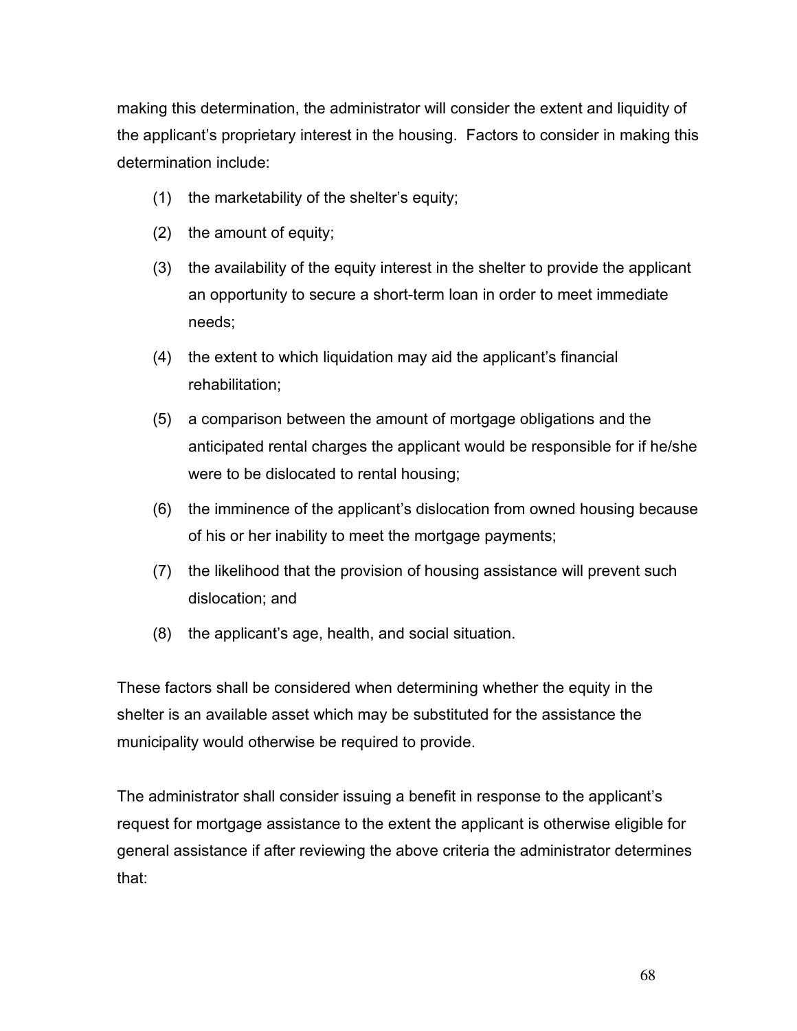making this determination, the administrator will consider the extent and liquidity of the applicant's proprietary interest in the housing. Factors to consider in making this determination include:

(1) the marketability of the shelter's equity;

(2) the amount of equity;

(3) the availability of the equity interest in the shelter to provide the applicant an opportunity to secure a short-term loan in order to meet immediate needs;

(4) the extent to which liquidation may aid the applicant's financial rehabilitation;

(5) a comparison between the amount of mortgage obligations and the anticipated rental charges the applicant would be responsible for if he/she were to be dislocated to rental housing;

(6) the imminence of the applicant's dislocation from owned housing because of his or her inability to meet the mortgage payments;

(7) the likelihood that the provision of housing assistance will prevent such dislocation; and

(8) the applicant's age, health, and social situation.

These factors shall be considered when determining whether the equity in the shelter is an available asset which may be substituted for the assistance the municipality would otherwise be required to provide.

The administrator shall consider issuing a benefit in response to the applicant's request for mortgage assistance to the extent the applicant is otherwise eligible for general assistance if after reviewing the above criteria the administrator determines that: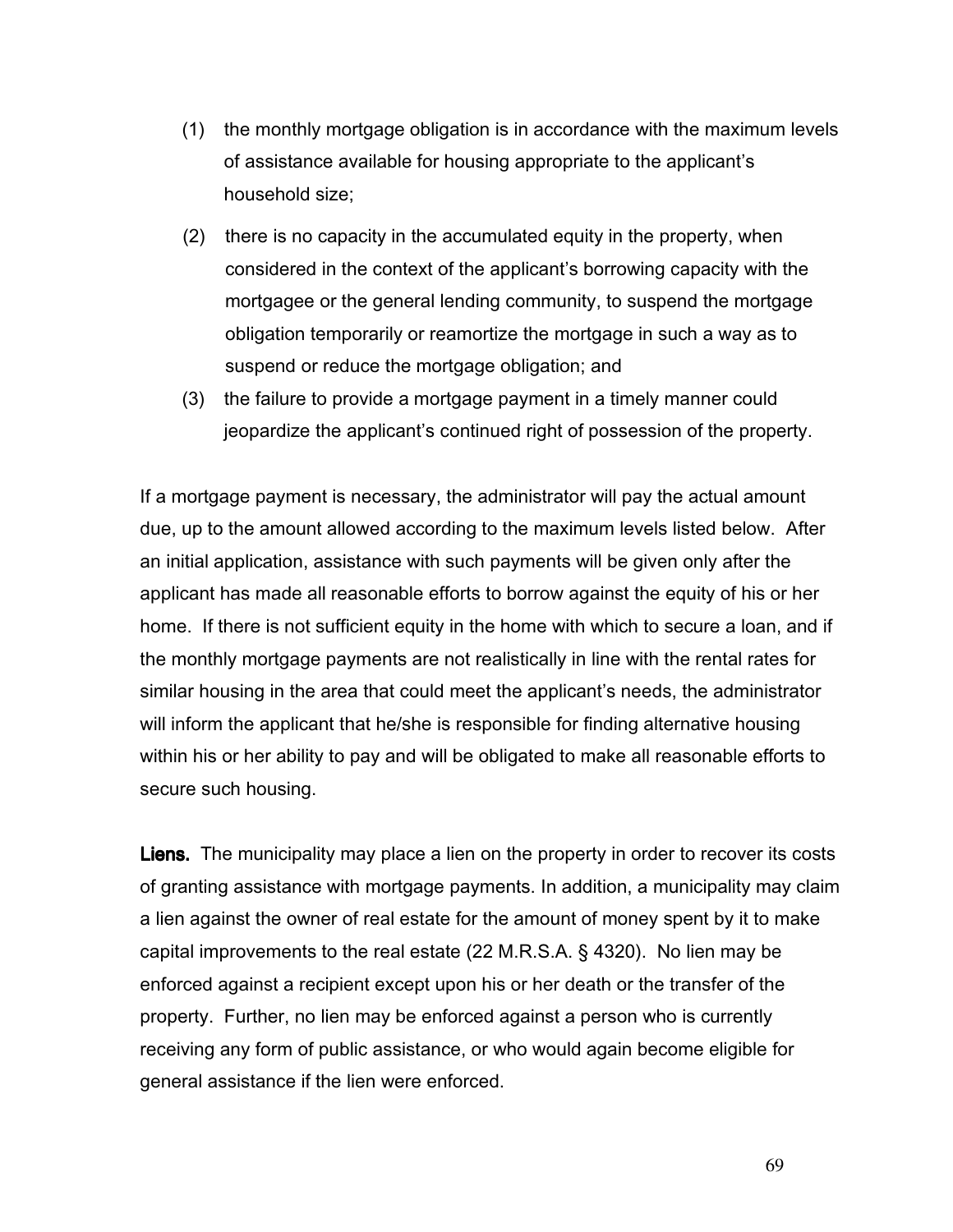(1) the monthly mortgage obligation is in accordance with the maximum levels of assistance available for housing appropriate to the applicant's household size;

(2) there is no capacity in the accumulated equity in the property, when considered in the context of the applicant's borrowing capacity with the mortgagee or the general lending community, to suspend the mortgage obligation temporarily or reamortize the mortgage in such a way as to suspend or reduce the mortgage obligation; and

(3) the failure to provide a mortgage payment in a timely manner could jeopardize the applicant's continued right of possession of the property.

If a mortgage payment is necessary, the administrator will pay the actual amount due, up to the amount allowed according to the maximum levels listed below. After an initial application, assistance with such payments will be given only after the applicant has made all reasonable efforts to borrow against the equity of his or her home. If there is not sufficient equity in the home with which to secure a loan, and if the monthly mortgage payments are not realistically in line with the rental rates for similar housing in the area that could meet the applicant's needs, the administrator will inform the applicant that he/she is responsible for finding alternative housing within his or her ability to pay and will be obligated to make all reasonable efforts to secure such housing.

**Liens.** The municipality may place a lien on the property in order to recover its costs of granting assistance with mortgage payments. In addition, a municipality may claim a lien against the owner of real estate for the amount of money spent by it to make capital improvements to the real estate (22 M.R.S.A. § 4320). No lien may be enforced against a recipient except upon his or her death or the transfer of the property. Further, no lien may be enforced against a person who is currently receiving any form of public assistance, or who would again become eligible for general assistance if the lien were enforced.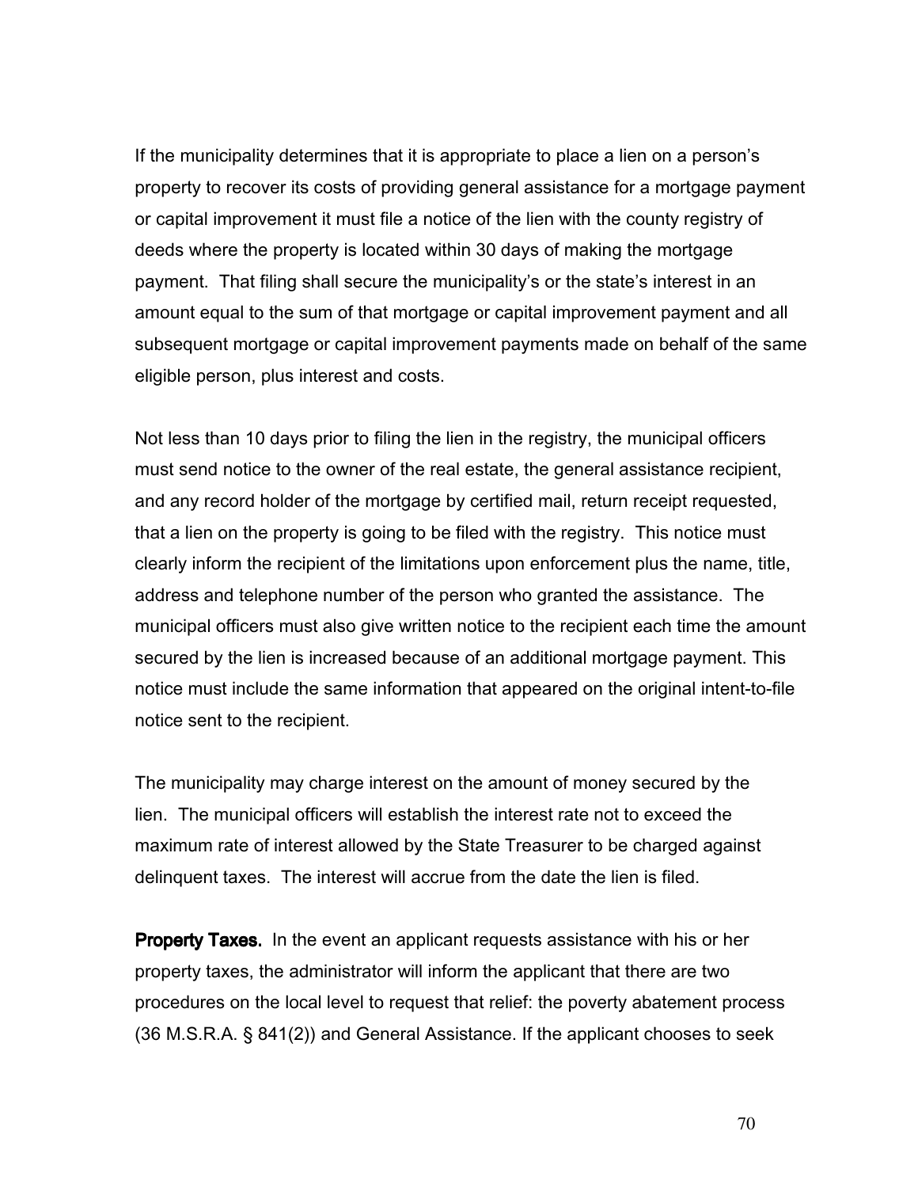If the municipality determines that it is appropriate to place a lien on a person's property to recover its costs of providing general assistance for a mortgage payment or capital improvement it must file a notice of the lien with the county registry of deeds where the property is located within 30 days of making the mortgage payment. That filing shall secure the municipality's or the state's interest in an amount equal to the sum of that mortgage or capital improvement payment and all subsequent mortgage or capital improvement payments made on behalf of the same eligible person, plus interest and costs.

Not less than 10 days prior to filing the lien in the registry, the municipal officers must send notice to the owner of the real estate, the general assistance recipient, and any record holder of the mortgage by certified mail, return receipt requested, that a lien on the property is going to be filed with the registry. This notice must clearly inform the recipient of the limitations upon enforcement plus the name, title, address and telephone number of the person who granted the assistance. The municipal officers must also give written notice to the recipient each time the amount secured by the lien is increased because of an additional mortgage payment. This notice must include the same information that appeared on the original intent-to-file notice sent to the recipient.

The municipality may charge interest on the amount of money secured by the lien. The municipal officers will establish the interest rate not to exceed the maximum rate of interest allowed by the State Treasurer to be charged against delinquent taxes. The interest will accrue from the date the lien is filed.

**Property Taxes.** In the event an applicant requests assistance with his or her property taxes, the administrator will inform the applicant that there are two procedures on the local level to request that relief: the poverty abatement process (36 M.S.R.A. § 841(2)) and General Assistance. If the applicant chooses to seek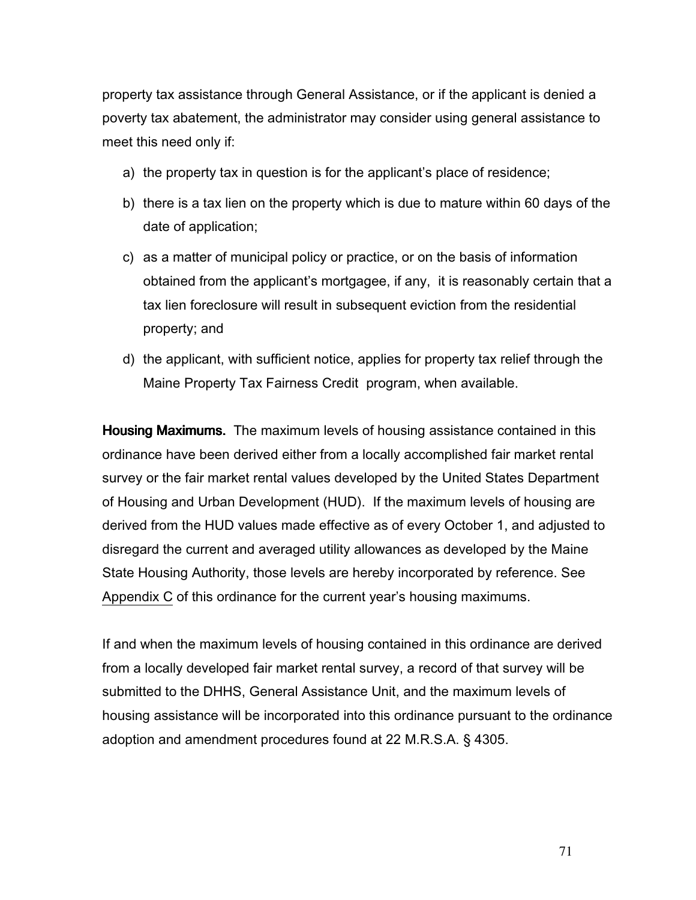property tax assistance through General Assistance, or if the applicant is denied a poverty tax abatement, the administrator may consider using general assistance to meet this need only if:

a) the property tax in question is for the applicant's place of residence;

b) there is a tax lien on the property which is due to mature within 60 days of the date of application;

c) as a matter of municipal policy or practice, or on the basis of information obtained from the applicant's mortgagee, if any, it is reasonably certain that a tax lien foreclosure will result in subsequent eviction from the residential property; and

d) the applicant, with sufficient notice, applies for property tax relief through the Maine Property Tax Fairness Credit program, when available.

**Housing Maximums.** The maximum levels of housing assistance contained in this ordinance have been derived either from a locally accomplished fair market rental survey or the fair market rental values developed by the United States Department of Housing and Urban Development (HUD). If the maximum levels of housing are derived from the HUD values made effective as of every October 1, and adjusted to disregard the current and averaged utility allowances as developed by the Maine State Housing Authority, those levels are hereby incorporated by reference. See Appendix C of this ordinance for the current year's housing maximums.

If and when the maximum levels of housing contained in this ordinance are derived from a locally developed fair market rental survey, a record of that survey will be submitted to the DHHS, General Assistance Unit, and the maximum levels of housing assistance will be incorporated into this ordinance pursuant to the ordinance adoption and amendment procedures found at 22 M.R.S.A. § 4305.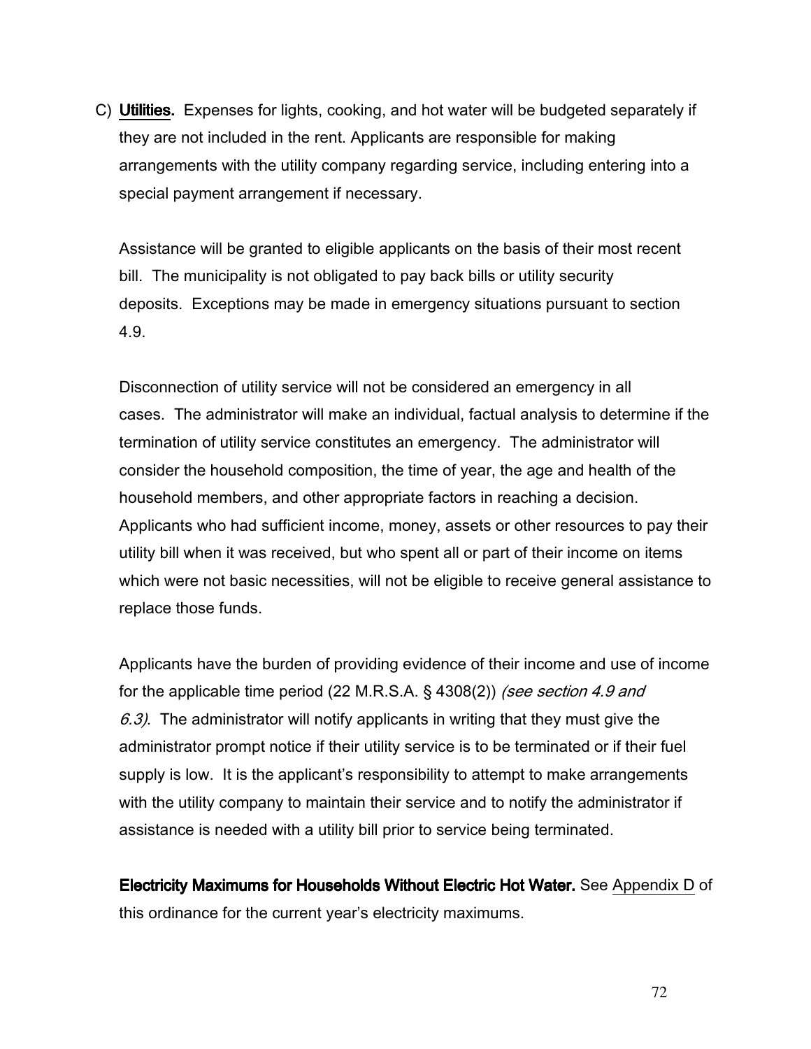C) **Utilities.** Expenses for lights, cooking, and hot water will be budgeted separately if they are not included in the rent. Applicants are responsible for making arrangements with the utility company regarding service, including entering into a special payment arrangement if necessary.

Assistance will be granted to eligible applicants on the basis of their most recent bill. The municipality is not obligated to pay back bills or utility security deposits. Exceptions may be made in emergency situations pursuant to section 4.9.

Disconnection of utility service will not be considered an emergency in all cases. The administrator will make an individual, factual analysis to determine if the termination of utility service constitutes an emergency. The administrator will consider the household composition, the time of year, the age and health of the household members, and other appropriate factors in reaching a decision. Applicants who had sufficient income, money, assets or other resources to pay their utility bill when it was received, but who spent all or part of their income on items which were not basic necessities, will not be eligible to receive general assistance to replace those funds.

Applicants have the burden of providing evidence of their income and use of income for the applicable time period (22 M.R.S.A. § 4308(2)) *(see section 4.9 and 6.3)*. The administrator will notify applicants in writing that they must give the administrator prompt notice if their utility service is to be terminated or if their fuel supply is low. It is the applicant's responsibility to attempt to make arrangements with the utility company to maintain their service and to notify the administrator if assistance is needed with a utility bill prior to service being terminated.

**Electricity Maximums for Households Without Electric Hot Water.** See Appendix D of this ordinance for the current year's electricity maximums.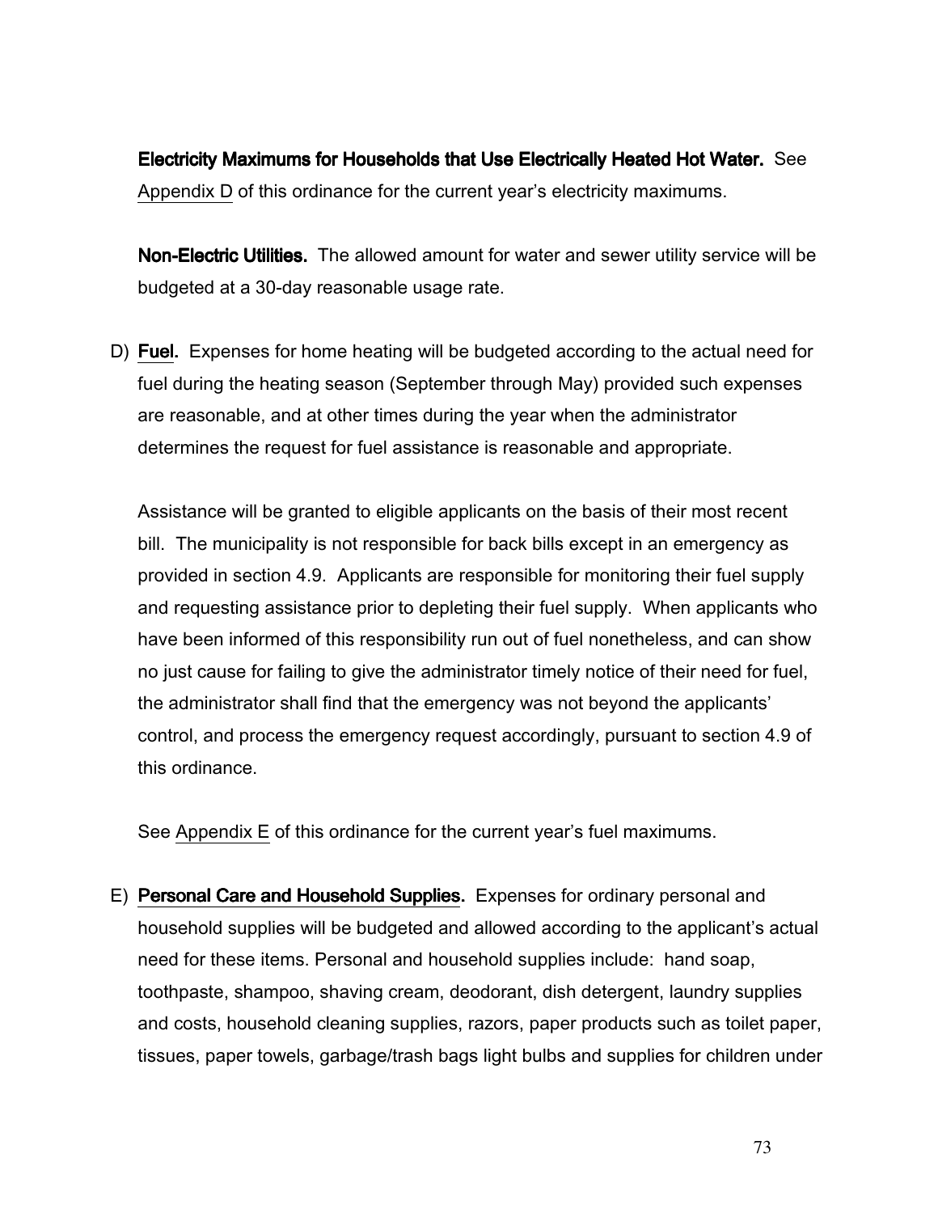**Electricity Maximums for Households that Use Electrically Heated Hot Water.** See Appendix D of this ordinance for the current year's electricity maximums.

**Non-Electric Utilities.** The allowed amount for water and sewer utility service will be budgeted at a 30-day reasonable usage rate.

D) **Fuel.** Expenses for home heating will be budgeted according to the actual need for fuel during the heating season (September through May) provided such expenses are reasonable, and at other times during the year when the administrator determines the request for fuel assistance is reasonable and appropriate.

Assistance will be granted to eligible applicants on the basis of their most recent bill. The municipality is not responsible for back bills except in an emergency as provided in section 4.9. Applicants are responsible for monitoring their fuel supply and requesting assistance prior to depleting their fuel supply. When applicants who have been informed of this responsibility run out of fuel nonetheless, and can show no just cause for failing to give the administrator timely notice of their need for fuel, the administrator shall find that the emergency was not beyond the applicants' control, and process the emergency request accordingly, pursuant to section 4.9 of this ordinance.

See Appendix E of this ordinance for the current year's fuel maximums.

E) **Personal Care and Household Supplies.** Expenses for ordinary personal and household supplies will be budgeted and allowed according to the applicant's actual need for these items. Personal and household supplies include: hand soap, toothpaste, shampoo, shaving cream, deodorant, dish detergent, laundry supplies and costs, household cleaning supplies, razors, paper products such as toilet paper, tissues, paper towels, garbage/trash bags light bulbs and supplies for children under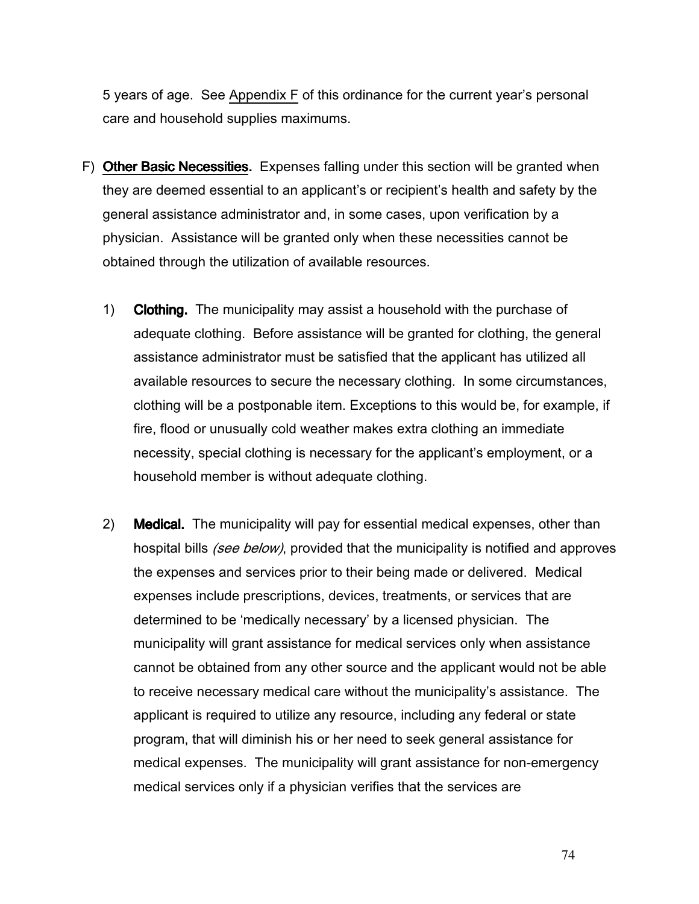5 years of age. See Appendix F of this ordinance for the current year's personal care and household supplies maximums.

F) **Other Basic Necessities.** Expenses falling under this section will be granted when they are deemed essential to an applicant's or recipient's health and safety by the general assistance administrator and, in some cases, upon verification by a physician. Assistance will be granted only when these necessities cannot be obtained through the utilization of available resources.

1) **Clothing.** The municipality may assist a household with the purchase of adequate clothing. Before assistance will be granted for clothing, the general assistance administrator must be satisfied that the applicant has utilized all available resources to secure the necessary clothing. In some circumstances, clothing will be a postponable item. Exceptions to this would be, for example, if fire, flood or unusually cold weather makes extra clothing an immediate necessity, special clothing is necessary for the applicant's employment, or a household member is without adequate clothing.

2) **Medical.** The municipality will pay for essential medical expenses, other than hospital bills *(see below)*, provided that the municipality is notified and approves the expenses and services prior to their being made or delivered. Medical expenses include prescriptions, devices, treatments, or services that are determined to be 'medically necessary' by a licensed physician. The municipality will grant assistance for medical services only when assistance cannot be obtained from any other source and the applicant would not be able to receive necessary medical care without the municipality's assistance. The applicant is required to utilize any resource, including any federal or state program, that will diminish his or her need to seek general assistance for medical expenses. The municipality will grant assistance for non-emergency medical services only if a physician verifies that the services are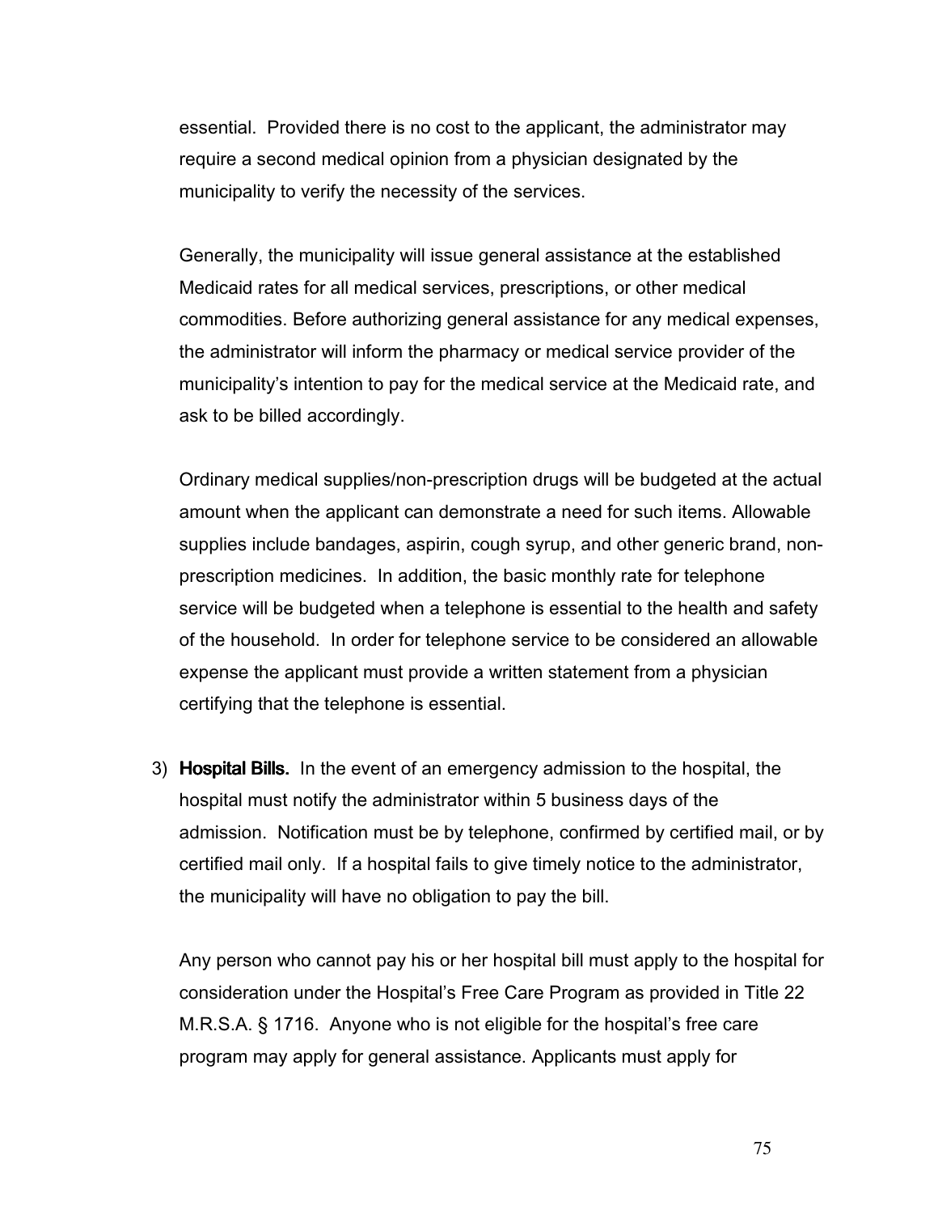essential. Provided there is no cost to the applicant, the administrator may require a second medical opinion from a physician designated by the municipality to verify the necessity of the services.

Generally, the municipality will issue general assistance at the established Medicaid rates for all medical services, prescriptions, or other medical commodities. Before authorizing general assistance for any medical expenses, the administrator will inform the pharmacy or medical service provider of the municipality's intention to pay for the medical service at the Medicaid rate, and ask to be billed accordingly.

Ordinary medical supplies/non-prescription drugs will be budgeted at the actual amount when the applicant can demonstrate a need for such items. Allowable supplies include bandages, aspirin, cough syrup, and other generic brand, non-prescription medicines. In addition, the basic monthly rate for telephone service will be budgeted when a telephone is essential to the health and safety of the household. In order for telephone service to be considered an allowable expense the applicant must provide a written statement from a physician certifying that the telephone is essential.

3) **Hospital Bills.** In the event of an emergency admission to the hospital, the hospital must notify the administrator within 5 business days of the admission. Notification must be by telephone, confirmed by certified mail, or by certified mail only. If a hospital fails to give timely notice to the administrator, the municipality will have no obligation to pay the bill.

   Any person who cannot pay his or her hospital bill must apply to the hospital for consideration under the Hospital's Free Care Program as provided in Title 22 M.R.S.A. § 1716. Anyone who is not eligible for the hospital's free care program may apply for general assistance. Applicants must apply for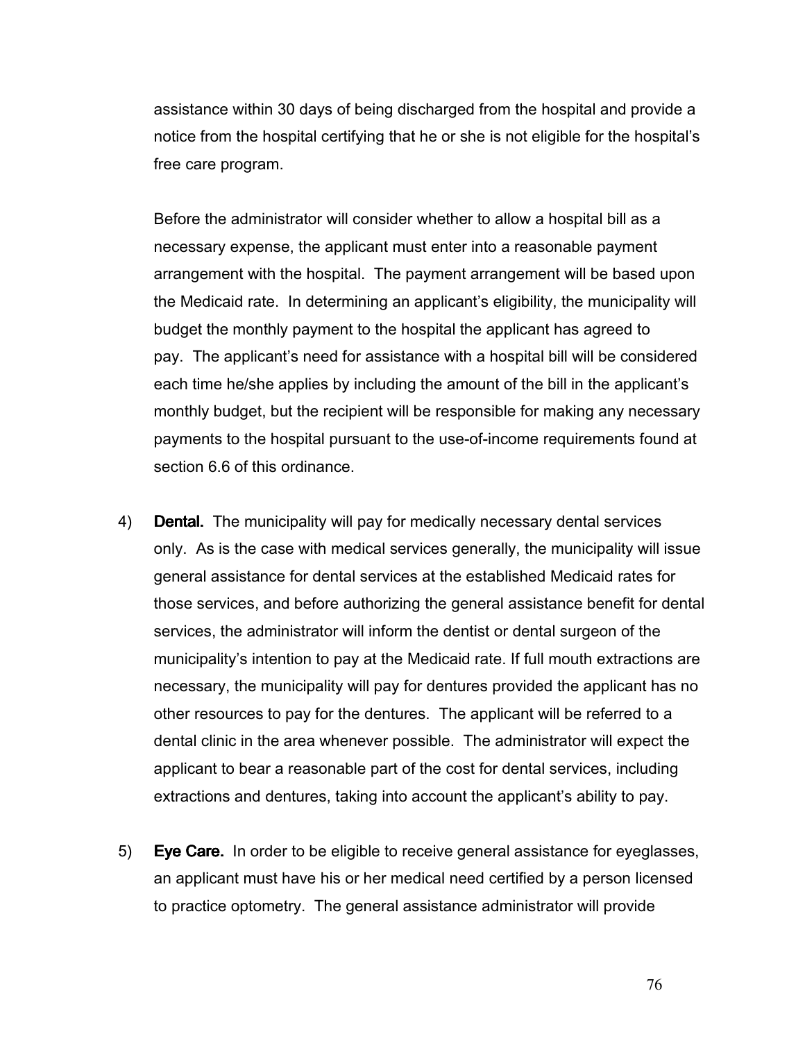assistance within 30 days of being discharged from the hospital and provide a notice from the hospital certifying that he or she is not eligible for the hospital's free care program.

Before the administrator will consider whether to allow a hospital bill as a necessary expense, the applicant must enter into a reasonable payment arrangement with the hospital. The payment arrangement will be based upon the Medicaid rate. In determining an applicant's eligibility, the municipality will budget the monthly payment to the hospital the applicant has agreed to pay. The applicant's need for assistance with a hospital bill will be considered each time he/she applies by including the amount of the bill in the applicant's monthly budget, but the recipient will be responsible for making any necessary payments to the hospital pursuant to the use-of-income requirements found at section 6.6 of this ordinance.

4) **Dental.** The municipality will pay for medically necessary dental services only. As is the case with medical services generally, the municipality will issue general assistance for dental services at the established Medicaid rates for those services, and before authorizing the general assistance benefit for dental services, the administrator will inform the dentist or dental surgeon of the municipality's intention to pay at the Medicaid rate. If full mouth extractions are necessary, the municipality will pay for dentures provided the applicant has no other resources to pay for the dentures. The applicant will be referred to a dental clinic in the area whenever possible. The administrator will expect the applicant to bear a reasonable part of the cost for dental services, including extractions and dentures, taking into account the applicant's ability to pay.

5) **Eye Care.** In order to be eligible to receive general assistance for eyeglasses, an applicant must have his or her medical need certified by a person licensed to practice optometry. The general assistance administrator will provide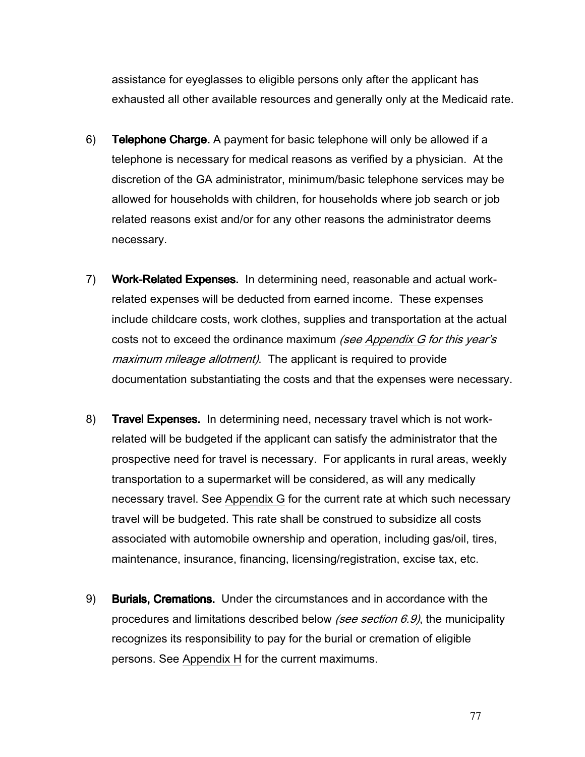assistance for eyeglasses to eligible persons only after the applicant has exhausted all other available resources and generally only at the Medicaid rate.

6) **Telephone Charge.** A payment for basic telephone will only be allowed if a telephone is necessary for medical reasons as verified by a physician. At the discretion of the GA administrator, minimum/basic telephone services may be allowed for households with children, for households where job search or job related reasons exist and/or for any other reasons the administrator deems necessary.

7) **Work-Related Expenses.** In determining need, reasonable and actual work-related expenses will be deducted from earned income. These expenses include childcare costs, work clothes, supplies and transportation at the actual costs not to exceed the ordinance maximum *(see Appendix G for this year's maximum mileage allotment)*. The applicant is required to provide documentation substantiating the costs and that the expenses were necessary.

8) **Travel Expenses.** In determining need, necessary travel which is not work-related will be budgeted if the applicant can satisfy the administrator that the prospective need for travel is necessary. For applicants in rural areas, weekly transportation to a supermarket will be considered, as will any medically necessary travel. See Appendix G for the current rate at which such necessary travel will be budgeted. This rate shall be construed to subsidize all costs associated with automobile ownership and operation, including gas/oil, tires, maintenance, insurance, financing, licensing/registration, excise tax, etc.

9) **Burials, Cremations.** Under the circumstances and in accordance with the procedures and limitations described below *(see section 6.9)*, the municipality recognizes its responsibility to pay for the burial or cremation of eligible persons. See Appendix H for the current maximums.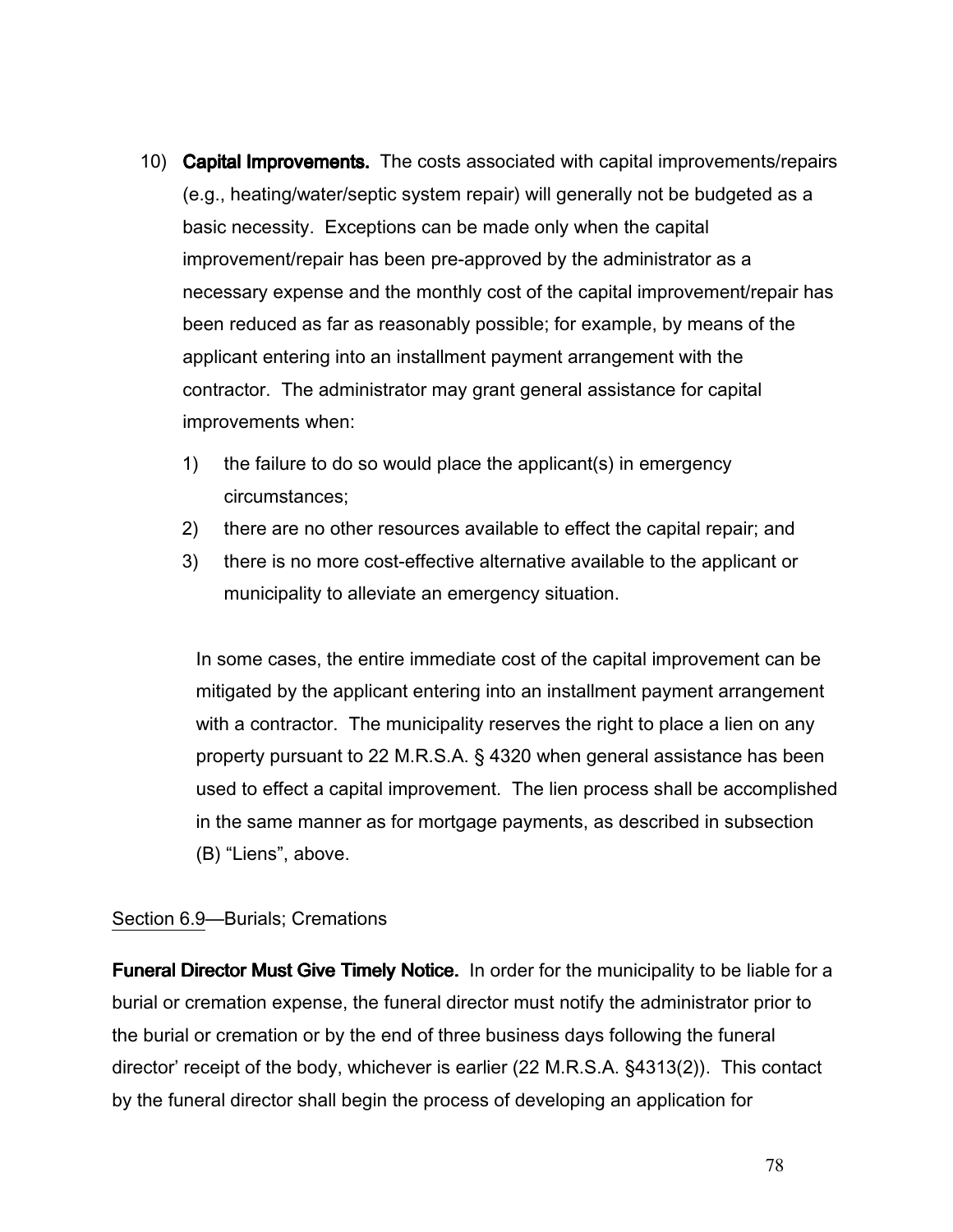10) **Capital Improvements.** The costs associated with capital improvements/repairs (e.g., heating/water/septic system repair) will generally not be budgeted as a basic necessity. Exceptions can be made only when the capital improvement/repair has been pre-approved by the administrator as a necessary expense and the monthly cost of the capital improvement/repair has been reduced as far as reasonably possible; for example, by means of the applicant entering into an installment payment arrangement with the contractor. The administrator may grant general assistance for capital improvements when:

    1) the failure to do so would place the applicant(s) in emergency circumstances;
    2) there are no other resources available to effect the capital repair; and
    3) there is no more cost-effective alternative available to the applicant or municipality to alleviate an emergency situation.

    In some cases, the entire immediate cost of the capital improvement can be mitigated by the applicant entering into an installment payment arrangement with a contractor. The municipality reserves the right to place a lien on any property pursuant to 22 M.R.S.A. § 4320 when general assistance has been used to effect a capital improvement. The lien process shall be accomplished in the same manner as for mortgage payments, as described in subsection (B) "Liens", above.

Section 6.9—Burials; Cremations

**Funeral Director Must Give Timely Notice.** In order for the municipality to be liable for a burial or cremation expense, the funeral director must notify the administrator prior to the burial or cremation or by the end of three business days following the funeral director' receipt of the body, whichever is earlier (22 M.R.S.A. §4313(2)). This contact by the funeral director shall begin the process of developing an application for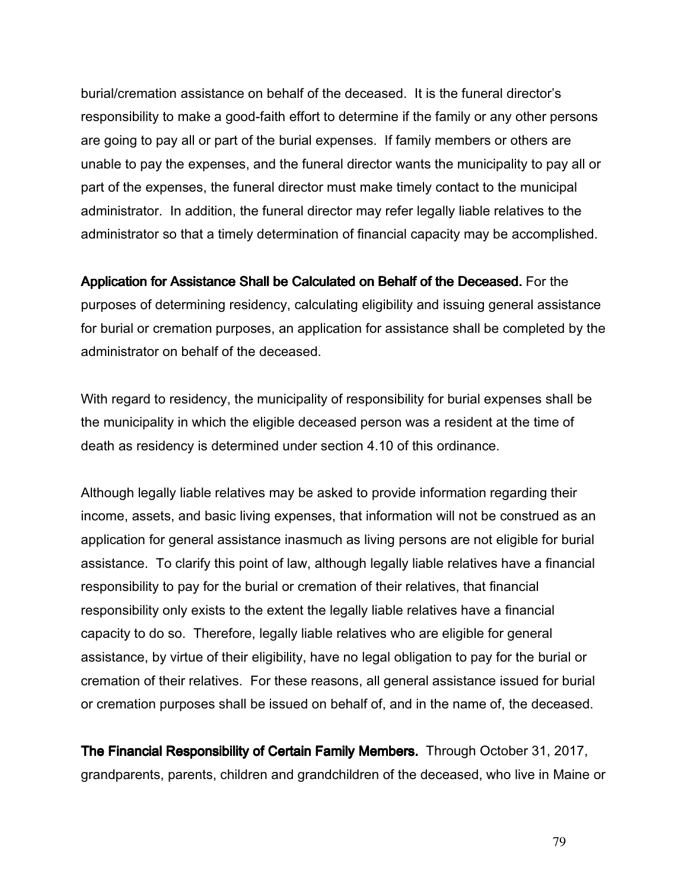burial/cremation assistance on behalf of the deceased. It is the funeral director's responsibility to make a good-faith effort to determine if the family or any other persons are going to pay all or part of the burial expenses. If family members or others are unable to pay the expenses, and the funeral director wants the municipality to pay all or part of the expenses, the funeral director must make timely contact to the municipal administrator. In addition, the funeral director may refer legally liable relatives to the administrator so that a timely determination of financial capacity may be accomplished.

**Application for Assistance Shall be Calculated on Behalf of the Deceased.** For the purposes of determining residency, calculating eligibility and issuing general assistance for burial or cremation purposes, an application for assistance shall be completed by the administrator on behalf of the deceased.

With regard to residency, the municipality of responsibility for burial expenses shall be the municipality in which the eligible deceased person was a resident at the time of death as residency is determined under section 4.10 of this ordinance.

Although legally liable relatives may be asked to provide information regarding their income, assets, and basic living expenses, that information will not be construed as an application for general assistance inasmuch as living persons are not eligible for burial assistance. To clarify this point of law, although legally liable relatives have a financial responsibility to pay for the burial or cremation of their relatives, that financial responsibility only exists to the extent the legally liable relatives have a financial capacity to do so. Therefore, legally liable relatives who are eligible for general assistance, by virtue of their eligibility, have no legal obligation to pay for the burial or cremation of their relatives. For these reasons, all general assistance issued for burial or cremation purposes shall be issued on behalf of, and in the name of, the deceased.

**The Financial Responsibility of Certain Family Members.** Through October 31, 2017, grandparents, parents, children and grandchildren of the deceased, who live in Maine or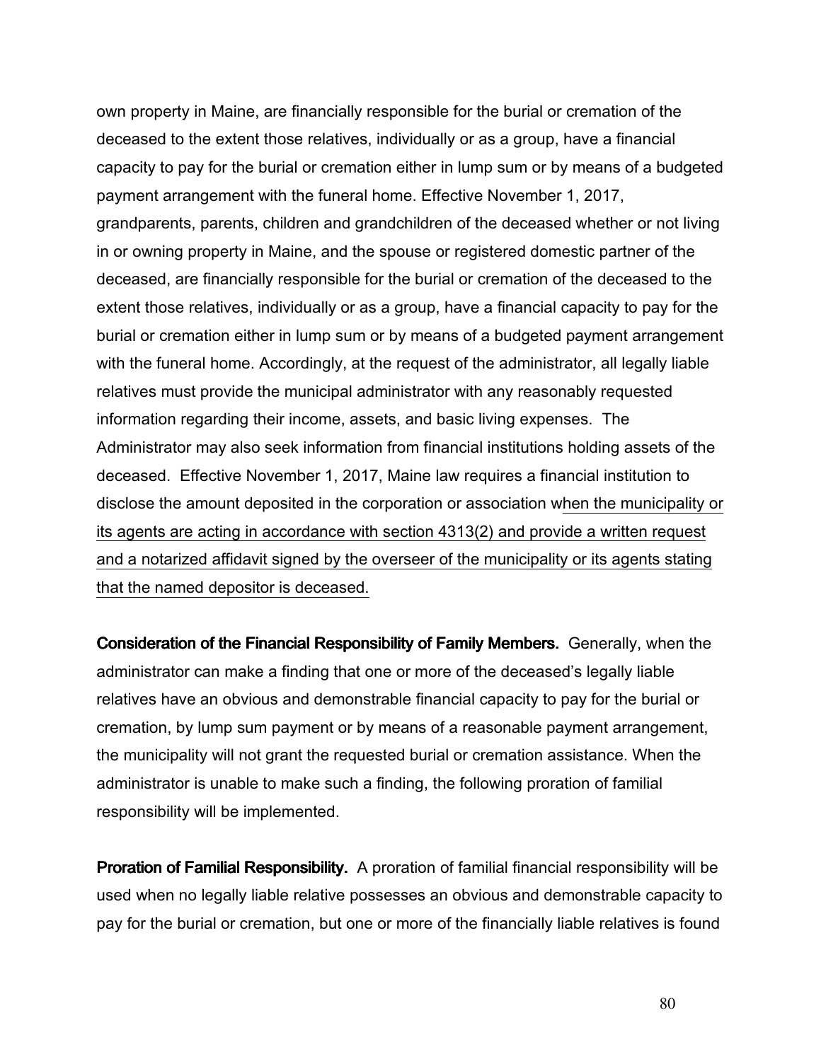own property in Maine, are financially responsible for the burial or cremation of the deceased to the extent those relatives, individually or as a group, have a financial capacity to pay for the burial or cremation either in lump sum or by means of a budgeted payment arrangement with the funeral home. Effective November 1, 2017, grandparents, parents, children and grandchildren of the deceased whether or not living in or owning property in Maine, and the spouse or registered domestic partner of the deceased, are financially responsible for the burial or cremation of the deceased to the extent those relatives, individually or as a group, have a financial capacity to pay for the burial or cremation either in lump sum or by means of a budgeted payment arrangement with the funeral home. Accordingly, at the request of the administrator, all legally liable relatives must provide the municipal administrator with any reasonably requested information regarding their income, assets, and basic living expenses. The Administrator may also seek information from financial institutions holding assets of the deceased. Effective November 1, 2017, Maine law requires a financial institution to disclose the amount deposited in the corporation or association when the municipality or its agents are acting in accordance with section 4313(2) and provide a written request and a notarized affidavit signed by the overseer of the municipality or its agents stating that the named depositor is deceased.

**Consideration of the Financial Responsibility of Family Members.** Generally, when the administrator can make a finding that one or more of the deceased's legally liable relatives have an obvious and demonstrable financial capacity to pay for the burial or cremation, by lump sum payment or by means of a reasonable payment arrangement, the municipality will not grant the requested burial or cremation assistance. When the administrator is unable to make such a finding, the following proration of familial responsibility will be implemented.

**Proration of Familial Responsibility.** A proration of familial financial responsibility will be used when no legally liable relative possesses an obvious and demonstrable capacity to pay for the burial or cremation, but one or more of the financially liable relatives is found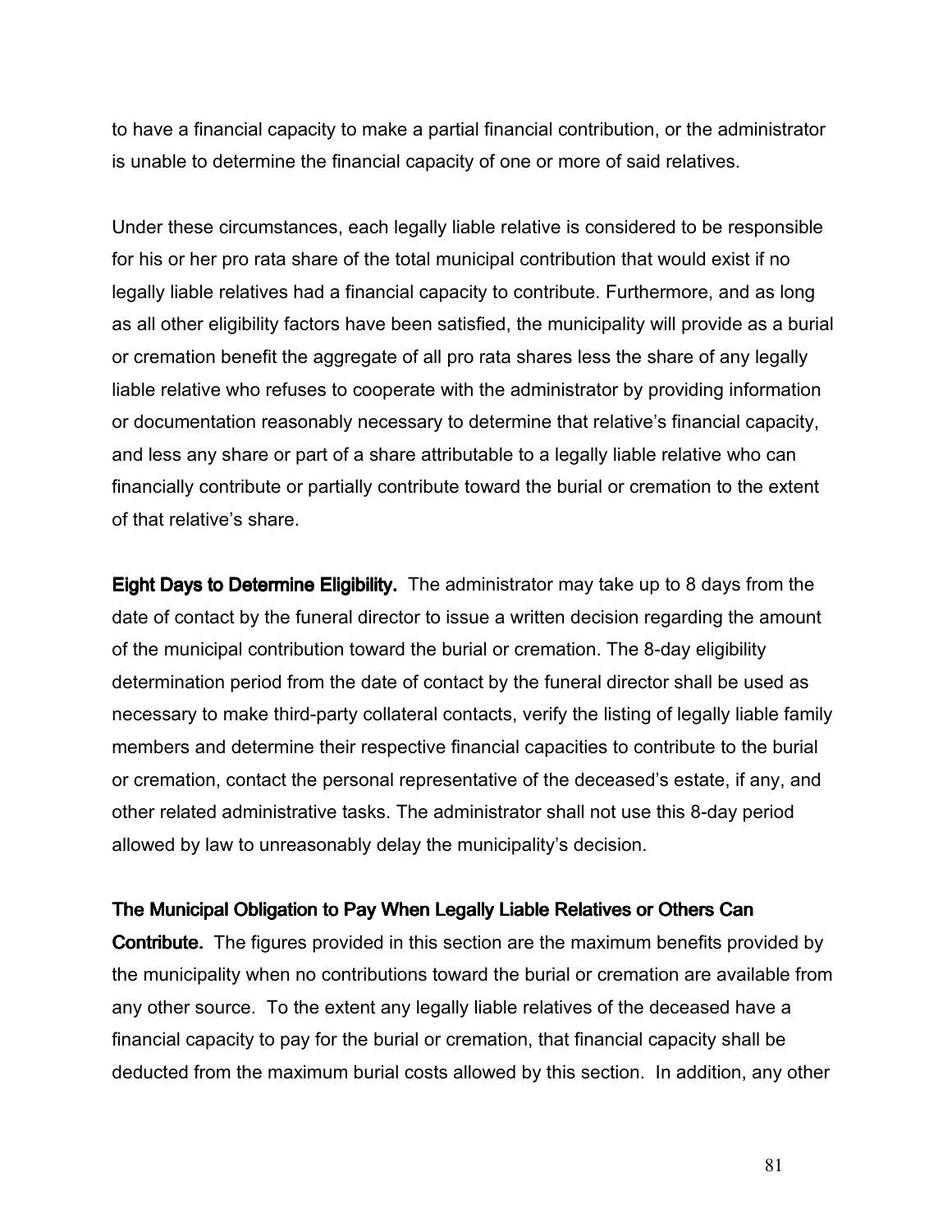to have a financial capacity to make a partial financial contribution, or the administrator is unable to determine the financial capacity of one or more of said relatives.

Under these circumstances, each legally liable relative is considered to be responsible for his or her pro rata share of the total municipal contribution that would exist if no legally liable relatives had a financial capacity to contribute. Furthermore, and as long as all other eligibility factors have been satisfied, the municipality will provide as a burial or cremation benefit the aggregate of all pro rata shares less the share of any legally liable relative who refuses to cooperate with the administrator by providing information or documentation reasonably necessary to determine that relative's financial capacity, and less any share or part of a share attributable to a legally liable relative who can financially contribute or partially contribute toward the burial or cremation to the extent of that relative's share.

**Eight Days to Determine Eligibility.** The administrator may take up to 8 days from the date of contact by the funeral director to issue a written decision regarding the amount of the municipal contribution toward the burial or cremation. The 8-day eligibility determination period from the date of contact by the funeral director shall be used as necessary to make third-party collateral contacts, verify the listing of legally liable family members and determine their respective financial capacities to contribute to the burial or cremation, contact the personal representative of the deceased's estate, if any, and other related administrative tasks. The administrator shall not use this 8-day period allowed by law to unreasonably delay the municipality's decision.

**The Municipal Obligation to Pay When Legally Liable Relatives or Others Can Contribute.** The figures provided in this section are the maximum benefits provided by the municipality when no contributions toward the burial or cremation are available from any other source. To the extent any legally liable relatives of the deceased have a financial capacity to pay for the burial or cremation, that financial capacity shall be deducted from the maximum burial costs allowed by this section. In addition, any other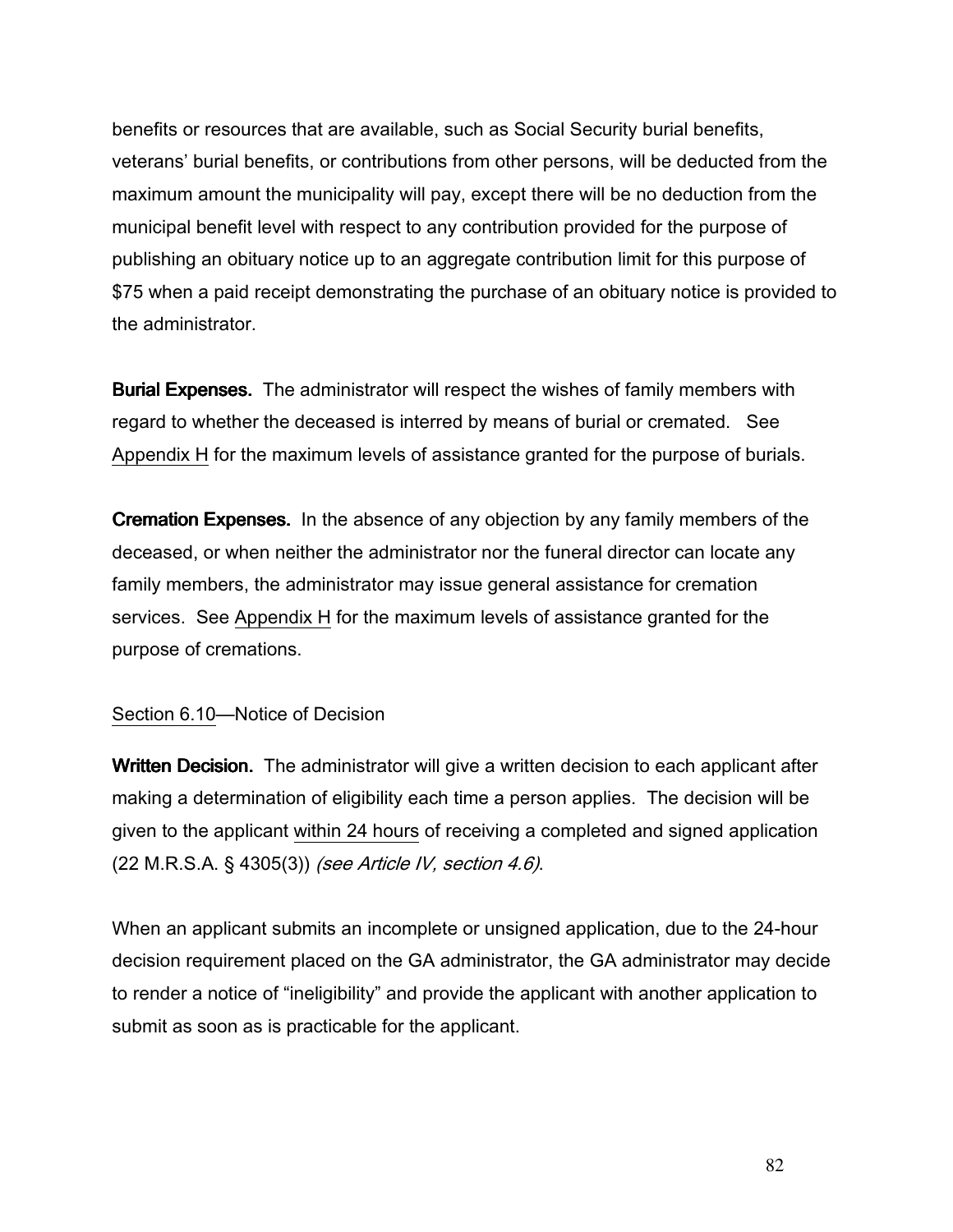benefits or resources that are available, such as Social Security burial benefits, veterans' burial benefits, or contributions from other persons, will be deducted from the maximum amount the municipality will pay, except there will be no deduction from the municipal benefit level with respect to any contribution provided for the purpose of publishing an obituary notice up to an aggregate contribution limit for this purpose of $75 when a paid receipt demonstrating the purchase of an obituary notice is provided to the administrator.

**Burial Expenses.** The administrator will respect the wishes of family members with regard to whether the deceased is interred by means of burial or cremated. See Appendix H for the maximum levels of assistance granted for the purpose of burials.

**Cremation Expenses.** In the absence of any objection by any family members of the deceased, or when neither the administrator nor the funeral director can locate any family members, the administrator may issue general assistance for cremation services. See Appendix H for the maximum levels of assistance granted for the purpose of cremations.

## Section 6.10—Notice of Decision

**Written Decision.** The administrator will give a written decision to each applicant after making a determination of eligibility each time a person applies. The decision will be given to the applicant within 24 hours of receiving a completed and signed application (22 M.R.S.A. § 4305(3)) *(see Article IV, section 4.6)*.

When an applicant submits an incomplete or unsigned application, due to the 24-hour decision requirement placed on the GA administrator, the GA administrator may decide to render a notice of "ineligibility" and provide the applicant with another application to submit as soon as is practicable for the applicant.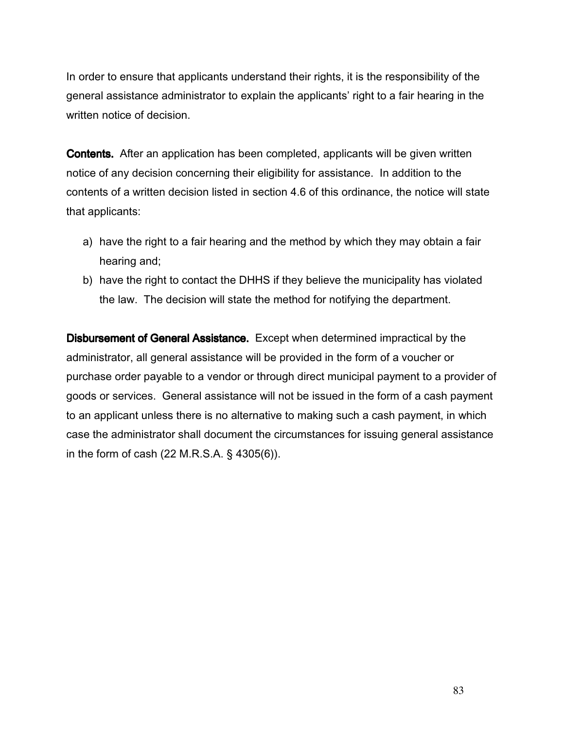In order to ensure that applicants understand their rights, it is the responsibility of the general assistance administrator to explain the applicants' right to a fair hearing in the written notice of decision.

**Contents.** After an application has been completed, applicants will be given written notice of any decision concerning their eligibility for assistance. In addition to the contents of a written decision listed in section 4.6 of this ordinance, the notice will state that applicants:

a) have the right to a fair hearing and the method by which they may obtain a fair hearing and;
b) have the right to contact the DHHS if they believe the municipality has violated the law. The decision will state the method for notifying the department.

**Disbursement of General Assistance.** Except when determined impractical by the administrator, all general assistance will be provided in the form of a voucher or purchase order payable to a vendor or through direct municipal payment to a provider of goods or services. General assistance will not be issued in the form of a cash payment to an applicant unless there is no alternative to making such a cash payment, in which case the administrator shall document the circumstances for issuing general assistance in the form of cash (22 M.R.S.A. § 4305(6)).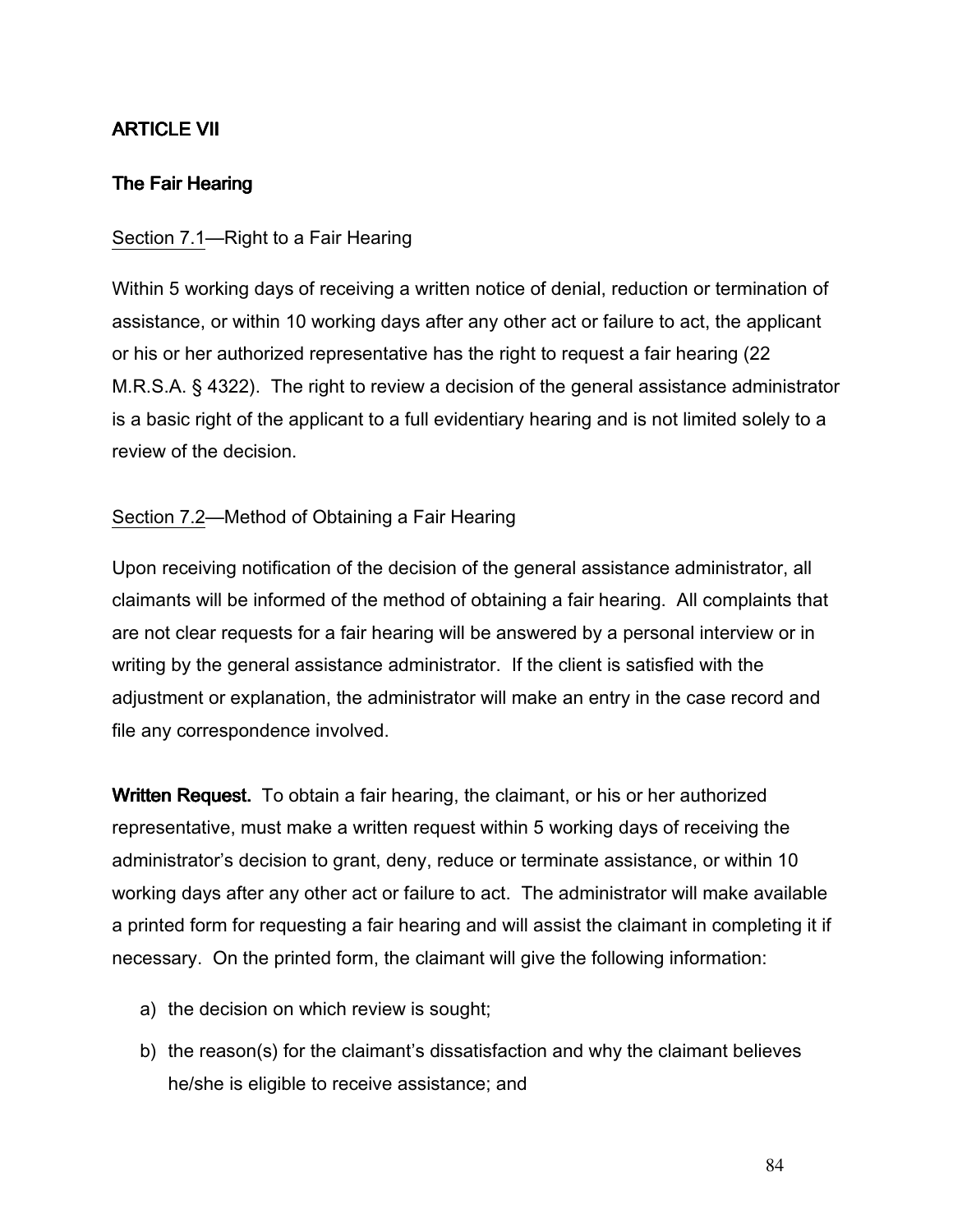## ARTICLE VII

### The Fair Hearing

Section 7.1—Right to a Fair Hearing

Within 5 working days of receiving a written notice of denial, reduction or termination of assistance, or within 10 working days after any other act or failure to act, the applicant or his or her authorized representative has the right to request a fair hearing (22 M.R.S.A. § 4322). The right to review a decision of the general assistance administrator is a basic right of the applicant to a full evidentiary hearing and is not limited solely to a review of the decision.

Section 7.2—Method of Obtaining a Fair Hearing

Upon receiving notification of the decision of the general assistance administrator, all claimants will be informed of the method of obtaining a fair hearing. All complaints that are not clear requests for a fair hearing will be answered by a personal interview or in writing by the general assistance administrator. If the client is satisfied with the adjustment or explanation, the administrator will make an entry in the case record and file any correspondence involved.

**Written Request.** To obtain a fair hearing, the claimant, or his or her authorized representative, must make a written request within 5 working days of receiving the administrator's decision to grant, deny, reduce or terminate assistance, or within 10 working days after any other act or failure to act. The administrator will make available a printed form for requesting a fair hearing and will assist the claimant in completing it if necessary. On the printed form, the claimant will give the following information:

a) the decision on which review is sought;

b) the reason(s) for the claimant's dissatisfaction and why the claimant believes he/she is eligible to receive assistance; and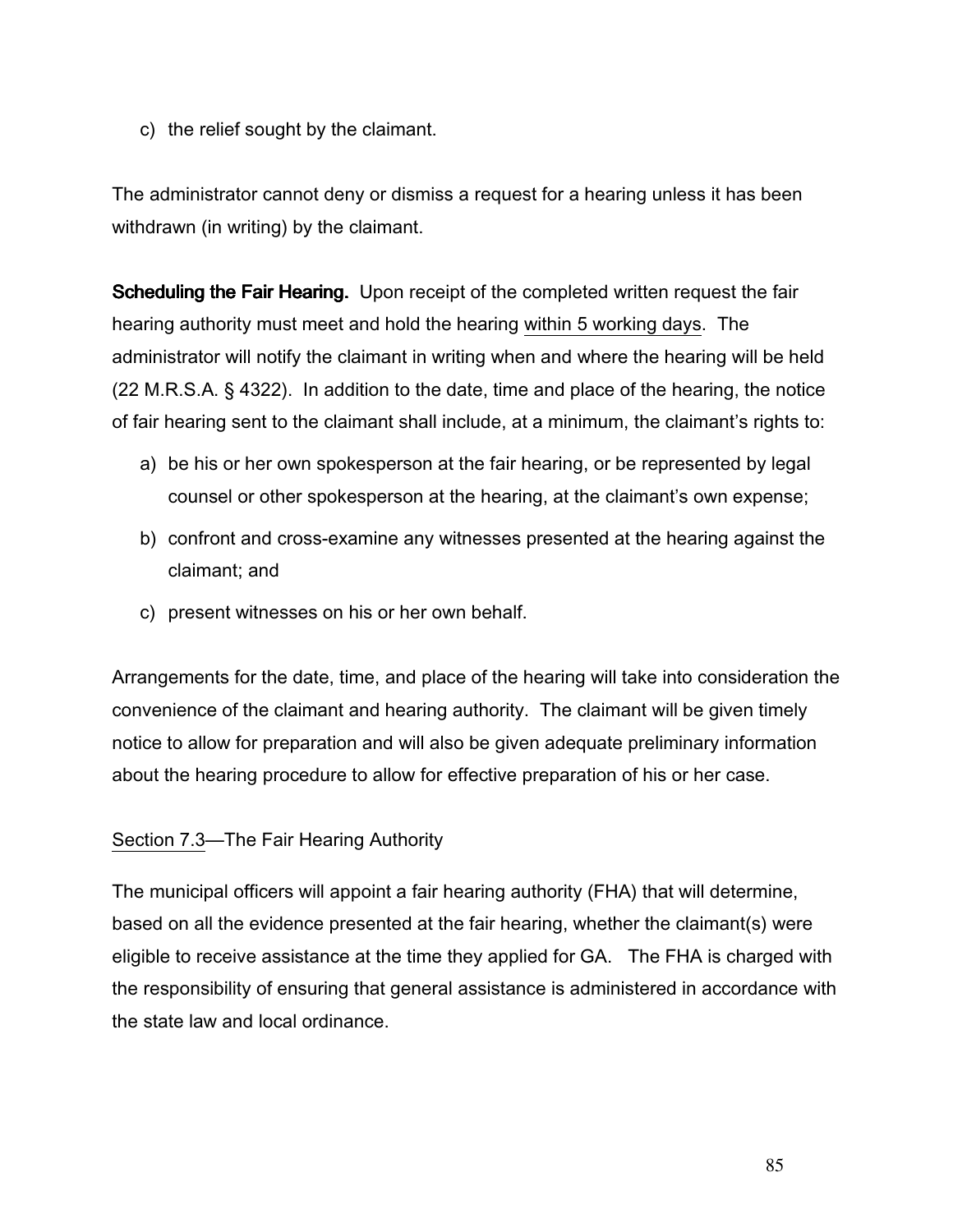c) the relief sought by the claimant.

The administrator cannot deny or dismiss a request for a hearing unless it has been withdrawn (in writing) by the claimant.

**Scheduling the Fair Hearing.** Upon receipt of the completed written request the fair hearing authority must meet and hold the hearing <u>within 5 working days</u>. The administrator will notify the claimant in writing when and where the hearing will be held (22 M.R.S.A. § 4322). In addition to the date, time and place of the hearing, the notice of fair hearing sent to the claimant shall include, at a minimum, the claimant's rights to:

a) be his or her own spokesperson at the fair hearing, or be represented by legal counsel or other spokesperson at the hearing, at the claimant's own expense;

b) confront and cross-examine any witnesses presented at the hearing against the claimant; and

c) present witnesses on his or her own behalf.

Arrangements for the date, time, and place of the hearing will take into consideration the convenience of the claimant and hearing authority. The claimant will be given timely notice to allow for preparation and will also be given adequate preliminary information about the hearing procedure to allow for effective preparation of his or her case.

<u>Section 7.3</u>—The Fair Hearing Authority

The municipal officers will appoint a fair hearing authority (FHA) that will determine, based on all the evidence presented at the fair hearing, whether the claimant(s) were eligible to receive assistance at the time they applied for GA. The FHA is charged with the responsibility of ensuring that general assistance is administered in accordance with the state law and local ordinance.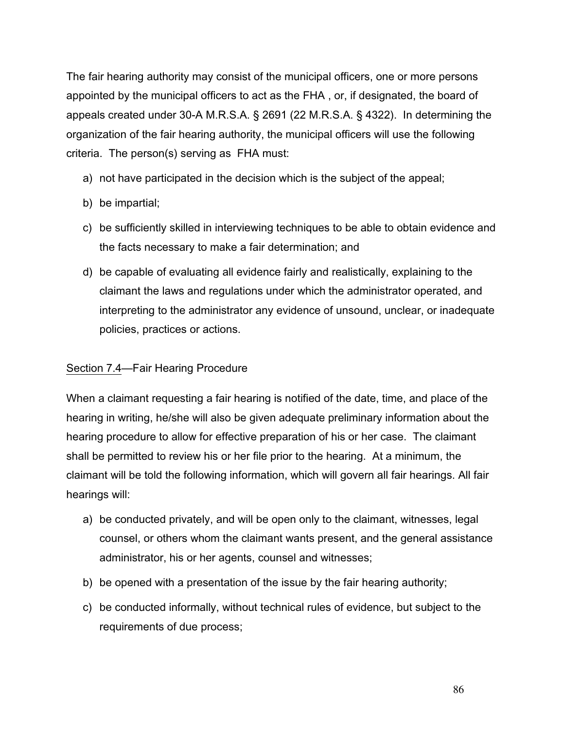The fair hearing authority may consist of the municipal officers, one or more persons appointed by the municipal officers to act as the FHA , or, if designated, the board of appeals created under 30-A M.R.S.A. § 2691 (22 M.R.S.A. § 4322). In determining the organization of the fair hearing authority, the municipal officers will use the following criteria. The person(s) serving as FHA must:

a) not have participated in the decision which is the subject of the appeal;

b) be impartial;

c) be sufficiently skilled in interviewing techniques to be able to obtain evidence and the facts necessary to make a fair determination; and

d) be capable of evaluating all evidence fairly and realistically, explaining to the claimant the laws and regulations under which the administrator operated, and interpreting to the administrator any evidence of unsound, unclear, or inadequate policies, practices or actions.

<u>Section 7.4</u>—Fair Hearing Procedure

When a claimant requesting a fair hearing is notified of the date, time, and place of the hearing in writing, he/she will also be given adequate preliminary information about the hearing procedure to allow for effective preparation of his or her case. The claimant shall be permitted to review his or her file prior to the hearing. At a minimum, the claimant will be told the following information, which will govern all fair hearings. All fair hearings will:

a) be conducted privately, and will be open only to the claimant, witnesses, legal counsel, or others whom the claimant wants present, and the general assistance administrator, his or her agents, counsel and witnesses;

b) be opened with a presentation of the issue by the fair hearing authority;

c) be conducted informally, without technical rules of evidence, but subject to the requirements of due process;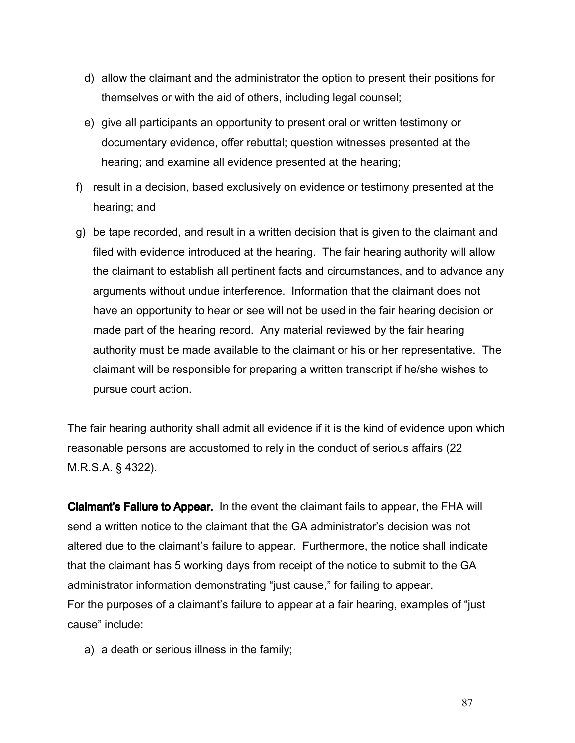d) allow the claimant and the administrator the option to present their positions for themselves or with the aid of others, including legal counsel;

e) give all participants an opportunity to present oral or written testimony or documentary evidence, offer rebuttal; question witnesses presented at the hearing; and examine all evidence presented at the hearing;

f) result in a decision, based exclusively on evidence or testimony presented at the hearing; and

g) be tape recorded, and result in a written decision that is given to the claimant and filed with evidence introduced at the hearing. The fair hearing authority will allow the claimant to establish all pertinent facts and circumstances, and to advance any arguments without undue interference. Information that the claimant does not have an opportunity to hear or see will not be used in the fair hearing decision or made part of the hearing record. Any material reviewed by the fair hearing authority must be made available to the claimant or his or her representative. The claimant will be responsible for preparing a written transcript if he/she wishes to pursue court action.

The fair hearing authority shall admit all evidence if it is the kind of evidence upon which reasonable persons are accustomed to rely in the conduct of serious affairs (22 M.R.S.A. § 4322).

**Claimant's Failure to Appear.** In the event the claimant fails to appear, the FHA will send a written notice to the claimant that the GA administrator's decision was not altered due to the claimant's failure to appear. Furthermore, the notice shall indicate that the claimant has 5 working days from receipt of the notice to submit to the GA administrator information demonstrating "just cause," for failing to appear.
For the purposes of a claimant's failure to appear at a fair hearing, examples of "just cause" include:

a) a death or serious illness in the family;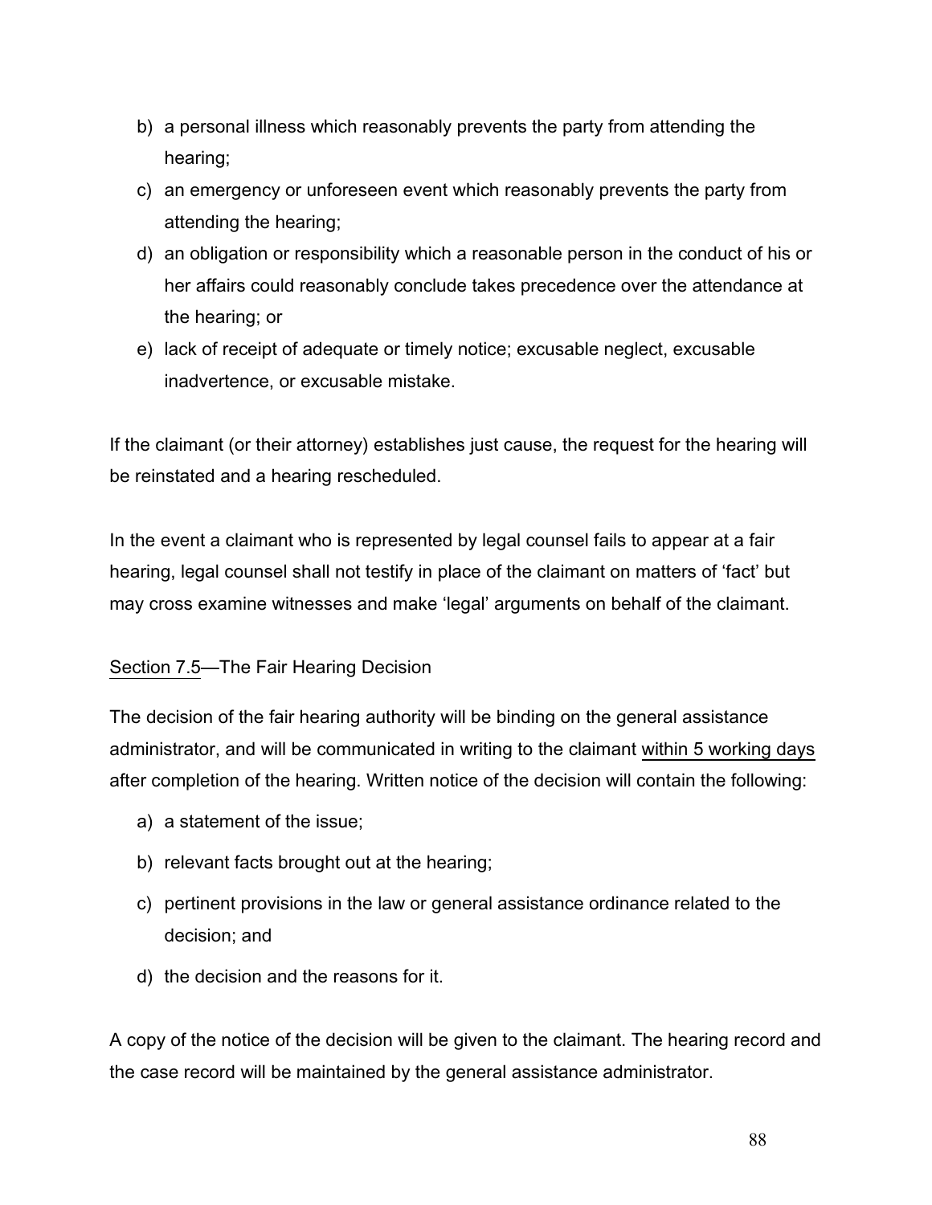b) a personal illness which reasonably prevents the party from attending the hearing;

c) an emergency or unforeseen event which reasonably prevents the party from attending the hearing;

d) an obligation or responsibility which a reasonable person in the conduct of his or her affairs could reasonably conclude takes precedence over the attendance at the hearing; or

e) lack of receipt of adequate or timely notice; excusable neglect, excusable inadvertence, or excusable mistake.

If the claimant (or their attorney) establishes just cause, the request for the hearing will be reinstated and a hearing rescheduled.

In the event a claimant who is represented by legal counsel fails to appear at a fair hearing, legal counsel shall not testify in place of the claimant on matters of 'fact' but may cross examine witnesses and make 'legal' arguments on behalf of the claimant.

Section 7.5—The Fair Hearing Decision

The decision of the fair hearing authority will be binding on the general assistance administrator, and will be communicated in writing to the claimant within 5 working days after completion of the hearing. Written notice of the decision will contain the following:

a) a statement of the issue;

b) relevant facts brought out at the hearing;

c) pertinent provisions in the law or general assistance ordinance related to the decision; and

d) the decision and the reasons for it.

A copy of the notice of the decision will be given to the claimant. The hearing record and the case record will be maintained by the general assistance administrator.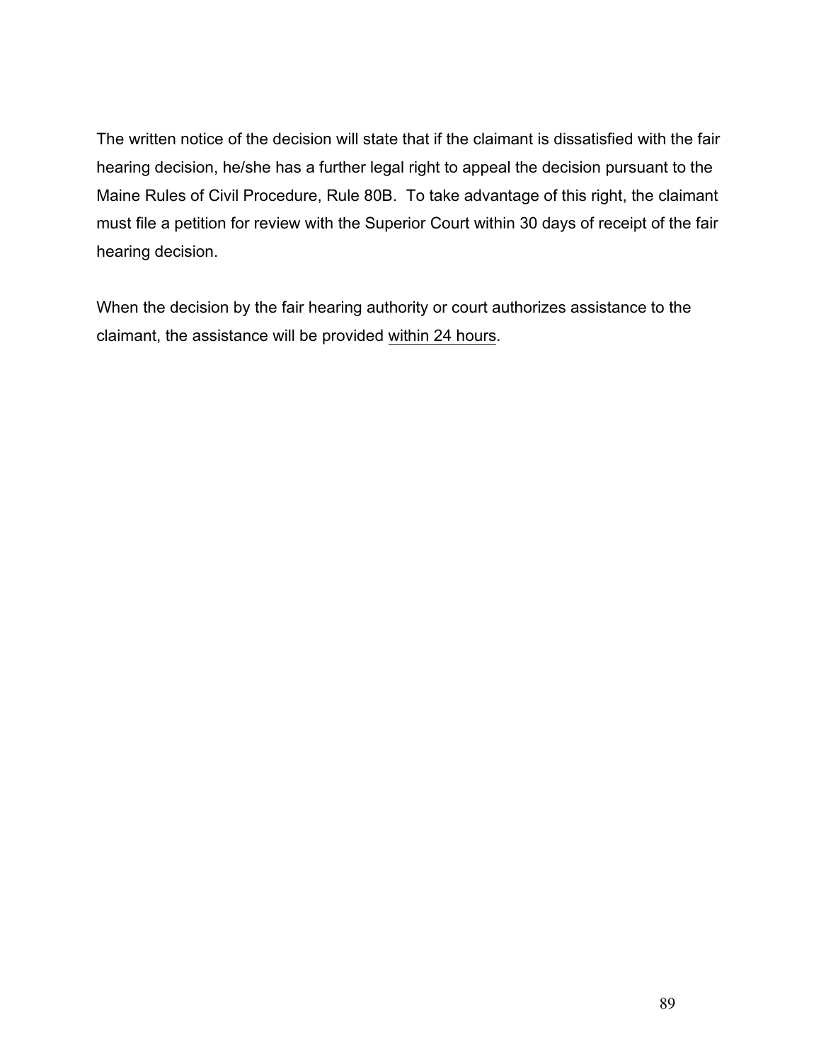The written notice of the decision will state that if the claimant is dissatisfied with the fair hearing decision, he/she has a further legal right to appeal the decision pursuant to the Maine Rules of Civil Procedure, Rule 80B. To take advantage of this right, the claimant must file a petition for review with the Superior Court within 30 days of receipt of the fair hearing decision.

When the decision by the fair hearing authority or court authorizes assistance to the claimant, the assistance will be provided <u>within 24 hours</u>.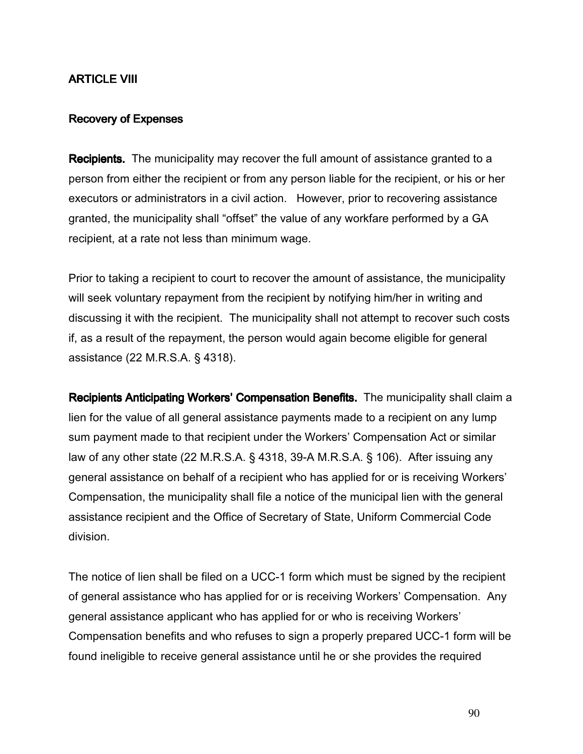## ARTICLE VIII

### Recovery of Expenses

**Recipients.** The municipality may recover the full amount of assistance granted to a person from either the recipient or from any person liable for the recipient, or his or her executors or administrators in a civil action. However, prior to recovering assistance granted, the municipality shall "offset" the value of any workfare performed by a GA recipient, at a rate not less than minimum wage.

Prior to taking a recipient to court to recover the amount of assistance, the municipality will seek voluntary repayment from the recipient by notifying him/her in writing and discussing it with the recipient. The municipality shall not attempt to recover such costs if, as a result of the repayment, the person would again become eligible for general assistance (22 M.R.S.A. § 4318).

**Recipients Anticipating Workers' Compensation Benefits.** The municipality shall claim a lien for the value of all general assistance payments made to a recipient on any lump sum payment made to that recipient under the Workers' Compensation Act or similar law of any other state (22 M.R.S.A. § 4318, 39-A M.R.S.A. § 106). After issuing any general assistance on behalf of a recipient who has applied for or is receiving Workers' Compensation, the municipality shall file a notice of the municipal lien with the general assistance recipient and the Office of Secretary of State, Uniform Commercial Code division.

The notice of lien shall be filed on a UCC-1 form which must be signed by the recipient of general assistance who has applied for or is receiving Workers' Compensation. Any general assistance applicant who has applied for or who is receiving Workers' Compensation benefits and who refuses to sign a properly prepared UCC-1 form will be found ineligible to receive general assistance until he or she provides the required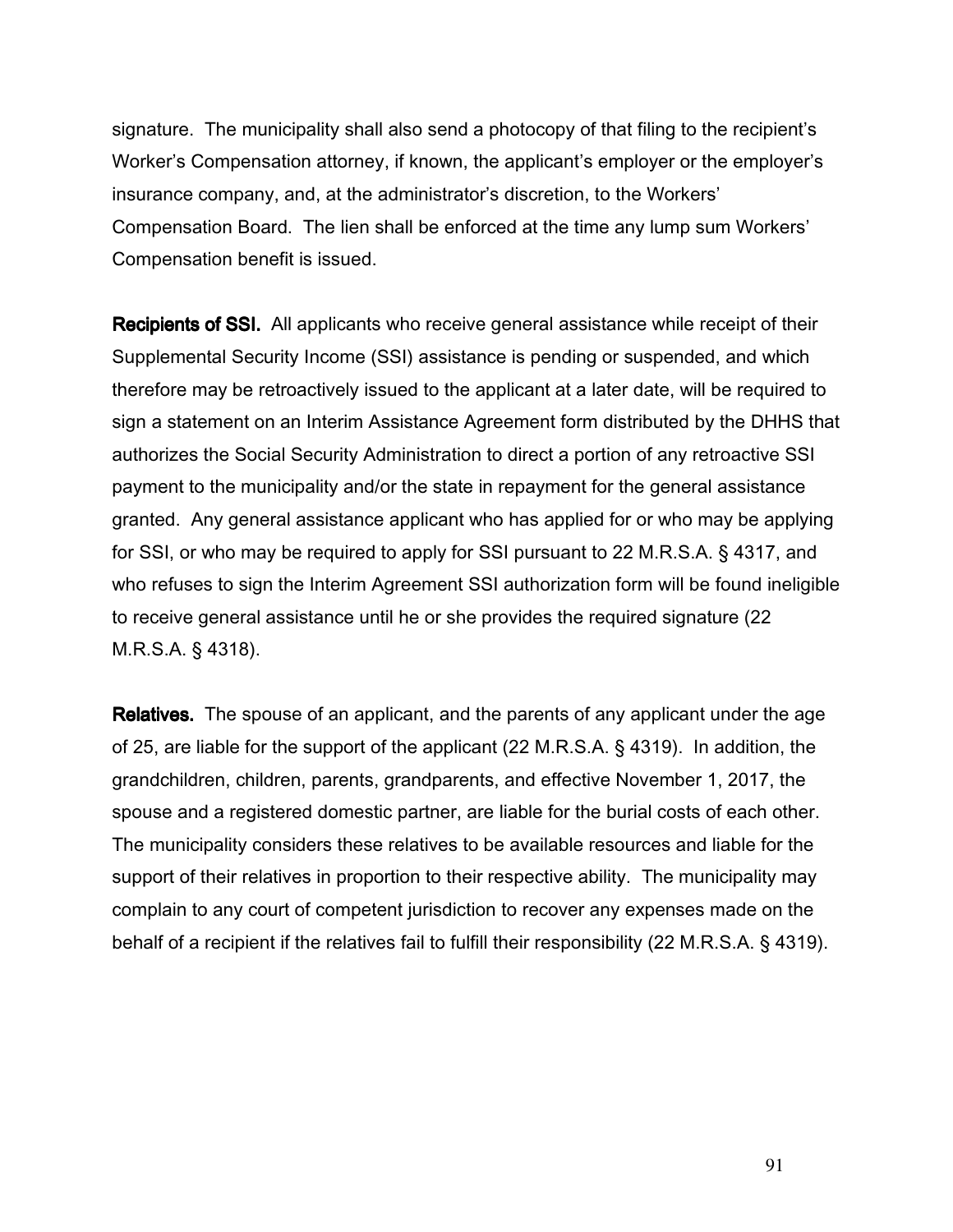signature. The municipality shall also send a photocopy of that filing to the recipient's Worker's Compensation attorney, if known, the applicant's employer or the employer's insurance company, and, at the administrator's discretion, to the Workers' Compensation Board. The lien shall be enforced at the time any lump sum Workers' Compensation benefit is issued.

**Recipients of SSI.** All applicants who receive general assistance while receipt of their Supplemental Security Income (SSI) assistance is pending or suspended, and which therefore may be retroactively issued to the applicant at a later date, will be required to sign a statement on an Interim Assistance Agreement form distributed by the DHHS that authorizes the Social Security Administration to direct a portion of any retroactive SSI payment to the municipality and/or the state in repayment for the general assistance granted. Any general assistance applicant who has applied for or who may be applying for SSI, or who may be required to apply for SSI pursuant to 22 M.R.S.A. § 4317, and who refuses to sign the Interim Agreement SSI authorization form will be found ineligible to receive general assistance until he or she provides the required signature (22 M.R.S.A. § 4318).

**Relatives.** The spouse of an applicant, and the parents of any applicant under the age of 25, are liable for the support of the applicant (22 M.R.S.A. § 4319). In addition, the grandchildren, children, parents, grandparents, and effective November 1, 2017, the spouse and a registered domestic partner, are liable for the burial costs of each other. The municipality considers these relatives to be available resources and liable for the support of their relatives in proportion to their respective ability. The municipality may complain to any court of competent jurisdiction to recover any expenses made on the behalf of a recipient if the relatives fail to fulfill their responsibility (22 M.R.S.A. § 4319).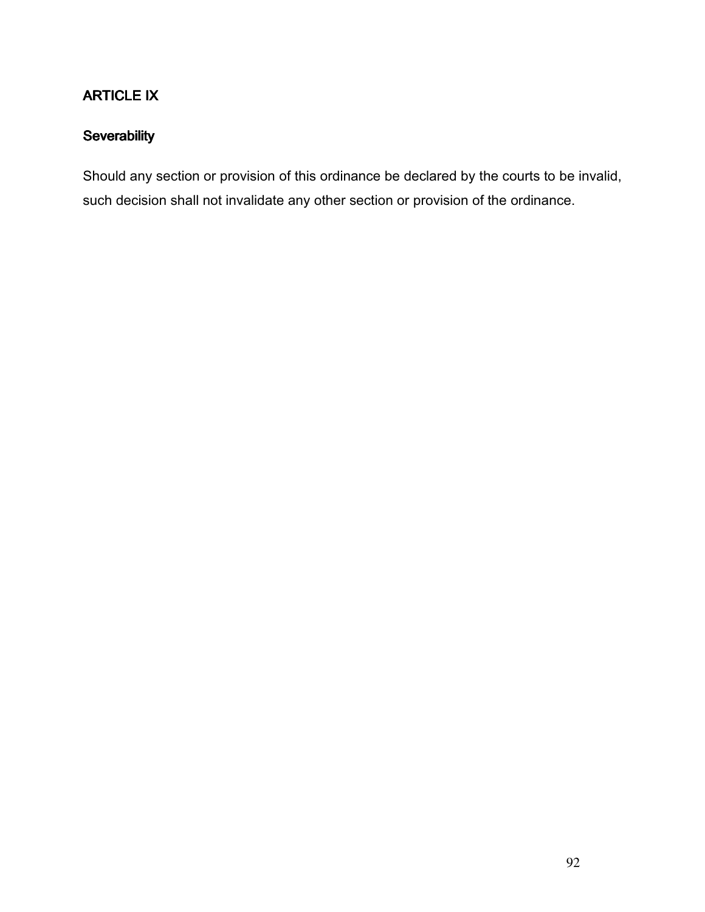## ARTICLE IX

### Severability

Should any section or provision of this ordinance be declared by the courts to be invalid, such decision shall not invalidate any other section or provision of the ordinance.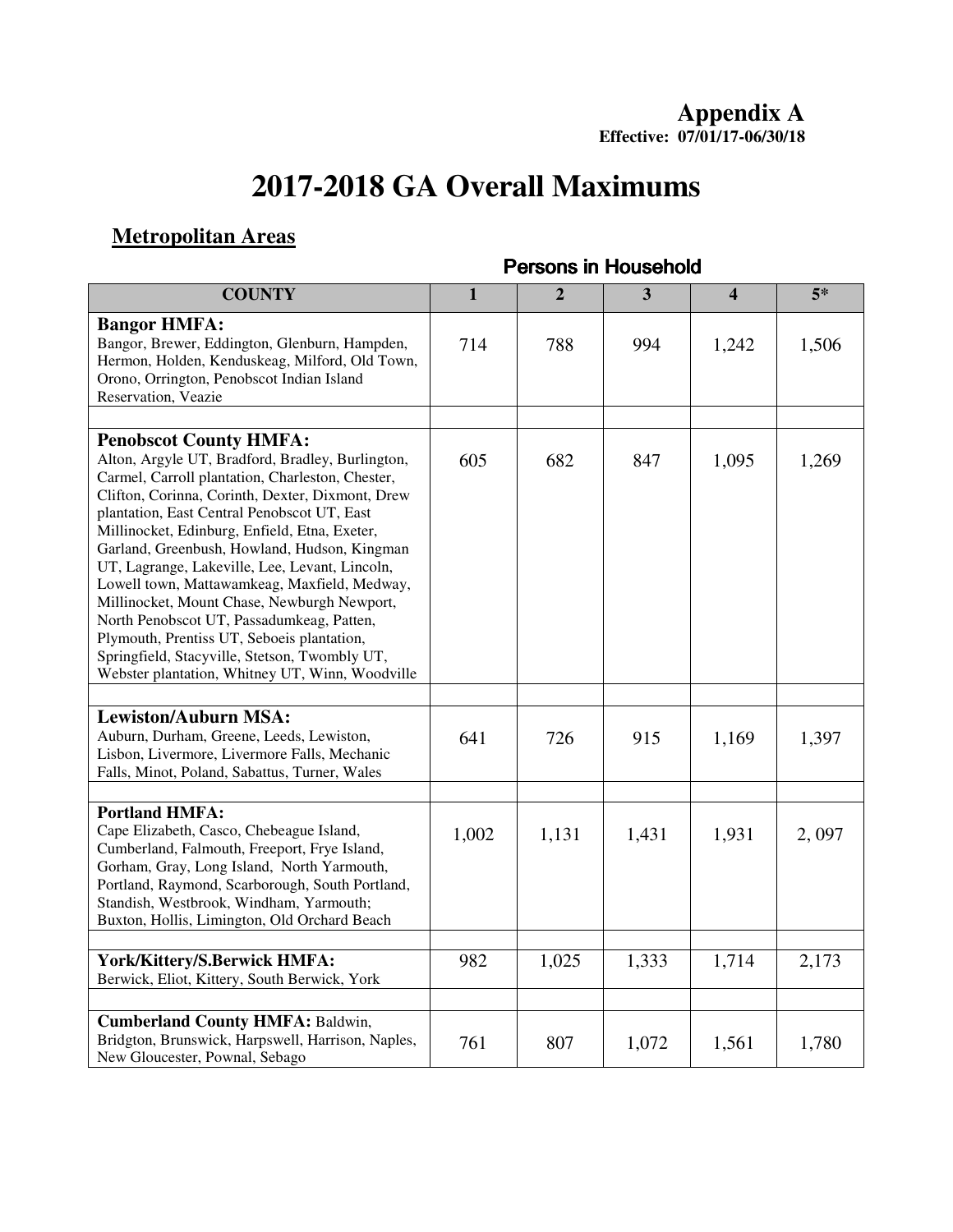# Appendix A

**Effective: 07/01/17-06/30/18**

# 2017-2018 GA Overall Maximums

## Metropolitan Areas

**Persons in Household**

| COUNTY | 1 | 2 | 3 | 4 | 5* |
|---|---|---|---|---|---|
| **Bangor HMFA:** Bangor, Brewer, Eddington, Glenburn, Hampden, Hermon, Holden, Kenduskeag, Milford, Old Town, Orono, Orrington, Penobscot Indian Island Reservation, Veazie | 714 | 788 | 994 | 1,242 | 1,506 |
| | | | | | |
| **Penobscot County HMFA:** Alton, Argyle UT, Bradford, Bradley, Burlington, Carmel, Carroll plantation, Charleston, Chester, Clifton, Corinna, Corinth, Dexter, Dixmont, Drew plantation, East Central Penobscot UT, East Millinocket, Edinburg, Enfield, Etna, Exeter, Garland, Greenbush, Howland, Hudson, Kingman UT, Lagrange, Lakeville, Lee, Levant, Lincoln, Lowell town, Mattawamkeag, Maxfield, Medway, Millinocket, Mount Chase, Newburgh Newport, North Penobscot UT, Passadumkeag, Patten, Plymouth, Prentiss UT, Seboeis plantation, Springfield, Stacyville, Stetson, Twombly UT, Webster plantation, Whitney UT, Winn, Woodville | 605 | 682 | 847 | 1,095 | 1,269 |
| | | | | | |
| **Lewiston/Auburn MSA:** Auburn, Durham, Greene, Leeds, Lewiston, Lisbon, Livermore, Livermore Falls, Mechanic Falls, Minot, Poland, Sabattus, Turner, Wales | 641 | 726 | 915 | 1,169 | 1,397 |
| | | | | | |
| **Portland HMFA:** Cape Elizabeth, Casco, Chebeague Island, Cumberland, Falmouth, Freeport, Frye Island, Gorham, Gray, Long Island, North Yarmouth, Portland, Raymond, Scarborough, South Portland, Standish, Westbrook, Windham, Yarmouth; Buxton, Hollis, Limington, Old Orchard Beach | 1,002 | 1,131 | 1,431 | 1,931 | 2, 097 |
| | | | | | |
| **York/Kittery/S.Berwick HMFA:** Berwick, Eliot, Kittery, South Berwick, York | 982 | 1,025 | 1,333 | 1,714 | 2,173 |
| | | | | | |
| **Cumberland County HMFA:** Baldwin, Bridgton, Brunswick, Harpswell, Harrison, Naples, New Gloucester, Pownal, Sebago | 761 | 807 | 1,072 | 1,561 | 1,780 |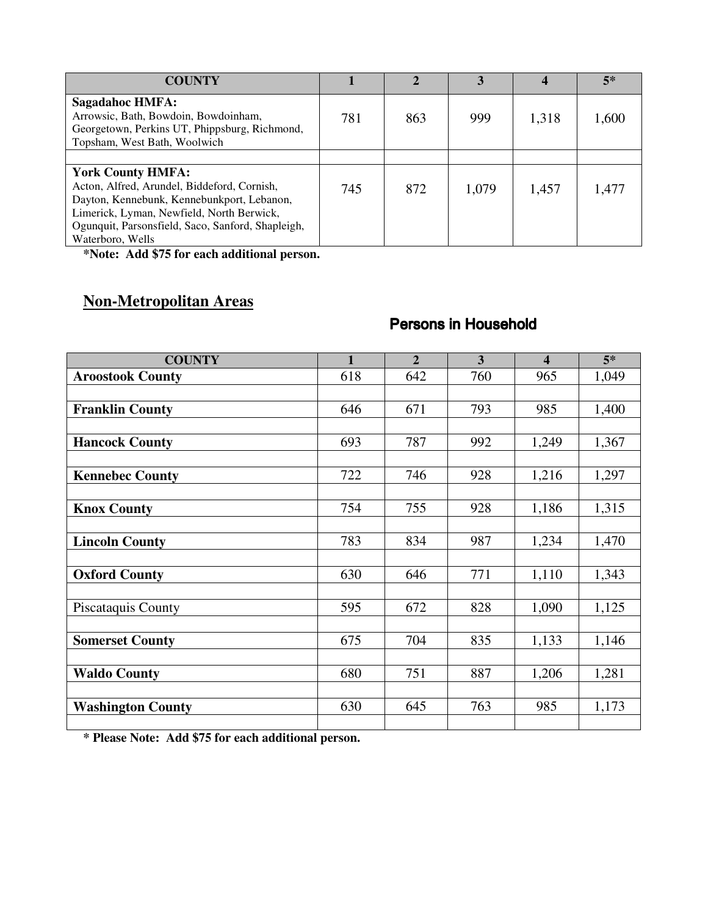| COUNTY | 1 | 2 | 3 | 4 | 5* |
|---|---|---|---|---|---|
| **Sagadahoc HMFA:** Arrowsic, Bath, Bowdoin, Bowdoinham, Georgetown, Perkins UT, Phippsburg, Richmond, Topsham, West Bath, Woolwich | 781 | 863 | 999 | 1,318 | 1,600 |
| | | | | | |
| **York County HMFA:** Acton, Alfred, Arundel, Biddeford, Cornish, Dayton, Kennebunk, Kennebunkport, Lebanon, Limerick, Lyman, Newfield, North Berwick, Ogunquit, Parsonsfield, Saco, Sanford, Shapleigh, Waterboro, Wells | 745 | 872 | 1,079 | 1,457 | 1,477 |

**\*Note: Add $75 for each additional person.**

## Non-Metropolitan Areas

**Persons in Household**

| COUNTY | 1 | 2 | 3 | 4 | 5* |
|---|---|---|---|---|---|
| **Aroostook County** | 618 | 642 | 760 | 965 | 1,049 |
| | | | | | |
| **Franklin County** | 646 | 671 | 793 | 985 | 1,400 |
| | | | | | |
| **Hancock County** | 693 | 787 | 992 | 1,249 | 1,367 |
| | | | | | |
| **Kennebec County** | 722 | 746 | 928 | 1,216 | 1,297 |
| | | | | | |
| **Knox County** | 754 | 755 | 928 | 1,186 | 1,315 |
| | | | | | |
| **Lincoln County** | 783 | 834 | 987 | 1,234 | 1,470 |
| | | | | | |
| **Oxford County** | 630 | 646 | 771 | 1,110 | 1,343 |
| | | | | | |
| Piscataquis County | 595 | 672 | 828 | 1,090 | 1,125 |
| | | | | | |
| **Somerset County** | 675 | 704 | 835 | 1,133 | 1,146 |
| | | | | | |
| **Waldo County** | 680 | 751 | 887 | 1,206 | 1,281 |
| | | | | | |
| **Washington County** | 630 | 645 | 763 | 985 | 1,173 |
| | | | | | |

**\* Please Note: Add $75 for each additional person.**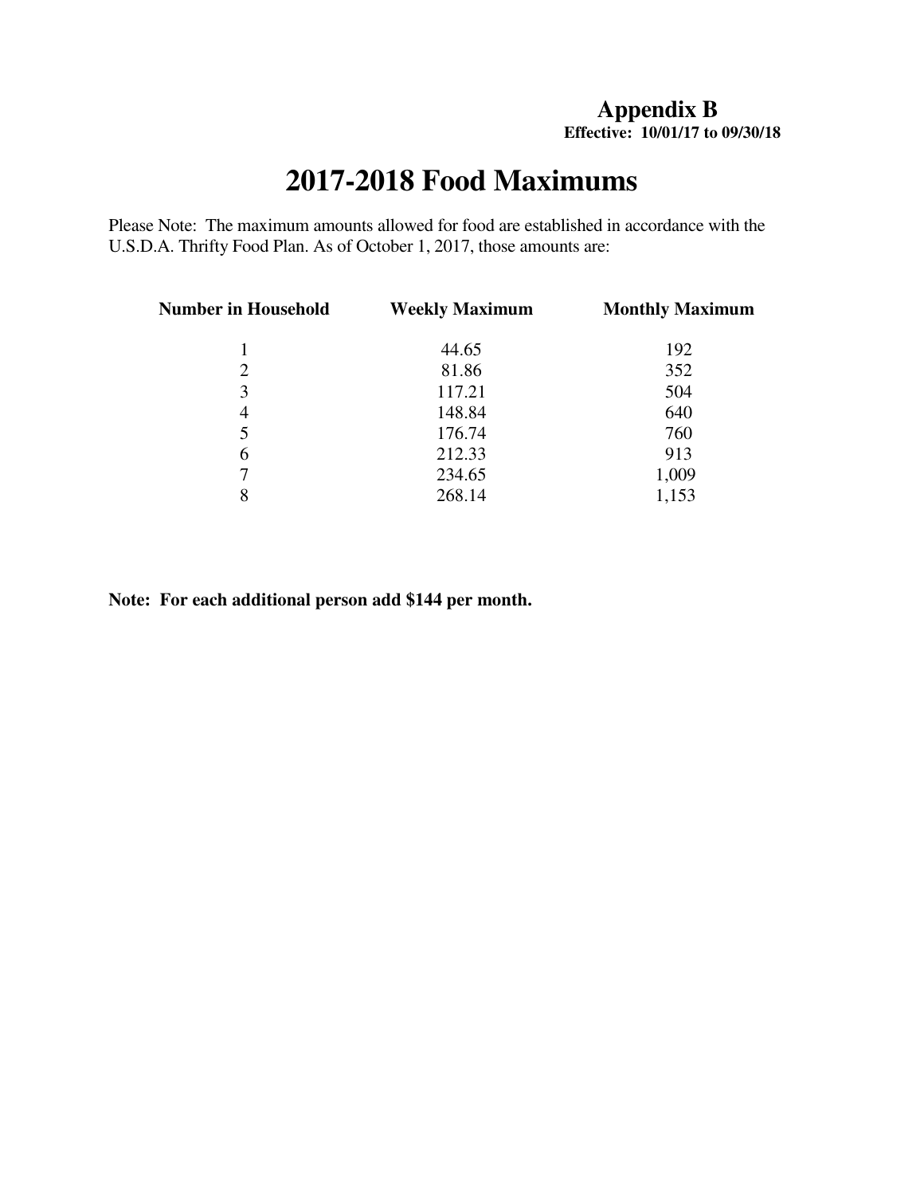**Appendix B**
**Effective: 10/01/17 to 09/30/18**

# 2017-2018 Food Maximums

Please Note: The maximum amounts allowed for food are established in accordance with the U.S.D.A. Thrifty Food Plan. As of October 1, 2017, those amounts are:

| Number in Household | Weekly Maximum | Monthly Maximum |
|---|---|---|
| 1 | 44.65 | 192 |
| 2 | 81.86 | 352 |
| 3 | 117.21 | 504 |
| 4 | 148.84 | 640 |
| 5 | 176.74 | 760 |
| 6 | 212.33 | 913 |
| 7 | 234.65 | 1,009 |
| 8 | 268.14 | 1,153 |

**Note: For each additional person add $144 per month.**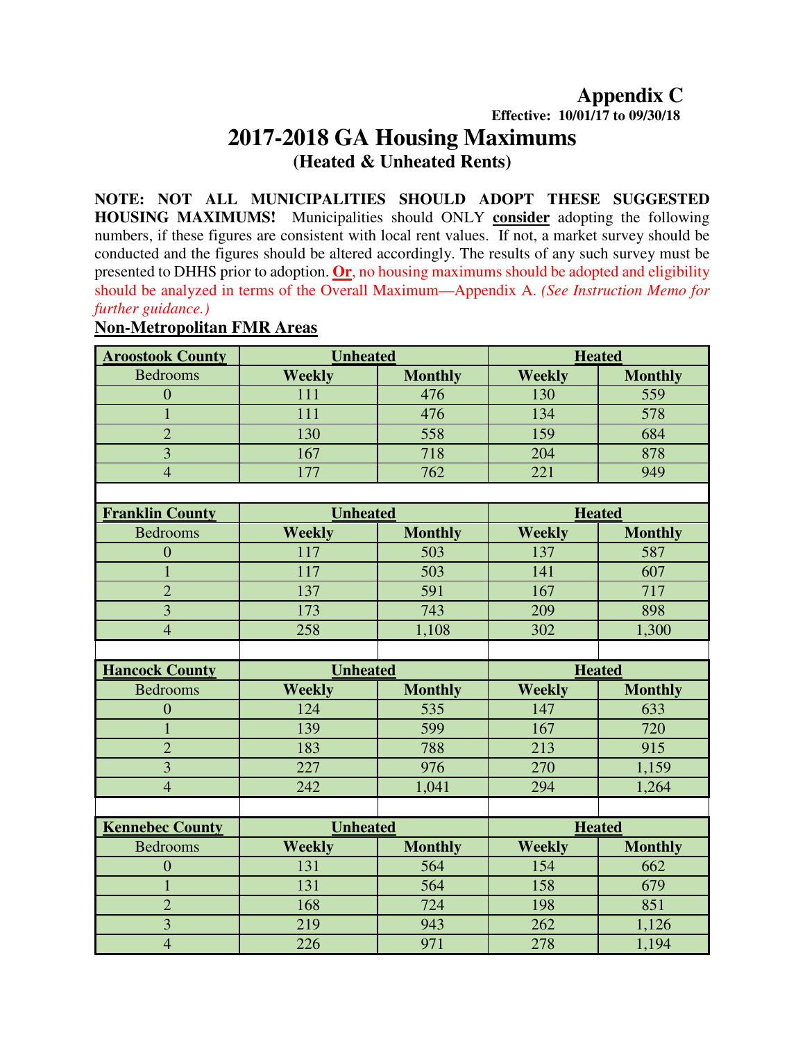# Appendix C

**Effective: 10/01/17 to 09/30/18**

## 2017-2018 GA Housing Maximums

### (Heated & Unheated Rents)

**NOTE: NOT ALL MUNICIPALITIES SHOULD ADOPT THESE SUGGESTED HOUSING MAXIMUMS!** Municipalities should ONLY **consider** adopting the following numbers, if these figures are consistent with local rent values. If not, a market survey should be conducted and the figures should be altered accordingly. The results of any such survey must be presented to DHHS prior to adoption. **Or**, no housing maximums should be adopted and eligibility should be analyzed in terms of the Overall Maximum—Appendix A. *(See Instruction Memo for further guidance.)*

**Non-Metropolitan FMR Areas**

| **Aroostook County** | **Unheated** | | **Heated** | |
|---|---|---|---|---|
| Bedrooms | **Weekly** | **Monthly** | **Weekly** | **Monthly** |
| 0 | 111 | 476 | 130 | 559 |
| 1 | 111 | 476 | 134 | 578 |
| 2 | 130 | 558 | 159 | 684 |
| 3 | 167 | 718 | 204 | 878 |
| 4 | 177 | 762 | 221 | 949 |

| **Franklin County** | **Unheated** | | **Heated** | |
|---|---|---|---|---|
| Bedrooms | **Weekly** | **Monthly** | **Weekly** | **Monthly** |
| 0 | 117 | 503 | 137 | 587 |
| 1 | 117 | 503 | 141 | 607 |
| 2 | 137 | 591 | 167 | 717 |
| 3 | 173 | 743 | 209 | 898 |
| 4 | 258 | 1,108 | 302 | 1,300 |

| **Hancock County** | **Unheated** | | **Heated** | |
|---|---|---|---|---|
| Bedrooms | **Weekly** | **Monthly** | **Weekly** | **Monthly** |
| 0 | 124 | 535 | 147 | 633 |
| 1 | 139 | 599 | 167 | 720 |
| 2 | 183 | 788 | 213 | 915 |
| 3 | 227 | 976 | 270 | 1,159 |
| 4 | 242 | 1,041 | 294 | 1,264 |

| **Kennebec County** | **Unheated** | | **Heated** | |
|---|---|---|---|---|
| Bedrooms | **Weekly** | **Monthly** | **Weekly** | **Monthly** |
| 0 | 131 | 564 | 154 | 662 |
| 1 | 131 | 564 | 158 | 679 |
| 2 | 168 | 724 | 198 | 851 |
| 3 | 219 | 943 | 262 | 1,126 |
| 4 | 226 | 971 | 278 | 1,194 |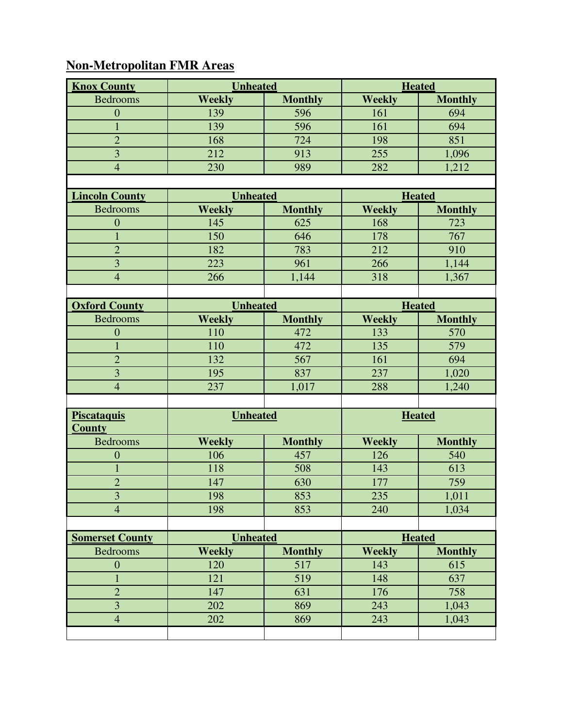## Non-Metropolitan FMR Areas

| Knox County | Unheated | | Heated | |
|---|---|---|---|---|
| Bedrooms | Weekly | Monthly | Weekly | Monthly |
| 0 | 139 | 596 | 161 | 694 |
| 1 | 139 | 596 | 161 | 694 |
| 2 | 168 | 724 | 198 | 851 |
| 3 | 212 | 913 | 255 | 1,096 |
| 4 | 230 | 989 | 282 | 1,212 |

| Lincoln County | Unheated | | Heated | |
|---|---|---|---|---|
| Bedrooms | Weekly | Monthly | Weekly | Monthly |
| 0 | 145 | 625 | 168 | 723 |
| 1 | 150 | 646 | 178 | 767 |
| 2 | 182 | 783 | 212 | 910 |
| 3 | 223 | 961 | 266 | 1,144 |
| 4 | 266 | 1,144 | 318 | 1,367 |

| Oxford County | Unheated | | Heated | |
|---|---|---|---|---|
| Bedrooms | Weekly | Monthly | Weekly | Monthly |
| 0 | 110 | 472 | 133 | 570 |
| 1 | 110 | 472 | 135 | 579 |
| 2 | 132 | 567 | 161 | 694 |
| 3 | 195 | 837 | 237 | 1,020 |
| 4 | 237 | 1,017 | 288 | 1,240 |

| Piscataquis County | Unheated | | Heated | |
|---|---|---|---|---|
| Bedrooms | Weekly | Monthly | Weekly | Monthly |
| 0 | 106 | 457 | 126 | 540 |
| 1 | 118 | 508 | 143 | 613 |
| 2 | 147 | 630 | 177 | 759 |
| 3 | 198 | 853 | 235 | 1,011 |
| 4 | 198 | 853 | 240 | 1,034 |

| Somerset County | Unheated | | Heated | |
|---|---|---|---|---|
| Bedrooms | Weekly | Monthly | Weekly | Monthly |
| 0 | 120 | 517 | 143 | 615 |
| 1 | 121 | 519 | 148 | 637 |
| 2 | 147 | 631 | 176 | 758 |
| 3 | 202 | 869 | 243 | 1,043 |
| 4 | 202 | 869 | 243 | 1,043 |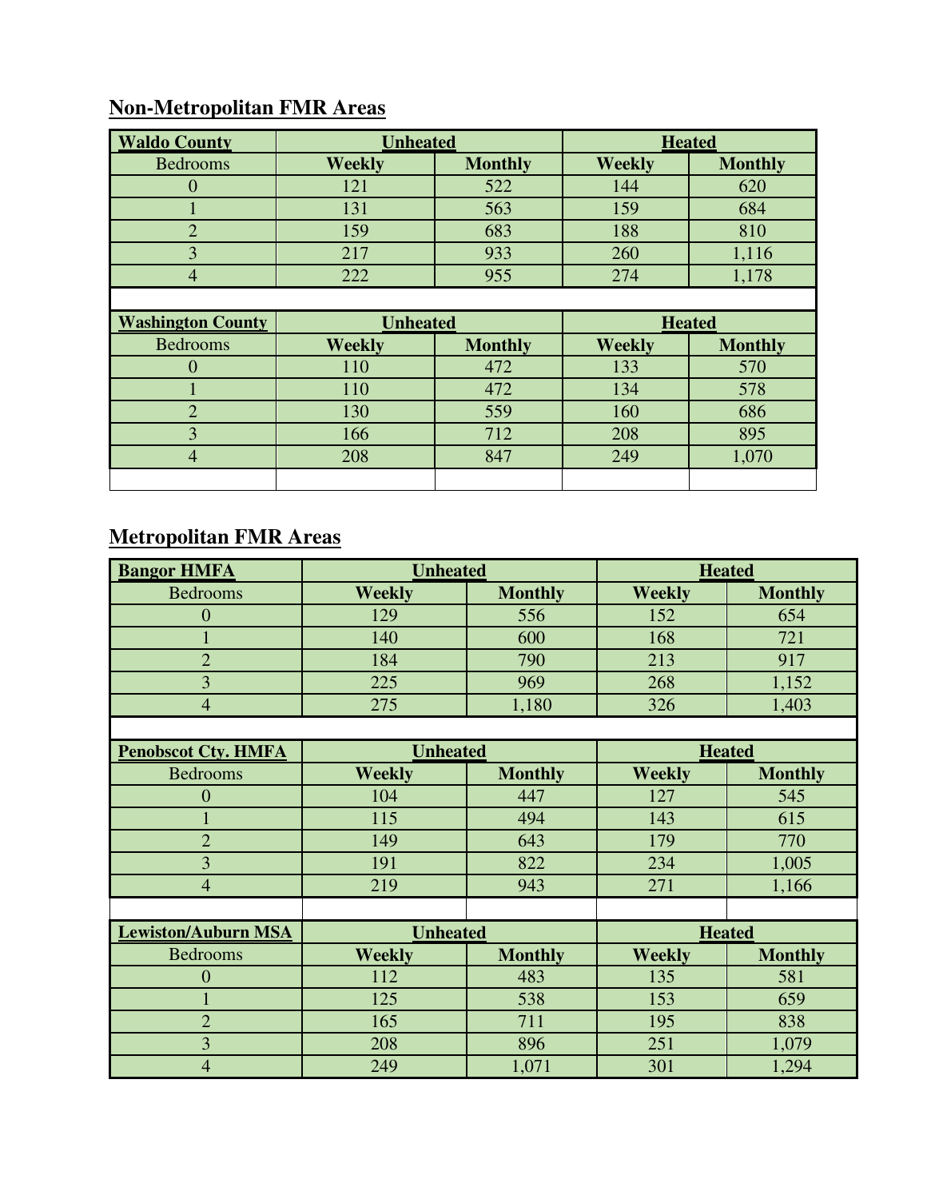## Non-Metropolitan FMR Areas

| Waldo County | Unheated | | Heated | |
|---|---|---|---|---|
| Bedrooms | Weekly | Monthly | Weekly | Monthly |
| 0 | 121 | 522 | 144 | 620 |
| 1 | 131 | 563 | 159 | 684 |
| 2 | 159 | 683 | 188 | 810 |
| 3 | 217 | 933 | 260 | 1,116 |
| 4 | 222 | 955 | 274 | 1,178 |

| Washington County | Unheated | | Heated | |
|---|---|---|---|---|
| Bedrooms | Weekly | Monthly | Weekly | Monthly |
| 0 | 110 | 472 | 133 | 570 |
| 1 | 110 | 472 | 134 | 578 |
| 2 | 130 | 559 | 160 | 686 |
| 3 | 166 | 712 | 208 | 895 |
| 4 | 208 | 847 | 249 | 1,070 |

## Metropolitan FMR Areas

| Bangor HMFA | Unheated | | Heated | |
|---|---|---|---|---|
| Bedrooms | Weekly | Monthly | Weekly | Monthly |
| 0 | 129 | 556 | 152 | 654 |
| 1 | 140 | 600 | 168 | 721 |
| 2 | 184 | 790 | 213 | 917 |
| 3 | 225 | 969 | 268 | 1,152 |
| 4 | 275 | 1,180 | 326 | 1,403 |

| Penobscot Cty. HMFA | Unheated | | Heated | |
|---|---|---|---|---|
| Bedrooms | Weekly | Monthly | Weekly | Monthly |
| 0 | 104 | 447 | 127 | 545 |
| 1 | 115 | 494 | 143 | 615 |
| 2 | 149 | 643 | 179 | 770 |
| 3 | 191 | 822 | 234 | 1,005 |
| 4 | 219 | 943 | 271 | 1,166 |

| Lewiston/Auburn MSA | Unheated | | Heated | |
|---|---|---|---|---|
| Bedrooms | Weekly | Monthly | Weekly | Monthly |
| 0 | 112 | 483 | 135 | 581 |
| 1 | 125 | 538 | 153 | 659 |
| 2 | 165 | 711 | 195 | 838 |
| 3 | 208 | 896 | 251 | 1,079 |
| 4 | 249 | 1,071 | 301 | 1,294 |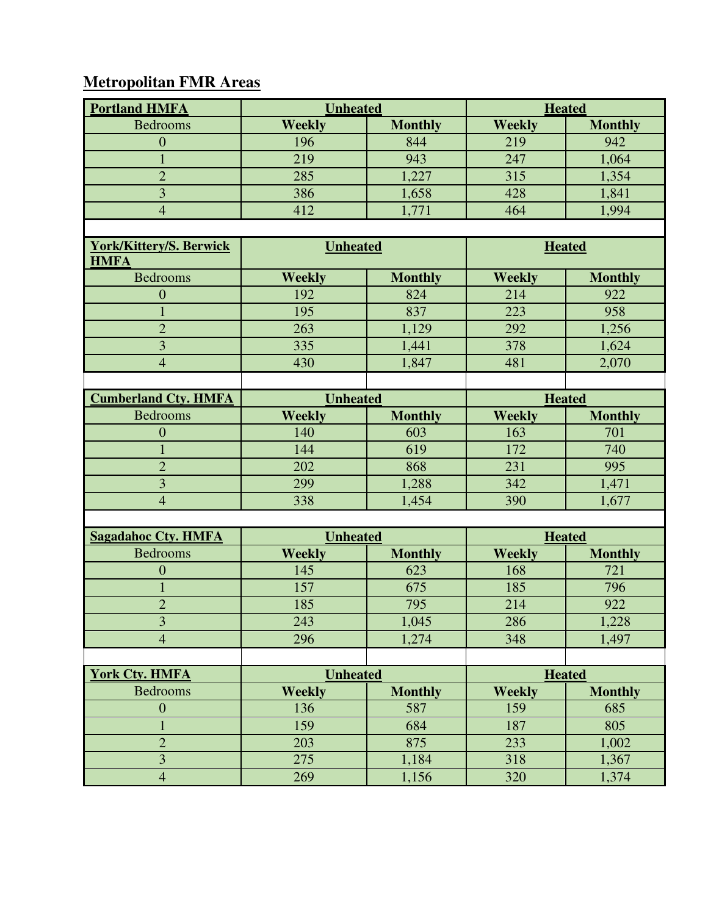## Metropolitan FMR Areas

| Portland HMFA | Unheated | | Heated | |
|---|---|---|---|---|
| Bedrooms | Weekly | Monthly | Weekly | Monthly |
| 0 | 196 | 844 | 219 | 942 |
| 1 | 219 | 943 | 247 | 1,064 |
| 2 | 285 | 1,227 | 315 | 1,354 |
| 3 | 386 | 1,658 | 428 | 1,841 |
| 4 | 412 | 1,771 | 464 | 1,994 |

| York/Kittery/S. Berwick HMFA | Unheated | | Heated | |
|---|---|---|---|---|
| Bedrooms | Weekly | Monthly | Weekly | Monthly |
| 0 | 192 | 824 | 214 | 922 |
| 1 | 195 | 837 | 223 | 958 |
| 2 | 263 | 1,129 | 292 | 1,256 |
| 3 | 335 | 1,441 | 378 | 1,624 |
| 4 | 430 | 1,847 | 481 | 2,070 |

| Cumberland Cty. HMFA | Unheated | | Heated | |
|---|---|---|---|---|
| Bedrooms | Weekly | Monthly | Weekly | Monthly |
| 0 | 140 | 603 | 163 | 701 |
| 1 | 144 | 619 | 172 | 740 |
| 2 | 202 | 868 | 231 | 995 |
| 3 | 299 | 1,288 | 342 | 1,471 |
| 4 | 338 | 1,454 | 390 | 1,677 |

| Sagadahoc Cty. HMFA | Unheated | | Heated | |
|---|---|---|---|---|
| Bedrooms | Weekly | Monthly | Weekly | Monthly |
| 0 | 145 | 623 | 168 | 721 |
| 1 | 157 | 675 | 185 | 796 |
| 2 | 185 | 795 | 214 | 922 |
| 3 | 243 | 1,045 | 286 | 1,228 |
| 4 | 296 | 1,274 | 348 | 1,497 |

| York Cty. HMFA | Unheated | | Heated | |
|---|---|---|---|---|
| Bedrooms | Weekly | Monthly | Weekly | Monthly |
| 0 | 136 | 587 | 159 | 685 |
| 1 | 159 | 684 | 187 | 805 |
| 2 | 203 | 875 | 233 | 1,002 |
| 3 | 275 | 1,184 | 318 | 1,367 |
| 4 | 269 | 1,156 | 320 | 1,374 |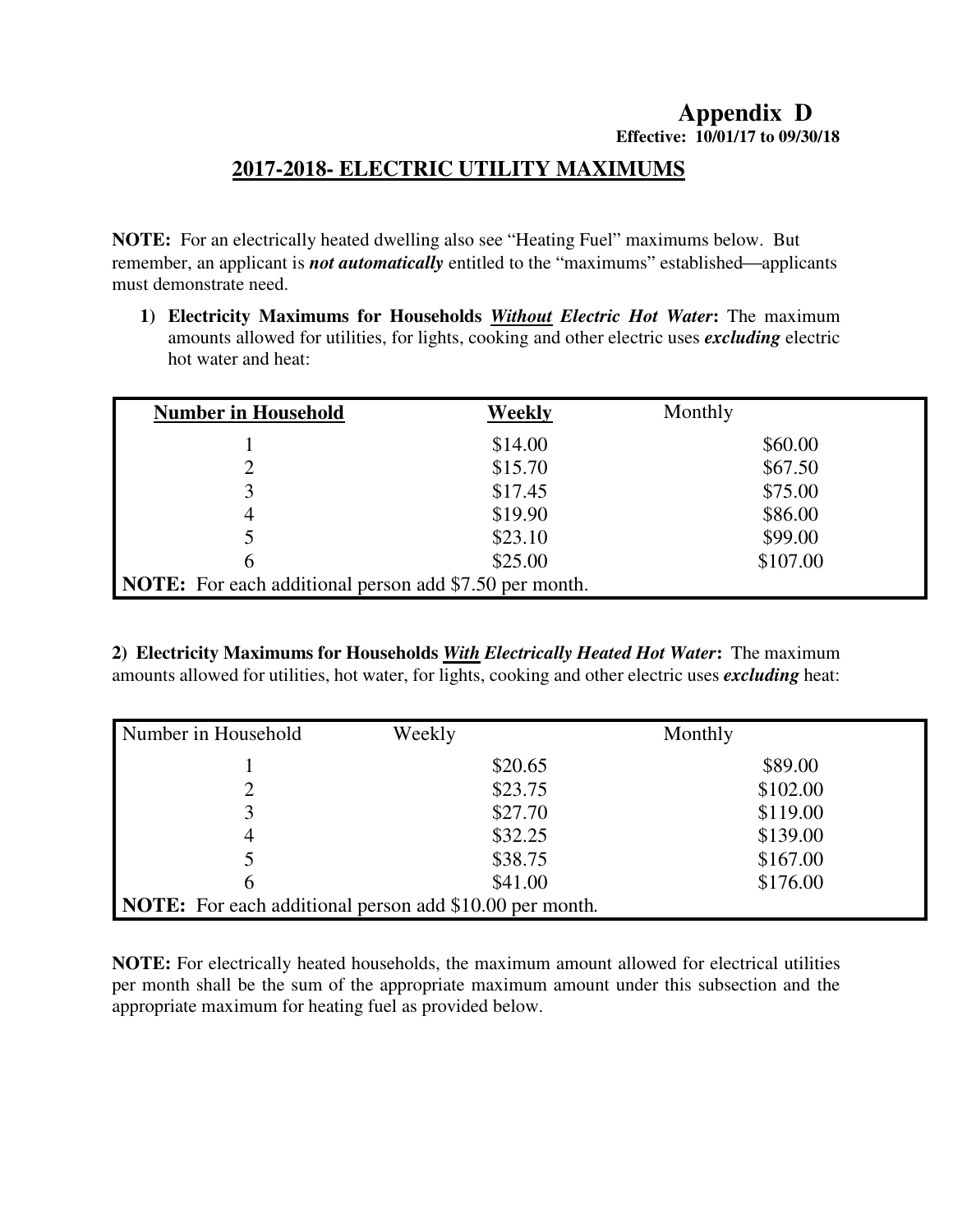# Appendix D

**Effective: 10/01/17 to 09/30/18**

## 2017-2018- ELECTRIC UTILITY MAXIMUMS

**NOTE:** For an electrically heated dwelling also see "Heating Fuel" maximums below. But remember, an applicant is ***not automatically*** entitled to the "maximums" established—applicants must demonstrate need.

1) **Electricity Maximums for Households *Without Electric Hot Water*:** The maximum amounts allowed for utilities, for lights, cooking and other electric uses ***excluding*** electric hot water and heat:

| Number in Household | Weekly | Monthly |
|---|---|---|
| 1 | $14.00 | $60.00 |
| 2 | $15.70 | $67.50 |
| 3 | $17.45 | $75.00 |
| 4 | $19.90 | $86.00 |
| 5 | $23.10 | $99.00 |
| 6 | $25.00 | $107.00 |
| **NOTE:** For each additional person add $7.50 per month. | | |

**2) Electricity Maximums for Households *With Electrically Heated Hot Water*:** The maximum amounts allowed for utilities, hot water, for lights, cooking and other electric uses ***excluding*** heat:

| Number in Household | Weekly | Monthly |
|---|---|---|
| 1 | $20.65 | $89.00 |
| 2 | $23.75 | $102.00 |
| 3 | $27.70 | $119.00 |
| 4 | $32.25 | $139.00 |
| 5 | $38.75 | $167.00 |
| 6 | $41.00 | $176.00 |
| **NOTE:** For each additional person add $10.00 per month. | | |

**NOTE:** For electrically heated households, the maximum amount allowed for electrical utilities per month shall be the sum of the appropriate maximum amount under this subsection and the appropriate maximum for heating fuel as provided below.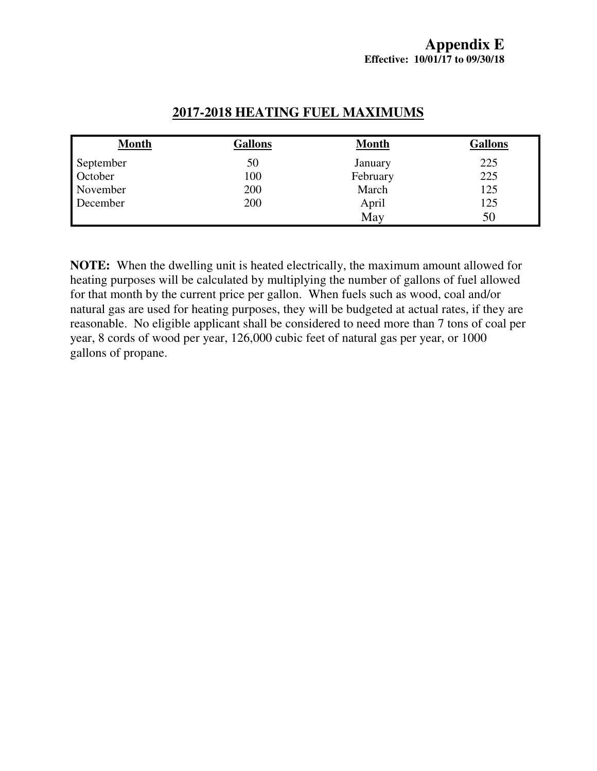# Appendix E

**Effective: 10/01/17 to 09/30/18**

## 2017-2018 HEATING FUEL MAXIMUMS

| Month | Gallons | Month | Gallons |
|---|---|---|---|
| September | 50 | January | 225 |
| October | 100 | February | 225 |
| November | 200 | March | 125 |
| December | 200 | April | 125 |
| | | May | 50 |

**NOTE:** When the dwelling unit is heated electrically, the maximum amount allowed for heating purposes will be calculated by multiplying the number of gallons of fuel allowed for that month by the current price per gallon. When fuels such as wood, coal and/or natural gas are used for heating purposes, they will be budgeted at actual rates, if they are reasonable. No eligible applicant shall be considered to need more than 7 tons of coal per year, 8 cords of wood per year, 126,000 cubic feet of natural gas per year, or 1000 gallons of propane.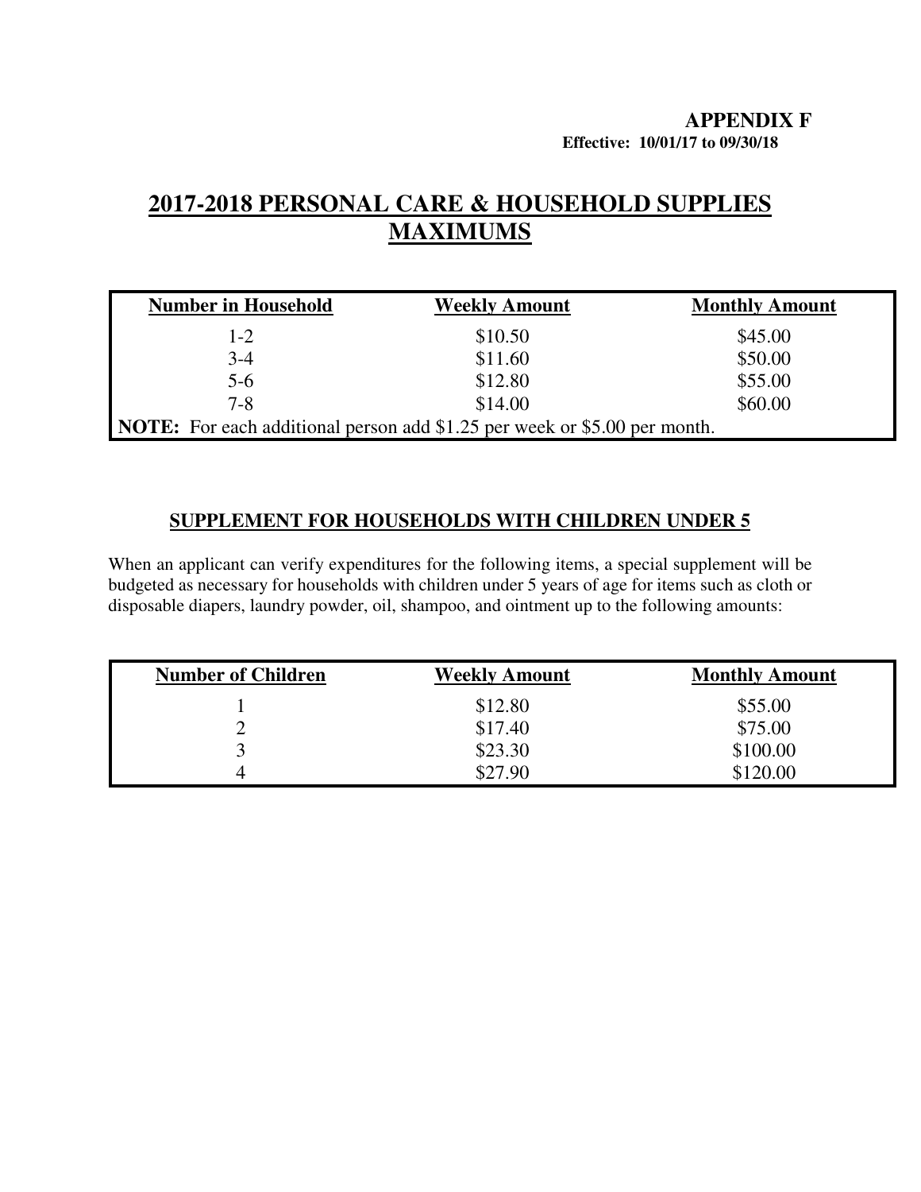**APPENDIX F**
**Effective: 10/01/17 to 09/30/18**

# 2017-2018 PERSONAL CARE & HOUSEHOLD SUPPLIES MAXIMUMS

| Number in Household | Weekly Amount | Monthly Amount |
|---|---|---|
| 1-2 | $10.50 | $45.00 |
| 3-4 | $11.60 | $50.00 |
| 5-6 | $12.80 | $55.00 |
| 7-8 | $14.00 | $60.00 |

**NOTE:** For each additional person add $1.25 per week or $5.00 per month.

## SUPPLEMENT FOR HOUSEHOLDS WITH CHILDREN UNDER 5

When an applicant can verify expenditures for the following items, a special supplement will be budgeted as necessary for households with children under 5 years of age for items such as cloth or disposable diapers, laundry powder, oil, shampoo, and ointment up to the following amounts:

| Number of Children | Weekly Amount | Monthly Amount |
|---|---|---|
| 1 | $12.80 | $55.00 |
| 2 | $17.40 | $75.00 |
| 3 | $23.30 | $100.00 |
| 4 | $27.90 | $120.00 |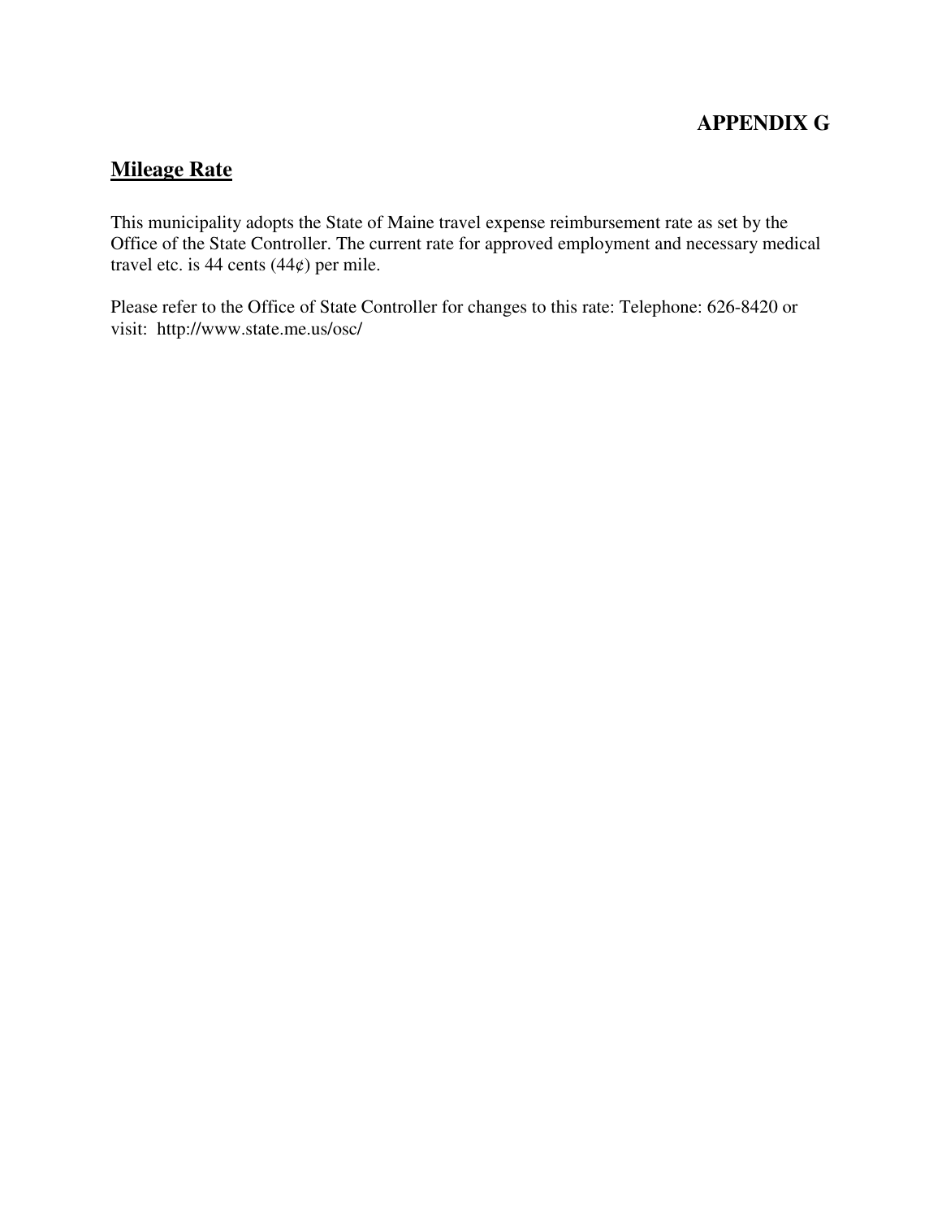# APPENDIX G

## Mileage Rate

This municipality adopts the State of Maine travel expense reimbursement rate as set by the Office of the State Controller. The current rate for approved employment and necessary medical travel etc. is 44 cents (44¢) per mile.

Please refer to the Office of State Controller for changes to this rate: Telephone: 626-8420 or visit: http://www.state.me.us/osc/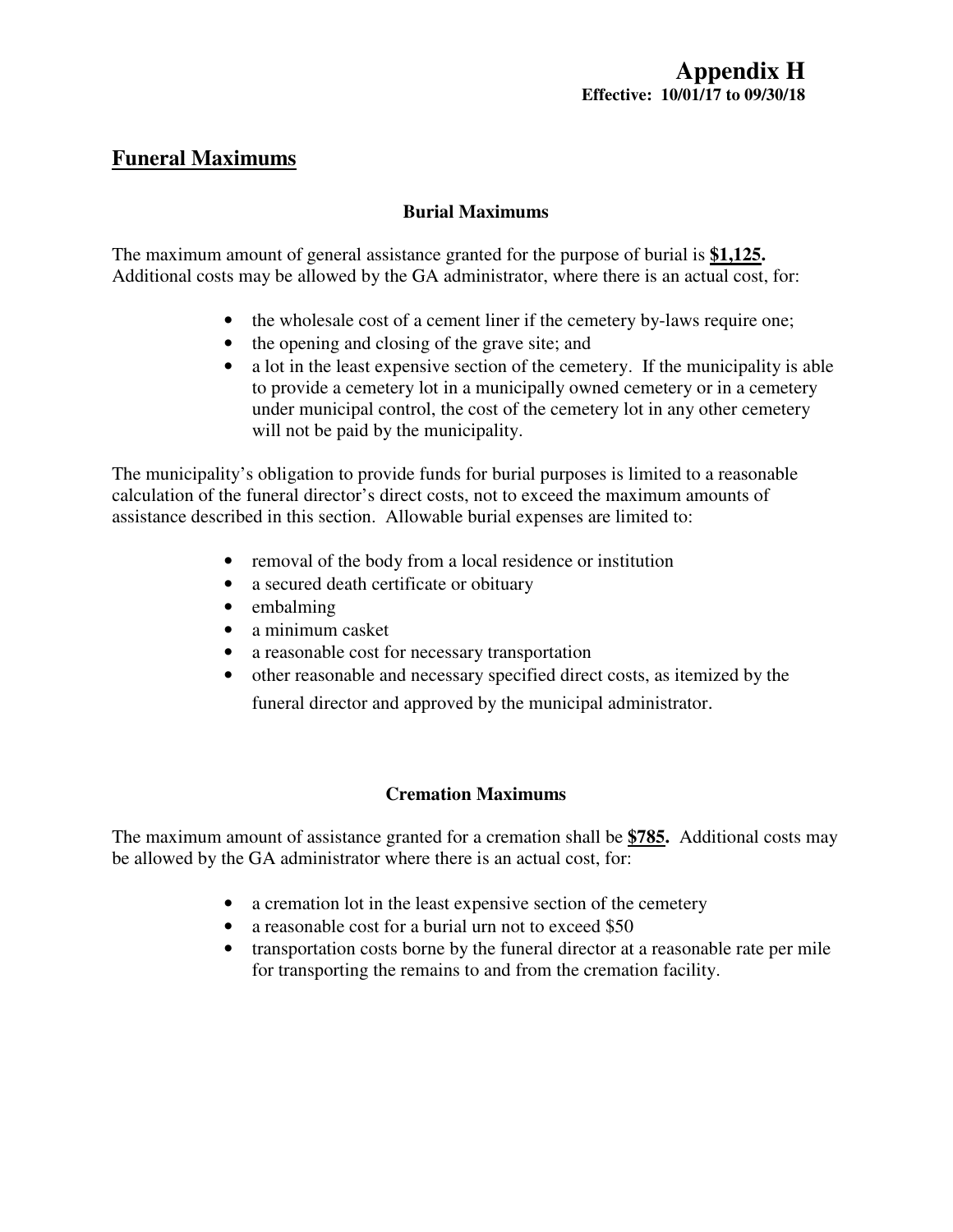# Appendix H

**Effective: 10/01/17 to 09/30/18**

## Funeral Maximums

### Burial Maximums

The maximum amount of general assistance granted for the purpose of burial is **$1,125.** Additional costs may be allowed by the GA administrator, where there is an actual cost, for:

- the wholesale cost of a cement liner if the cemetery by-laws require one;
- the opening and closing of the grave site; and
- a lot in the least expensive section of the cemetery. If the municipality is able to provide a cemetery lot in a municipally owned cemetery or in a cemetery under municipal control, the cost of the cemetery lot in any other cemetery will not be paid by the municipality.

The municipality's obligation to provide funds for burial purposes is limited to a reasonable calculation of the funeral director's direct costs, not to exceed the maximum amounts of assistance described in this section. Allowable burial expenses are limited to:

- removal of the body from a local residence or institution
- a secured death certificate or obituary
- embalming
- a minimum casket
- a reasonable cost for necessary transportation
- other reasonable and necessary specified direct costs, as itemized by the funeral director and approved by the municipal administrator.

### Cremation Maximums

The maximum amount of assistance granted for a cremation shall be **$785.** Additional costs may be allowed by the GA administrator where there is an actual cost, for:

- a cremation lot in the least expensive section of the cemetery
- a reasonable cost for a burial urn not to exceed $50
- transportation costs borne by the funeral director at a reasonable rate per mile for transporting the remains to and from the cremation facility.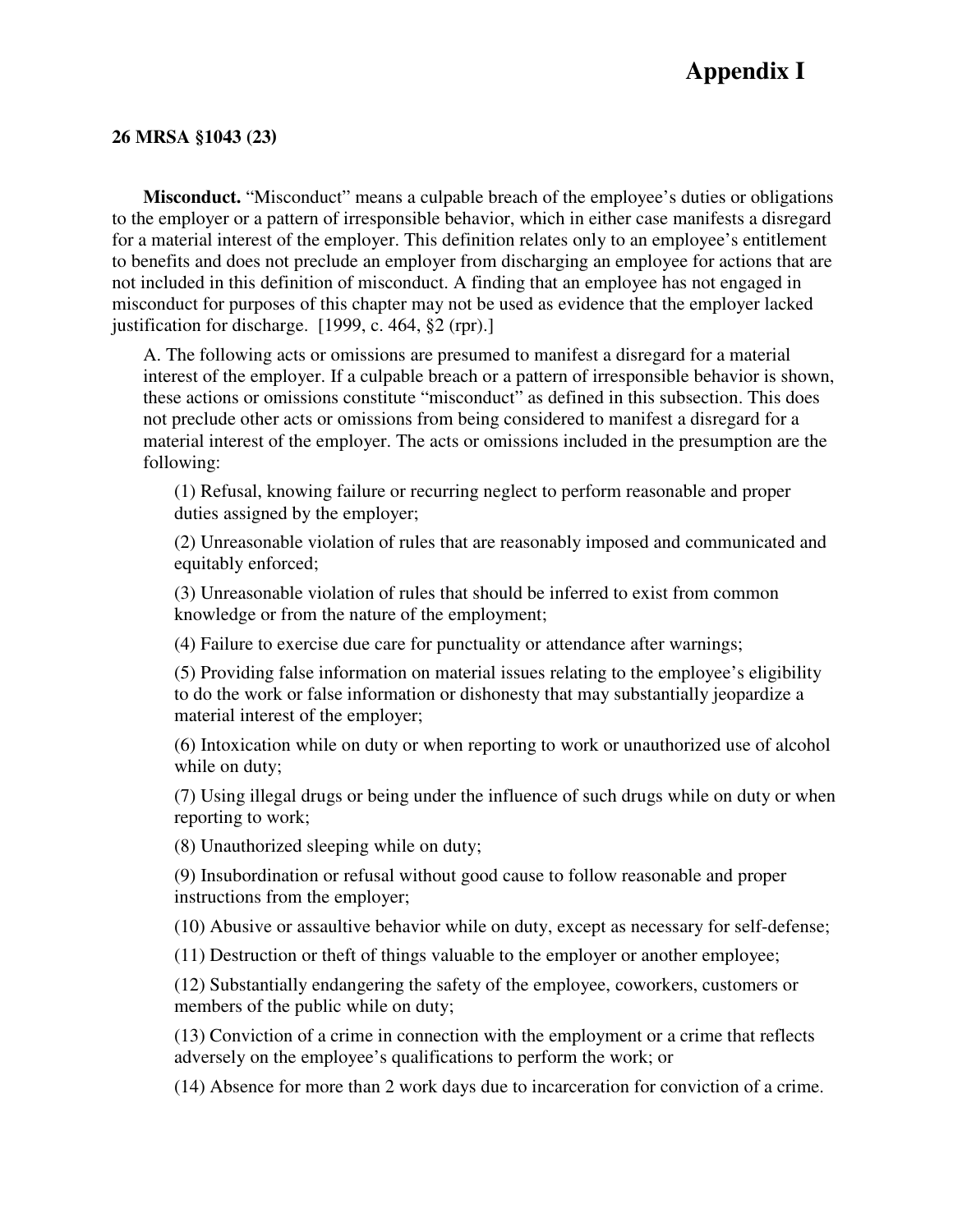# Appendix I

**26 MRSA §1043 (23)**

**Misconduct.** "Misconduct" means a culpable breach of the employee's duties or obligations to the employer or a pattern of irresponsible behavior, which in either case manifests a disregard for a material interest of the employer. This definition relates only to an employee's entitlement to benefits and does not preclude an employer from discharging an employee for actions that are not included in this definition of misconduct. A finding that an employee has not engaged in misconduct for purposes of this chapter may not be used as evidence that the employer lacked justification for discharge. [1999, c. 464, §2 (rpr).]

A. The following acts or omissions are presumed to manifest a disregard for a material interest of the employer. If a culpable breach or a pattern of irresponsible behavior is shown, these actions or omissions constitute "misconduct" as defined in this subsection. This does not preclude other acts or omissions from being considered to manifest a disregard for a material interest of the employer. The acts or omissions included in the presumption are the following:

(1) Refusal, knowing failure or recurring neglect to perform reasonable and proper duties assigned by the employer;

(2) Unreasonable violation of rules that are reasonably imposed and communicated and equitably enforced;

(3) Unreasonable violation of rules that should be inferred to exist from common knowledge or from the nature of the employment;

(4) Failure to exercise due care for punctuality or attendance after warnings;

(5) Providing false information on material issues relating to the employee's eligibility to do the work or false information or dishonesty that may substantially jeopardize a material interest of the employer;

(6) Intoxication while on duty or when reporting to work or unauthorized use of alcohol while on duty;

(7) Using illegal drugs or being under the influence of such drugs while on duty or when reporting to work;

(8) Unauthorized sleeping while on duty;

(9) Insubordination or refusal without good cause to follow reasonable and proper instructions from the employer;

(10) Abusive or assaultive behavior while on duty, except as necessary for self-defense;

(11) Destruction or theft of things valuable to the employer or another employee;

(12) Substantially endangering the safety of the employee, coworkers, customers or members of the public while on duty;

(13) Conviction of a crime in connection with the employment or a crime that reflects adversely on the employee's qualifications to perform the work; or

(14) Absence for more than 2 work days due to incarceration for conviction of a crime.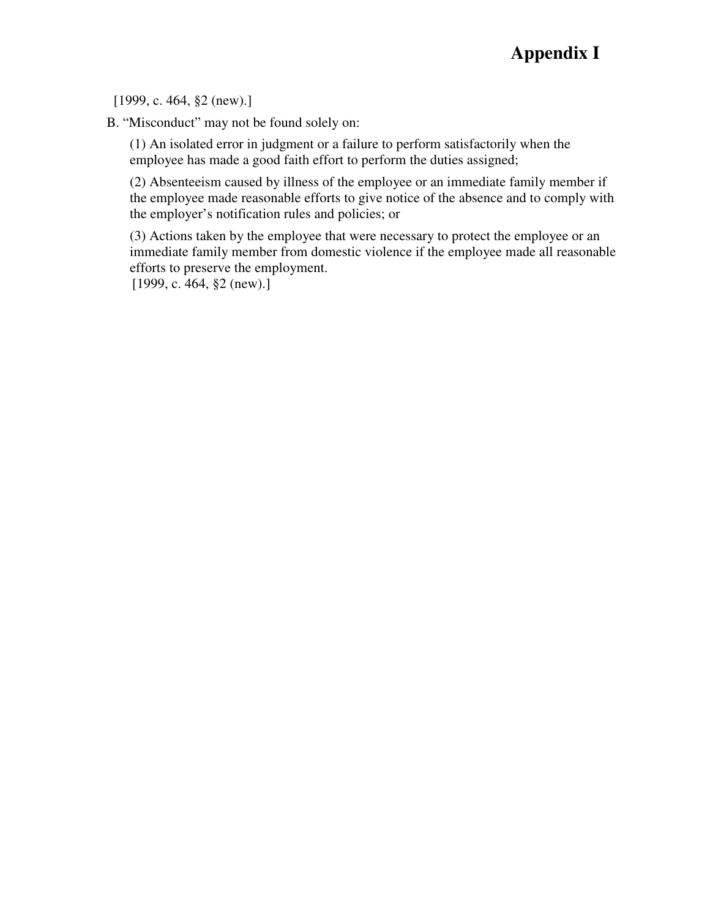[1999, c. 464, §2 (new).]

B. "Misconduct" may not be found solely on:

(1) An isolated error in judgment or a failure to perform satisfactorily when the employee has made a good faith effort to perform the duties assigned;

(2) Absenteeism caused by illness of the employee or an immediate family member if the employee made reasonable efforts to give notice of the absence and to comply with the employer's notification rules and policies; or

(3) Actions taken by the employee that were necessary to protect the employee or an immediate family member from domestic violence if the employee made all reasonable efforts to preserve the employment.

[1999, c. 464, §2 (new).]